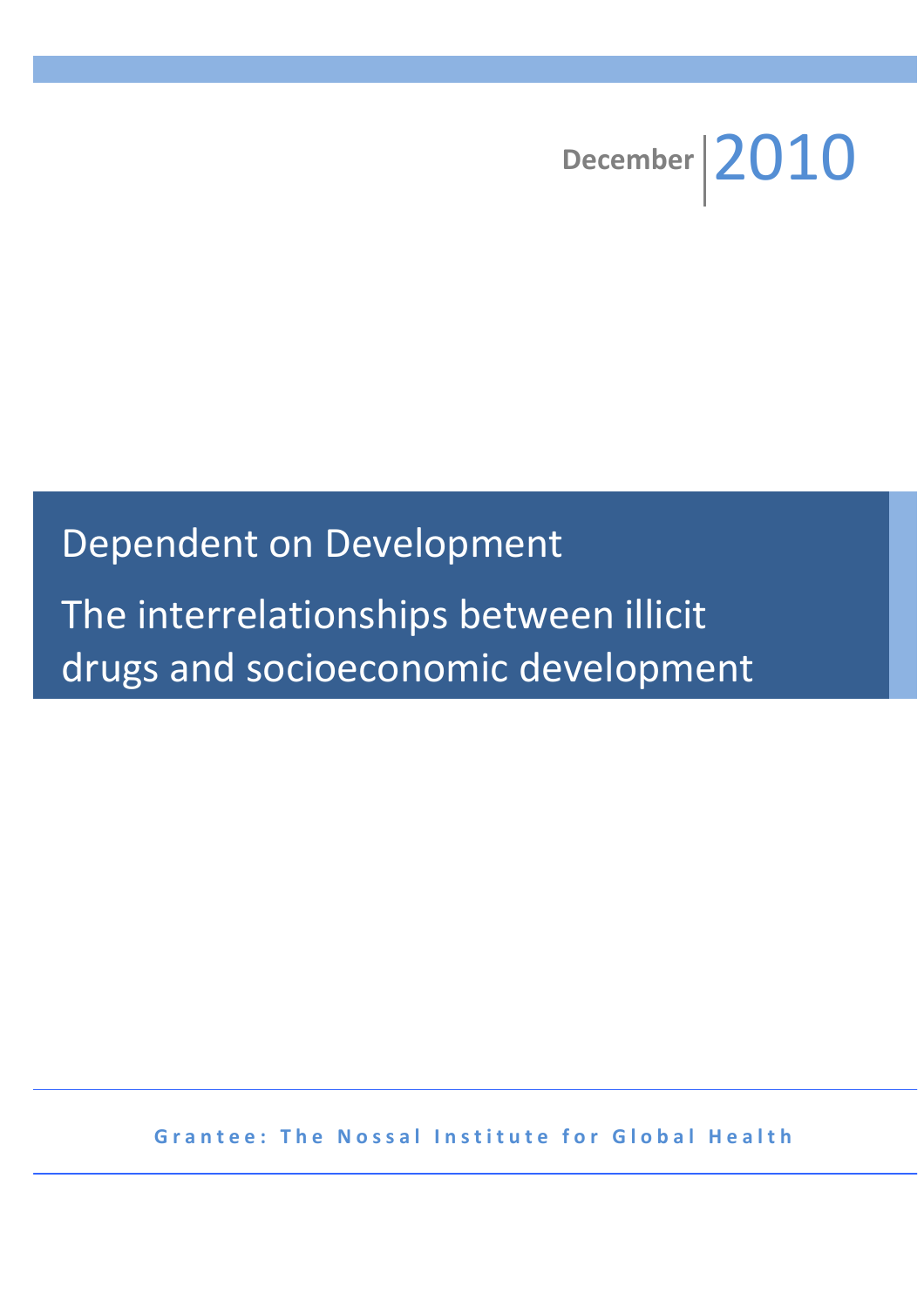December 2010

# Dependent on Development

## The interrelationships between illicit drugs and socioeconomic development

**Grantee: The Nossal Institute for Global Health**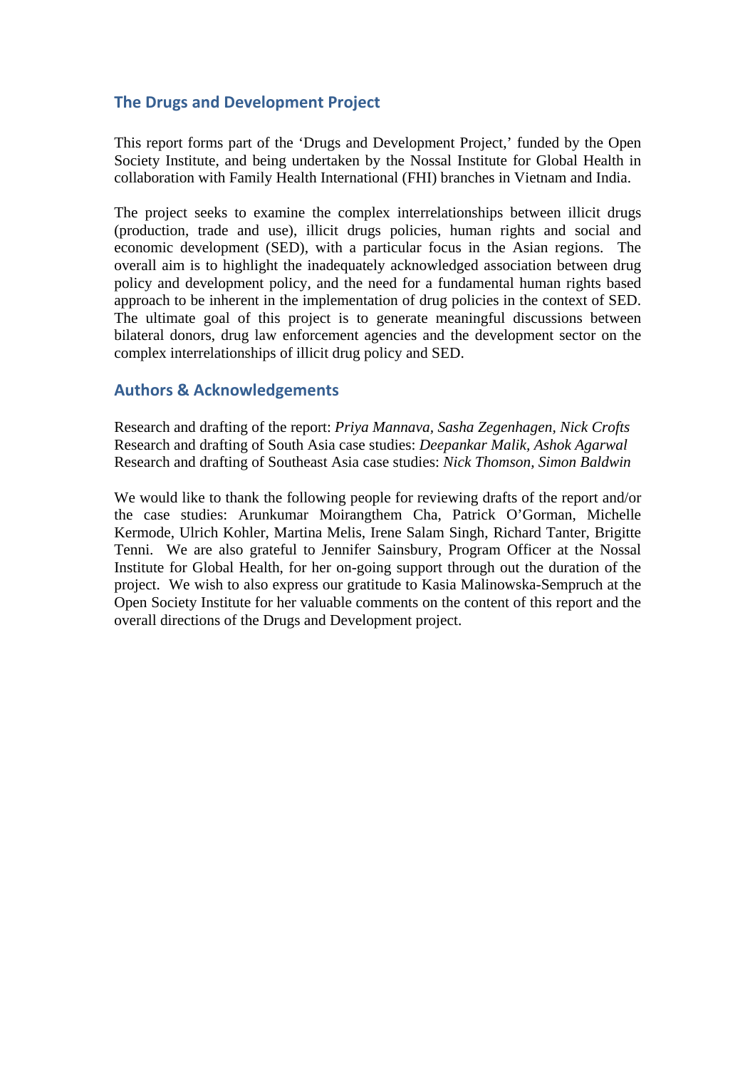## The Drugs and Development Project

This report forms part of the 'Drugs and Development Project,' funded by the Open Society Institute, and being undertaken by the Nossal Institute for Global Health in collaboration with Family Health International (FHI) branches in Vietnam and India.

The project seeks to examine the complex interrelationships between illicit drugs (production, trade and use), illicit drugs policies, human rights and social and economic development (SED), with a particular focus in the Asian regions. The overall aim is to highlight the inadequately acknowledged association between drug policy and development policy, and the need for a fundamental human rights based approach to be inherent in the implementation of drug policies in the context of SED. The ultimate goal of this project is to generate meaningful discussions between bilateral donors, drug law enforcement agencies and the development sector on the complex interrelationships of illicit drug policy and SED.

## Authors & Acknowledgements

Research and drafting of the report: *Priya Mannava, Sasha Zegenhagen, Nick Crofts*
Research and drafting of South Asia case studies: *Deepankar Malik, Ashok Agarwal*
Research and drafting of Southeast Asia case studies: *Nick Thomson, Simon Baldwin*

We would like to thank the following people for reviewing drafts of the report and/or the case studies: Arunkumar Moirangthem Cha, Patrick O'Gorman, Michelle Kermode, Ulrich Kohler, Martina Melis, Irene Salam Singh, Richard Tanter, Brigitte Tenni. We are also grateful to Jennifer Sainsbury, Program Officer at the Nossal Institute for Global Health, for her on-going support through out the duration of the project. We wish to also express our gratitude to Kasia Malinowska-Sempruch at the Open Society Institute for her valuable comments on the content of this report and the overall directions of the Drugs and Development project.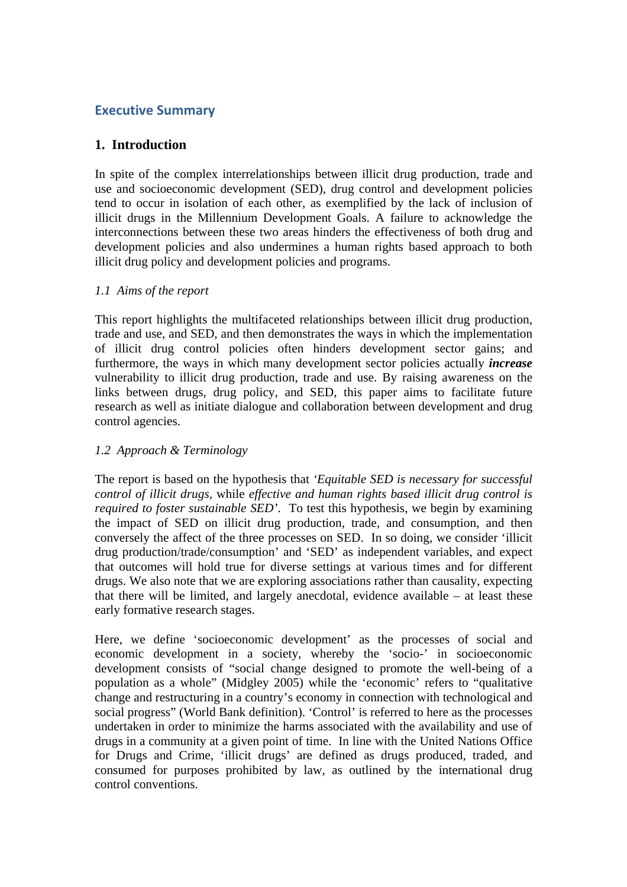## Executive Summary

### 1. Introduction

In spite of the complex interrelationships between illicit drug production, trade and use and socioeconomic development (SED), drug control and development policies tend to occur in isolation of each other, as exemplified by the lack of inclusion of illicit drugs in the Millennium Development Goals. A failure to acknowledge the interconnections between these two areas hinders the effectiveness of both drug and development policies and also undermines a human rights based approach to both illicit drug policy and development policies and programs.

#### *1.1 Aims of the report*

This report highlights the multifaceted relationships between illicit drug production, trade and use, and SED, and then demonstrates the ways in which the implementation of illicit drug control policies often hinders development sector gains; and furthermore, the ways in which many development sector policies actually ***increase*** vulnerability to illicit drug production, trade and use. By raising awareness on the links between drugs, drug policy, and SED, this paper aims to facilitate future research as well as initiate dialogue and collaboration between development and drug control agencies.

#### *1.2 Approach & Terminology*

The report is based on the hypothesis that *'Equitable SED is necessary for successful control of illicit drugs,* while *effective and human rights based illicit drug control is required to foster sustainable SED'*. To test this hypothesis, we begin by examining the impact of SED on illicit drug production, trade, and consumption, and then conversely the affect of the three processes on SED. In so doing, we consider 'illicit drug production/trade/consumption' and 'SED' as independent variables, and expect that outcomes will hold true for diverse settings at various times and for different drugs. We also note that we are exploring associations rather than causality, expecting that there will be limited, and largely anecdotal, evidence available – at least these early formative research stages.

Here, we define 'socioeconomic development' as the processes of social and economic development in a society, whereby the 'socio-' in socioeconomic development consists of "social change designed to promote the well-being of a population as a whole" (Midgley 2005) while the 'economic' refers to "qualitative change and restructuring in a country's economy in connection with technological and social progress" (World Bank definition). 'Control' is referred to here as the processes undertaken in order to minimize the harms associated with the availability and use of drugs in a community at a given point of time. In line with the United Nations Office for Drugs and Crime, 'illicit drugs' are defined as drugs produced, traded, and consumed for purposes prohibited by law, as outlined by the international drug control conventions.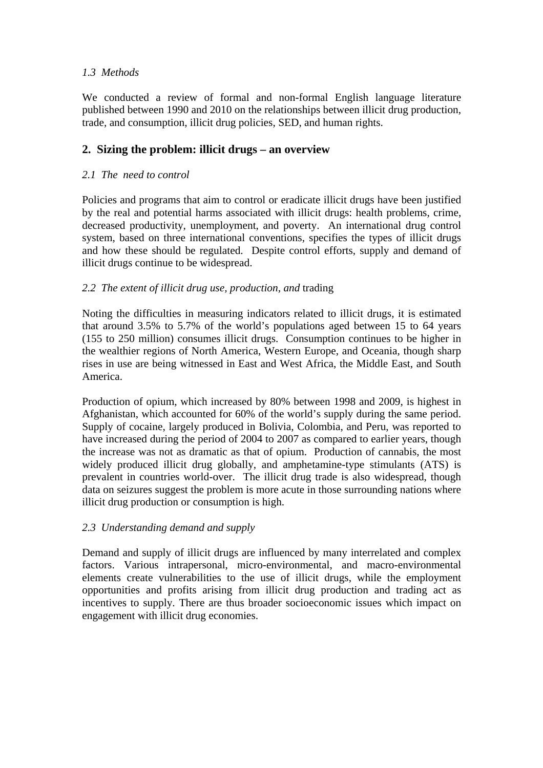### *1.3 Methods*

We conducted a review of formal and non-formal English language literature published between 1990 and 2010 on the relationships between illicit drug production, trade, and consumption, illicit drug policies, SED, and human rights.

## 2. Sizing the problem: illicit drugs – an overview

### *2.1 The need to control*

Policies and programs that aim to control or eradicate illicit drugs have been justified by the real and potential harms associated with illicit drugs: health problems, crime, decreased productivity, unemployment, and poverty. An international drug control system, based on three international conventions, specifies the types of illicit drugs and how these should be regulated. Despite control efforts, supply and demand of illicit drugs continue to be widespread.

### *2.2 The extent of illicit drug use, production, and* trading

Noting the difficulties in measuring indicators related to illicit drugs, it is estimated that around 3.5% to 5.7% of the world's populations aged between 15 to 64 years (155 to 250 million) consumes illicit drugs. Consumption continues to be higher in the wealthier regions of North America, Western Europe, and Oceania, though sharp rises in use are being witnessed in East and West Africa, the Middle East, and South America.

Production of opium, which increased by 80% between 1998 and 2009, is highest in Afghanistan, which accounted for 60% of the world's supply during the same period. Supply of cocaine, largely produced in Bolivia, Colombia, and Peru, was reported to have increased during the period of 2004 to 2007 as compared to earlier years, though the increase was not as dramatic as that of opium. Production of cannabis, the most widely produced illicit drug globally, and amphetamine-type stimulants (ATS) is prevalent in countries world-over. The illicit drug trade is also widespread, though data on seizures suggest the problem is more acute in those surrounding nations where illicit drug production or consumption is high.

### *2.3 Understanding demand and supply*

Demand and supply of illicit drugs are influenced by many interrelated and complex factors. Various intrapersonal, micro-environmental, and macro-environmental elements create vulnerabilities to the use of illicit drugs, while the employment opportunities and profits arising from illicit drug production and trading act as incentives to supply. There are thus broader socioeconomic issues which impact on engagement with illicit drug economies.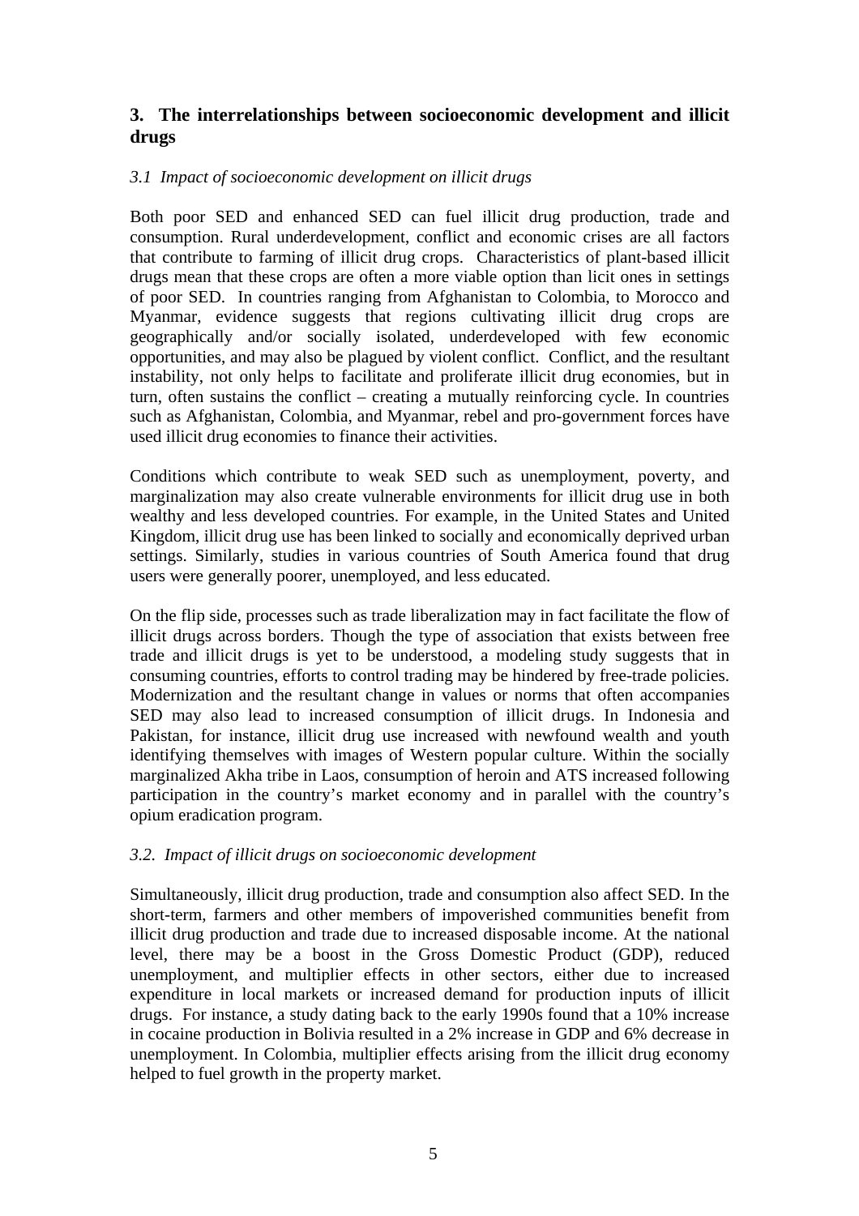## 3. The interrelationships between socioeconomic development and illicit drugs

### *3.1 Impact of socioeconomic development on illicit drugs*

Both poor SED and enhanced SED can fuel illicit drug production, trade and consumption. Rural underdevelopment, conflict and economic crises are all factors that contribute to farming of illicit drug crops. Characteristics of plant-based illicit drugs mean that these crops are often a more viable option than licit ones in settings of poor SED. In countries ranging from Afghanistan to Colombia, to Morocco and Myanmar, evidence suggests that regions cultivating illicit drug crops are geographically and/or socially isolated, underdeveloped with few economic opportunities, and may also be plagued by violent conflict. Conflict, and the resultant instability, not only helps to facilitate and proliferate illicit drug economies, but in turn, often sustains the conflict – creating a mutually reinforcing cycle. In countries such as Afghanistan, Colombia, and Myanmar, rebel and pro-government forces have used illicit drug economies to finance their activities.

Conditions which contribute to weak SED such as unemployment, poverty, and marginalization may also create vulnerable environments for illicit drug use in both wealthy and less developed countries. For example, in the United States and United Kingdom, illicit drug use has been linked to socially and economically deprived urban settings. Similarly, studies in various countries of South America found that drug users were generally poorer, unemployed, and less educated.

On the flip side, processes such as trade liberalization may in fact facilitate the flow of illicit drugs across borders. Though the type of association that exists between free trade and illicit drugs is yet to be understood, a modeling study suggests that in consuming countries, efforts to control trading may be hindered by free-trade policies. Modernization and the resultant change in values or norms that often accompanies SED may also lead to increased consumption of illicit drugs. In Indonesia and Pakistan, for instance, illicit drug use increased with newfound wealth and youth identifying themselves with images of Western popular culture. Within the socially marginalized Akha tribe in Laos, consumption of heroin and ATS increased following participation in the country's market economy and in parallel with the country's opium eradication program.

### *3.2. Impact of illicit drugs on socioeconomic development*

Simultaneously, illicit drug production, trade and consumption also affect SED. In the short-term, farmers and other members of impoverished communities benefit from illicit drug production and trade due to increased disposable income. At the national level, there may be a boost in the Gross Domestic Product (GDP), reduced unemployment, and multiplier effects in other sectors, either due to increased expenditure in local markets or increased demand for production inputs of illicit drugs. For instance, a study dating back to the early 1990s found that a 10% increase in cocaine production in Bolivia resulted in a 2% increase in GDP and 6% decrease in unemployment. In Colombia, multiplier effects arising from the illicit drug economy helped to fuel growth in the property market.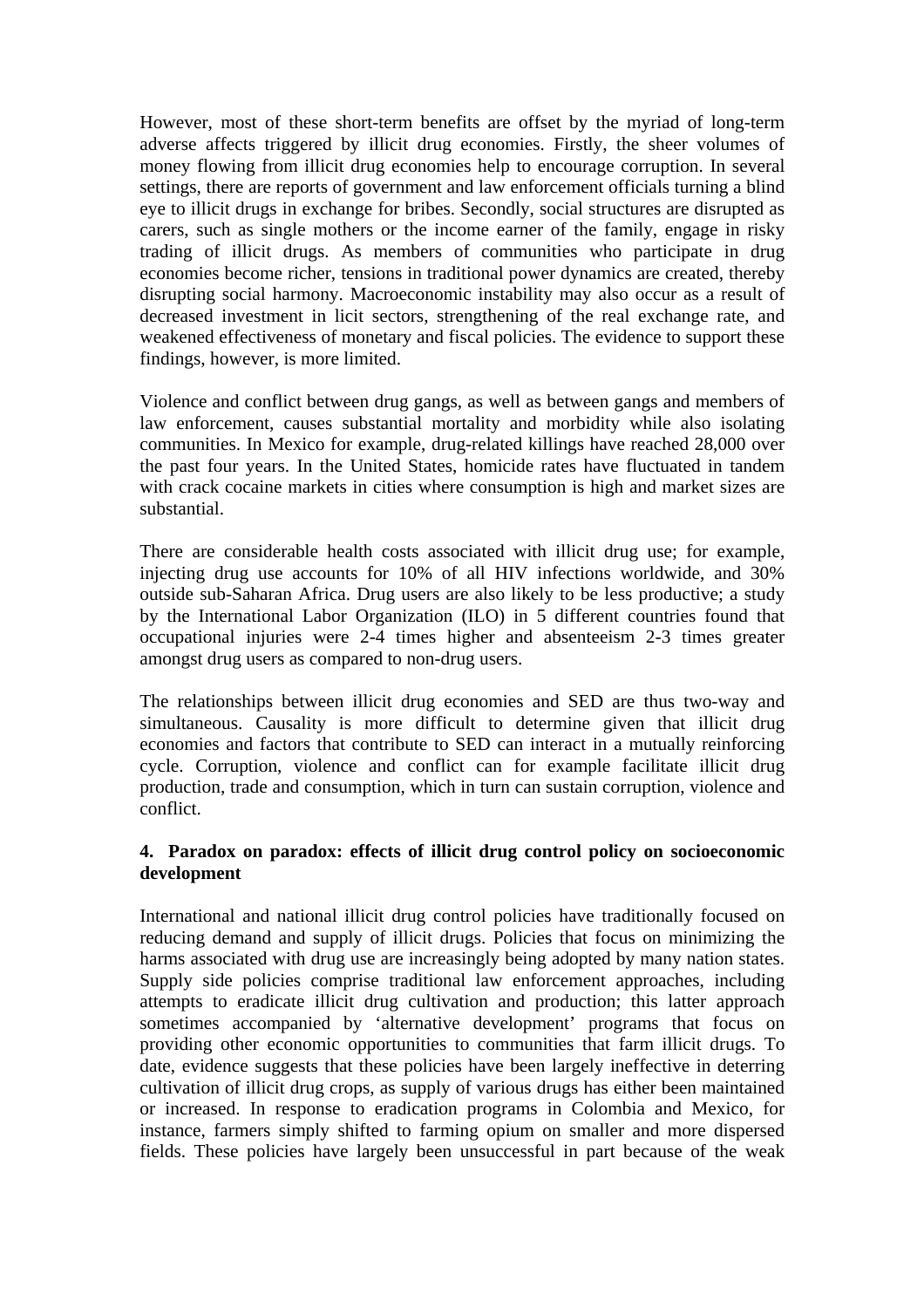However, most of these short-term benefits are offset by the myriad of long-term adverse affects triggered by illicit drug economies. Firstly, the sheer volumes of money flowing from illicit drug economies help to encourage corruption. In several settings, there are reports of government and law enforcement officials turning a blind eye to illicit drugs in exchange for bribes. Secondly, social structures are disrupted as carers, such as single mothers or the income earner of the family, engage in risky trading of illicit drugs. As members of communities who participate in drug economies become richer, tensions in traditional power dynamics are created, thereby disrupting social harmony. Macroeconomic instability may also occur as a result of decreased investment in licit sectors, strengthening of the real exchange rate, and weakened effectiveness of monetary and fiscal policies. The evidence to support these findings, however, is more limited.

Violence and conflict between drug gangs, as well as between gangs and members of law enforcement, causes substantial mortality and morbidity while also isolating communities. In Mexico for example, drug-related killings have reached 28,000 over the past four years. In the United States, homicide rates have fluctuated in tandem with crack cocaine markets in cities where consumption is high and market sizes are substantial.

There are considerable health costs associated with illicit drug use; for example, injecting drug use accounts for 10% of all HIV infections worldwide, and 30% outside sub-Saharan Africa. Drug users are also likely to be less productive; a study by the International Labor Organization (ILO) in 5 different countries found that occupational injuries were 2-4 times higher and absenteeism 2-3 times greater amongst drug users as compared to non-drug users.

The relationships between illicit drug economies and SED are thus two-way and simultaneous. Causality is more difficult to determine given that illicit drug economies and factors that contribute to SED can interact in a mutually reinforcing cycle. Corruption, violence and conflict can for example facilitate illicit drug production, trade and consumption, which in turn can sustain corruption, violence and conflict.

## 4. Paradox on paradox: effects of illicit drug control policy on socioeconomic development

International and national illicit drug control policies have traditionally focused on reducing demand and supply of illicit drugs. Policies that focus on minimizing the harms associated with drug use are increasingly being adopted by many nation states. Supply side policies comprise traditional law enforcement approaches, including attempts to eradicate illicit drug cultivation and production; this latter approach sometimes accompanied by 'alternative development' programs that focus on providing other economic opportunities to communities that farm illicit drugs. To date, evidence suggests that these policies have been largely ineffective in deterring cultivation of illicit drug crops, as supply of various drugs has either been maintained or increased. In response to eradication programs in Colombia and Mexico, for instance, farmers simply shifted to farming opium on smaller and more dispersed fields. These policies have largely been unsuccessful in part because of the weak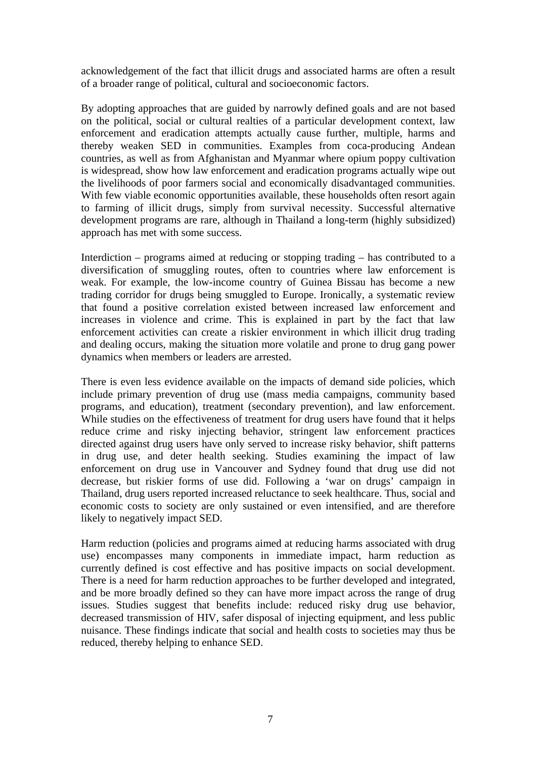acknowledgement of the fact that illicit drugs and associated harms are often a result of a broader range of political, cultural and socioeconomic factors.

By adopting approaches that are guided by narrowly defined goals and are not based on the political, social or cultural realties of a particular development context, law enforcement and eradication attempts actually cause further, multiple, harms and thereby weaken SED in communities. Examples from coca-producing Andean countries, as well as from Afghanistan and Myanmar where opium poppy cultivation is widespread, show how law enforcement and eradication programs actually wipe out the livelihoods of poor farmers social and economically disadvantaged communities. With few viable economic opportunities available, these households often resort again to farming of illicit drugs, simply from survival necessity. Successful alternative development programs are rare, although in Thailand a long-term (highly subsidized) approach has met with some success.

Interdiction – programs aimed at reducing or stopping trading – has contributed to a diversification of smuggling routes, often to countries where law enforcement is weak. For example, the low-income country of Guinea Bissau has become a new trading corridor for drugs being smuggled to Europe. Ironically, a systematic review that found a positive correlation existed between increased law enforcement and increases in violence and crime. This is explained in part by the fact that law enforcement activities can create a riskier environment in which illicit drug trading and dealing occurs, making the situation more volatile and prone to drug gang power dynamics when members or leaders are arrested.

There is even less evidence available on the impacts of demand side policies, which include primary prevention of drug use (mass media campaigns, community based programs, and education), treatment (secondary prevention), and law enforcement. While studies on the effectiveness of treatment for drug users have found that it helps reduce crime and risky injecting behavior, stringent law enforcement practices directed against drug users have only served to increase risky behavior, shift patterns in drug use, and deter health seeking. Studies examining the impact of law enforcement on drug use in Vancouver and Sydney found that drug use did not decrease, but riskier forms of use did. Following a 'war on drugs' campaign in Thailand, drug users reported increased reluctance to seek healthcare. Thus, social and economic costs to society are only sustained or even intensified, and are therefore likely to negatively impact SED.

Harm reduction (policies and programs aimed at reducing harms associated with drug use) encompasses many components in immediate impact, harm reduction as currently defined is cost effective and has positive impacts on social development. There is a need for harm reduction approaches to be further developed and integrated, and be more broadly defined so they can have more impact across the range of drug issues. Studies suggest that benefits include: reduced risky drug use behavior, decreased transmission of HIV, safer disposal of injecting equipment, and less public nuisance. These findings indicate that social and health costs to societies may thus be reduced, thereby helping to enhance SED.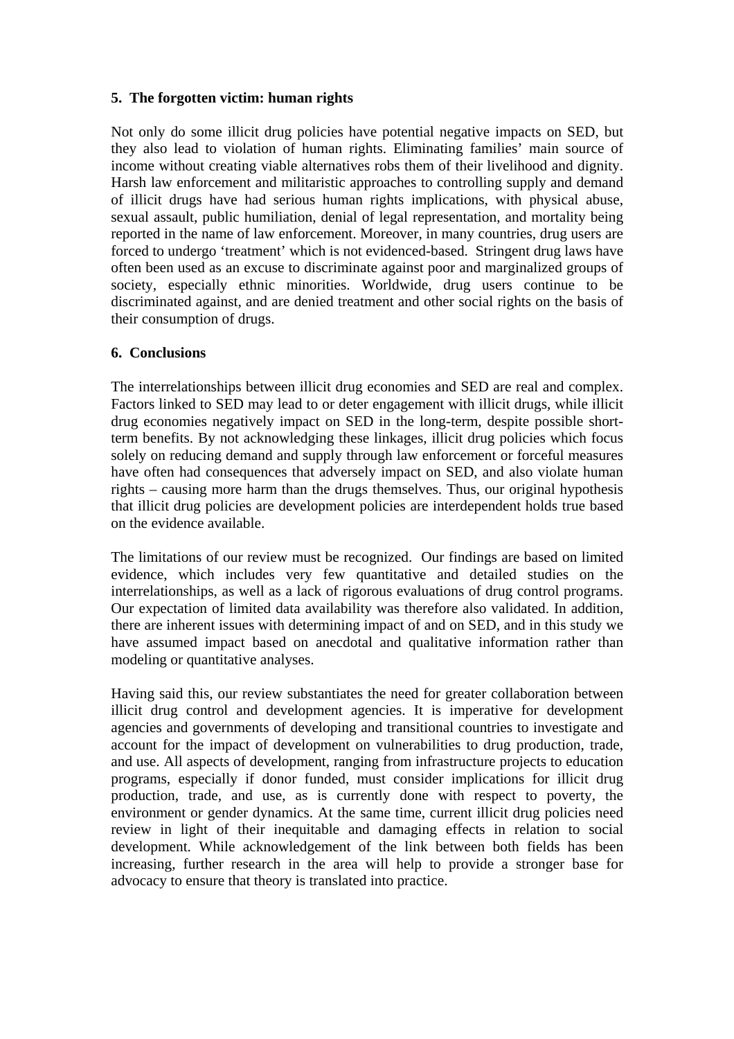## 5. The forgotten victim: human rights

Not only do some illicit drug policies have potential negative impacts on SED, but they also lead to violation of human rights. Eliminating families' main source of income without creating viable alternatives robs them of their livelihood and dignity. Harsh law enforcement and militaristic approaches to controlling supply and demand of illicit drugs have had serious human rights implications, with physical abuse, sexual assault, public humiliation, denial of legal representation, and mortality being reported in the name of law enforcement. Moreover, in many countries, drug users are forced to undergo 'treatment' which is not evidenced-based. Stringent drug laws have often been used as an excuse to discriminate against poor and marginalized groups of society, especially ethnic minorities. Worldwide, drug users continue to be discriminated against, and are denied treatment and other social rights on the basis of their consumption of drugs.

## 6. Conclusions

The interrelationships between illicit drug economies and SED are real and complex. Factors linked to SED may lead to or deter engagement with illicit drugs, while illicit drug economies negatively impact on SED in the long-term, despite possible short-term benefits. By not acknowledging these linkages, illicit drug policies which focus solely on reducing demand and supply through law enforcement or forceful measures have often had consequences that adversely impact on SED, and also violate human rights – causing more harm than the drugs themselves. Thus, our original hypothesis that illicit drug policies are development policies are interdependent holds true based on the evidence available.

The limitations of our review must be recognized. Our findings are based on limited evidence, which includes very few quantitative and detailed studies on the interrelationships, as well as a lack of rigorous evaluations of drug control programs. Our expectation of limited data availability was therefore also validated. In addition, there are inherent issues with determining impact of and on SED, and in this study we have assumed impact based on anecdotal and qualitative information rather than modeling or quantitative analyses.

Having said this, our review substantiates the need for greater collaboration between illicit drug control and development agencies. It is imperative for development agencies and governments of developing and transitional countries to investigate and account for the impact of development on vulnerabilities to drug production, trade, and use. All aspects of development, ranging from infrastructure projects to education programs, especially if donor funded, must consider implications for illicit drug production, trade, and use, as is currently done with respect to poverty, the environment or gender dynamics. At the same time, current illicit drug policies need review in light of their inequitable and damaging effects in relation to social development. While acknowledgement of the link between both fields has been increasing, further research in the area will help to provide a stronger base for advocacy to ensure that theory is translated into practice.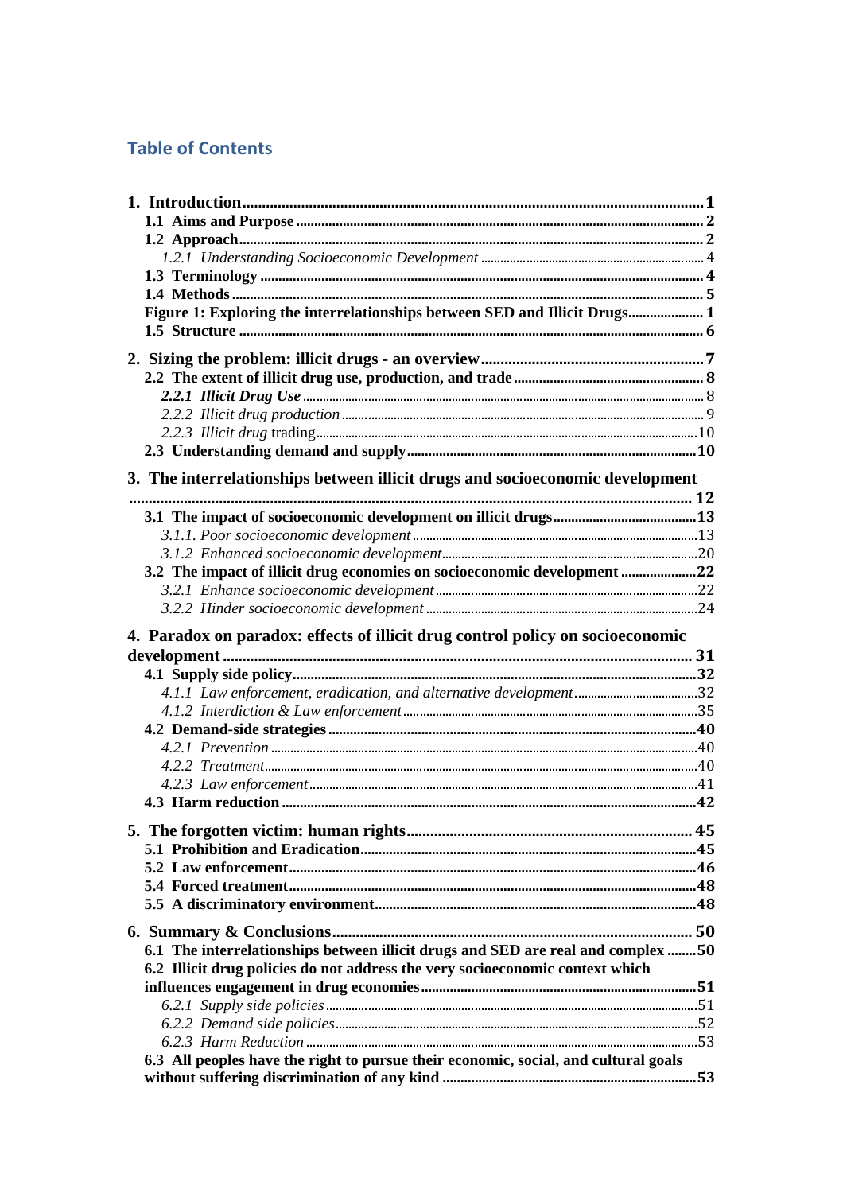## Table of Contents

**1. Introduction** ..... 1
- **1.1 Aims and Purpose** ..... 2
- **1.2 Approach** ..... 2
  - *1.2.1 Understanding Socioeconomic Development* ..... 4
- **1.3 Terminology** ..... 4
- **1.4 Methods** ..... 5
- **Figure 1: Exploring the interrelationships between SED and Illicit Drugs** ..... 1
- **1.5 Structure** ..... 6

**2. Sizing the problem: illicit drugs - an overview** ..... 7
- **2.2 The extent of illicit drug use, production, and trade** ..... 8
  - ***2.2.1 Illicit Drug Use*** ..... 8
  - *2.2.2 Illicit drug production* ..... 9
  - *2.2.3 Illicit drug* trading ..... 10
- **2.3 Understanding demand and supply** ..... 10

**3. The interrelationships between illicit drugs and socioeconomic development** ..... 12
- **3.1 The impact of socioeconomic development on illicit drugs** ..... 13
  - *3.1.1. Poor socioeconomic development* ..... 13
  - *3.1.2 Enhanced socioeconomic development* ..... 20
- **3.2 The impact of illicit drug economies on socioeconomic development** ..... 22
  - *3.2.1 Enhance socioeconomic development* ..... 22
  - *3.2.2 Hinder socioeconomic development* ..... 24

**4. Paradox on paradox: effects of illicit drug control policy on socioeconomic development** ..... 31
- **4.1 Supply side policy** ..... 32
  - *4.1.1 Law enforcement, eradication, and alternative development* ..... 32
  - *4.1.2 Interdiction & Law enforcement* ..... 35
- **4.2 Demand-side strategies** ..... 40
  - *4.2.1 Prevention* ..... 40
  - *4.2.2 Treatment* ..... 40
  - *4.2.3 Law enforcement* ..... 41
- **4.3 Harm reduction** ..... 42

**5. The forgotten victim: human rights** ..... 45
- **5.1 Prohibition and Eradication** ..... 45
- **5.2 Law enforcement** ..... 46
- **5.4 Forced treatment** ..... 48
- **5.5 A discriminatory environment** ..... 48

**6. Summary & Conclusions** ..... 50
- **6.1 The interrelationships between illicit drugs and SED are real and complex** ..... 50
- **6.2 Illicit drug policies do not address the very socioeconomic context which influences engagement in drug economies** ..... 51
  - *6.2.1 Supply side policies* ..... 51
  - *6.2.2 Demand side policies* ..... 52
  - *6.2.3 Harm Reduction* ..... 53
- **6.3 All peoples have the right to pursue their economic, social, and cultural goals without suffering discrimination of any kind** ..... 53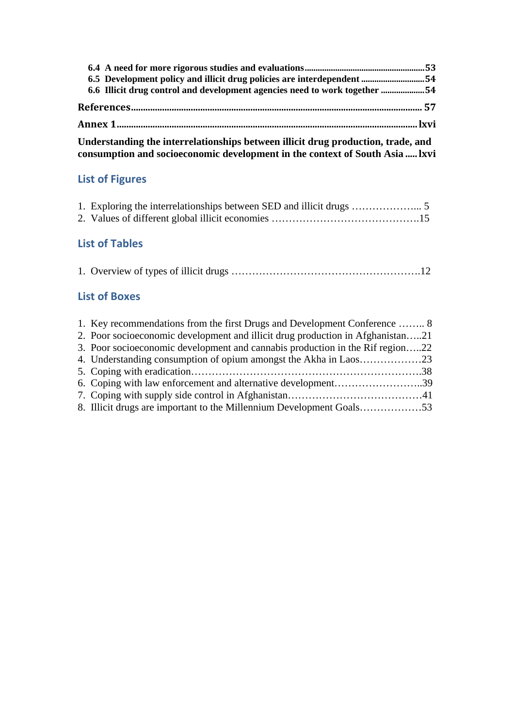**6.4 A need for more rigorous studies and evaluations ........................................................ 53**
**6.5 Development policy and illicit drug policies are interdependent ............................ 54**
**6.6 Illicit drug control and development agencies need to work together .................... 54**

**References ........................................................................................................................... 57**

**Annex 1 ................................................................................................................................ lxvi**

**Understanding the interrelationships between illicit drug production, trade, and consumption and socioeconomic development in the context of South Asia ..... lxvi**

## List of Figures

1. Exploring the interrelationships between SED and illicit drugs ………………... 5
2. Values of different global illicit economies …………………………………….15

## List of Tables

1. Overview of types of illicit drugs ……………………………………………….12

## List of Boxes

1. Key recommendations from the first Drugs and Development Conference …….. 8
2. Poor socioeconomic development and illicit drug production in Afghanistan…..21
3. Poor socioeconomic development and cannabis production in the Rif region…..22
4. Understanding consumption of opium amongst the Akha in Laos………………23
5. Coping with eradication………………………………………………………….38
6. Coping with law enforcement and alternative development……………………..39
7. Coping with supply side control in Afghanistan…………………………………41
8. Illicit drugs are important to the Millennium Development Goals………………53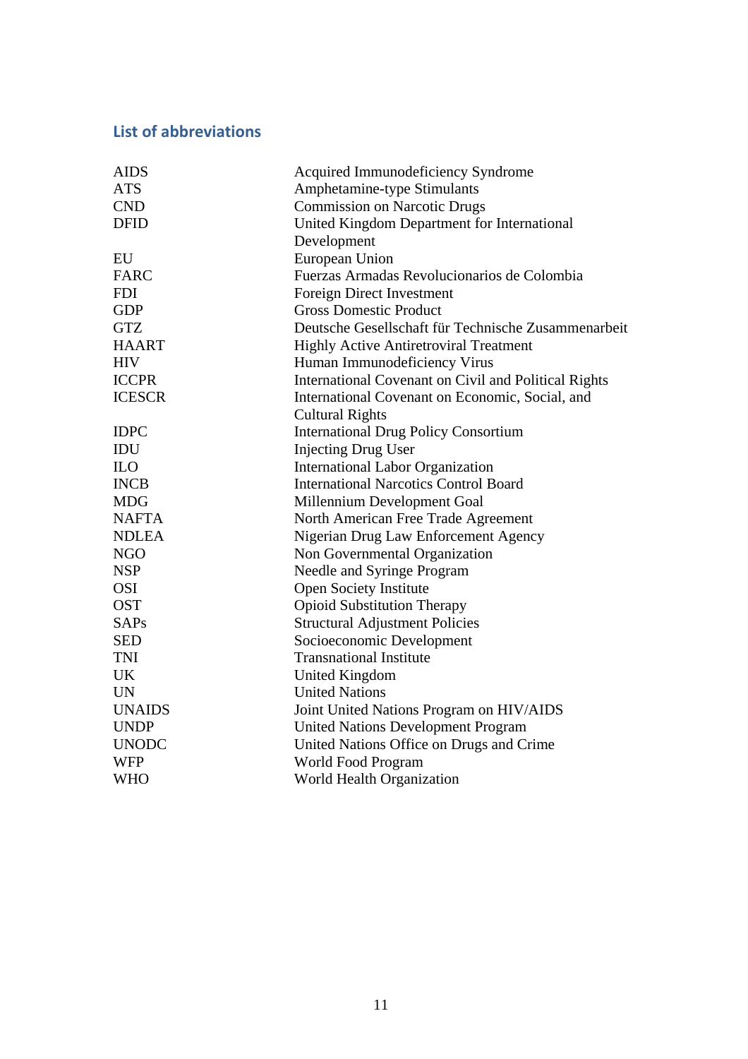## List of abbreviations

| | |
|---|---|
| AIDS | Acquired Immunodeficiency Syndrome |
| ATS | Amphetamine-type Stimulants |
| CND | Commission on Narcotic Drugs |
| DFID | United Kingdom Department for International Development |
| EU | European Union |
| FARC | Fuerzas Armadas Revolucionarios de Colombia |
| FDI | Foreign Direct Investment |
| GDP | Gross Domestic Product |
| GTZ | Deutsche Gesellschaft für Technische Zusammenarbeit |
| HAART | Highly Active Antiretroviral Treatment |
| HIV | Human Immunodeficiency Virus |
| ICCPR | International Covenant on Civil and Political Rights |
| ICESCR | International Covenant on Economic, Social, and Cultural Rights |
| IDPC | International Drug Policy Consortium |
| IDU | Injecting Drug User |
| ILO | International Labor Organization |
| INCB | International Narcotics Control Board |
| MDG | Millennium Development Goal |
| NAFTA | North American Free Trade Agreement |
| NDLEA | Nigerian Drug Law Enforcement Agency |
| NGO | Non Governmental Organization |
| NSP | Needle and Syringe Program |
| OSI | Open Society Institute |
| OST | Opioid Substitution Therapy |
| SAPs | Structural Adjustment Policies |
| SED | Socioeconomic Development |
| TNI | Transnational Institute |
| UK | United Kingdom |
| UN | United Nations |
| UNAIDS | Joint United Nations Program on HIV/AIDS |
| UNDP | United Nations Development Program |
| UNODC | United Nations Office on Drugs and Crime |
| WFP | World Food Program |
| WHO | World Health Organization |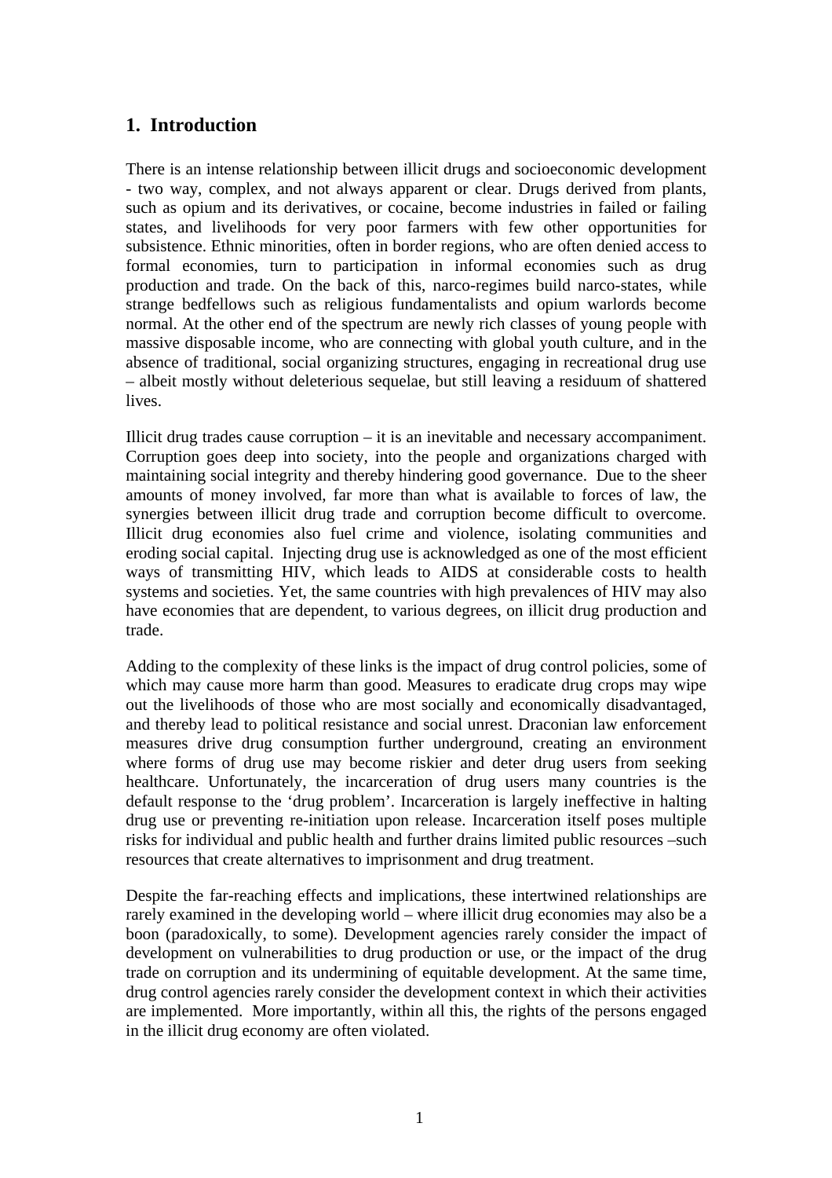## 1. Introduction

There is an intense relationship between illicit drugs and socioeconomic development - two way, complex, and not always apparent or clear. Drugs derived from plants, such as opium and its derivatives, or cocaine, become industries in failed or failing states, and livelihoods for very poor farmers with few other opportunities for subsistence. Ethnic minorities, often in border regions, who are often denied access to formal economies, turn to participation in informal economies such as drug production and trade. On the back of this, narco-regimes build narco-states, while strange bedfellows such as religious fundamentalists and opium warlords become normal. At the other end of the spectrum are newly rich classes of young people with massive disposable income, who are connecting with global youth culture, and in the absence of traditional, social organizing structures, engaging in recreational drug use – albeit mostly without deleterious sequelae, but still leaving a residuum of shattered lives.

Illicit drug trades cause corruption – it is an inevitable and necessary accompaniment. Corruption goes deep into society, into the people and organizations charged with maintaining social integrity and thereby hindering good governance. Due to the sheer amounts of money involved, far more than what is available to forces of law, the synergies between illicit drug trade and corruption become difficult to overcome. Illicit drug economies also fuel crime and violence, isolating communities and eroding social capital. Injecting drug use is acknowledged as one of the most efficient ways of transmitting HIV, which leads to AIDS at considerable costs to health systems and societies. Yet, the same countries with high prevalences of HIV may also have economies that are dependent, to various degrees, on illicit drug production and trade.

Adding to the complexity of these links is the impact of drug control policies, some of which may cause more harm than good. Measures to eradicate drug crops may wipe out the livelihoods of those who are most socially and economically disadvantaged, and thereby lead to political resistance and social unrest. Draconian law enforcement measures drive drug consumption further underground, creating an environment where forms of drug use may become riskier and deter drug users from seeking healthcare. Unfortunately, the incarceration of drug users many countries is the default response to the 'drug problem'. Incarceration is largely ineffective in halting drug use or preventing re-initiation upon release. Incarceration itself poses multiple risks for individual and public health and further drains limited public resources –such resources that create alternatives to imprisonment and drug treatment.

Despite the far-reaching effects and implications, these intertwined relationships are rarely examined in the developing world – where illicit drug economies may also be a boon (paradoxically, to some). Development agencies rarely consider the impact of development on vulnerabilities to drug production or use, or the impact of the drug trade on corruption and its undermining of equitable development. At the same time, drug control agencies rarely consider the development context in which their activities are implemented. More importantly, within all this, the rights of the persons engaged in the illicit drug economy are often violated.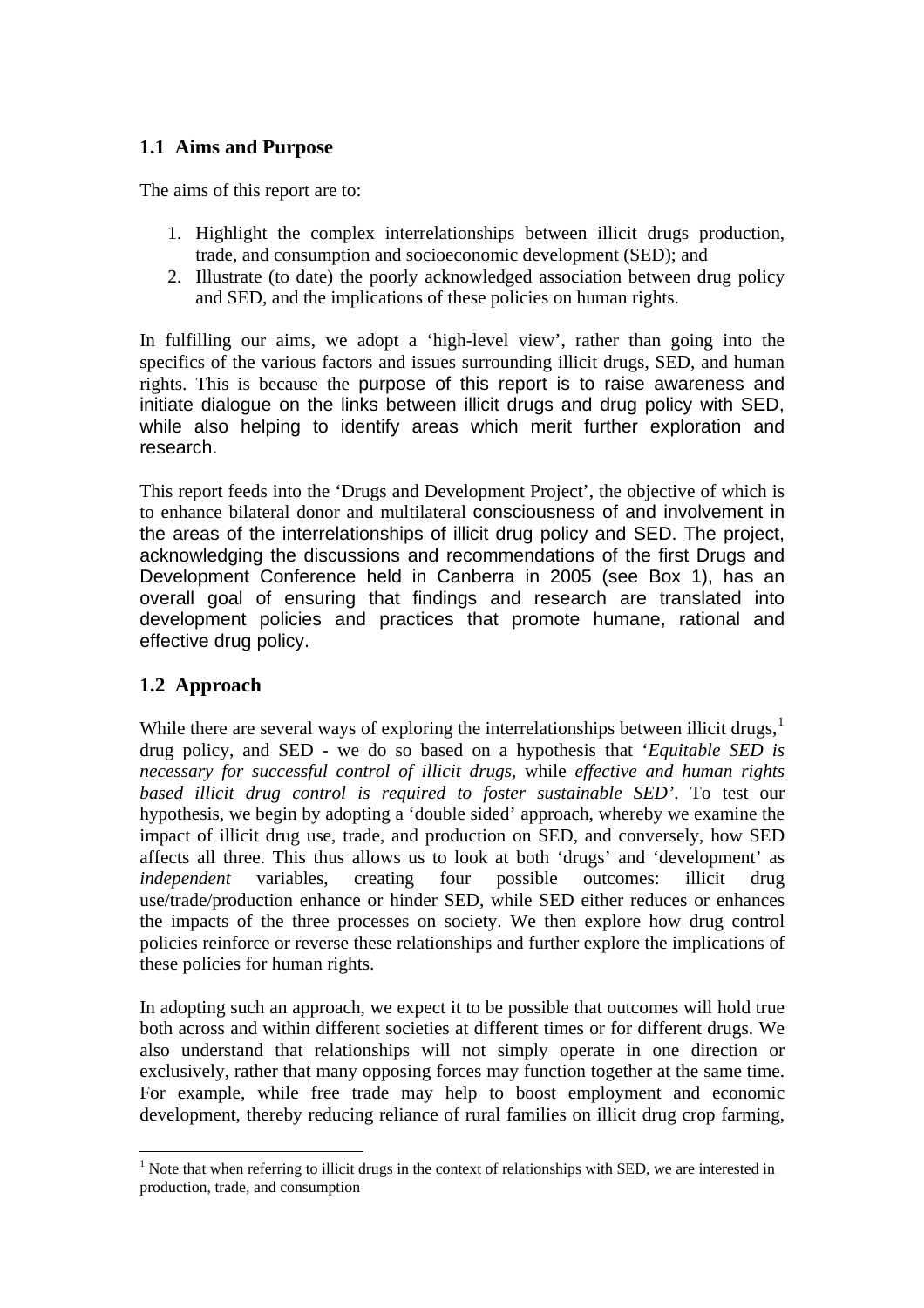## 1.1 Aims and Purpose

The aims of this report are to:

1. Highlight the complex interrelationships between illicit drugs production, trade, and consumption and socioeconomic development (SED); and
2. Illustrate (to date) the poorly acknowledged association between drug policy and SED, and the implications of these policies on human rights.

In fulfilling our aims, we adopt a 'high-level view', rather than going into the specifics of the various factors and issues surrounding illicit drugs, SED, and human rights. This is because the purpose of this report is to raise awareness and initiate dialogue on the links between illicit drugs and drug policy with SED, while also helping to identify areas which merit further exploration and research.

This report feeds into the 'Drugs and Development Project', the objective of which is to enhance bilateral donor and multilateral consciousness of and involvement in the areas of the interrelationships of illicit drug policy and SED. The project, acknowledging the discussions and recommendations of the first Drugs and Development Conference held in Canberra in 2005 (see Box 1), has an overall goal of ensuring that findings and research are translated into development policies and practices that promote humane, rational and effective drug policy.

## 1.2 Approach

While there are several ways of exploring the interrelationships between illicit drugs,[1] drug policy, and SED - we do so based on a hypothesis that '*Equitable SED is necessary for successful control of illicit drugs,* while *effective and human rights based illicit drug control is required to foster sustainable SED*'. To test our hypothesis, we begin by adopting a 'double sided' approach, whereby we examine the impact of illicit drug use, trade, and production on SED, and conversely, how SED affects all three. This thus allows us to look at both 'drugs' and 'development' as *independent* variables, creating four possible outcomes: illicit drug use/trade/production enhance or hinder SED, while SED either reduces or enhances the impacts of the three processes on society. We then explore how drug control policies reinforce or reverse these relationships and further explore the implications of these policies for human rights.

In adopting such an approach, we expect it to be possible that outcomes will hold true both across and within different societies at different times or for different drugs. We also understand that relationships will not simply operate in one direction or exclusively, rather that many opposing forces may function together at the same time. For example, while free trade may help to boost employment and economic development, thereby reducing reliance of rural families on illicit drug crop farming,

[1] Note that when referring to illicit drugs in the context of relationships with SED, we are interested in production, trade, and consumption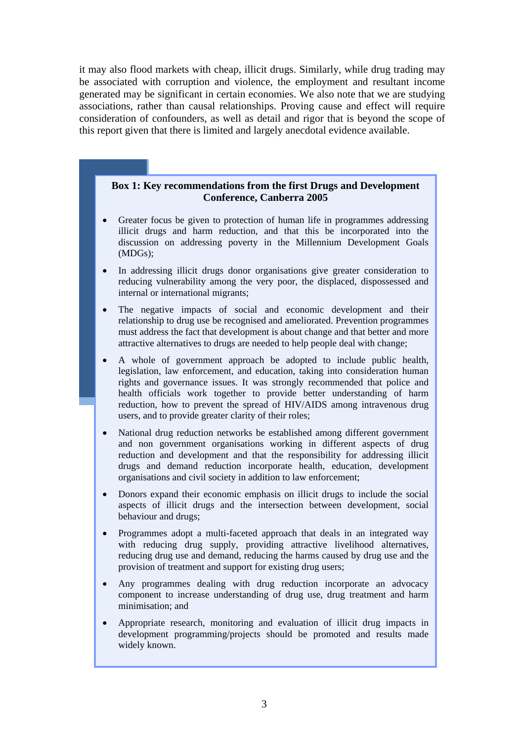it may also flood markets with cheap, illicit drugs. Similarly, while drug trading may be associated with corruption and violence, the employment and resultant income generated may be significant in certain economies. We also note that we are studying associations, rather than causal relationships. Proving cause and effect will require consideration of confounders, as well as detail and rigor that is beyond the scope of this report given that there is limited and largely anecdotal evidence available.

**Box 1: Key recommendations from the first Drugs and Development Conference, Canberra 2005**

- Greater focus be given to protection of human life in programmes addressing illicit drugs and harm reduction, and that this be incorporated into the discussion on addressing poverty in the Millennium Development Goals (MDGs);
- In addressing illicit drugs donor organisations give greater consideration to reducing vulnerability among the very poor, the displaced, dispossessed and internal or international migrants;
- The negative impacts of social and economic development and their relationship to drug use be recognised and ameliorated. Prevention programmes must address the fact that development is about change and that better and more attractive alternatives to drugs are needed to help people deal with change;
- A whole of government approach be adopted to include public health, legislation, law enforcement, and education, taking into consideration human rights and governance issues. It was strongly recommended that police and health officials work together to provide better understanding of harm reduction, how to prevent the spread of HIV/AIDS among intravenous drug users, and to provide greater clarity of their roles;
- National drug reduction networks be established among different government and non government organisations working in different aspects of drug reduction and development and that the responsibility for addressing illicit drugs and demand reduction incorporate health, education, development organisations and civil society in addition to law enforcement;
- Donors expand their economic emphasis on illicit drugs to include the social aspects of illicit drugs and the intersection between development, social behaviour and drugs;
- Programmes adopt a multi-faceted approach that deals in an integrated way with reducing drug supply, providing attractive livelihood alternatives, reducing drug use and demand, reducing the harms caused by drug use and the provision of treatment and support for existing drug users;
- Any programmes dealing with drug reduction incorporate an advocacy component to increase understanding of drug use, drug treatment and harm minimisation; and
- Appropriate research, monitoring and evaluation of illicit drug impacts in development programming/projects should be promoted and results made widely known.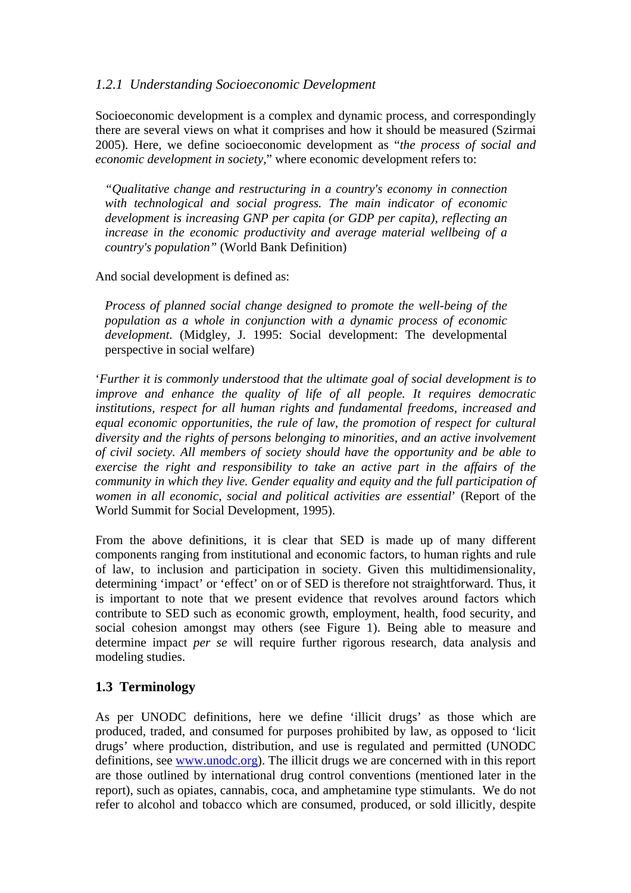### *1.2.1 Understanding Socioeconomic Development*

Socioeconomic development is a complex and dynamic process, and correspondingly there are several views on what it comprises and how it should be measured (Szirmai 2005). Here, we define socioeconomic development as "*the process of social and economic development in society,*" where economic development refers to:

> *"Qualitative change and restructuring in a country's economy in connection with technological and social progress. The main indicator of economic development is increasing GNP per capita (or GDP per capita), reflecting an increase in the economic productivity and average material wellbeing of a country's population"* (World Bank Definition)

And social development is defined as:

> *Process of planned social change designed to promote the well-being of the population as a whole in conjunction with a dynamic process of economic development*. (Midgley, J. 1995: Social development: The developmental perspective in social welfare)

'*Further it is commonly understood that the ultimate goal of social development is to improve and enhance the quality of life of all people. It requires democratic institutions, respect for all human rights and fundamental freedoms, increased and equal economic opportunities, the rule of law, the promotion of respect for cultural diversity and the rights of persons belonging to minorities, and an active involvement of civil society. All members of society should have the opportunity and be able to exercise the right and responsibility to take an active part in the affairs of the community in which they live. Gender equality and equity and the full participation of women in all economic, social and political activities are essential*' (Report of the World Summit for Social Development, 1995).

From the above definitions, it is clear that SED is made up of many different components ranging from institutional and economic factors, to human rights and rule of law, to inclusion and participation in society. Given this multidimensionality, determining 'impact' or 'effect' on or of SED is therefore not straightforward. Thus, it is important to note that we present evidence that revolves around factors which contribute to SED such as economic growth, employment, health, food security, and social cohesion amongst may others (see Figure 1). Being able to measure and determine impact *per se* will require further rigorous research, data analysis and modeling studies.

## 1.3 Terminology

As per UNODC definitions, here we define 'illicit drugs' as those which are produced, traded, and consumed for purposes prohibited by law, as opposed to 'licit drugs' where production, distribution, and use is regulated and permitted (UNODC definitions, see www.unodc.org). The illicit drugs we are concerned with in this report are those outlined by international drug control conventions (mentioned later in the report), such as opiates, cannabis, coca, and amphetamine type stimulants. We do not refer to alcohol and tobacco which are consumed, produced, or sold illicitly, despite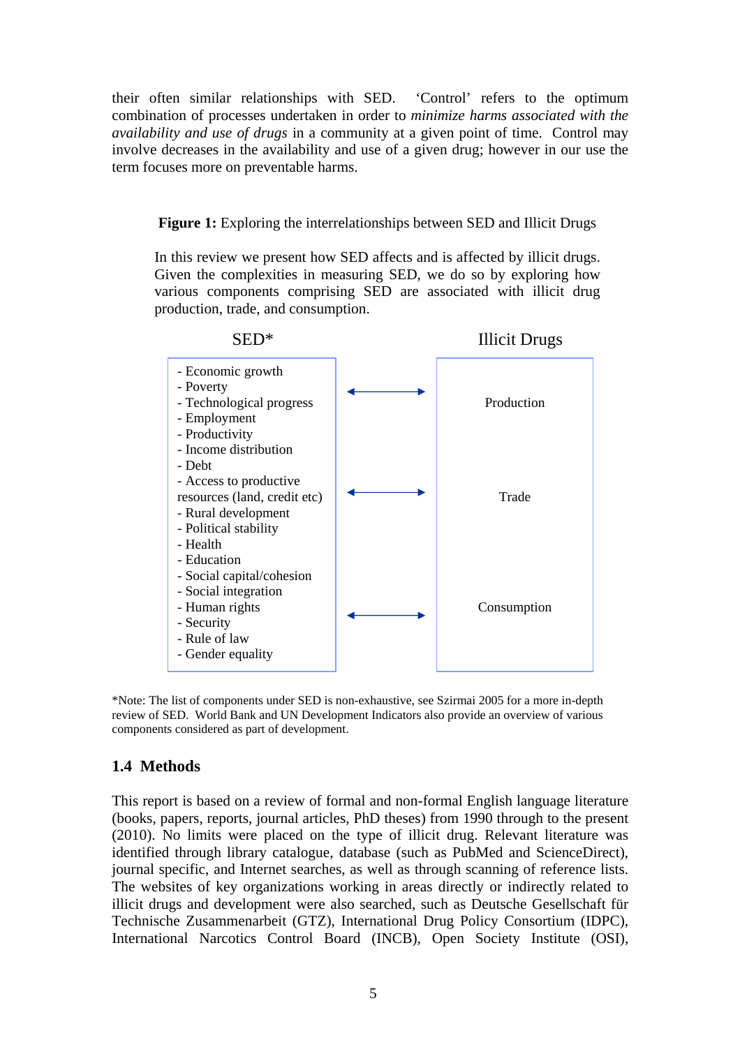their often similar relationships with SED. 'Control' refers to the optimum combination of processes undertaken in order to *minimize harms associated with the availability and use of drugs* in a community at a given point of time. Control may involve decreases in the availability and use of a given drug; however in our use the term focuses more on preventable harms.

**Figure 1:** Exploring the interrelationships between SED and Illicit Drugs

In this review we present how SED affects and is affected by illicit drugs. Given the complexities in measuring SED, we do so by exploring how various components comprising SED are associated with illicit drug production, trade, and consumption.

| SED* | | Illicit Drugs |
|---|---|---|
| - Economic growth<br>- Poverty<br>- Technological progress<br>- Employment<br>- Productivity<br>- Income distribution<br>- Debt<br>- Access to productive resources (land, credit etc)<br>- Rural development<br>- Political stability<br>- Health<br>- Education<br>- Social capital/cohesion<br>- Social integration<br>- Human rights<br>- Security<br>- Rule of law<br>- Gender equality | ↔<br>↔<br>↔ | Production<br>Trade<br>Consumption |

*Note: The list of components under SED is non-exhaustive, see Szirmai 2005 for a more in-depth review of SED. World Bank and UN Development Indicators also provide an overview of various components considered as part of development.

## 1.4 Methods

This report is based on a review of formal and non-formal English language literature (books, papers, reports, journal articles, PhD theses) from 1990 through to the present (2010). No limits were placed on the type of illicit drug. Relevant literature was identified through library catalogue, database (such as PubMed and ScienceDirect), journal specific, and Internet searches, as well as through scanning of reference lists. The websites of key organizations working in areas directly or indirectly related to illicit drugs and development were also searched, such as Deutsche Gesellschaft für Technische Zusammenarbeit (GTZ), International Drug Policy Consortium (IDPC), International Narcotics Control Board (INCB), Open Society Institute (OSI),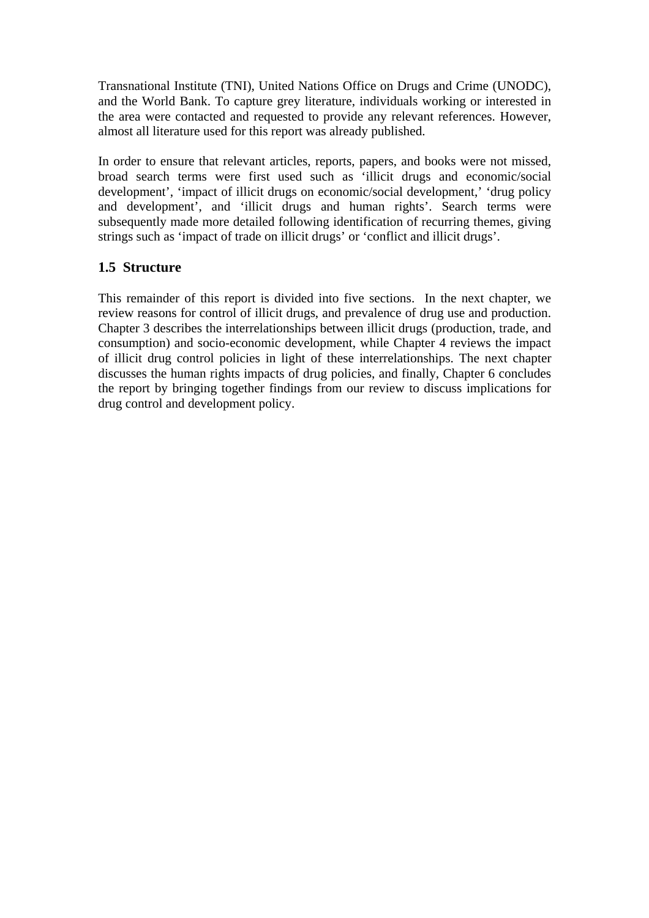Transnational Institute (TNI), United Nations Office on Drugs and Crime (UNODC), and the World Bank. To capture grey literature, individuals working or interested in the area were contacted and requested to provide any relevant references. However, almost all literature used for this report was already published.

In order to ensure that relevant articles, reports, papers, and books were not missed, broad search terms were first used such as 'illicit drugs and economic/social development', 'impact of illicit drugs on economic/social development,' 'drug policy and development', and 'illicit drugs and human rights'. Search terms were subsequently made more detailed following identification of recurring themes, giving strings such as 'impact of trade on illicit drugs' or 'conflict and illicit drugs'.

## 1.5 Structure

This remainder of this report is divided into five sections. In the next chapter, we review reasons for control of illicit drugs, and prevalence of drug use and production. Chapter 3 describes the interrelationships between illicit drugs (production, trade, and consumption) and socio-economic development, while Chapter 4 reviews the impact of illicit drug control policies in light of these interrelationships. The next chapter discusses the human rights impacts of drug policies, and finally, Chapter 6 concludes the report by bringing together findings from our review to discuss implications for drug control and development policy.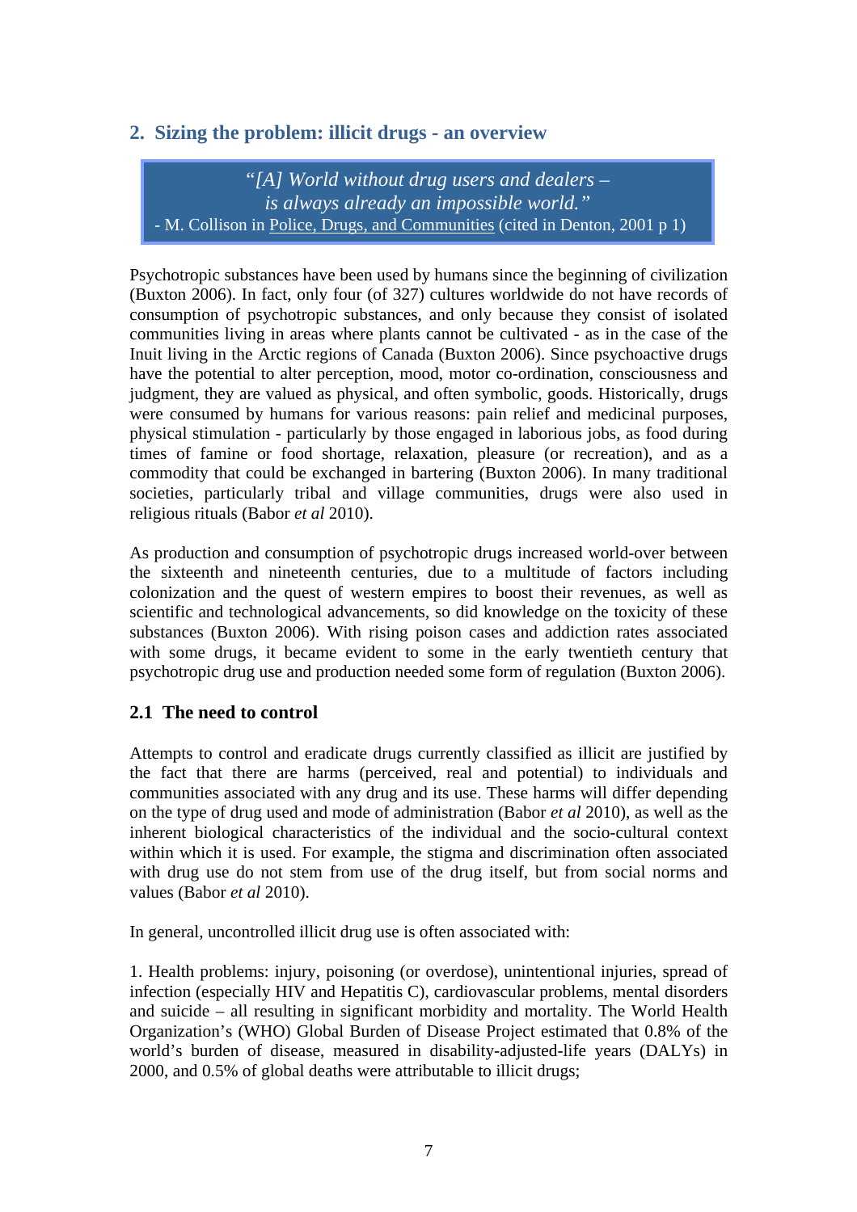## 2. Sizing the problem: illicit drugs - an overview

> *"[A] World without drug users and dealers –*
> *is always already an impossible world."*
> - M. Collison in Police, Drugs, and Communities (cited in Denton, 2001 p 1)

Psychotropic substances have been used by humans since the beginning of civilization (Buxton 2006). In fact, only four (of 327) cultures worldwide do not have records of consumption of psychotropic substances, and only because they consist of isolated communities living in areas where plants cannot be cultivated - as in the case of the Inuit living in the Arctic regions of Canada (Buxton 2006). Since psychoactive drugs have the potential to alter perception, mood, motor co-ordination, consciousness and judgment, they are valued as physical, and often symbolic, goods. Historically, drugs were consumed by humans for various reasons: pain relief and medicinal purposes, physical stimulation - particularly by those engaged in laborious jobs, as food during times of famine or food shortage, relaxation, pleasure (or recreation), and as a commodity that could be exchanged in bartering (Buxton 2006). In many traditional societies, particularly tribal and village communities, drugs were also used in religious rituals (Babor *et al* 2010).

As production and consumption of psychotropic drugs increased world-over between the sixteenth and nineteenth centuries, due to a multitude of factors including colonization and the quest of western empires to boost their revenues, as well as scientific and technological advancements, so did knowledge on the toxicity of these substances (Buxton 2006). With rising poison cases and addiction rates associated with some drugs, it became evident to some in the early twentieth century that psychotropic drug use and production needed some form of regulation (Buxton 2006).

### 2.1 The need to control

Attempts to control and eradicate drugs currently classified as illicit are justified by the fact that there are harms (perceived, real and potential) to individuals and communities associated with any drug and its use. These harms will differ depending on the type of drug used and mode of administration (Babor *et al* 2010), as well as the inherent biological characteristics of the individual and the socio-cultural context within which it is used. For example, the stigma and discrimination often associated with drug use do not stem from use of the drug itself, but from social norms and values (Babor *et al* 2010).

In general, uncontrolled illicit drug use is often associated with:

1. Health problems: injury, poisoning (or overdose), unintentional injuries, spread of infection (especially HIV and Hepatitis C), cardiovascular problems, mental disorders and suicide – all resulting in significant morbidity and mortality. The World Health Organization's (WHO) Global Burden of Disease Project estimated that 0.8% of the world's burden of disease, measured in disability-adjusted-life years (DALYs) in 2000, and 0.5% of global deaths were attributable to illicit drugs;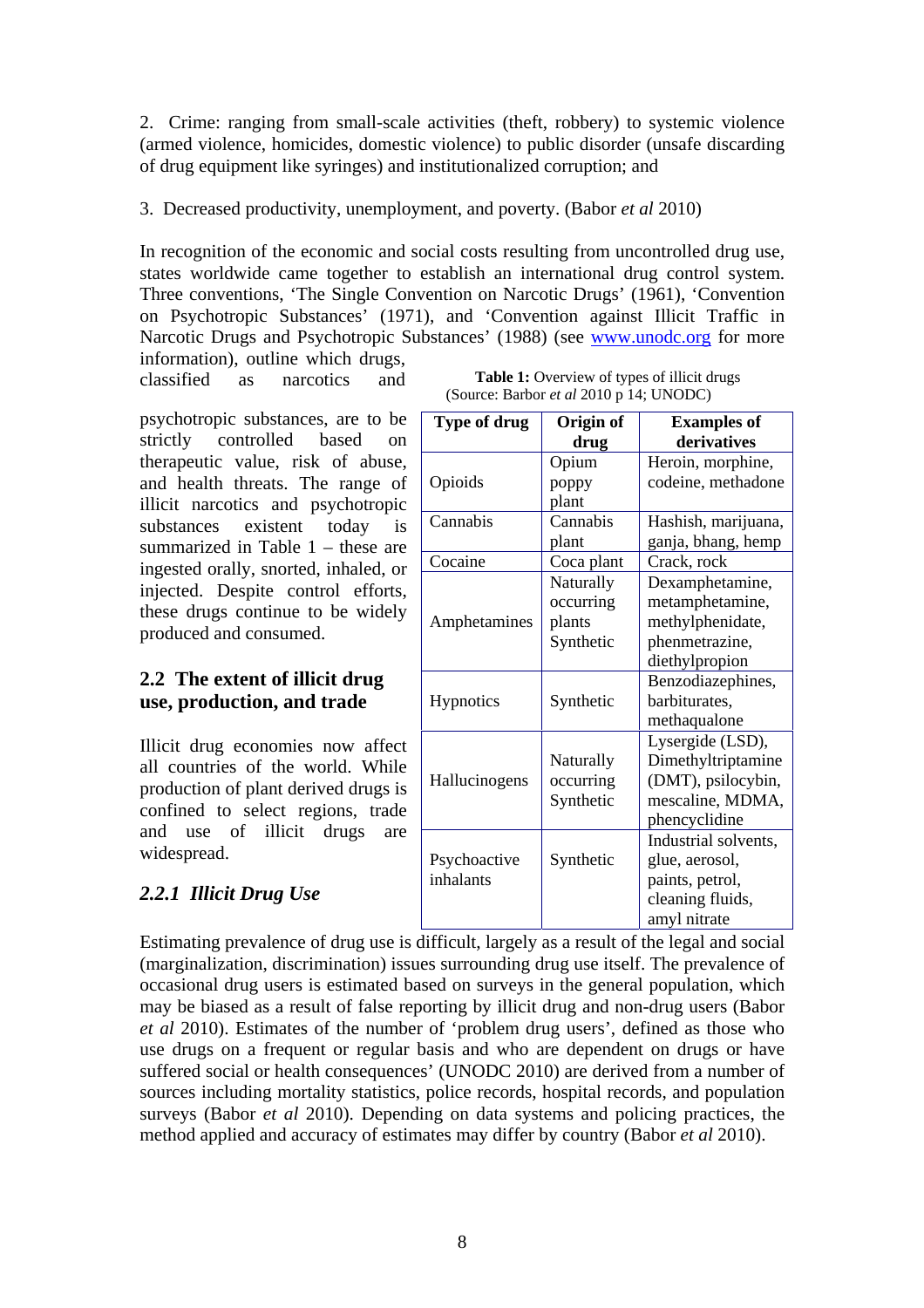2. Crime: ranging from small-scale activities (theft, robbery) to systemic violence (armed violence, homicides, domestic violence) to public disorder (unsafe discarding of drug equipment like syringes) and institutionalized corruption; and

3. Decreased productivity, unemployment, and poverty. (Babor *et al* 2010)

In recognition of the economic and social costs resulting from uncontrolled drug use, states worldwide came together to establish an international drug control system. Three conventions, 'The Single Convention on Narcotic Drugs' (1961), 'Convention on Psychotropic Substances' (1971), and 'Convention against Illicit Traffic in Narcotic Drugs and Psychotropic Substances' (1988) (see www.unodc.org for more information), outline which drugs, classified as narcotics and psychotropic substances, are to be strictly controlled based on therapeutic value, risk of abuse, and health threats. The range of illicit narcotics and psychotropic substances existent today is summarized in Table 1 – these are ingested orally, snorted, inhaled, or injected. Despite control efforts, these drugs continue to be widely produced and consumed.

**Table 1:** Overview of types of illicit drugs (Source: Barbor *et al* 2010 p 14; UNODC)

| Type of drug | Origin of drug | Examples of derivatives |
|---|---|---|
| Opioids | Opium poppy plant | Heroin, morphine, codeine, methadone |
| Cannabis | Cannabis plant | Hashish, marijuana, ganja, bhang, hemp |
| Cocaine | Coca plant | Crack, rock |
| Amphetamines | Naturally occurring plants Synthetic | Dexamphetamine, metamphetamine, methylphenidate, phenmetrazine, diethylpropion |
| Hypnotics | Synthetic | Benzodiazephines, barbiturates, methaqualone |
| Hallucinogens | Naturally occurring Synthetic | Lysergide (LSD), Dimethyltriptamine (DMT), psilocybin, mescaline, MDMA, phencyclidine |
| Psychoactive inhalants | Synthetic | Industrial solvents, glue, aerosol, paints, petrol, cleaning fluids, amyl nitrate |

## 2.2 The extent of illicit drug use, production, and trade

Illicit drug economies now affect all countries of the world. While production of plant derived drugs is confined to select regions, trade and use of illicit drugs are widespread.

### *2.2.1 Illicit Drug Use*

Estimating prevalence of drug use is difficult, largely as a result of the legal and social (marginalization, discrimination) issues surrounding drug use itself. The prevalence of occasional drug users is estimated based on surveys in the general population, which may be biased as a result of false reporting by illicit drug and non-drug users (Babor *et al* 2010). Estimates of the number of 'problem drug users', defined as those who use drugs on a frequent or regular basis and who are dependent on drugs or have suffered social or health consequences' (UNODC 2010) are derived from a number of sources including mortality statistics, police records, hospital records, and population surveys (Babor *et al* 2010). Depending on data systems and policing practices, the method applied and accuracy of estimates may differ by country (Babor *et al* 2010).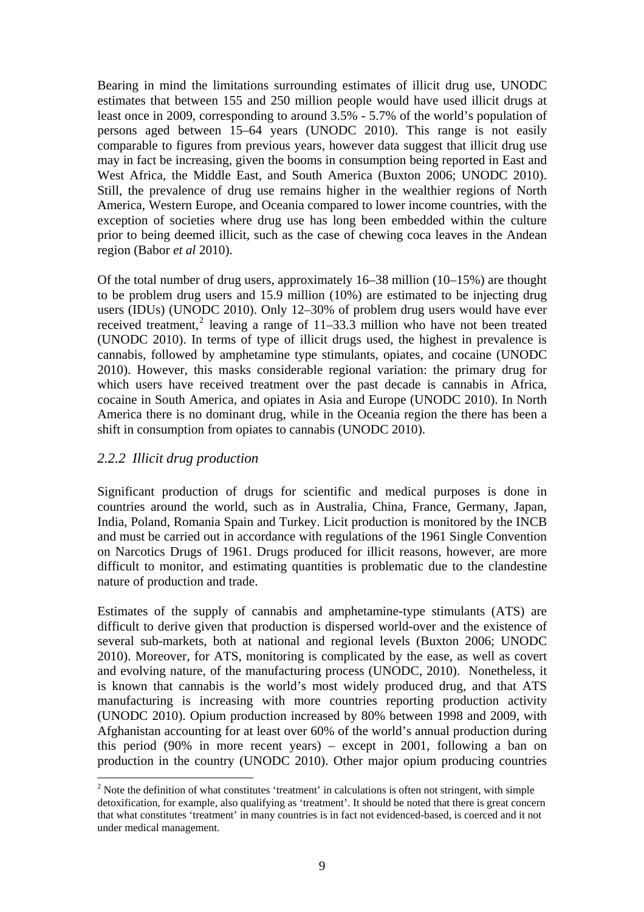Bearing in mind the limitations surrounding estimates of illicit drug use, UNODC estimates that between 155 and 250 million people would have used illicit drugs at least once in 2009, corresponding to around 3.5% - 5.7% of the world's population of persons aged between 15–64 years (UNODC 2010). This range is not easily comparable to figures from previous years, however data suggest that illicit drug use may in fact be increasing, given the booms in consumption being reported in East and West Africa, the Middle East, and South America (Buxton 2006; UNODC 2010). Still, the prevalence of drug use remains higher in the wealthier regions of North America, Western Europe, and Oceania compared to lower income countries, with the exception of societies where drug use has long been embedded within the culture prior to being deemed illicit, such as the case of chewing coca leaves in the Andean region (Babor *et al* 2010).

Of the total number of drug users, approximately 16–38 million (10–15%) are thought to be problem drug users and 15.9 million (10%) are estimated to be injecting drug users (IDUs) (UNODC 2010). Only 12–30% of problem drug users would have ever received treatment,[2] leaving a range of 11–33.3 million who have not been treated (UNODC 2010). In terms of type of illicit drugs used, the highest in prevalence is cannabis, followed by amphetamine type stimulants, opiates, and cocaine (UNODC 2010). However, this masks considerable regional variation: the primary drug for which users have received treatment over the past decade is cannabis in Africa, cocaine in South America, and opiates in Asia and Europe (UNODC 2010). In North America there is no dominant drug, while in the Oceania region the there has been a shift in consumption from opiates to cannabis (UNODC 2010).

### *2.2.2 Illicit drug production*

Significant production of drugs for scientific and medical purposes is done in countries around the world, such as in Australia, China, France, Germany, Japan, India, Poland, Romania Spain and Turkey. Licit production is monitored by the INCB and must be carried out in accordance with regulations of the 1961 Single Convention on Narcotics Drugs of 1961. Drugs produced for illicit reasons, however, are more difficult to monitor, and estimating quantities is problematic due to the clandestine nature of production and trade.

Estimates of the supply of cannabis and amphetamine-type stimulants (ATS) are difficult to derive given that production is dispersed world-over and the existence of several sub-markets, both at national and regional levels (Buxton 2006; UNODC 2010). Moreover, for ATS, monitoring is complicated by the ease, as well as covert and evolving nature, of the manufacturing process (UNODC, 2010). Nonetheless, it is known that cannabis is the world's most widely produced drug, and that ATS manufacturing is increasing with more countries reporting production activity (UNODC 2010). Opium production increased by 80% between 1998 and 2009, with Afghanistan accounting for at least over 60% of the world's annual production during this period (90% in more recent years) – except in 2001, following a ban on production in the country (UNODC 2010). Other major opium producing countries

[2] Note the definition of what constitutes 'treatment' in calculations is often not stringent, with simple detoxification, for example, also qualifying as 'treatment'. It should be noted that there is great concern that what constitutes 'treatment' in many countries is in fact not evidenced-based, is coerced and it not under medical management.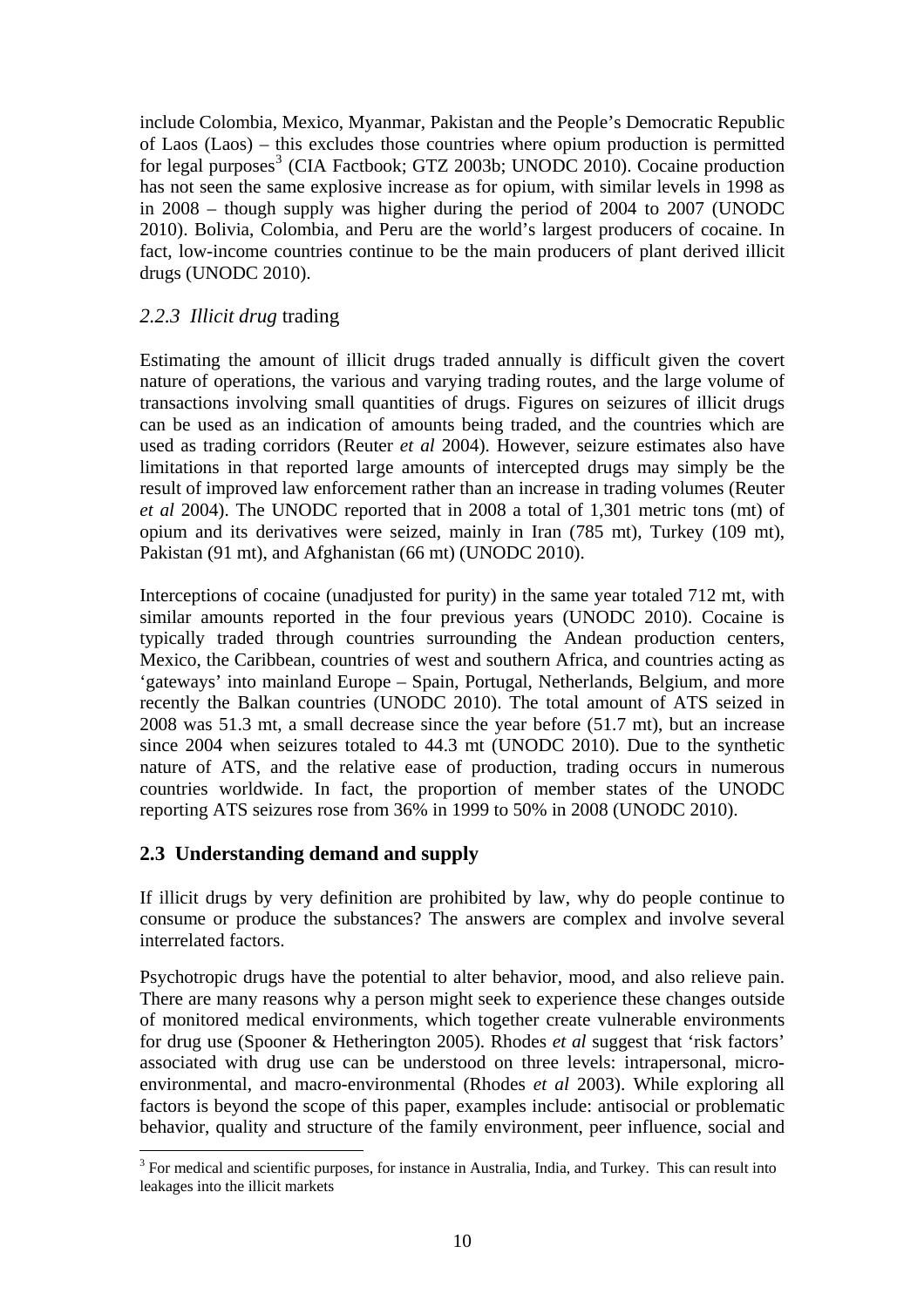include Colombia, Mexico, Myanmar, Pakistan and the People's Democratic Republic of Laos (Laos) – this excludes those countries where opium production is permitted for legal purposes[3] (CIA Factbook; GTZ 2003b; UNODC 2010). Cocaine production has not seen the same explosive increase as for opium, with similar levels in 1998 as in 2008 – though supply was higher during the period of 2004 to 2007 (UNODC 2010). Bolivia, Colombia, and Peru are the world's largest producers of cocaine. In fact, low-income countries continue to be the main producers of plant derived illicit drugs (UNODC 2010).

### *2.2.3 Illicit drug* trading

Estimating the amount of illicit drugs traded annually is difficult given the covert nature of operations, the various and varying trading routes, and the large volume of transactions involving small quantities of drugs. Figures on seizures of illicit drugs can be used as an indication of amounts being traded, and the countries which are used as trading corridors (Reuter *et al* 2004). However, seizure estimates also have limitations in that reported large amounts of intercepted drugs may simply be the result of improved law enforcement rather than an increase in trading volumes (Reuter *et al* 2004). The UNODC reported that in 2008 a total of 1,301 metric tons (mt) of opium and its derivatives were seized, mainly in Iran (785 mt), Turkey (109 mt), Pakistan (91 mt), and Afghanistan (66 mt) (UNODC 2010).

Interceptions of cocaine (unadjusted for purity) in the same year totaled 712 mt, with similar amounts reported in the four previous years (UNODC 2010). Cocaine is typically traded through countries surrounding the Andean production centers, Mexico, the Caribbean, countries of west and southern Africa, and countries acting as 'gateways' into mainland Europe – Spain, Portugal, Netherlands, Belgium, and more recently the Balkan countries (UNODC 2010). The total amount of ATS seized in 2008 was 51.3 mt, a small decrease since the year before (51.7 mt), but an increase since 2004 when seizures totaled to 44.3 mt (UNODC 2010). Due to the synthetic nature of ATS, and the relative ease of production, trading occurs in numerous countries worldwide. In fact, the proportion of member states of the UNODC reporting ATS seizures rose from 36% in 1999 to 50% in 2008 (UNODC 2010).

## **2.3 Understanding demand and supply**

If illicit drugs by very definition are prohibited by law, why do people continue to consume or produce the substances? The answers are complex and involve several interrelated factors.

Psychotropic drugs have the potential to alter behavior, mood, and also relieve pain. There are many reasons why a person might seek to experience these changes outside of monitored medical environments, which together create vulnerable environments for drug use (Spooner & Hetherington 2005). Rhodes *et al* suggest that 'risk factors' associated with drug use can be understood on three levels: intrapersonal, micro-environmental, and macro-environmental (Rhodes *et al* 2003). While exploring all factors is beyond the scope of this paper, examples include: antisocial or problematic behavior, quality and structure of the family environment, peer influence, social and

[3] For medical and scientific purposes, for instance in Australia, India, and Turkey. This can result into leakages into the illicit markets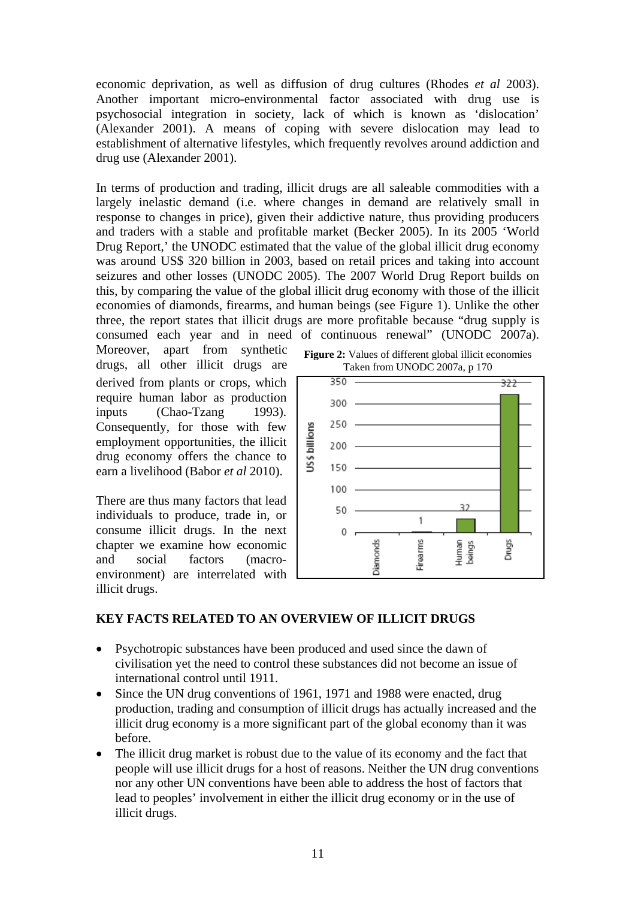economic deprivation, as well as diffusion of drug cultures (Rhodes *et al* 2003). Another important micro-environmental factor associated with drug use is psychosocial integration in society, lack of which is known as 'dislocation' (Alexander 2001). A means of coping with severe dislocation may lead to establishment of alternative lifestyles, which frequently revolves around addiction and drug use (Alexander 2001).

In terms of production and trading, illicit drugs are all saleable commodities with a largely inelastic demand (i.e. where changes in demand are relatively small in response to changes in price), given their addictive nature, thus providing producers and traders with a stable and profitable market (Becker 2005). In its 2005 'World Drug Report,' the UNODC estimated that the value of the global illicit drug economy was around US$ 320 billion in 2003, based on retail prices and taking into account seizures and other losses (UNODC 2005). The 2007 World Drug Report builds on this, by comparing the value of the global illicit drug economy with those of the illicit economies of diamonds, firearms, and human beings (see Figure 1). Unlike the other three, the report states that illicit drugs are more profitable because "drug supply is consumed each year and in need of continuous renewal" (UNODC 2007a). Moreover, apart from synthetic drugs, all other illicit drugs are derived from plants or crops, which require human labor as production inputs (Chao-Tzang 1993). Consequently, for those with few employment opportunities, the illicit drug economy offers the chance to earn a livelihood (Babor *et al* 2010).

**Figure 2:** Values of different global illicit economies
Taken from UNODC 2007a, p 170

| | Diamonds | Firearms | Human beings | Drugs |
|---|---|---|---|---|
| US$ billions | | 1 | 32 | 322 |

There are thus many factors that lead individuals to produce, trade in, or consume illicit drugs. In the next chapter we examine how economic and social factors (macro-environment) are interrelated with illicit drugs.

**KEY FACTS RELATED TO AN OVERVIEW OF ILLICIT DRUGS**

- Psychotropic substances have been produced and used since the dawn of civilisation yet the need to control these substances did not become an issue of international control until 1911.
- Since the UN drug conventions of 1961, 1971 and 1988 were enacted, drug production, trading and consumption of illicit drugs has actually increased and the illicit drug economy is a more significant part of the global economy than it was before.
- The illicit drug market is robust due to the value of its economy and the fact that people will use illicit drugs for a host of reasons. Neither the UN drug conventions nor any other UN conventions have been able to address the host of factors that lead to peoples' involvement in either the illicit drug economy or in the use of illicit drugs.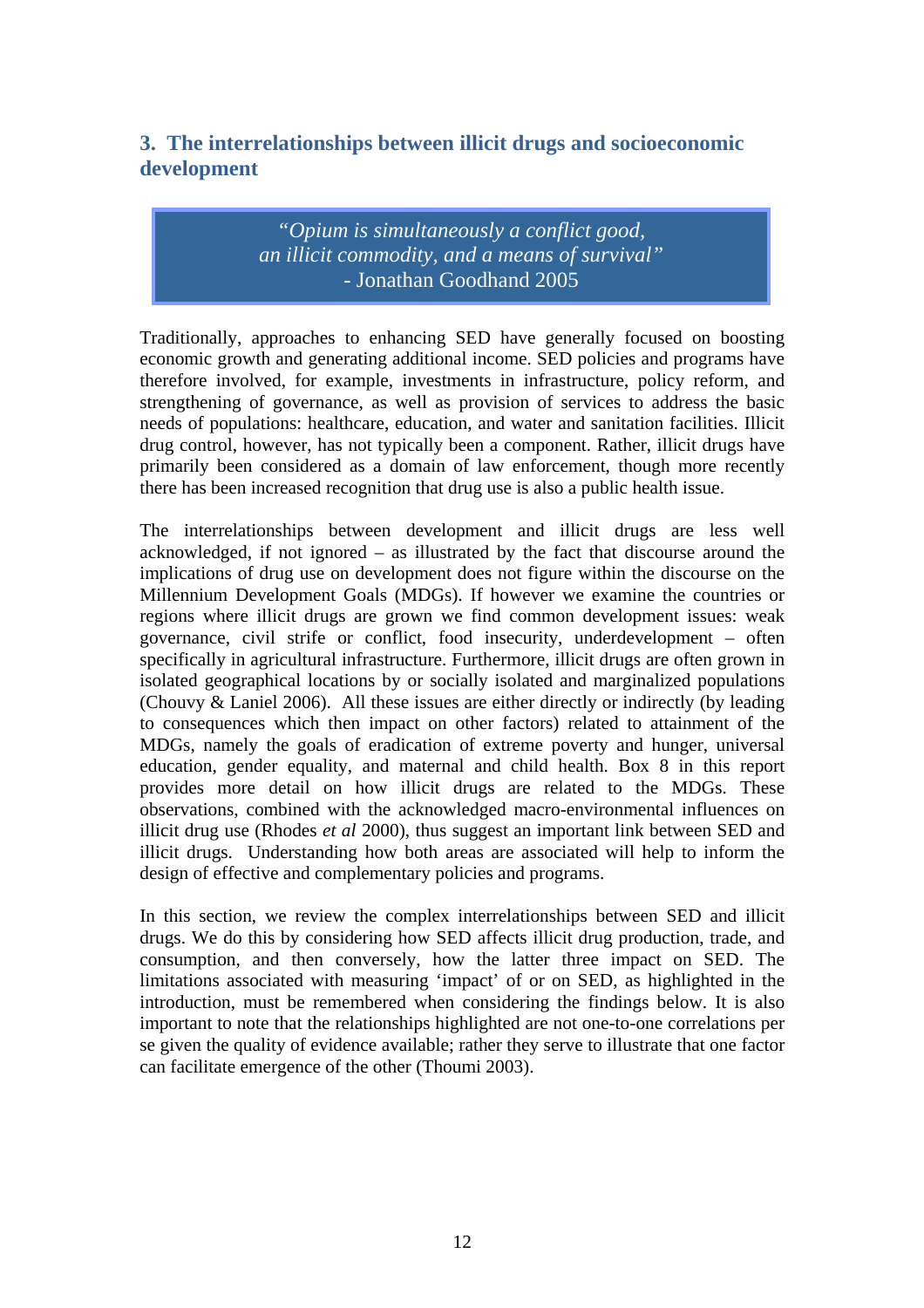## 3. The interrelationships between illicit drugs and socioeconomic development

> *"Opium is simultaneously a conflict good, an illicit commodity, and a means of survival"*
> - Jonathan Goodhand 2005

Traditionally, approaches to enhancing SED have generally focused on boosting economic growth and generating additional income. SED policies and programs have therefore involved, for example, investments in infrastructure, policy reform, and strengthening of governance, as well as provision of services to address the basic needs of populations: healthcare, education, and water and sanitation facilities. Illicit drug control, however, has not typically been a component. Rather, illicit drugs have primarily been considered as a domain of law enforcement, though more recently there has been increased recognition that drug use is also a public health issue.

The interrelationships between development and illicit drugs are less well acknowledged, if not ignored – as illustrated by the fact that discourse around the implications of drug use on development does not figure within the discourse on the Millennium Development Goals (MDGs). If however we examine the countries or regions where illicit drugs are grown we find common development issues: weak governance, civil strife or conflict, food insecurity, underdevelopment – often specifically in agricultural infrastructure. Furthermore, illicit drugs are often grown in isolated geographical locations by or socially isolated and marginalized populations (Chouvy & Laniel 2006). All these issues are either directly or indirectly (by leading to consequences which then impact on other factors) related to attainment of the MDGs, namely the goals of eradication of extreme poverty and hunger, universal education, gender equality, and maternal and child health. Box 8 in this report provides more detail on how illicit drugs are related to the MDGs. These observations, combined with the acknowledged macro-environmental influences on illicit drug use (Rhodes *et al* 2000), thus suggest an important link between SED and illicit drugs. Understanding how both areas are associated will help to inform the design of effective and complementary policies and programs.

In this section, we review the complex interrelationships between SED and illicit drugs. We do this by considering how SED affects illicit drug production, trade, and consumption, and then conversely, how the latter three impact on SED. The limitations associated with measuring 'impact' of or on SED, as highlighted in the introduction, must be remembered when considering the findings below. It is also important to note that the relationships highlighted are not one-to-one correlations per se given the quality of evidence available; rather they serve to illustrate that one factor can facilitate emergence of the other (Thoumi 2003).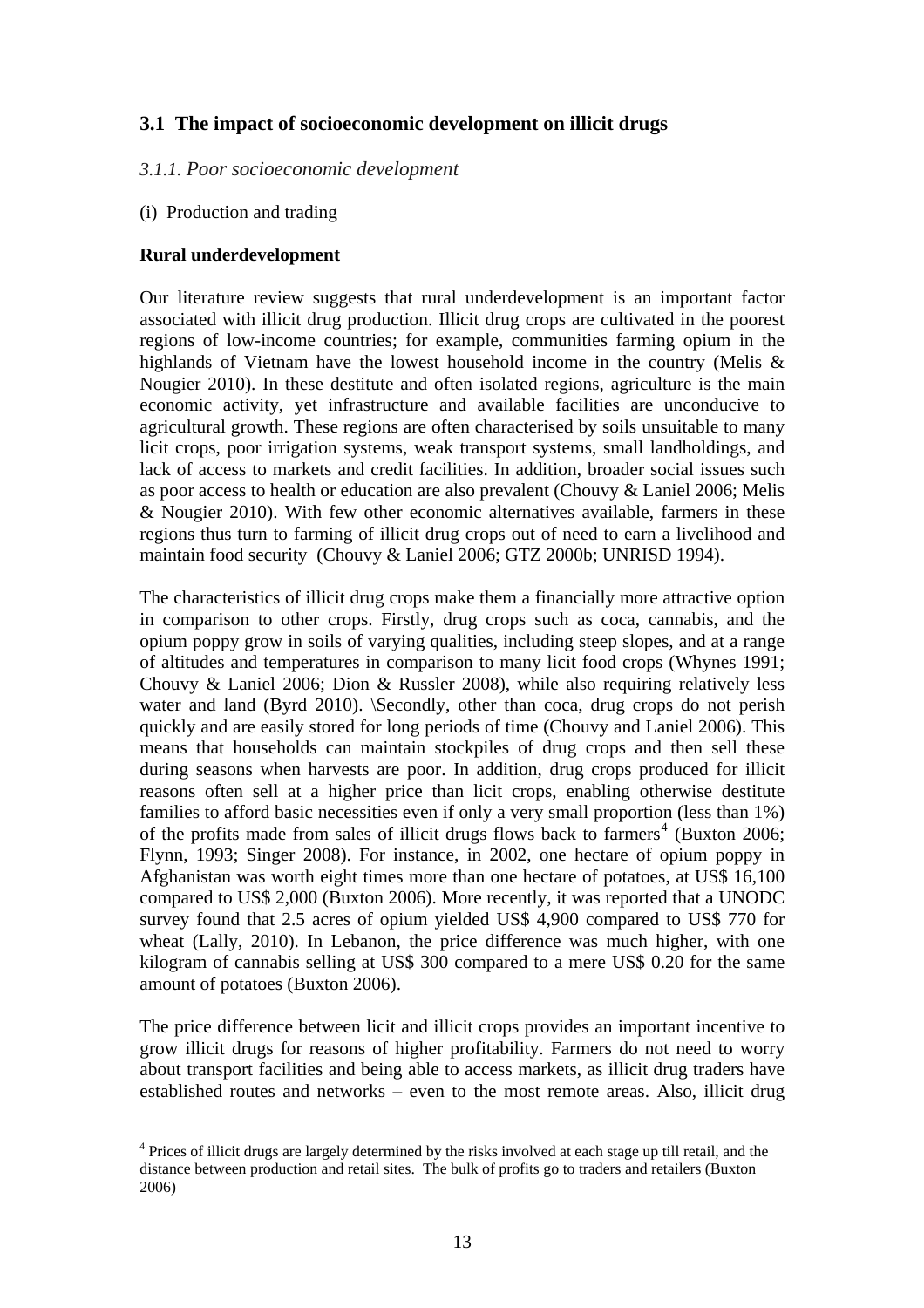## 3.1 The impact of socioeconomic development on illicit drugs

### *3.1.1. Poor socioeconomic development*

(i) Production and trading

**Rural underdevelopment**

Our literature review suggests that rural underdevelopment is an important factor associated with illicit drug production. Illicit drug crops are cultivated in the poorest regions of low-income countries; for example, communities farming opium in the highlands of Vietnam have the lowest household income in the country (Melis & Nougier 2010). In these destitute and often isolated regions, agriculture is the main economic activity, yet infrastructure and available facilities are unconducive to agricultural growth. These regions are often characterised by soils unsuitable to many licit crops, poor irrigation systems, weak transport systems, small landholdings, and lack of access to markets and credit facilities. In addition, broader social issues such as poor access to health or education are also prevalent (Chouvy & Laniel 2006; Melis & Nougier 2010). With few other economic alternatives available, farmers in these regions thus turn to farming of illicit drug crops out of need to earn a livelihood and maintain food security (Chouvy & Laniel 2006; GTZ 2000b; UNRISD 1994).

The characteristics of illicit drug crops make them a financially more attractive option in comparison to other crops. Firstly, drug crops such as coca, cannabis, and the opium poppy grow in soils of varying qualities, including steep slopes, and at a range of altitudes and temperatures in comparison to many licit food crops (Whynes 1991; Chouvy & Laniel 2006; Dion & Russler 2008), while also requiring relatively less water and land (Byrd 2010). \Secondly, other than coca, drug crops do not perish quickly and are easily stored for long periods of time (Chouvy and Laniel 2006). This means that households can maintain stockpiles of drug crops and then sell these during seasons when harvests are poor. In addition, drug crops produced for illicit reasons often sell at a higher price than licit crops, enabling otherwise destitute families to afford basic necessities even if only a very small proportion (less than 1%) of the profits made from sales of illicit drugs flows back to farmers[4] (Buxton 2006; Flynn, 1993; Singer 2008). For instance, in 2002, one hectare of opium poppy in Afghanistan was worth eight times more than one hectare of potatoes, at US$ 16,100 compared to US$ 2,000 (Buxton 2006). More recently, it was reported that a UNODC survey found that 2.5 acres of opium yielded US$ 4,900 compared to US$ 770 for wheat (Lally, 2010). In Lebanon, the price difference was much higher, with one kilogram of cannabis selling at US$ 300 compared to a mere US$ 0.20 for the same amount of potatoes (Buxton 2006).

The price difference between licit and illicit crops provides an important incentive to grow illicit drugs for reasons of higher profitability. Farmers do not need to worry about transport facilities and being able to access markets, as illicit drug traders have established routes and networks – even to the most remote areas. Also, illicit drug

[4] Prices of illicit drugs are largely determined by the risks involved at each stage up till retail, and the distance between production and retail sites. The bulk of profits go to traders and retailers (Buxton 2006)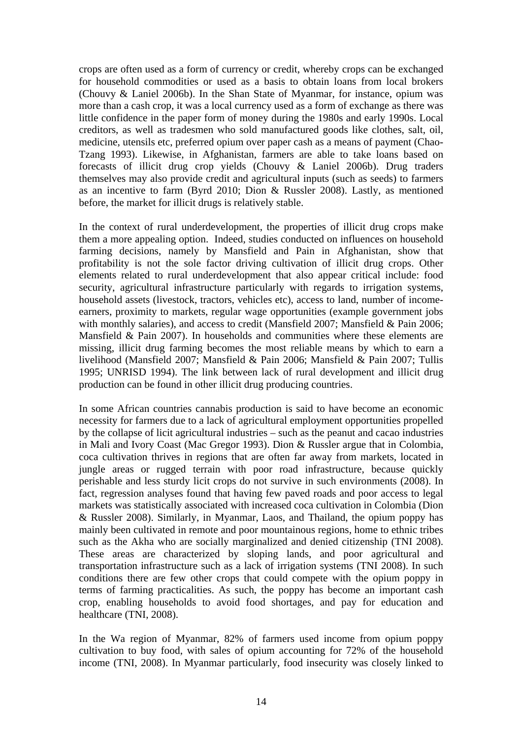crops are often used as a form of currency or credit, whereby crops can be exchanged for household commodities or used as a basis to obtain loans from local brokers (Chouvy & Laniel 2006b). In the Shan State of Myanmar, for instance, opium was more than a cash crop, it was a local currency used as a form of exchange as there was little confidence in the paper form of money during the 1980s and early 1990s. Local creditors, as well as tradesmen who sold manufactured goods like clothes, salt, oil, medicine, utensils etc, preferred opium over paper cash as a means of payment (Chao-Tzang 1993). Likewise, in Afghanistan, farmers are able to take loans based on forecasts of illicit drug crop yields (Chouvy & Laniel 2006b). Drug traders themselves may also provide credit and agricultural inputs (such as seeds) to farmers as an incentive to farm (Byrd 2010; Dion & Russler 2008). Lastly, as mentioned before, the market for illicit drugs is relatively stable.

In the context of rural underdevelopment, the properties of illicit drug crops make them a more appealing option. Indeed, studies conducted on influences on household farming decisions, namely by Mansfield and Pain in Afghanistan, show that profitability is not the sole factor driving cultivation of illicit drug crops. Other elements related to rural underdevelopment that also appear critical include: food security, agricultural infrastructure particularly with regards to irrigation systems, household assets (livestock, tractors, vehicles etc), access to land, number of income-earners, proximity to markets, regular wage opportunities (example government jobs with monthly salaries), and access to credit (Mansfield 2007; Mansfield & Pain 2006; Mansfield & Pain 2007). In households and communities where these elements are missing, illicit drug farming becomes the most reliable means by which to earn a livelihood (Mansfield 2007; Mansfield & Pain 2006; Mansfield & Pain 2007; Tullis 1995; UNRISD 1994). The link between lack of rural development and illicit drug production can be found in other illicit drug producing countries.

In some African countries cannabis production is said to have become an economic necessity for farmers due to a lack of agricultural employment opportunities propelled by the collapse of licit agricultural industries – such as the peanut and cacao industries in Mali and Ivory Coast (Mac Gregor 1993). Dion & Russler argue that in Colombia, coca cultivation thrives in regions that are often far away from markets, located in jungle areas or rugged terrain with poor road infrastructure, because quickly perishable and less sturdy licit crops do not survive in such environments (2008). In fact, regression analyses found that having few paved roads and poor access to legal markets was statistically associated with increased coca cultivation in Colombia (Dion & Russler 2008). Similarly, in Myanmar, Laos, and Thailand, the opium poppy has mainly been cultivated in remote and poor mountainous regions, home to ethnic tribes such as the Akha who are socially marginalized and denied citizenship (TNI 2008). These areas are characterized by sloping lands, and poor agricultural and transportation infrastructure such as a lack of irrigation systems (TNI 2008). In such conditions there are few other crops that could compete with the opium poppy in terms of farming practicalities. As such, the poppy has become an important cash crop, enabling households to avoid food shortages, and pay for education and healthcare (TNI, 2008).

In the Wa region of Myanmar, 82% of farmers used income from opium poppy cultivation to buy food, with sales of opium accounting for 72% of the household income (TNI, 2008). In Myanmar particularly, food insecurity was closely linked to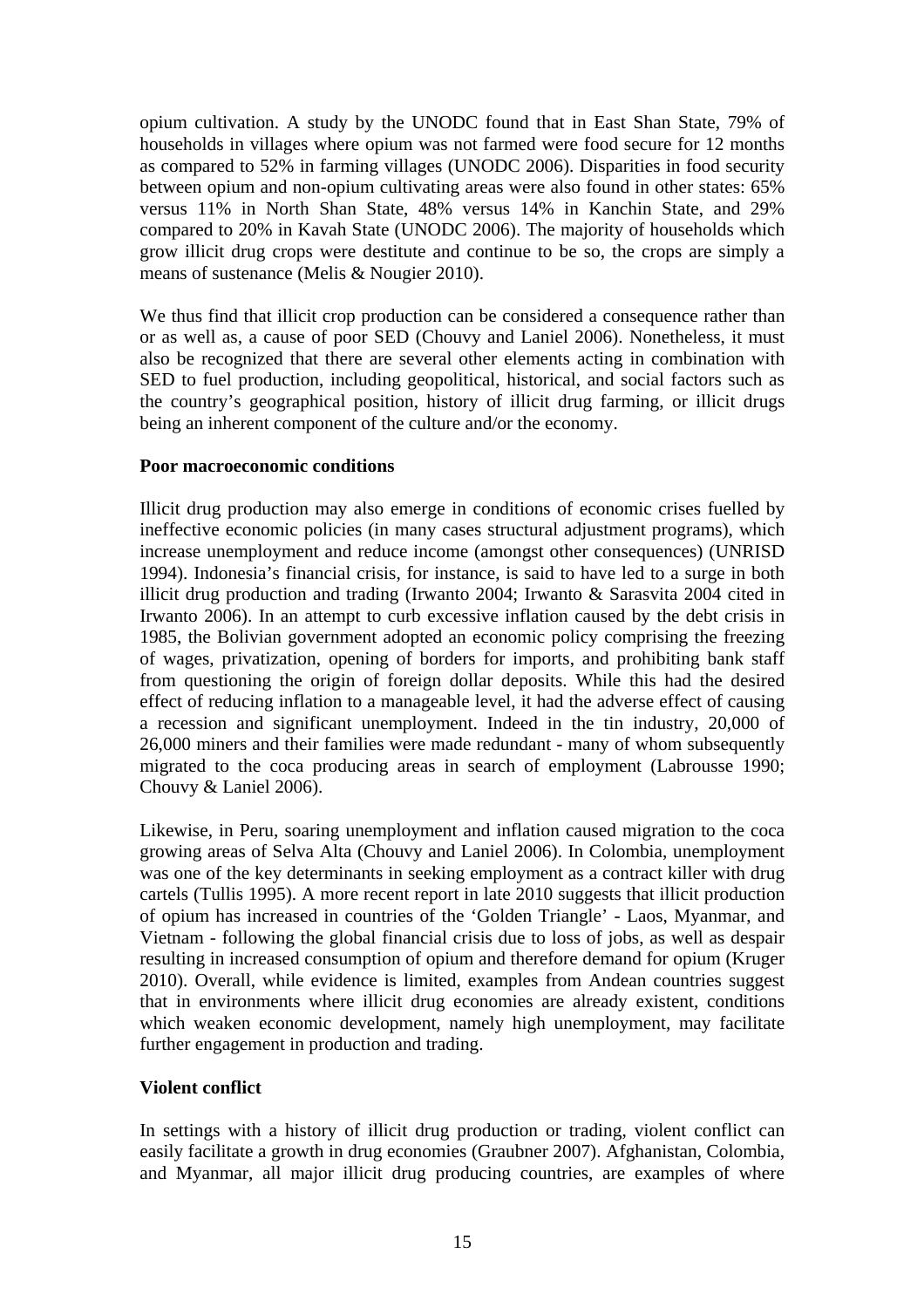opium cultivation. A study by the UNODC found that in East Shan State, 79% of households in villages where opium was not farmed were food secure for 12 months as compared to 52% in farming villages (UNODC 2006). Disparities in food security between opium and non-opium cultivating areas were also found in other states: 65% versus 11% in North Shan State, 48% versus 14% in Kanchin State, and 29% compared to 20% in Kavah State (UNODC 2006). The majority of households which grow illicit drug crops were destitute and continue to be so, the crops are simply a means of sustenance (Melis & Nougier 2010).

We thus find that illicit crop production can be considered a consequence rather than or as well as, a cause of poor SED (Chouvy and Laniel 2006). Nonetheless, it must also be recognized that there are several other elements acting in combination with SED to fuel production, including geopolitical, historical, and social factors such as the country's geographical position, history of illicit drug farming, or illicit drugs being an inherent component of the culture and/or the economy.

**Poor macroeconomic conditions**

Illicit drug production may also emerge in conditions of economic crises fuelled by ineffective economic policies (in many cases structural adjustment programs), which increase unemployment and reduce income (amongst other consequences) (UNRISD 1994). Indonesia's financial crisis, for instance, is said to have led to a surge in both illicit drug production and trading (Irwanto 2004; Irwanto & Sarasvita 2004 cited in Irwanto 2006). In an attempt to curb excessive inflation caused by the debt crisis in 1985, the Bolivian government adopted an economic policy comprising the freezing of wages, privatization, opening of borders for imports, and prohibiting bank staff from questioning the origin of foreign dollar deposits. While this had the desired effect of reducing inflation to a manageable level, it had the adverse effect of causing a recession and significant unemployment. Indeed in the tin industry, 20,000 of 26,000 miners and their families were made redundant - many of whom subsequently migrated to the coca producing areas in search of employment (Labrousse 1990; Chouvy & Laniel 2006).

Likewise, in Peru, soaring unemployment and inflation caused migration to the coca growing areas of Selva Alta (Chouvy and Laniel 2006). In Colombia, unemployment was one of the key determinants in seeking employment as a contract killer with drug cartels (Tullis 1995). A more recent report in late 2010 suggests that illicit production of opium has increased in countries of the 'Golden Triangle' - Laos, Myanmar, and Vietnam - following the global financial crisis due to loss of jobs, as well as despair resulting in increased consumption of opium and therefore demand for opium (Kruger 2010). Overall, while evidence is limited, examples from Andean countries suggest that in environments where illicit drug economies are already existent, conditions which weaken economic development, namely high unemployment, may facilitate further engagement in production and trading.

**Violent conflict**

In settings with a history of illicit drug production or trading, violent conflict can easily facilitate a growth in drug economies (Graubner 2007). Afghanistan, Colombia, and Myanmar, all major illicit drug producing countries, are examples of where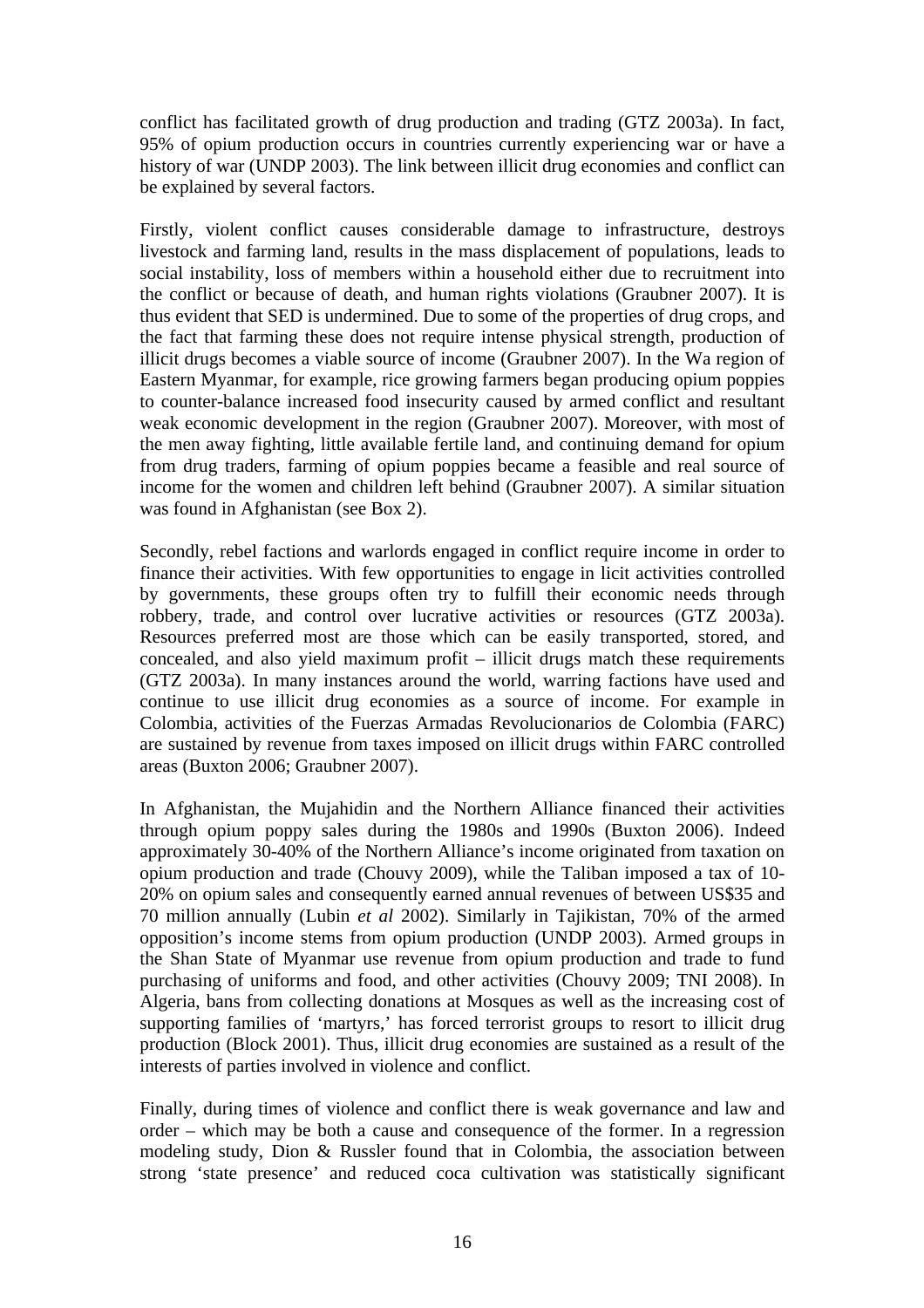conflict has facilitated growth of drug production and trading (GTZ 2003a). In fact, 95% of opium production occurs in countries currently experiencing war or have a history of war (UNDP 2003). The link between illicit drug economies and conflict can be explained by several factors.

Firstly, violent conflict causes considerable damage to infrastructure, destroys livestock and farming land, results in the mass displacement of populations, leads to social instability, loss of members within a household either due to recruitment into the conflict or because of death, and human rights violations (Graubner 2007). It is thus evident that SED is undermined. Due to some of the properties of drug crops, and the fact that farming these does not require intense physical strength, production of illicit drugs becomes a viable source of income (Graubner 2007). In the Wa region of Eastern Myanmar, for example, rice growing farmers began producing opium poppies to counter-balance increased food insecurity caused by armed conflict and resultant weak economic development in the region (Graubner 2007). Moreover, with most of the men away fighting, little available fertile land, and continuing demand for opium from drug traders, farming of opium poppies became a feasible and real source of income for the women and children left behind (Graubner 2007). A similar situation was found in Afghanistan (see Box 2).

Secondly, rebel factions and warlords engaged in conflict require income in order to finance their activities. With few opportunities to engage in licit activities controlled by governments, these groups often try to fulfill their economic needs through robbery, trade, and control over lucrative activities or resources (GTZ 2003a). Resources preferred most are those which can be easily transported, stored, and concealed, and also yield maximum profit – illicit drugs match these requirements (GTZ 2003a). In many instances around the world, warring factions have used and continue to use illicit drug economies as a source of income. For example in Colombia, activities of the Fuerzas Armadas Revolucionarios de Colombia (FARC) are sustained by revenue from taxes imposed on illicit drugs within FARC controlled areas (Buxton 2006; Graubner 2007).

In Afghanistan, the Mujahidin and the Northern Alliance financed their activities through opium poppy sales during the 1980s and 1990s (Buxton 2006). Indeed approximately 30-40% of the Northern Alliance's income originated from taxation on opium production and trade (Chouvy 2009), while the Taliban imposed a tax of 10-20% on opium sales and consequently earned annual revenues of between US$35 and 70 million annually (Lubin *et al* 2002). Similarly in Tajikistan, 70% of the armed opposition's income stems from opium production (UNDP 2003). Armed groups in the Shan State of Myanmar use revenue from opium production and trade to fund purchasing of uniforms and food, and other activities (Chouvy 2009; TNI 2008). In Algeria, bans from collecting donations at Mosques as well as the increasing cost of supporting families of 'martyrs,' has forced terrorist groups to resort to illicit drug production (Block 2001). Thus, illicit drug economies are sustained as a result of the interests of parties involved in violence and conflict.

Finally, during times of violence and conflict there is weak governance and law and order – which may be both a cause and consequence of the former. In a regression modeling study, Dion & Russler found that in Colombia, the association between strong 'state presence' and reduced coca cultivation was statistically significant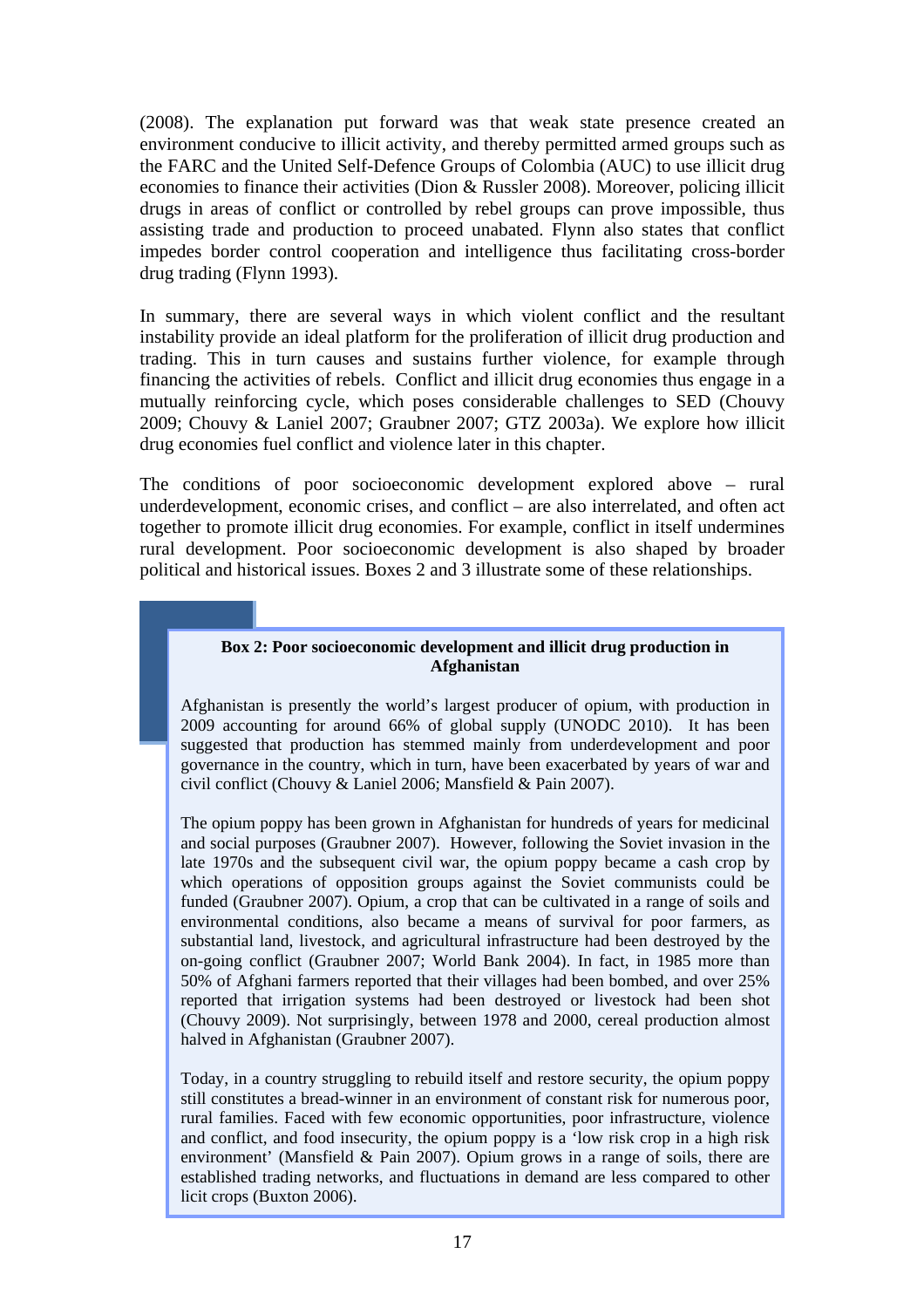(2008). The explanation put forward was that weak state presence created an environment conducive to illicit activity, and thereby permitted armed groups such as the FARC and the United Self-Defence Groups of Colombia (AUC) to use illicit drug economies to finance their activities (Dion & Russler 2008). Moreover, policing illicit drugs in areas of conflict or controlled by rebel groups can prove impossible, thus assisting trade and production to proceed unabated. Flynn also states that conflict impedes border control cooperation and intelligence thus facilitating cross-border drug trading (Flynn 1993).

In summary, there are several ways in which violent conflict and the resultant instability provide an ideal platform for the proliferation of illicit drug production and trading. This in turn causes and sustains further violence, for example through financing the activities of rebels. Conflict and illicit drug economies thus engage in a mutually reinforcing cycle, which poses considerable challenges to SED (Chouvy 2009; Chouvy & Laniel 2007; Graubner 2007; GTZ 2003a). We explore how illicit drug economies fuel conflict and violence later in this chapter.

The conditions of poor socioeconomic development explored above – rural underdevelopment, economic crises, and conflict – are also interrelated, and often act together to promote illicit drug economies. For example, conflict in itself undermines rural development. Poor socioeconomic development is also shaped by broader political and historical issues. Boxes 2 and 3 illustrate some of these relationships.

**Box 2: Poor socioeconomic development and illicit drug production in Afghanistan**

Afghanistan is presently the world's largest producer of opium, with production in 2009 accounting for around 66% of global supply (UNODC 2010). It has been suggested that production has stemmed mainly from underdevelopment and poor governance in the country, which in turn, have been exacerbated by years of war and civil conflict (Chouvy & Laniel 2006; Mansfield & Pain 2007).

The opium poppy has been grown in Afghanistan for hundreds of years for medicinal and social purposes (Graubner 2007). However, following the Soviet invasion in the late 1970s and the subsequent civil war, the opium poppy became a cash crop by which operations of opposition groups against the Soviet communists could be funded (Graubner 2007). Opium, a crop that can be cultivated in a range of soils and environmental conditions, also became a means of survival for poor farmers, as substantial land, livestock, and agricultural infrastructure had been destroyed by the on-going conflict (Graubner 2007; World Bank 2004). In fact, in 1985 more than 50% of Afghani farmers reported that their villages had been bombed, and over 25% reported that irrigation systems had been destroyed or livestock had been shot (Chouvy 2009). Not surprisingly, between 1978 and 2000, cereal production almost halved in Afghanistan (Graubner 2007).

Today, in a country struggling to rebuild itself and restore security, the opium poppy still constitutes a bread-winner in an environment of constant risk for numerous poor, rural families. Faced with few economic opportunities, poor infrastructure, violence and conflict, and food insecurity, the opium poppy is a 'low risk crop in a high risk environment' (Mansfield & Pain 2007). Opium grows in a range of soils, there are established trading networks, and fluctuations in demand are less compared to other licit crops (Buxton 2006).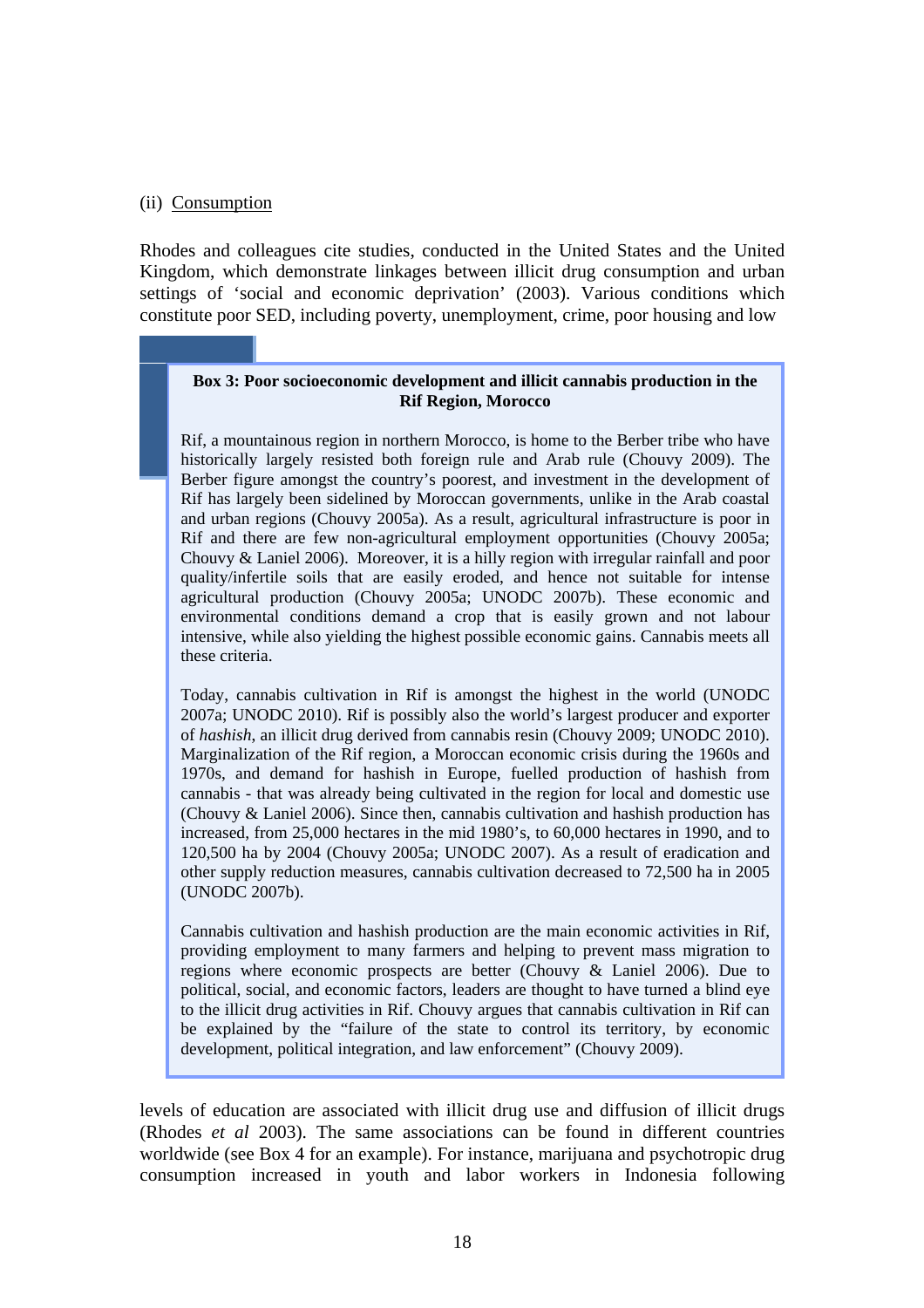(ii) Consumption

Rhodes and colleagues cite studies, conducted in the United States and the United Kingdom, which demonstrate linkages between illicit drug consumption and urban settings of 'social and economic deprivation' (2003). Various conditions which constitute poor SED, including poverty, unemployment, crime, poor housing and low levels of education are associated with illicit drug use and diffusion of illicit drugs (Rhodes *et al* 2003). The same associations can be found in different countries worldwide (see Box 4 for an example). For instance, marijuana and psychotropic drug consumption increased in youth and labor workers in Indonesia following

> **Box 3: Poor socioeconomic development and illicit cannabis production in the Rif Region, Morocco**
>
> Rif, a mountainous region in northern Morocco, is home to the Berber tribe who have historically largely resisted both foreign rule and Arab rule (Chouvy 2009). The Berber figure amongst the country's poorest, and investment in the development of Rif has largely been sidelined by Moroccan governments, unlike in the Arab coastal and urban regions (Chouvy 2005a). As a result, agricultural infrastructure is poor in Rif and there are few non-agricultural employment opportunities (Chouvy 2005a; Chouvy & Laniel 2006). Moreover, it is a hilly region with irregular rainfall and poor quality/infertile soils that are easily eroded, and hence not suitable for intense agricultural production (Chouvy 2005a; UNODC 2007b). These economic and environmental conditions demand a crop that is easily grown and not labour intensive, while also yielding the highest possible economic gains. Cannabis meets all these criteria.
>
> Today, cannabis cultivation in Rif is amongst the highest in the world (UNODC 2007a; UNODC 2010). Rif is possibly also the world's largest producer and exporter of *hashish*, an illicit drug derived from cannabis resin (Chouvy 2009; UNODC 2010). Marginalization of the Rif region, a Moroccan economic crisis during the 1960s and 1970s, and demand for hashish in Europe, fuelled production of hashish from cannabis - that was already being cultivated in the region for local and domestic use (Chouvy & Laniel 2006). Since then, cannabis cultivation and hashish production has increased, from 25,000 hectares in the mid 1980's, to 60,000 hectares in 1990, and to 120,500 ha by 2004 (Chouvy 2005a; UNODC 2007). As a result of eradication and other supply reduction measures, cannabis cultivation decreased to 72,500 ha in 2005 (UNODC 2007b).
>
> Cannabis cultivation and hashish production are the main economic activities in Rif, providing employment to many farmers and helping to prevent mass migration to regions where economic prospects are better (Chouvy & Laniel 2006). Due to political, social, and economic factors, leaders are thought to have turned a blind eye to the illicit drug activities in Rif. Chouvy argues that cannabis cultivation in Rif can be explained by the "failure of the state to control its territory, by economic development, political integration, and law enforcement" (Chouvy 2009).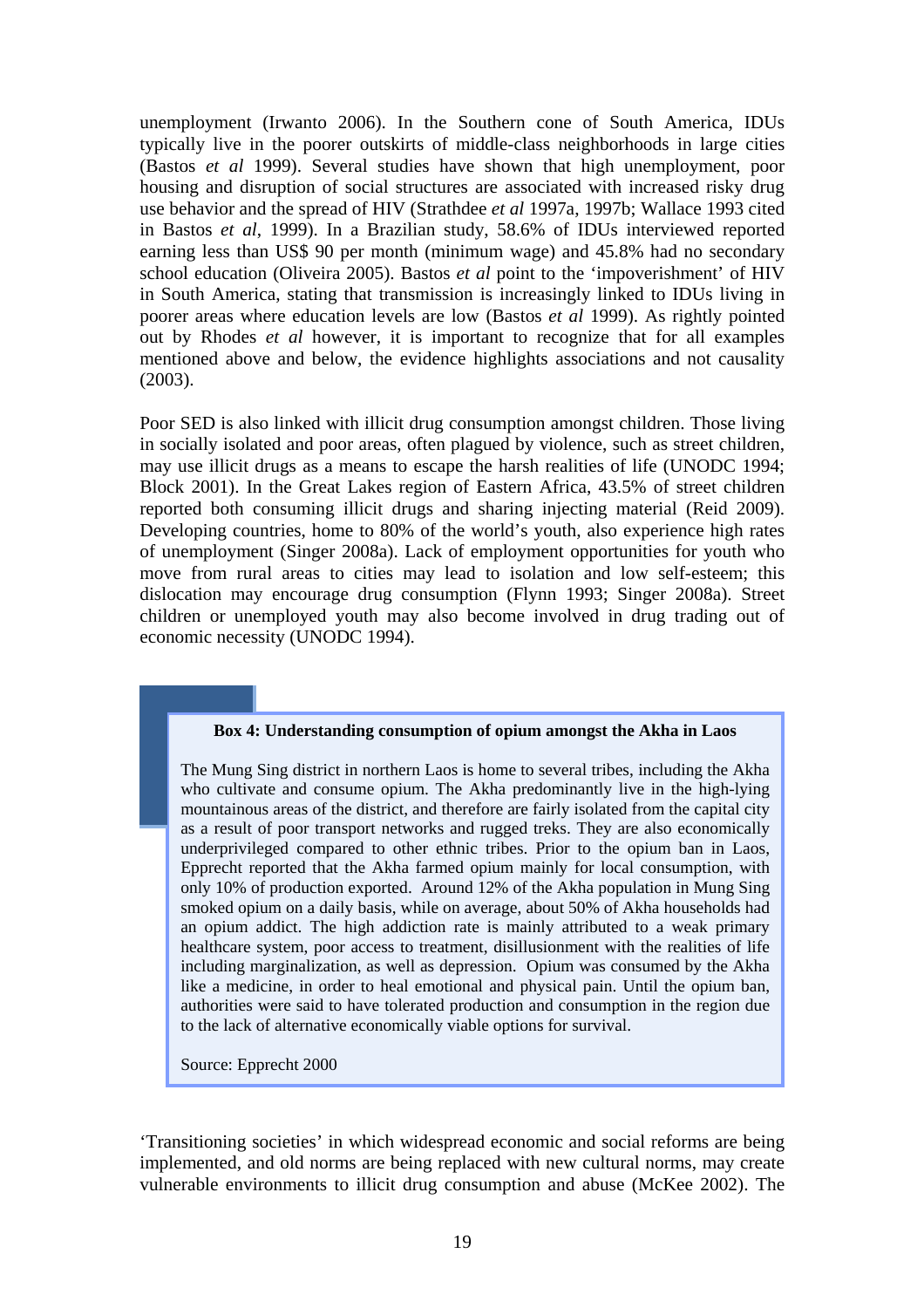unemployment (Irwanto 2006). In the Southern cone of South America, IDUs typically live in the poorer outskirts of middle-class neighborhoods in large cities (Bastos *et al* 1999). Several studies have shown that high unemployment, poor housing and disruption of social structures are associated with increased risky drug use behavior and the spread of HIV (Strathdee *et al* 1997a, 1997b; Wallace 1993 cited in Bastos *et al*, 1999). In a Brazilian study, 58.6% of IDUs interviewed reported earning less than US$ 90 per month (minimum wage) and 45.8% had no secondary school education (Oliveira 2005). Bastos *et al* point to the 'impoverishment' of HIV in South America, stating that transmission is increasingly linked to IDUs living in poorer areas where education levels are low (Bastos *et al* 1999). As rightly pointed out by Rhodes *et al* however, it is important to recognize that for all examples mentioned above and below, the evidence highlights associations and not causality (2003).

Poor SED is also linked with illicit drug consumption amongst children. Those living in socially isolated and poor areas, often plagued by violence, such as street children, may use illicit drugs as a means to escape the harsh realities of life (UNODC 1994; Block 2001). In the Great Lakes region of Eastern Africa, 43.5% of street children reported both consuming illicit drugs and sharing injecting material (Reid 2009). Developing countries, home to 80% of the world's youth, also experience high rates of unemployment (Singer 2008a). Lack of employment opportunities for youth who move from rural areas to cities may lead to isolation and low self-esteem; this dislocation may encourage drug consumption (Flynn 1993; Singer 2008a). Street children or unemployed youth may also become involved in drug trading out of economic necessity (UNODC 1994).

**Box 4: Understanding consumption of opium amongst the Akha in Laos**

The Mung Sing district in northern Laos is home to several tribes, including the Akha who cultivate and consume opium. The Akha predominantly live in the high-lying mountainous areas of the district, and therefore are fairly isolated from the capital city as a result of poor transport networks and rugged treks. They are also economically underprivileged compared to other ethnic tribes. Prior to the opium ban in Laos, Epprecht reported that the Akha farmed opium mainly for local consumption, with only 10% of production exported. Around 12% of the Akha population in Mung Sing smoked opium on a daily basis, while on average, about 50% of Akha households had an opium addict. The high addiction rate is mainly attributed to a weak primary healthcare system, poor access to treatment, disillusionment with the realities of life including marginalization, as well as depression. Opium was consumed by the Akha like a medicine, in order to heal emotional and physical pain. Until the opium ban, authorities were said to have tolerated production and consumption in the region due to the lack of alternative economically viable options for survival.

Source: Epprecht 2000

'Transitioning societies' in which widespread economic and social reforms are being implemented, and old norms are being replaced with new cultural norms, may create vulnerable environments to illicit drug consumption and abuse (McKee 2002). The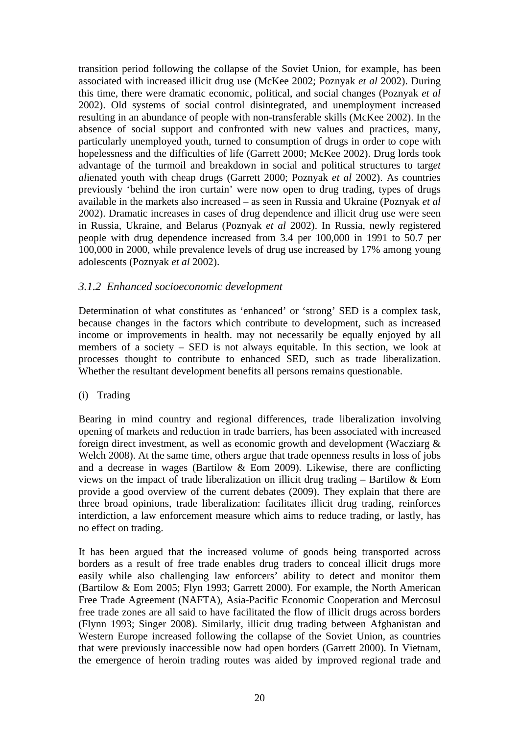transition period following the collapse of the Soviet Union, for example, has been associated with increased illicit drug use (McKee 2002; Poznyak *et al* 2002). During this time, there were dramatic economic, political, and social changes (Poznyak *et al* 2002). Old systems of social control disintegrated, and unemployment increased resulting in an abundance of people with non-transferable skills (McKee 2002). In the absence of social support and confronted with new values and practices, many, particularly unemployed youth, turned to consumption of drugs in order to cope with hopelessness and the difficulties of life (Garrett 2000; McKee 2002). Drug lords took advantage of the turmoil and breakdown in social and political structures to targ*et al*ienated youth with cheap drugs (Garrett 2000; Poznyak *et al* 2002). As countries previously 'behind the iron curtain' were now open to drug trading, types of drugs available in the markets also increased – as seen in Russia and Ukraine (Poznyak *et al* 2002). Dramatic increases in cases of drug dependence and illicit drug use were seen in Russia, Ukraine, and Belarus (Poznyak *et al* 2002). In Russia, newly registered people with drug dependence increased from 3.4 per 100,000 in 1991 to 50.7 per 100,000 in 2000, while prevalence levels of drug use increased by 17% among young adolescents (Poznyak *et al* 2002).

### *3.1.2 Enhanced socioeconomic development*

Determination of what constitutes as 'enhanced' or 'strong' SED is a complex task, because changes in the factors which contribute to development, such as increased income or improvements in health. may not necessarily be equally enjoyed by all members of a society – SED is not always equitable. In this section, we look at processes thought to contribute to enhanced SED, such as trade liberalization. Whether the resultant development benefits all persons remains questionable.

(i) Trading

Bearing in mind country and regional differences, trade liberalization involving opening of markets and reduction in trade barriers, has been associated with increased foreign direct investment, as well as economic growth and development (Wacziarg & Welch 2008). At the same time, others argue that trade openness results in loss of jobs and a decrease in wages (Bartilow & Eom 2009). Likewise, there are conflicting views on the impact of trade liberalization on illicit drug trading – Bartilow & Eom provide a good overview of the current debates (2009). They explain that there are three broad opinions, trade liberalization: facilitates illicit drug trading, reinforces interdiction, a law enforcement measure which aims to reduce trading, or lastly, has no effect on trading.

It has been argued that the increased volume of goods being transported across borders as a result of free trade enables drug traders to conceal illicit drugs more easily while also challenging law enforcers' ability to detect and monitor them (Bartilow & Eom 2005; Flyn 1993; Garrett 2000). For example, the North American Free Trade Agreement (NAFTA), Asia-Pacific Economic Cooperation and Mercosul free trade zones are all said to have facilitated the flow of illicit drugs across borders (Flynn 1993; Singer 2008). Similarly, illicit drug trading between Afghanistan and Western Europe increased following the collapse of the Soviet Union, as countries that were previously inaccessible now had open borders (Garrett 2000). In Vietnam, the emergence of heroin trading routes was aided by improved regional trade and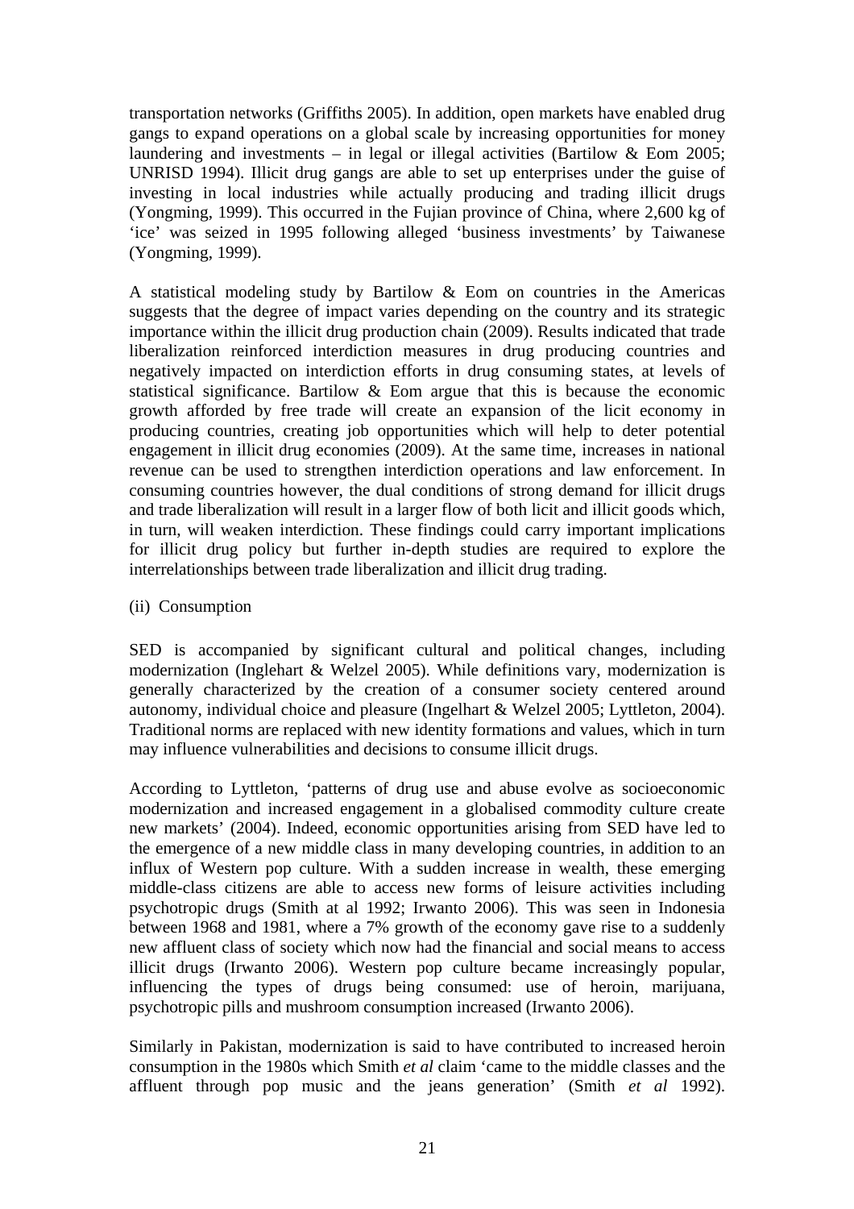transportation networks (Griffiths 2005). In addition, open markets have enabled drug gangs to expand operations on a global scale by increasing opportunities for money laundering and investments – in legal or illegal activities (Bartilow & Eom 2005; UNRISD 1994). Illicit drug gangs are able to set up enterprises under the guise of investing in local industries while actually producing and trading illicit drugs (Yongming, 1999). This occurred in the Fujian province of China, where 2,600 kg of 'ice' was seized in 1995 following alleged 'business investments' by Taiwanese (Yongming, 1999).

A statistical modeling study by Bartilow & Eom on countries in the Americas suggests that the degree of impact varies depending on the country and its strategic importance within the illicit drug production chain (2009). Results indicated that trade liberalization reinforced interdiction measures in drug producing countries and negatively impacted on interdiction efforts in drug consuming states, at levels of statistical significance. Bartilow & Eom argue that this is because the economic growth afforded by free trade will create an expansion of the licit economy in producing countries, creating job opportunities which will help to deter potential engagement in illicit drug economies (2009). At the same time, increases in national revenue can be used to strengthen interdiction operations and law enforcement. In consuming countries however, the dual conditions of strong demand for illicit drugs and trade liberalization will result in a larger flow of both licit and illicit goods which, in turn, will weaken interdiction. These findings could carry important implications for illicit drug policy but further in-depth studies are required to explore the interrelationships between trade liberalization and illicit drug trading.

(ii) Consumption

SED is accompanied by significant cultural and political changes, including modernization (Inglehart & Welzel 2005). While definitions vary, modernization is generally characterized by the creation of a consumer society centered around autonomy, individual choice and pleasure (Ingelhart & Welzel 2005; Lyttleton, 2004). Traditional norms are replaced with new identity formations and values, which in turn may influence vulnerabilities and decisions to consume illicit drugs.

According to Lyttleton, 'patterns of drug use and abuse evolve as socioeconomic modernization and increased engagement in a globalised commodity culture create new markets' (2004). Indeed, economic opportunities arising from SED have led to the emergence of a new middle class in many developing countries, in addition to an influx of Western pop culture. With a sudden increase in wealth, these emerging middle-class citizens are able to access new forms of leisure activities including psychotropic drugs (Smith at al 1992; Irwanto 2006). This was seen in Indonesia between 1968 and 1981, where a 7% growth of the economy gave rise to a suddenly new affluent class of society which now had the financial and social means to access illicit drugs (Irwanto 2006). Western pop culture became increasingly popular, influencing the types of drugs being consumed: use of heroin, marijuana, psychotropic pills and mushroom consumption increased (Irwanto 2006).

Similarly in Pakistan, modernization is said to have contributed to increased heroin consumption in the 1980s which Smith *et al* claim 'came to the middle classes and the affluent through pop music and the jeans generation' (Smith *et al* 1992).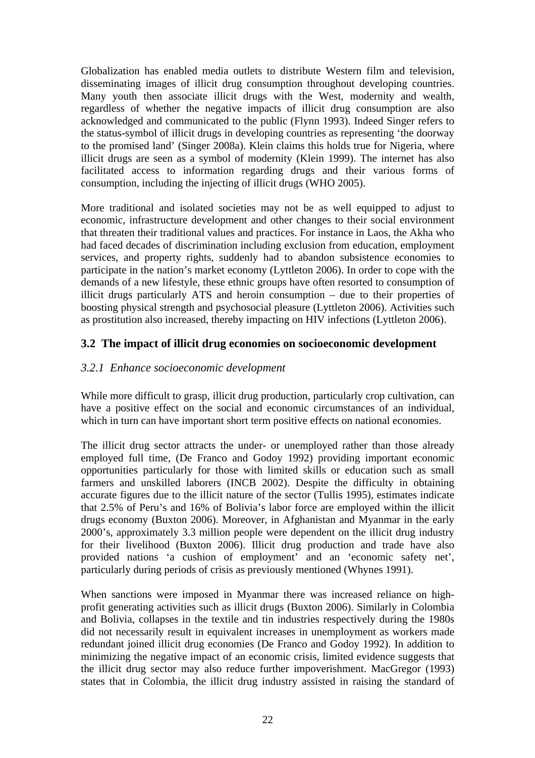Globalization has enabled media outlets to distribute Western film and television, disseminating images of illicit drug consumption throughout developing countries. Many youth then associate illicit drugs with the West, modernity and wealth, regardless of whether the negative impacts of illicit drug consumption are also acknowledged and communicated to the public (Flynn 1993). Indeed Singer refers to the status-symbol of illicit drugs in developing countries as representing 'the doorway to the promised land' (Singer 2008a). Klein claims this holds true for Nigeria, where illicit drugs are seen as a symbol of modernity (Klein 1999). The internet has also facilitated access to information regarding drugs and their various forms of consumption, including the injecting of illicit drugs (WHO 2005).

More traditional and isolated societies may not be as well equipped to adjust to economic, infrastructure development and other changes to their social environment that threaten their traditional values and practices. For instance in Laos, the Akha who had faced decades of discrimination including exclusion from education, employment services, and property rights, suddenly had to abandon subsistence economies to participate in the nation's market economy (Lyttleton 2006). In order to cope with the demands of a new lifestyle, these ethnic groups have often resorted to consumption of illicit drugs particularly ATS and heroin consumption – due to their properties of boosting physical strength and psychosocial pleasure (Lyttleton 2006). Activities such as prostitution also increased, thereby impacting on HIV infections (Lyttleton 2006).

## 3.2 The impact of illicit drug economies on socioeconomic development

### *3.2.1 Enhance socioeconomic development*

While more difficult to grasp, illicit drug production, particularly crop cultivation, can have a positive effect on the social and economic circumstances of an individual, which in turn can have important short term positive effects on national economies.

The illicit drug sector attracts the under- or unemployed rather than those already employed full time, (De Franco and Godoy 1992) providing important economic opportunities particularly for those with limited skills or education such as small farmers and unskilled laborers (INCB 2002). Despite the difficulty in obtaining accurate figures due to the illicit nature of the sector (Tullis 1995), estimates indicate that 2.5% of Peru's and 16% of Bolivia's labor force are employed within the illicit drugs economy (Buxton 2006). Moreover, in Afghanistan and Myanmar in the early 2000's, approximately 3.3 million people were dependent on the illicit drug industry for their livelihood (Buxton 2006). Illicit drug production and trade have also provided nations 'a cushion of employment' and an 'economic safety net', particularly during periods of crisis as previously mentioned (Whynes 1991).

When sanctions were imposed in Myanmar there was increased reliance on high-profit generating activities such as illicit drugs (Buxton 2006). Similarly in Colombia and Bolivia, collapses in the textile and tin industries respectively during the 1980s did not necessarily result in equivalent increases in unemployment as workers made redundant joined illicit drug economies (De Franco and Godoy 1992). In addition to minimizing the negative impact of an economic crisis, limited evidence suggests that the illicit drug sector may also reduce further impoverishment. MacGregor (1993) states that in Colombia, the illicit drug industry assisted in raising the standard of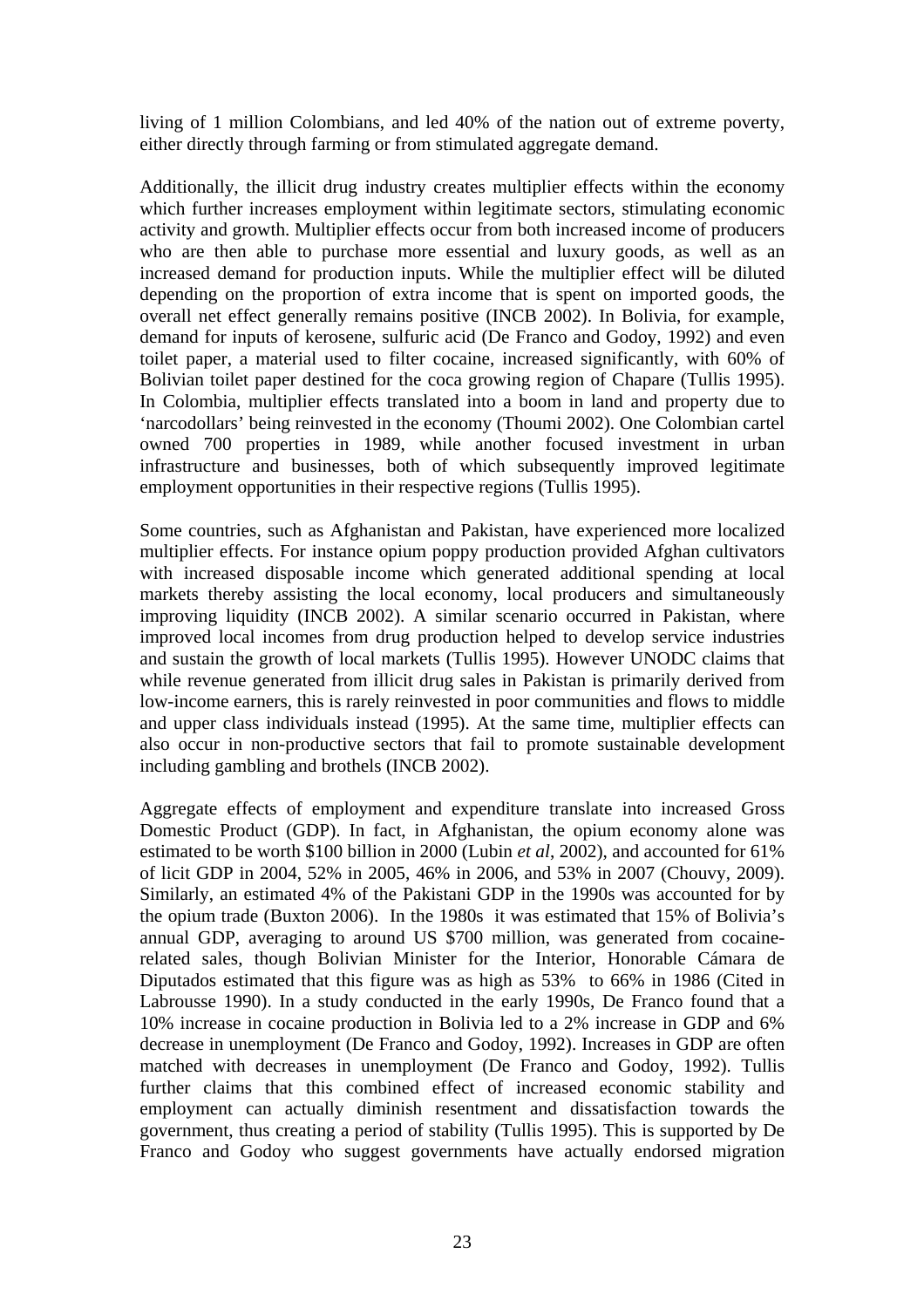living of 1 million Colombians, and led 40% of the nation out of extreme poverty, either directly through farming or from stimulated aggregate demand.

Additionally, the illicit drug industry creates multiplier effects within the economy which further increases employment within legitimate sectors, stimulating economic activity and growth. Multiplier effects occur from both increased income of producers who are then able to purchase more essential and luxury goods, as well as an increased demand for production inputs. While the multiplier effect will be diluted depending on the proportion of extra income that is spent on imported goods, the overall net effect generally remains positive (INCB 2002). In Bolivia, for example, demand for inputs of kerosene, sulfuric acid (De Franco and Godoy, 1992) and even toilet paper, a material used to filter cocaine, increased significantly, with 60% of Bolivian toilet paper destined for the coca growing region of Chapare (Tullis 1995). In Colombia, multiplier effects translated into a boom in land and property due to 'narcodollars' being reinvested in the economy (Thoumi 2002). One Colombian cartel owned 700 properties in 1989, while another focused investment in urban infrastructure and businesses, both of which subsequently improved legitimate employment opportunities in their respective regions (Tullis 1995).

Some countries, such as Afghanistan and Pakistan, have experienced more localized multiplier effects. For instance opium poppy production provided Afghan cultivators with increased disposable income which generated additional spending at local markets thereby assisting the local economy, local producers and simultaneously improving liquidity (INCB 2002). A similar scenario occurred in Pakistan, where improved local incomes from drug production helped to develop service industries and sustain the growth of local markets (Tullis 1995). However UNODC claims that while revenue generated from illicit drug sales in Pakistan is primarily derived from low-income earners, this is rarely reinvested in poor communities and flows to middle and upper class individuals instead (1995). At the same time, multiplier effects can also occur in non-productive sectors that fail to promote sustainable development including gambling and brothels (INCB 2002).

Aggregate effects of employment and expenditure translate into increased Gross Domestic Product (GDP). In fact, in Afghanistan, the opium economy alone was estimated to be worth $100 billion in 2000 (Lubin *et al*, 2002), and accounted for 61% of licit GDP in 2004, 52% in 2005, 46% in 2006, and 53% in 2007 (Chouvy, 2009). Similarly, an estimated 4% of the Pakistani GDP in the 1990s was accounted for by the opium trade (Buxton 2006). In the 1980s it was estimated that 15% of Bolivia's annual GDP, averaging to around US $700 million, was generated from cocaine-related sales, though Bolivian Minister for the Interior, Honorable Cámara de Diputados estimated that this figure was as high as 53% to 66% in 1986 (Cited in Labrousse 1990). In a study conducted in the early 1990s, De Franco found that a 10% increase in cocaine production in Bolivia led to a 2% increase in GDP and 6% decrease in unemployment (De Franco and Godoy, 1992). Increases in GDP are often matched with decreases in unemployment (De Franco and Godoy, 1992). Tullis further claims that this combined effect of increased economic stability and employment can actually diminish resentment and dissatisfaction towards the government, thus creating a period of stability (Tullis 1995). This is supported by De Franco and Godoy who suggest governments have actually endorsed migration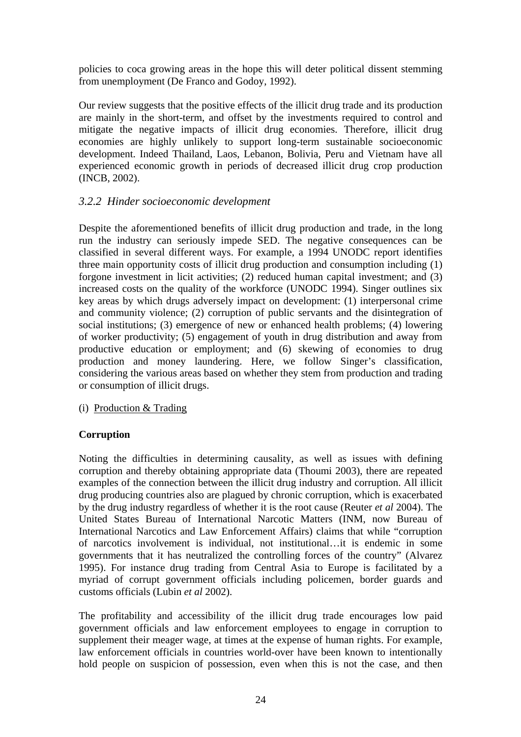policies to coca growing areas in the hope this will deter political dissent stemming from unemployment (De Franco and Godoy, 1992).

Our review suggests that the positive effects of the illicit drug trade and its production are mainly in the short-term, and offset by the investments required to control and mitigate the negative impacts of illicit drug economies. Therefore, illicit drug economies are highly unlikely to support long-term sustainable socioeconomic development. Indeed Thailand, Laos, Lebanon, Bolivia, Peru and Vietnam have all experienced economic growth in periods of decreased illicit drug crop production (INCB, 2002).

### *3.2.2 Hinder socioeconomic development*

Despite the aforementioned benefits of illicit drug production and trade, in the long run the industry can seriously impede SED. The negative consequences can be classified in several different ways. For example, a 1994 UNODC report identifies three main opportunity costs of illicit drug production and consumption including (1) forgone investment in licit activities; (2) reduced human capital investment; and (3) increased costs on the quality of the workforce (UNODC 1994). Singer outlines six key areas by which drugs adversely impact on development: (1) interpersonal crime and community violence; (2) corruption of public servants and the disintegration of social institutions; (3) emergence of new or enhanced health problems; (4) lowering of worker productivity; (5) engagement of youth in drug distribution and away from productive education or employment; and (6) skewing of economies to drug production and money laundering. Here, we follow Singer's classification, considering the various areas based on whether they stem from production and trading or consumption of illicit drugs.

(i) <u>Production & Trading</u>

**Corruption**

Noting the difficulties in determining causality, as well as issues with defining corruption and thereby obtaining appropriate data (Thoumi 2003), there are repeated examples of the connection between the illicit drug industry and corruption. All illicit drug producing countries also are plagued by chronic corruption, which is exacerbated by the drug industry regardless of whether it is the root cause (Reuter *et al* 2004). The United States Bureau of International Narcotic Matters (INM, now Bureau of International Narcotics and Law Enforcement Affairs) claims that while "corruption of narcotics involvement is individual, not institutional…it is endemic in some governments that it has neutralized the controlling forces of the country" (Alvarez 1995). For instance drug trading from Central Asia to Europe is facilitated by a myriad of corrupt government officials including policemen, border guards and customs officials (Lubin *et al* 2002).

The profitability and accessibility of the illicit drug trade encourages low paid government officials and law enforcement employees to engage in corruption to supplement their meager wage, at times at the expense of human rights. For example, law enforcement officials in countries world-over have been known to intentionally hold people on suspicion of possession, even when this is not the case, and then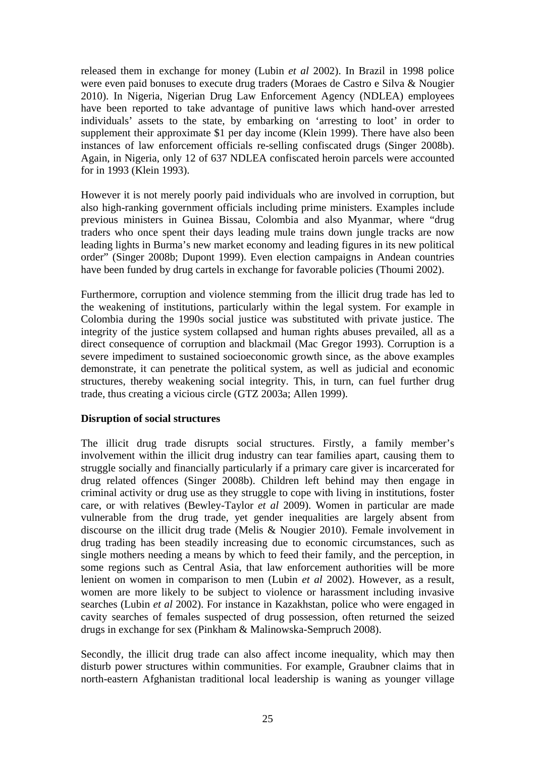released them in exchange for money (Lubin *et al* 2002). In Brazil in 1998 police were even paid bonuses to execute drug traders (Moraes de Castro e Silva & Nougier 2010). In Nigeria, Nigerian Drug Law Enforcement Agency (NDLEA) employees have been reported to take advantage of punitive laws which hand-over arrested individuals' assets to the state, by embarking on 'arresting to loot' in order to supplement their approximate $1 per day income (Klein 1999). There have also been instances of law enforcement officials re-selling confiscated drugs (Singer 2008b). Again, in Nigeria, only 12 of 637 NDLEA confiscated heroin parcels were accounted for in 1993 (Klein 1993).

However it is not merely poorly paid individuals who are involved in corruption, but also high-ranking government officials including prime ministers. Examples include previous ministers in Guinea Bissau, Colombia and also Myanmar, where "drug traders who once spent their days leading mule trains down jungle tracks are now leading lights in Burma's new market economy and leading figures in its new political order" (Singer 2008b; Dupont 1999). Even election campaigns in Andean countries have been funded by drug cartels in exchange for favorable policies (Thoumi 2002).

Furthermore, corruption and violence stemming from the illicit drug trade has led to the weakening of institutions, particularly within the legal system. For example in Colombia during the 1990s social justice was substituted with private justice. The integrity of the justice system collapsed and human rights abuses prevailed, all as a direct consequence of corruption and blackmail (Mac Gregor 1993). Corruption is a severe impediment to sustained socioeconomic growth since, as the above examples demonstrate, it can penetrate the political system, as well as judicial and economic structures, thereby weakening social integrity. This, in turn, can fuel further drug trade, thus creating a vicious circle (GTZ 2003a; Allen 1999).

**Disruption of social structures**

The illicit drug trade disrupts social structures. Firstly, a family member's involvement within the illicit drug industry can tear families apart, causing them to struggle socially and financially particularly if a primary care giver is incarcerated for drug related offences (Singer 2008b). Children left behind may then engage in criminal activity or drug use as they struggle to cope with living in institutions, foster care, or with relatives (Bewley-Taylor *et al* 2009). Women in particular are made vulnerable from the drug trade, yet gender inequalities are largely absent from discourse on the illicit drug trade (Melis & Nougier 2010). Female involvement in drug trading has been steadily increasing due to economic circumstances, such as single mothers needing a means by which to feed their family, and the perception, in some regions such as Central Asia, that law enforcement authorities will be more lenient on women in comparison to men (Lubin *et al* 2002). However, as a result, women are more likely to be subject to violence or harassment including invasive searches (Lubin *et al* 2002). For instance in Kazakhstan, police who were engaged in cavity searches of females suspected of drug possession, often returned the seized drugs in exchange for sex (Pinkham & Malinowska-Sempruch 2008).

Secondly, the illicit drug trade can also affect income inequality, which may then disturb power structures within communities. For example, Graubner claims that in north-eastern Afghanistan traditional local leadership is waning as younger village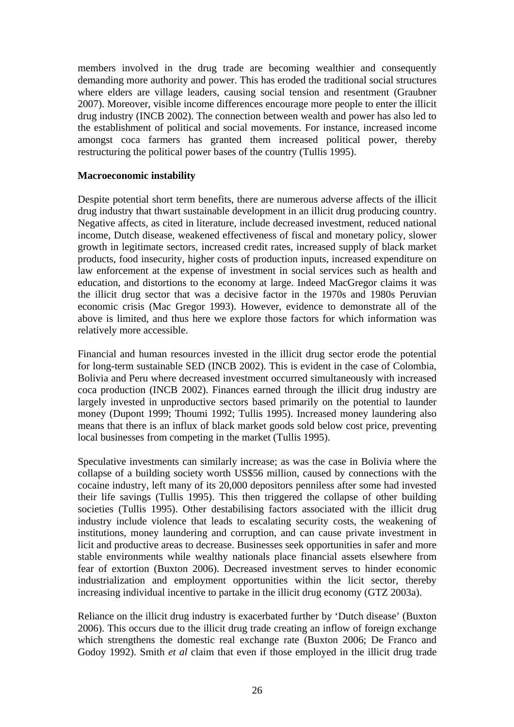members involved in the drug trade are becoming wealthier and consequently demanding more authority and power. This has eroded the traditional social structures where elders are village leaders, causing social tension and resentment (Graubner 2007). Moreover, visible income differences encourage more people to enter the illicit drug industry (INCB 2002). The connection between wealth and power has also led to the establishment of political and social movements. For instance, increased income amongst coca farmers has granted them increased political power, thereby restructuring the political power bases of the country (Tullis 1995).

**Macroeconomic instability**

Despite potential short term benefits, there are numerous adverse affects of the illicit drug industry that thwart sustainable development in an illicit drug producing country. Negative affects, as cited in literature, include decreased investment, reduced national income, Dutch disease, weakened effectiveness of fiscal and monetary policy, slower growth in legitimate sectors, increased credit rates, increased supply of black market products, food insecurity, higher costs of production inputs, increased expenditure on law enforcement at the expense of investment in social services such as health and education, and distortions to the economy at large. Indeed MacGregor claims it was the illicit drug sector that was a decisive factor in the 1970s and 1980s Peruvian economic crisis (Mac Gregor 1993). However, evidence to demonstrate all of the above is limited, and thus here we explore those factors for which information was relatively more accessible.

Financial and human resources invested in the illicit drug sector erode the potential for long-term sustainable SED (INCB 2002). This is evident in the case of Colombia, Bolivia and Peru where decreased investment occurred simultaneously with increased coca production (INCB 2002). Finances earned through the illicit drug industry are largely invested in unproductive sectors based primarily on the potential to launder money (Dupont 1999; Thoumi 1992; Tullis 1995). Increased money laundering also means that there is an influx of black market goods sold below cost price, preventing local businesses from competing in the market (Tullis 1995).

Speculative investments can similarly increase; as was the case in Bolivia where the collapse of a building society worth US$56 million, caused by connections with the cocaine industry, left many of its 20,000 depositors penniless after some had invested their life savings (Tullis 1995). This then triggered the collapse of other building societies (Tullis 1995). Other destabilising factors associated with the illicit drug industry include violence that leads to escalating security costs, the weakening of institutions, money laundering and corruption, and can cause private investment in licit and productive areas to decrease. Businesses seek opportunities in safer and more stable environments while wealthy nationals place financial assets elsewhere from fear of extortion (Buxton 2006). Decreased investment serves to hinder economic industrialization and employment opportunities within the licit sector, thereby increasing individual incentive to partake in the illicit drug economy (GTZ 2003a).

Reliance on the illicit drug industry is exacerbated further by 'Dutch disease' (Buxton 2006). This occurs due to the illicit drug trade creating an inflow of foreign exchange which strengthens the domestic real exchange rate (Buxton 2006; De Franco and Godoy 1992). Smith *et al* claim that even if those employed in the illicit drug trade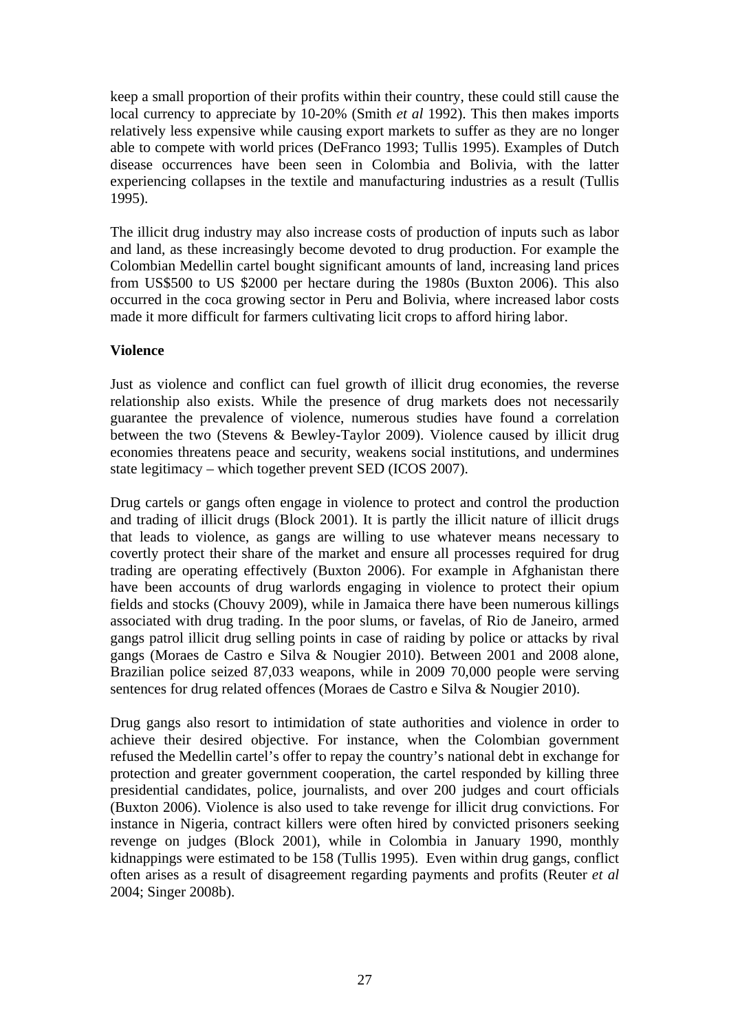keep a small proportion of their profits within their country, these could still cause the local currency to appreciate by 10-20% (Smith *et al* 1992). This then makes imports relatively less expensive while causing export markets to suffer as they are no longer able to compete with world prices (DeFranco 1993; Tullis 1995). Examples of Dutch disease occurrences have been seen in Colombia and Bolivia, with the latter experiencing collapses in the textile and manufacturing industries as a result (Tullis 1995).

The illicit drug industry may also increase costs of production of inputs such as labor and land, as these increasingly become devoted to drug production. For example the Colombian Medellin cartel bought significant amounts of land, increasing land prices from US$500 to US $2000 per hectare during the 1980s (Buxton 2006). This also occurred in the coca growing sector in Peru and Bolivia, where increased labor costs made it more difficult for farmers cultivating licit crops to afford hiring labor.

**Violence**

Just as violence and conflict can fuel growth of illicit drug economies, the reverse relationship also exists. While the presence of drug markets does not necessarily guarantee the prevalence of violence, numerous studies have found a correlation between the two (Stevens & Bewley-Taylor 2009). Violence caused by illicit drug economies threatens peace and security, weakens social institutions, and undermines state legitimacy – which together prevent SED (ICOS 2007).

Drug cartels or gangs often engage in violence to protect and control the production and trading of illicit drugs (Block 2001). It is partly the illicit nature of illicit drugs that leads to violence, as gangs are willing to use whatever means necessary to covertly protect their share of the market and ensure all processes required for drug trading are operating effectively (Buxton 2006). For example in Afghanistan there have been accounts of drug warlords engaging in violence to protect their opium fields and stocks (Chouvy 2009), while in Jamaica there have been numerous killings associated with drug trading. In the poor slums, or favelas, of Rio de Janeiro, armed gangs patrol illicit drug selling points in case of raiding by police or attacks by rival gangs (Moraes de Castro e Silva & Nougier 2010). Between 2001 and 2008 alone, Brazilian police seized 87,033 weapons, while in 2009 70,000 people were serving sentences for drug related offences (Moraes de Castro e Silva & Nougier 2010).

Drug gangs also resort to intimidation of state authorities and violence in order to achieve their desired objective. For instance, when the Colombian government refused the Medellin cartel's offer to repay the country's national debt in exchange for protection and greater government cooperation, the cartel responded by killing three presidential candidates, police, journalists, and over 200 judges and court officials (Buxton 2006). Violence is also used to take revenge for illicit drug convictions. For instance in Nigeria, contract killers were often hired by convicted prisoners seeking revenge on judges (Block 2001), while in Colombia in January 1990, monthly kidnappings were estimated to be 158 (Tullis 1995). Even within drug gangs, conflict often arises as a result of disagreement regarding payments and profits (Reuter *et al* 2004; Singer 2008b).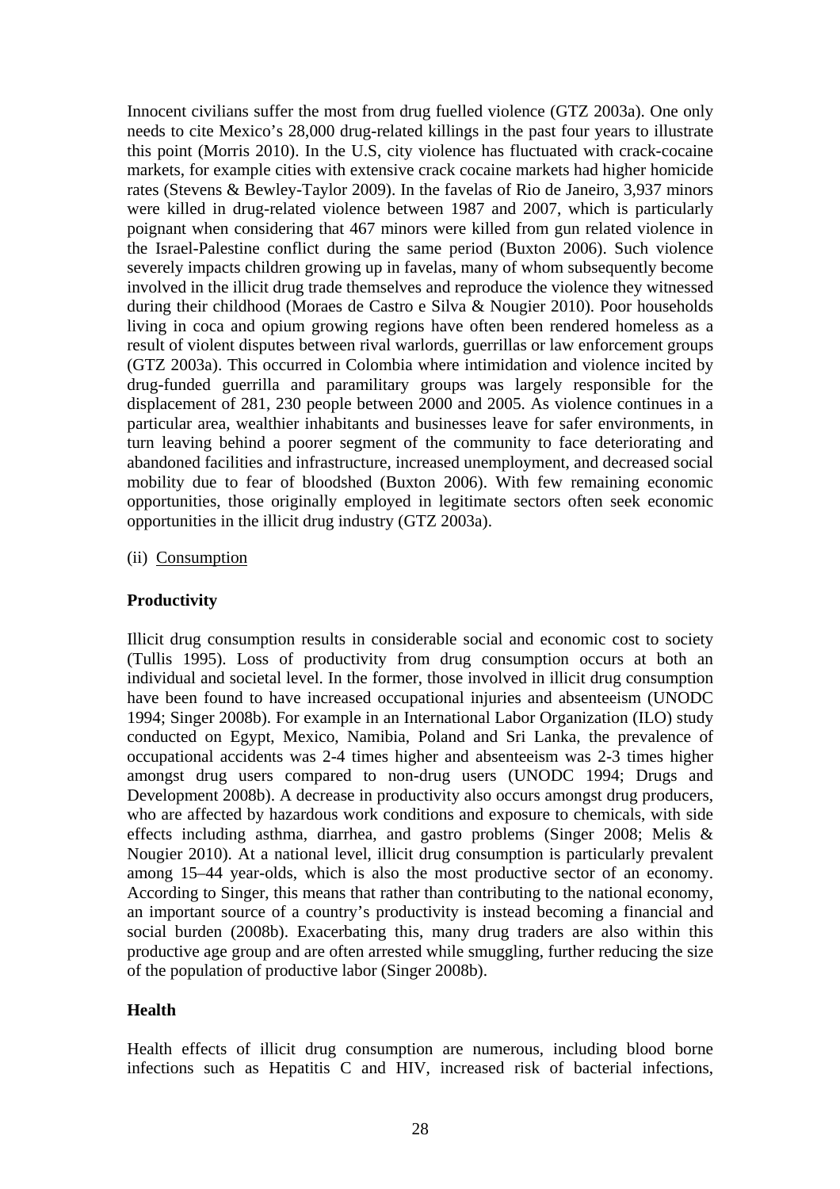Innocent civilians suffer the most from drug fuelled violence (GTZ 2003a). One only needs to cite Mexico's 28,000 drug-related killings in the past four years to illustrate this point (Morris 2010). In the U.S, city violence has fluctuated with crack-cocaine markets, for example cities with extensive crack cocaine markets had higher homicide rates (Stevens & Bewley-Taylor 2009). In the favelas of Rio de Janeiro, 3,937 minors were killed in drug-related violence between 1987 and 2007, which is particularly poignant when considering that 467 minors were killed from gun related violence in the Israel-Palestine conflict during the same period (Buxton 2006). Such violence severely impacts children growing up in favelas, many of whom subsequently become involved in the illicit drug trade themselves and reproduce the violence they witnessed during their childhood (Moraes de Castro e Silva & Nougier 2010). Poor households living in coca and opium growing regions have often been rendered homeless as a result of violent disputes between rival warlords, guerrillas or law enforcement groups (GTZ 2003a). This occurred in Colombia where intimidation and violence incited by drug-funded guerrilla and paramilitary groups was largely responsible for the displacement of 281, 230 people between 2000 and 2005. As violence continues in a particular area, wealthier inhabitants and businesses leave for safer environments, in turn leaving behind a poorer segment of the community to face deteriorating and abandoned facilities and infrastructure, increased unemployment, and decreased social mobility due to fear of bloodshed (Buxton 2006). With few remaining economic opportunities, those originally employed in legitimate sectors often seek economic opportunities in the illicit drug industry (GTZ 2003a).

(ii) Consumption

**Productivity**

Illicit drug consumption results in considerable social and economic cost to society (Tullis 1995). Loss of productivity from drug consumption occurs at both an individual and societal level. In the former, those involved in illicit drug consumption have been found to have increased occupational injuries and absenteeism (UNODC 1994; Singer 2008b). For example in an International Labor Organization (ILO) study conducted on Egypt, Mexico, Namibia, Poland and Sri Lanka, the prevalence of occupational accidents was 2-4 times higher and absenteeism was 2-3 times higher amongst drug users compared to non-drug users (UNODC 1994; Drugs and Development 2008b). A decrease in productivity also occurs amongst drug producers, who are affected by hazardous work conditions and exposure to chemicals, with side effects including asthma, diarrhea, and gastro problems (Singer 2008; Melis & Nougier 2010). At a national level, illicit drug consumption is particularly prevalent among 15–44 year-olds, which is also the most productive sector of an economy. According to Singer, this means that rather than contributing to the national economy, an important source of a country's productivity is instead becoming a financial and social burden (2008b). Exacerbating this, many drug traders are also within this productive age group and are often arrested while smuggling, further reducing the size of the population of productive labor (Singer 2008b).

**Health**

Health effects of illicit drug consumption are numerous, including blood borne infections such as Hepatitis C and HIV, increased risk of bacterial infections,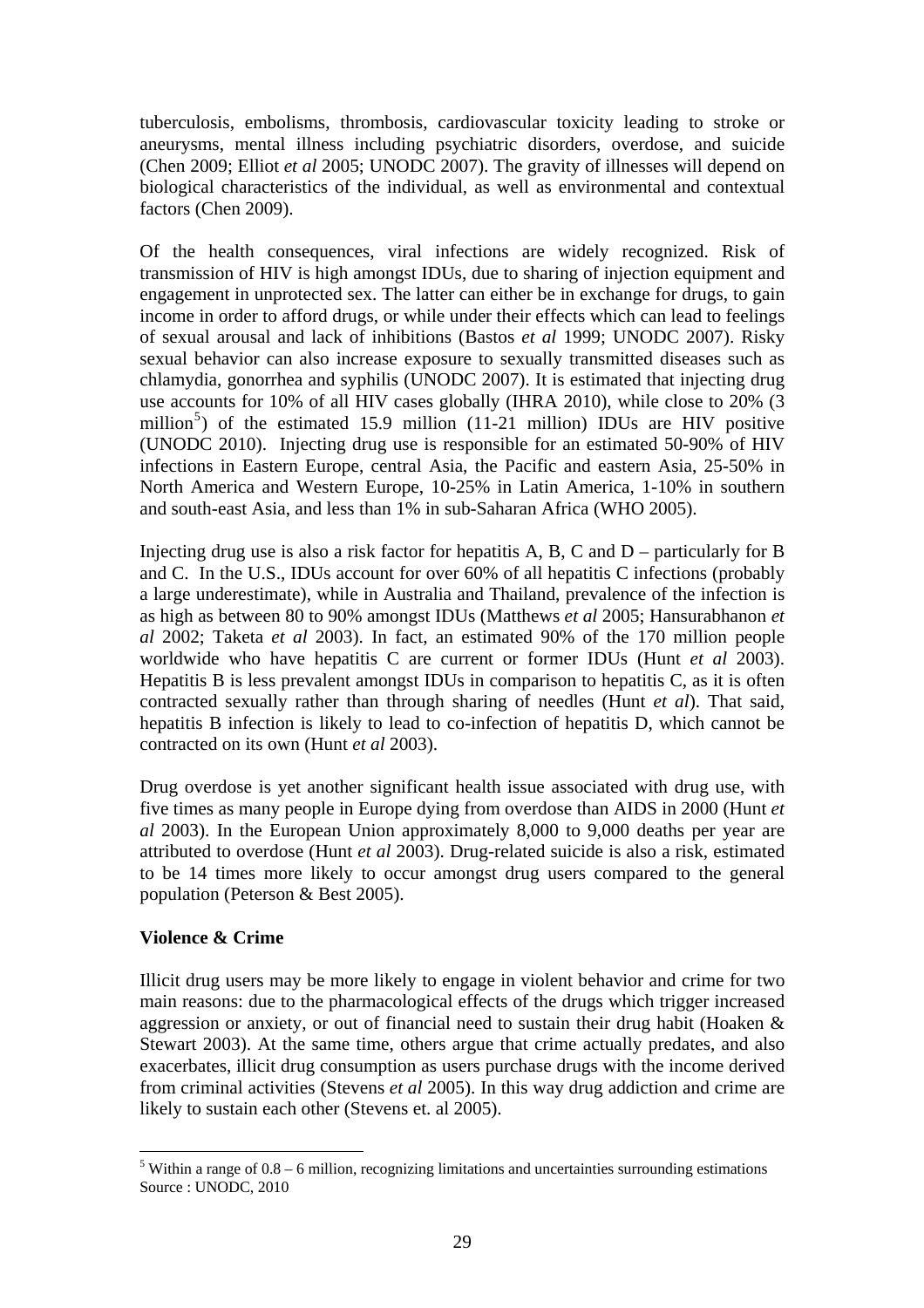tuberculosis, embolisms, thrombosis, cardiovascular toxicity leading to stroke or aneurysms, mental illness including psychiatric disorders, overdose, and suicide (Chen 2009; Elliot *et al* 2005; UNODC 2007). The gravity of illnesses will depend on biological characteristics of the individual, as well as environmental and contextual factors (Chen 2009).

Of the health consequences, viral infections are widely recognized. Risk of transmission of HIV is high amongst IDUs, due to sharing of injection equipment and engagement in unprotected sex. The latter can either be in exchange for drugs, to gain income in order to afford drugs, or while under their effects which can lead to feelings of sexual arousal and lack of inhibitions (Bastos *et al* 1999; UNODC 2007). Risky sexual behavior can also increase exposure to sexually transmitted diseases such as chlamydia, gonorrhea and syphilis (UNODC 2007). It is estimated that injecting drug use accounts for 10% of all HIV cases globally (IHRA 2010), while close to 20% (3 million[5]) of the estimated 15.9 million (11-21 million) IDUs are HIV positive (UNODC 2010). Injecting drug use is responsible for an estimated 50-90% of HIV infections in Eastern Europe, central Asia, the Pacific and eastern Asia, 25-50% in North America and Western Europe, 10-25% in Latin America, 1-10% in southern and south-east Asia, and less than 1% in sub-Saharan Africa (WHO 2005).

Injecting drug use is also a risk factor for hepatitis A, B, C and D – particularly for B and C. In the U.S., IDUs account for over 60% of all hepatitis C infections (probably a large underestimate), while in Australia and Thailand, prevalence of the infection is as high as between 80 to 90% amongst IDUs (Matthews *et al* 2005; Hansurabhanon *et al* 2002; Taketa *et al* 2003). In fact, an estimated 90% of the 170 million people worldwide who have hepatitis C are current or former IDUs (Hunt *et al* 2003). Hepatitis B is less prevalent amongst IDUs in comparison to hepatitis C, as it is often contracted sexually rather than through sharing of needles (Hunt *et al*). That said, hepatitis B infection is likely to lead to co-infection of hepatitis D, which cannot be contracted on its own (Hunt *et al* 2003).

Drug overdose is yet another significant health issue associated with drug use, with five times as many people in Europe dying from overdose than AIDS in 2000 (Hunt *et al* 2003). In the European Union approximately 8,000 to 9,000 deaths per year are attributed to overdose (Hunt *et al* 2003). Drug-related suicide is also a risk, estimated to be 14 times more likely to occur amongst drug users compared to the general population (Peterson & Best 2005).

**Violence & Crime**

Illicit drug users may be more likely to engage in violent behavior and crime for two main reasons: due to the pharmacological effects of the drugs which trigger increased aggression or anxiety, or out of financial need to sustain their drug habit (Hoaken & Stewart 2003). At the same time, others argue that crime actually predates, and also exacerbates, illicit drug consumption as users purchase drugs with the income derived from criminal activities (Stevens *et al* 2005). In this way drug addiction and crime are likely to sustain each other (Stevens et. al 2005).

---

[5] Within a range of 0.8 – 6 million, recognizing limitations and uncertainties surrounding estimations
Source : UNODC, 2010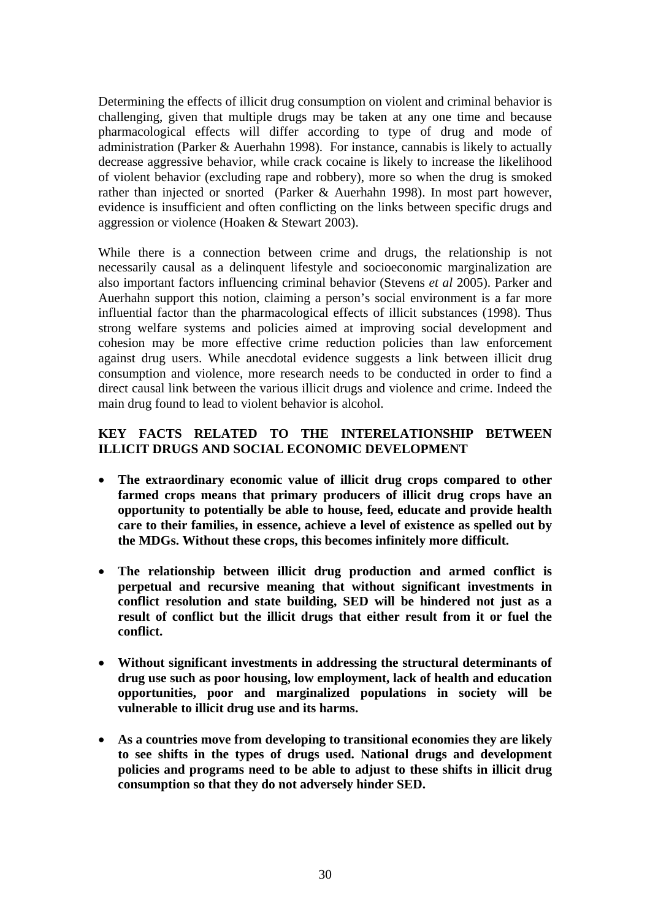Determining the effects of illicit drug consumption on violent and criminal behavior is challenging, given that multiple drugs may be taken at any one time and because pharmacological effects will differ according to type of drug and mode of administration (Parker & Auerhahn 1998). For instance, cannabis is likely to actually decrease aggressive behavior, while crack cocaine is likely to increase the likelihood of violent behavior (excluding rape and robbery), more so when the drug is smoked rather than injected or snorted (Parker & Auerhahn 1998). In most part however, evidence is insufficient and often conflicting on the links between specific drugs and aggression or violence (Hoaken & Stewart 2003).

While there is a connection between crime and drugs, the relationship is not necessarily causal as a delinquent lifestyle and socioeconomic marginalization are also important factors influencing criminal behavior (Stevens *et al* 2005). Parker and Auerhahn support this notion, claiming a person's social environment is a far more influential factor than the pharmacological effects of illicit substances (1998). Thus strong welfare systems and policies aimed at improving social development and cohesion may be more effective crime reduction policies than law enforcement against drug users. While anecdotal evidence suggests a link between illicit drug consumption and violence, more research needs to be conducted in order to find a direct causal link between the various illicit drugs and violence and crime. Indeed the main drug found to lead to violent behavior is alcohol.

**KEY FACTS RELATED TO THE INTERELATIONSHIP BETWEEN ILLICIT DRUGS AND SOCIAL ECONOMIC DEVELOPMENT**

- **The extraordinary economic value of illicit drug crops compared to other farmed crops means that primary producers of illicit drug crops have an opportunity to potentially be able to house, feed, educate and provide health care to their families, in essence, achieve a level of existence as spelled out by the MDGs. Without these crops, this becomes infinitely more difficult.**

- **The relationship between illicit drug production and armed conflict is perpetual and recursive meaning that without significant investments in conflict resolution and state building, SED will be hindered not just as a result of conflict but the illicit drugs that either result from it or fuel the conflict.**

- **Without significant investments in addressing the structural determinants of drug use such as poor housing, low employment, lack of health and education opportunities, poor and marginalized populations in society will be vulnerable to illicit drug use and its harms.**

- **As a countries move from developing to transitional economies they are likely to see shifts in the types of drugs used. National drugs and development policies and programs need to be able to adjust to these shifts in illicit drug consumption so that they do not adversely hinder SED.**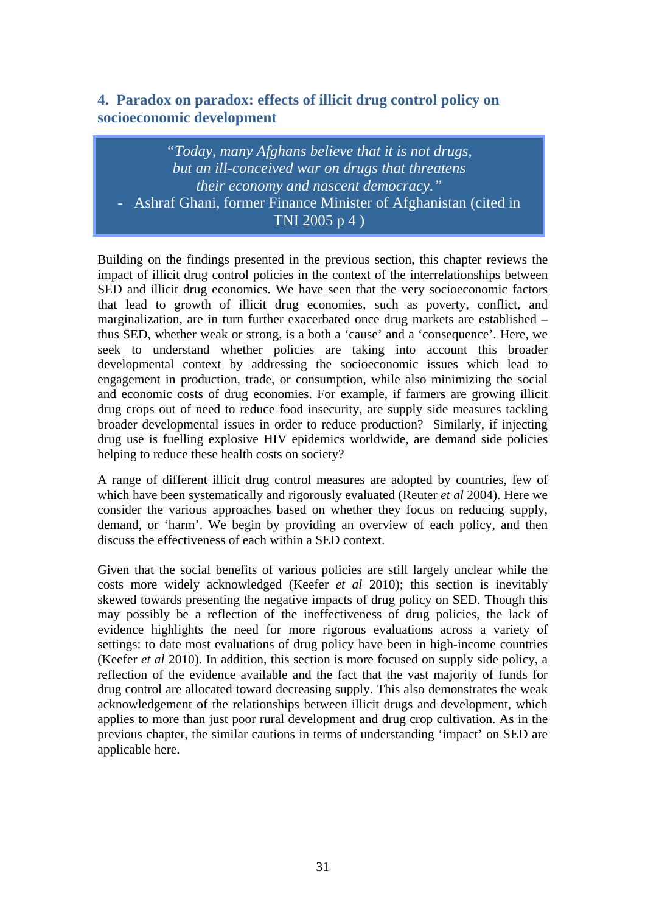## 4. Paradox on paradox: effects of illicit drug control policy on socioeconomic development

> *"Today, many Afghans believe that it is not drugs, but an ill-conceived war on drugs that threatens their economy and nascent democracy."*
> - Ashraf Ghani, former Finance Minister of Afghanistan (cited in TNI 2005 p 4 )

Building on the findings presented in the previous section, this chapter reviews the impact of illicit drug control policies in the context of the interrelationships between SED and illicit drug economics. We have seen that the very socioeconomic factors that lead to growth of illicit drug economies, such as poverty, conflict, and marginalization, are in turn further exacerbated once drug markets are established – thus SED, whether weak or strong, is a both a 'cause' and a 'consequence'. Here, we seek to understand whether policies are taking into account this broader developmental context by addressing the socioeconomic issues which lead to engagement in production, trade, or consumption, while also minimizing the social and economic costs of drug economies. For example, if farmers are growing illicit drug crops out of need to reduce food insecurity, are supply side measures tackling broader developmental issues in order to reduce production? Similarly, if injecting drug use is fuelling explosive HIV epidemics worldwide, are demand side policies helping to reduce these health costs on society?

A range of different illicit drug control measures are adopted by countries, few of which have been systematically and rigorously evaluated (Reuter *et al* 2004). Here we consider the various approaches based on whether they focus on reducing supply, demand, or 'harm'. We begin by providing an overview of each policy, and then discuss the effectiveness of each within a SED context.

Given that the social benefits of various policies are still largely unclear while the costs more widely acknowledged (Keefer *et al* 2010); this section is inevitably skewed towards presenting the negative impacts of drug policy on SED. Though this may possibly be a reflection of the ineffectiveness of drug policies, the lack of evidence highlights the need for more rigorous evaluations across a variety of settings: to date most evaluations of drug policy have been in high-income countries (Keefer *et al* 2010). In addition, this section is more focused on supply side policy, a reflection of the evidence available and the fact that the vast majority of funds for drug control are allocated toward decreasing supply. This also demonstrates the weak acknowledgement of the relationships between illicit drugs and development, which applies to more than just poor rural development and drug crop cultivation. As in the previous chapter, the similar cautions in terms of understanding 'impact' on SED are applicable here.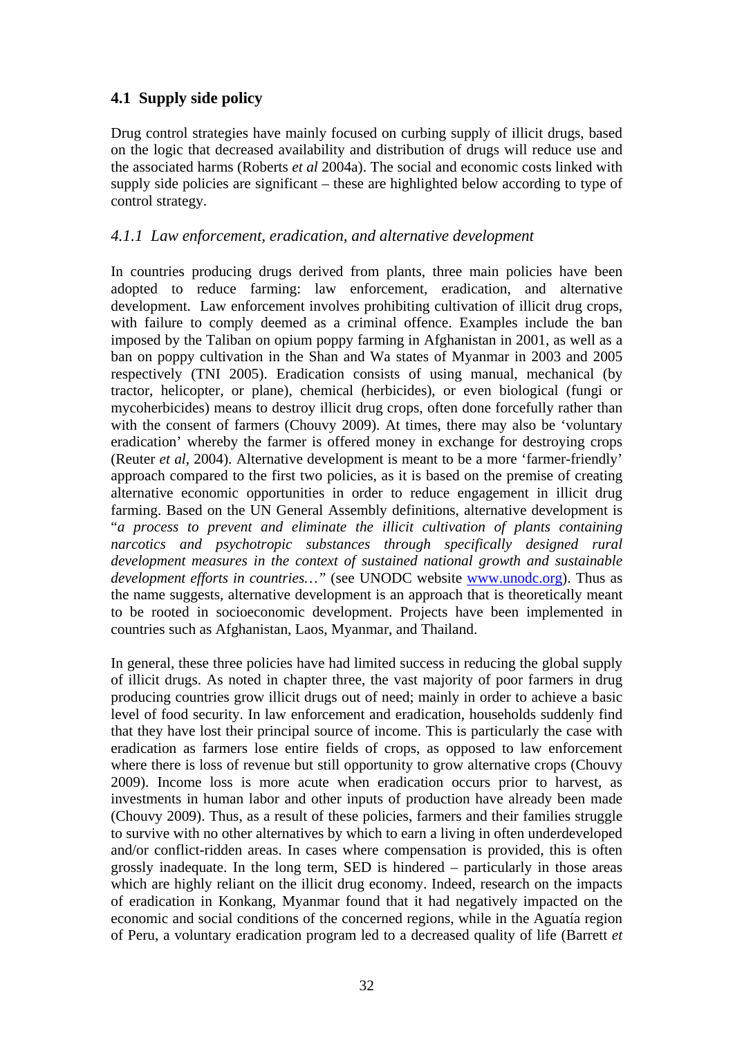## 4.1 Supply side policy

Drug control strategies have mainly focused on curbing supply of illicit drugs, based on the logic that decreased availability and distribution of drugs will reduce use and the associated harms (Roberts *et al* 2004a). The social and economic costs linked with supply side policies are significant – these are highlighted below according to type of control strategy.

### *4.1.1 Law enforcement, eradication, and alternative development*

In countries producing drugs derived from plants, three main policies have been adopted to reduce farming: law enforcement, eradication, and alternative development. Law enforcement involves prohibiting cultivation of illicit drug crops, with failure to comply deemed as a criminal offence. Examples include the ban imposed by the Taliban on opium poppy farming in Afghanistan in 2001, as well as a ban on poppy cultivation in the Shan and Wa states of Myanmar in 2003 and 2005 respectively (TNI 2005). Eradication consists of using manual, mechanical (by tractor, helicopter, or plane), chemical (herbicides), or even biological (fungi or mycoherbicides) means to destroy illicit drug crops, often done forcefully rather than with the consent of farmers (Chouvy 2009). At times, there may also be 'voluntary eradication' whereby the farmer is offered money in exchange for destroying crops (Reuter *et al*, 2004). Alternative development is meant to be a more 'farmer-friendly' approach compared to the first two policies, as it is based on the premise of creating alternative economic opportunities in order to reduce engagement in illicit drug farming. Based on the UN General Assembly definitions, alternative development is "*a process to prevent and eliminate the illicit cultivation of plants containing narcotics and psychotropic substances through specifically designed rural development measures in the context of sustained national growth and sustainable development efforts in countries…*" (see UNODC website www.unodc.org). Thus as the name suggests, alternative development is an approach that is theoretically meant to be rooted in socioeconomic development. Projects have been implemented in countries such as Afghanistan, Laos, Myanmar, and Thailand.

In general, these three policies have had limited success in reducing the global supply of illicit drugs. As noted in chapter three, the vast majority of poor farmers in drug producing countries grow illicit drugs out of need; mainly in order to achieve a basic level of food security. In law enforcement and eradication, households suddenly find that they have lost their principal source of income. This is particularly the case with eradication as farmers lose entire fields of crops, as opposed to law enforcement where there is loss of revenue but still opportunity to grow alternative crops (Chouvy 2009). Income loss is more acute when eradication occurs prior to harvest, as investments in human labor and other inputs of production have already been made (Chouvy 2009). Thus, as a result of these policies, farmers and their families struggle to survive with no other alternatives by which to earn a living in often underdeveloped and/or conflict-ridden areas. In cases where compensation is provided, this is often grossly inadequate. In the long term, SED is hindered – particularly in those areas which are highly reliant on the illicit drug economy. Indeed, research on the impacts of eradication in Konkang, Myanmar found that it had negatively impacted on the economic and social conditions of the concerned regions, while in the Aguatía region of Peru, a voluntary eradication program led to a decreased quality of life (Barrett *et*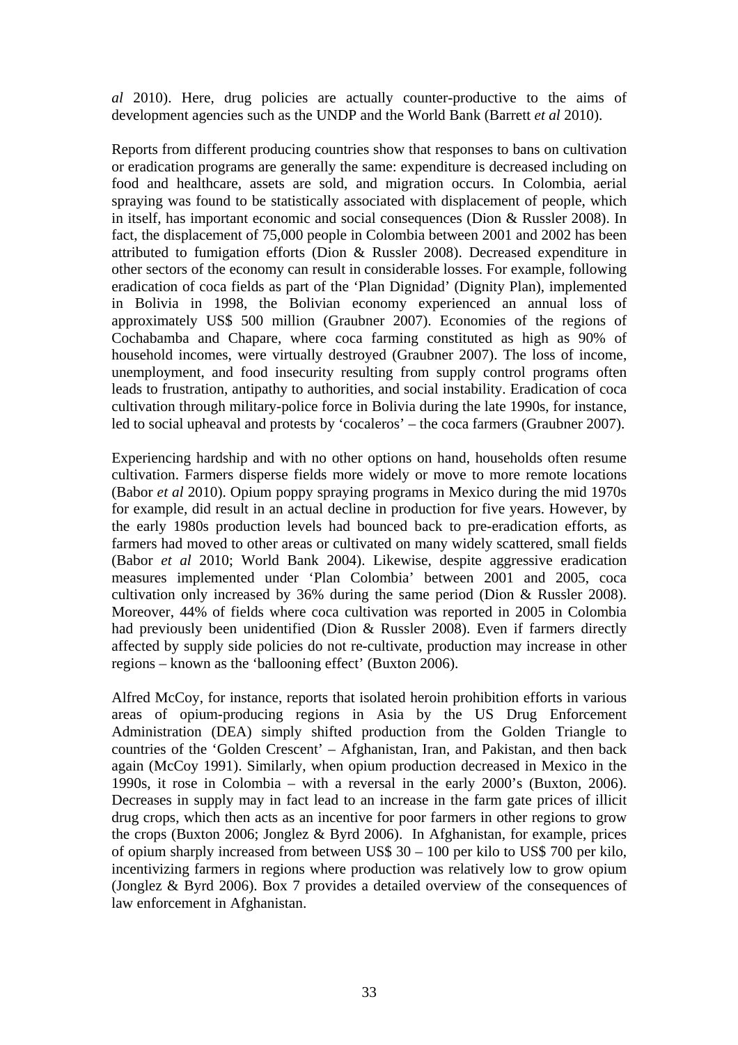*al* 2010). Here, drug policies are actually counter-productive to the aims of development agencies such as the UNDP and the World Bank (Barrett *et al* 2010).

Reports from different producing countries show that responses to bans on cultivation or eradication programs are generally the same: expenditure is decreased including on food and healthcare, assets are sold, and migration occurs. In Colombia, aerial spraying was found to be statistically associated with displacement of people, which in itself, has important economic and social consequences (Dion & Russler 2008). In fact, the displacement of 75,000 people in Colombia between 2001 and 2002 has been attributed to fumigation efforts (Dion & Russler 2008). Decreased expenditure in other sectors of the economy can result in considerable losses. For example, following eradication of coca fields as part of the 'Plan Dignidad' (Dignity Plan), implemented in Bolivia in 1998, the Bolivian economy experienced an annual loss of approximately US$ 500 million (Graubner 2007). Economies of the regions of Cochabamba and Chapare, where coca farming constituted as high as 90% of household incomes, were virtually destroyed (Graubner 2007). The loss of income, unemployment, and food insecurity resulting from supply control programs often leads to frustration, antipathy to authorities, and social instability. Eradication of coca cultivation through military-police force in Bolivia during the late 1990s, for instance, led to social upheaval and protests by 'cocaleros' – the coca farmers (Graubner 2007).

Experiencing hardship and with no other options on hand, households often resume cultivation. Farmers disperse fields more widely or move to more remote locations (Babor *et al* 2010). Opium poppy spraying programs in Mexico during the mid 1970s for example, did result in an actual decline in production for five years. However, by the early 1980s production levels had bounced back to pre-eradication efforts, as farmers had moved to other areas or cultivated on many widely scattered, small fields (Babor *et al* 2010; World Bank 2004). Likewise, despite aggressive eradication measures implemented under 'Plan Colombia' between 2001 and 2005, coca cultivation only increased by 36% during the same period (Dion & Russler 2008). Moreover, 44% of fields where coca cultivation was reported in 2005 in Colombia had previously been unidentified (Dion & Russler 2008). Even if farmers directly affected by supply side policies do not re-cultivate, production may increase in other regions – known as the 'ballooning effect' (Buxton 2006).

Alfred McCoy, for instance, reports that isolated heroin prohibition efforts in various areas of opium-producing regions in Asia by the US Drug Enforcement Administration (DEA) simply shifted production from the Golden Triangle to countries of the 'Golden Crescent' – Afghanistan, Iran, and Pakistan, and then back again (McCoy 1991). Similarly, when opium production decreased in Mexico in the 1990s, it rose in Colombia – with a reversal in the early 2000's (Buxton, 2006). Decreases in supply may in fact lead to an increase in the farm gate prices of illicit drug crops, which then acts as an incentive for poor farmers in other regions to grow the crops (Buxton 2006; Jonglez & Byrd 2006). In Afghanistan, for example, prices of opium sharply increased from between US$ 30 – 100 per kilo to US$ 700 per kilo, incentivizing farmers in regions where production was relatively low to grow opium (Jonglez & Byrd 2006). Box 7 provides a detailed overview of the consequences of law enforcement in Afghanistan.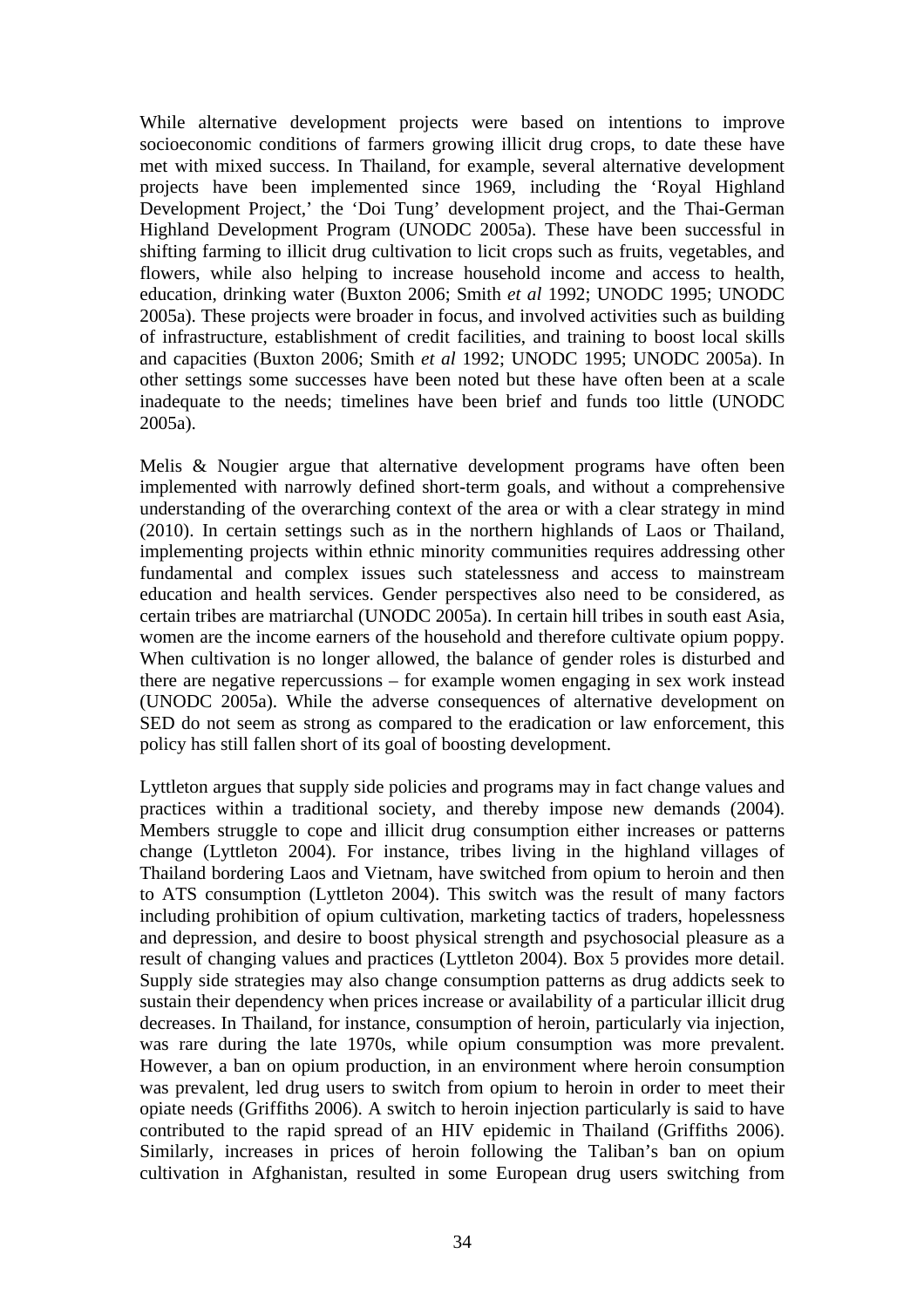While alternative development projects were based on intentions to improve socioeconomic conditions of farmers growing illicit drug crops, to date these have met with mixed success. In Thailand, for example, several alternative development projects have been implemented since 1969, including the 'Royal Highland Development Project,' the 'Doi Tung' development project, and the Thai-German Highland Development Program (UNODC 2005a). These have been successful in shifting farming to illicit drug cultivation to licit crops such as fruits, vegetables, and flowers, while also helping to increase household income and access to health, education, drinking water (Buxton 2006; Smith *et al* 1992; UNODC 1995; UNODC 2005a). These projects were broader in focus, and involved activities such as building of infrastructure, establishment of credit facilities, and training to boost local skills and capacities (Buxton 2006; Smith *et al* 1992; UNODC 1995; UNODC 2005a). In other settings some successes have been noted but these have often been at a scale inadequate to the needs; timelines have been brief and funds too little (UNODC 2005a).

Melis & Nougier argue that alternative development programs have often been implemented with narrowly defined short-term goals, and without a comprehensive understanding of the overarching context of the area or with a clear strategy in mind (2010). In certain settings such as in the northern highlands of Laos or Thailand, implementing projects within ethnic minority communities requires addressing other fundamental and complex issues such statelessness and access to mainstream education and health services. Gender perspectives also need to be considered, as certain tribes are matriarchal (UNODC 2005a). In certain hill tribes in south east Asia, women are the income earners of the household and therefore cultivate opium poppy. When cultivation is no longer allowed, the balance of gender roles is disturbed and there are negative repercussions – for example women engaging in sex work instead (UNODC 2005a). While the adverse consequences of alternative development on SED do not seem as strong as compared to the eradication or law enforcement, this policy has still fallen short of its goal of boosting development.

Lyttleton argues that supply side policies and programs may in fact change values and practices within a traditional society, and thereby impose new demands (2004). Members struggle to cope and illicit drug consumption either increases or patterns change (Lyttleton 2004). For instance, tribes living in the highland villages of Thailand bordering Laos and Vietnam, have switched from opium to heroin and then to ATS consumption (Lyttleton 2004). This switch was the result of many factors including prohibition of opium cultivation, marketing tactics of traders, hopelessness and depression, and desire to boost physical strength and psychosocial pleasure as a result of changing values and practices (Lyttleton 2004). Box 5 provides more detail. Supply side strategies may also change consumption patterns as drug addicts seek to sustain their dependency when prices increase or availability of a particular illicit drug decreases. In Thailand, for instance, consumption of heroin, particularly via injection, was rare during the late 1970s, while opium consumption was more prevalent. However, a ban on opium production, in an environment where heroin consumption was prevalent, led drug users to switch from opium to heroin in order to meet their opiate needs (Griffiths 2006). A switch to heroin injection particularly is said to have contributed to the rapid spread of an HIV epidemic in Thailand (Griffiths 2006). Similarly, increases in prices of heroin following the Taliban's ban on opium cultivation in Afghanistan, resulted in some European drug users switching from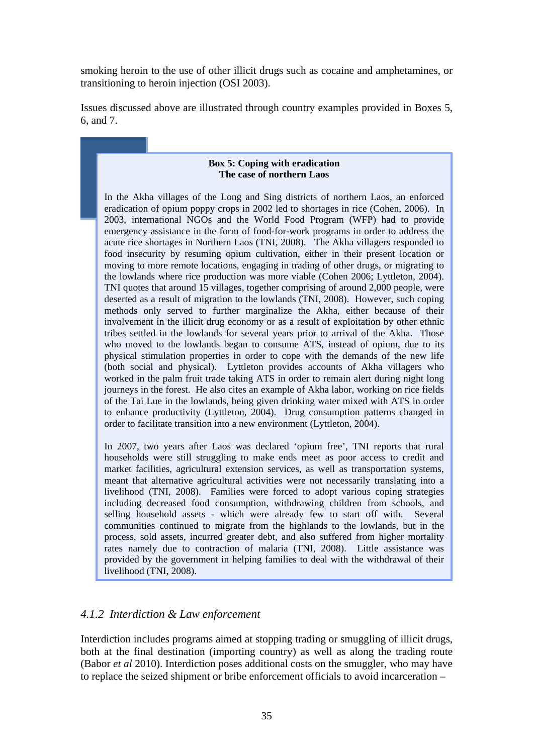smoking heroin to the use of other illicit drugs such as cocaine and amphetamines, or transitioning to heroin injection (OSI 2003).

Issues discussed above are illustrated through country examples provided in Boxes 5, 6, and 7.

> **Box 5: Coping with eradication**
> **The case of northern Laos**
>
> In the Akha villages of the Long and Sing districts of northern Laos, an enforced eradication of opium poppy crops in 2002 led to shortages in rice (Cohen, 2006). In 2003, international NGOs and the World Food Program (WFP) had to provide emergency assistance in the form of food-for-work programs in order to address the acute rice shortages in Northern Laos (TNI, 2008). The Akha villagers responded to food insecurity by resuming opium cultivation, either in their present location or moving to more remote locations, engaging in trading of other drugs, or migrating to the lowlands where rice production was more viable (Cohen 2006; Lyttleton, 2004). TNI quotes that around 15 villages, together comprising of around 2,000 people, were deserted as a result of migration to the lowlands (TNI, 2008). However, such coping methods only served to further marginalize the Akha, either because of their involvement in the illicit drug economy or as a result of exploitation by other ethnic tribes settled in the lowlands for several years prior to arrival of the Akha. Those who moved to the lowlands began to consume ATS, instead of opium, due to its physical stimulation properties in order to cope with the demands of the new life (both social and physical). Lyttleton provides accounts of Akha villagers who worked in the palm fruit trade taking ATS in order to remain alert during night long journeys in the forest. He also cites an example of Akha labor, working on rice fields of the Tai Lue in the lowlands, being given drinking water mixed with ATS in order to enhance productivity (Lyttleton, 2004). Drug consumption patterns changed in order to facilitate transition into a new environment (Lyttleton, 2004).
>
> In 2007, two years after Laos was declared 'opium free', TNI reports that rural households were still struggling to make ends meet as poor access to credit and market facilities, agricultural extension services, as well as transportation systems, meant that alternative agricultural activities were not necessarily translating into a livelihood (TNI, 2008). Families were forced to adopt various coping strategies including decreased food consumption, withdrawing children from schools, and selling household assets - which were already few to start off with. Several communities continued to migrate from the highlands to the lowlands, but in the process, sold assets, incurred greater debt, and also suffered from higher mortality rates namely due to contraction of malaria (TNI, 2008). Little assistance was provided by the government in helping families to deal with the withdrawal of their livelihood (TNI, 2008).

### *4.1.2 Interdiction & Law enforcement*

Interdiction includes programs aimed at stopping trading or smuggling of illicit drugs, both at the final destination (importing country) as well as along the trading route (Babor *et al* 2010). Interdiction poses additional costs on the smuggler, who may have to replace the seized shipment or bribe enforcement officials to avoid incarceration –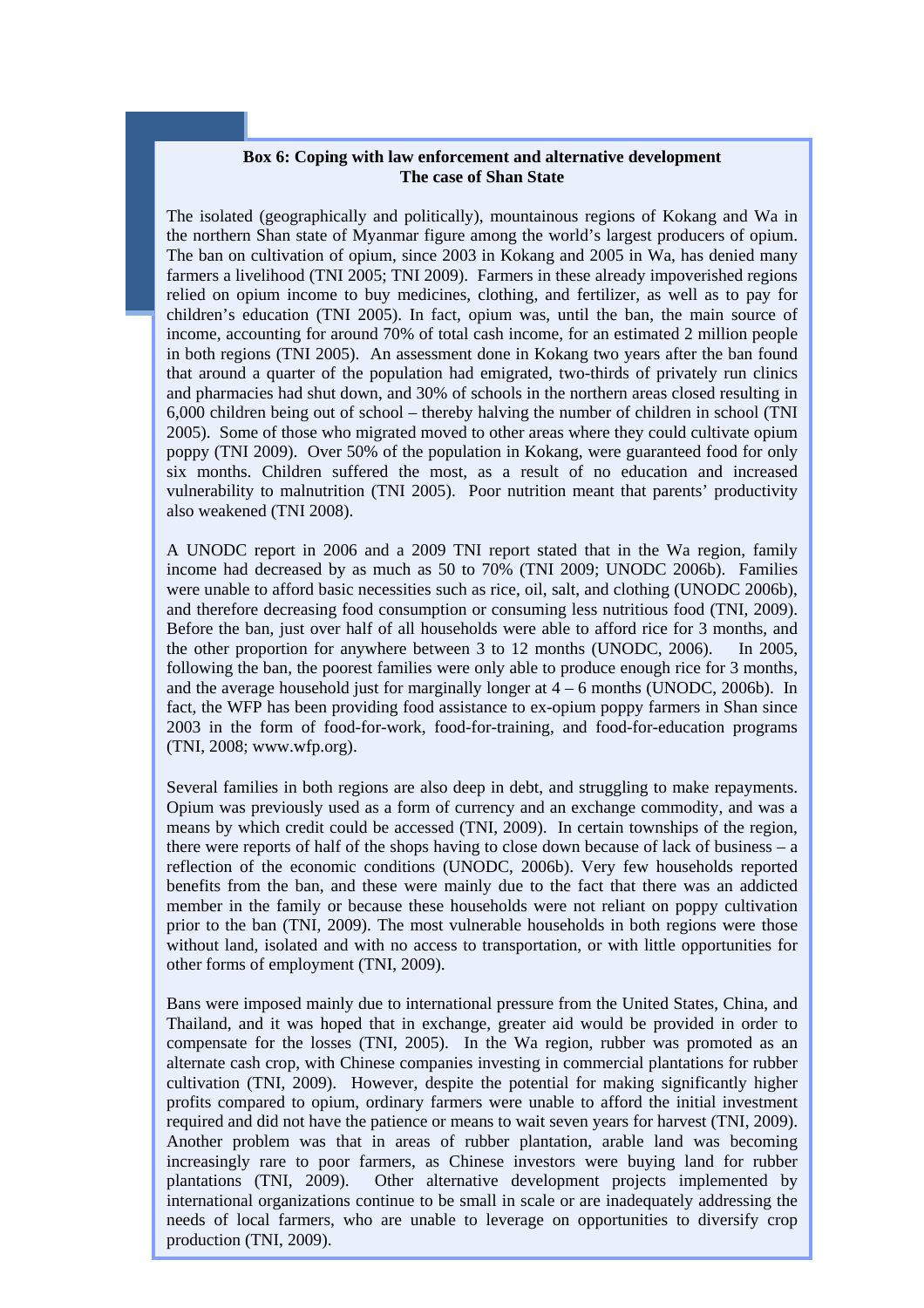**Box 6: Coping with law enforcement and alternative development**
**The case of Shan State**

The isolated (geographically and politically), mountainous regions of Kokang and Wa in the northern Shan state of Myanmar figure among the world's largest producers of opium. The ban on cultivation of opium, since 2003 in Kokang and 2005 in Wa, has denied many farmers a livelihood (TNI 2005; TNI 2009). Farmers in these already impoverished regions relied on opium income to buy medicines, clothing, and fertilizer, as well as to pay for children's education (TNI 2005). In fact, opium was, until the ban, the main source of income, accounting for around 70% of total cash income, for an estimated 2 million people in both regions (TNI 2005). An assessment done in Kokang two years after the ban found that around a quarter of the population had emigrated, two-thirds of privately run clinics and pharmacies had shut down, and 30% of schools in the northern areas closed resulting in 6,000 children being out of school – thereby halving the number of children in school (TNI 2005). Some of those who migrated moved to other areas where they could cultivate opium poppy (TNI 2009). Over 50% of the population in Kokang, were guaranteed food for only six months. Children suffered the most, as a result of no education and increased vulnerability to malnutrition (TNI 2005). Poor nutrition meant that parents' productivity also weakened (TNI 2008).

A UNODC report in 2006 and a 2009 TNI report stated that in the Wa region, family income had decreased by as much as 50 to 70% (TNI 2009; UNODC 2006b). Families were unable to afford basic necessities such as rice, oil, salt, and clothing (UNODC 2006b), and therefore decreasing food consumption or consuming less nutritious food (TNI, 2009). Before the ban, just over half of all households were able to afford rice for 3 months, and the other proportion for anywhere between 3 to 12 months (UNODC, 2006). In 2005, following the ban, the poorest families were only able to produce enough rice for 3 months, and the average household just for marginally longer at 4 – 6 months (UNODC, 2006b). In fact, the WFP has been providing food assistance to ex-opium poppy farmers in Shan since 2003 in the form of food-for-work, food-for-training, and food-for-education programs (TNI, 2008; www.wfp.org).

Several families in both regions are also deep in debt, and struggling to make repayments. Opium was previously used as a form of currency and an exchange commodity, and was a means by which credit could be accessed (TNI, 2009). In certain townships of the region, there were reports of half of the shops having to close down because of lack of business – a reflection of the economic conditions (UNODC, 2006b). Very few households reported benefits from the ban, and these were mainly due to the fact that there was an addicted member in the family or because these households were not reliant on poppy cultivation prior to the ban (TNI, 2009). The most vulnerable households in both regions were those without land, isolated and with no access to transportation, or with little opportunities for other forms of employment (TNI, 2009).

Bans were imposed mainly due to international pressure from the United States, China, and Thailand, and it was hoped that in exchange, greater aid would be provided in order to compensate for the losses (TNI, 2005). In the Wa region, rubber was promoted as an alternate cash crop, with Chinese companies investing in commercial plantations for rubber cultivation (TNI, 2009). However, despite the potential for making significantly higher profits compared to opium, ordinary farmers were unable to afford the initial investment required and did not have the patience or means to wait seven years for harvest (TNI, 2009). Another problem was that in areas of rubber plantation, arable land was becoming increasingly rare to poor farmers, as Chinese investors were buying land for rubber plantations (TNI, 2009). Other alternative development projects implemented by international organizations continue to be small in scale or are inadequately addressing the needs of local farmers, who are unable to leverage on opportunities to diversify crop production (TNI, 2009).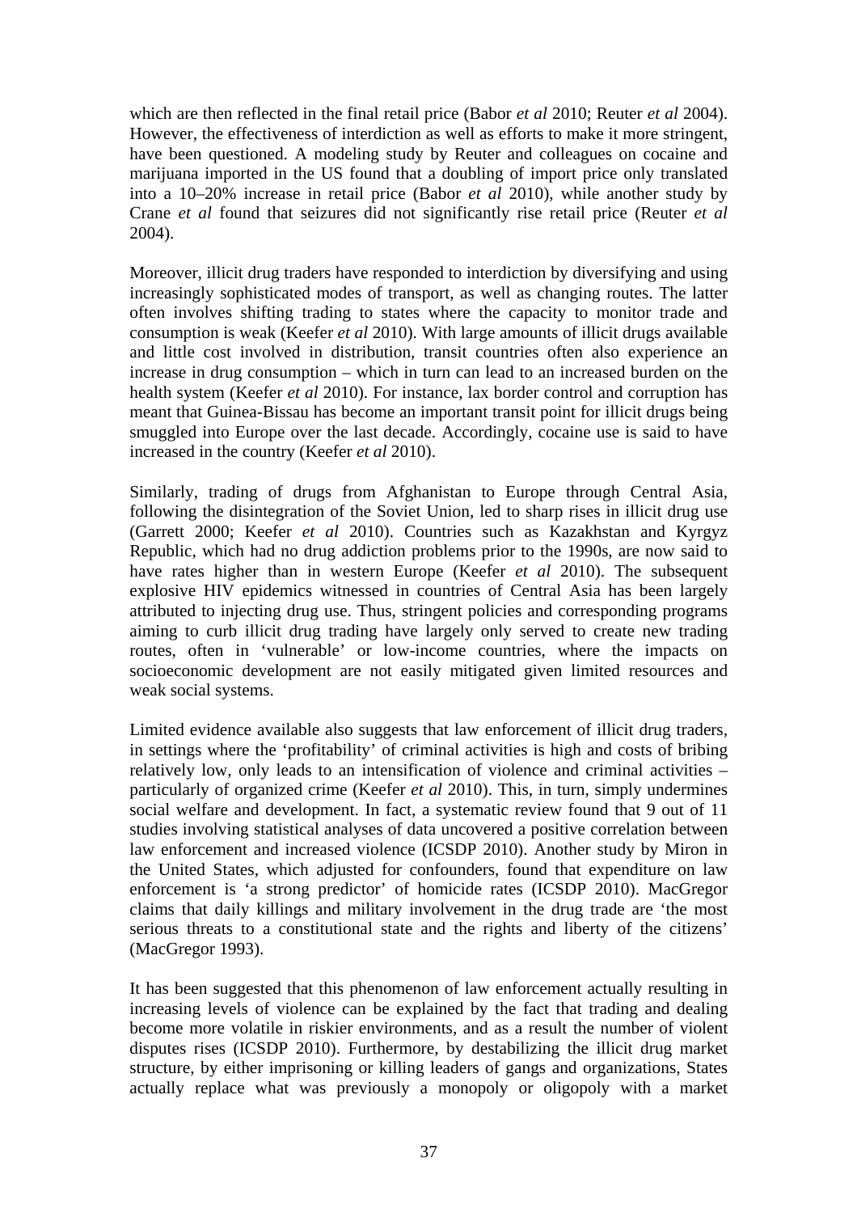which are then reflected in the final retail price (Babor *et al* 2010; Reuter *et al* 2004). However, the effectiveness of interdiction as well as efforts to make it more stringent, have been questioned. A modeling study by Reuter and colleagues on cocaine and marijuana imported in the US found that a doubling of import price only translated into a 10–20% increase in retail price (Babor *et al* 2010), while another study by Crane *et al* found that seizures did not significantly rise retail price (Reuter *et al* 2004).

Moreover, illicit drug traders have responded to interdiction by diversifying and using increasingly sophisticated modes of transport, as well as changing routes. The latter often involves shifting trading to states where the capacity to monitor trade and consumption is weak (Keefer *et al* 2010). With large amounts of illicit drugs available and little cost involved in distribution, transit countries often also experience an increase in drug consumption – which in turn can lead to an increased burden on the health system (Keefer *et al* 2010). For instance, lax border control and corruption has meant that Guinea-Bissau has become an important transit point for illicit drugs being smuggled into Europe over the last decade. Accordingly, cocaine use is said to have increased in the country (Keefer *et al* 2010).

Similarly, trading of drugs from Afghanistan to Europe through Central Asia, following the disintegration of the Soviet Union, led to sharp rises in illicit drug use (Garrett 2000; Keefer *et al* 2010). Countries such as Kazakhstan and Kyrgyz Republic, which had no drug addiction problems prior to the 1990s, are now said to have rates higher than in western Europe (Keefer *et al* 2010). The subsequent explosive HIV epidemics witnessed in countries of Central Asia has been largely attributed to injecting drug use. Thus, stringent policies and corresponding programs aiming to curb illicit drug trading have largely only served to create new trading routes, often in 'vulnerable' or low-income countries, where the impacts on socioeconomic development are not easily mitigated given limited resources and weak social systems.

Limited evidence available also suggests that law enforcement of illicit drug traders, in settings where the 'profitability' of criminal activities is high and costs of bribing relatively low, only leads to an intensification of violence and criminal activities – particularly of organized crime (Keefer *et al* 2010). This, in turn, simply undermines social welfare and development. In fact, a systematic review found that 9 out of 11 studies involving statistical analyses of data uncovered a positive correlation between law enforcement and increased violence (ICSDP 2010). Another study by Miron in the United States, which adjusted for confounders, found that expenditure on law enforcement is 'a strong predictor' of homicide rates (ICSDP 2010). MacGregor claims that daily killings and military involvement in the drug trade are 'the most serious threats to a constitutional state and the rights and liberty of the citizens' (MacGregor 1993).

It has been suggested that this phenomenon of law enforcement actually resulting in increasing levels of violence can be explained by the fact that trading and dealing become more volatile in riskier environments, and as a result the number of violent disputes rises (ICSDP 2010). Furthermore, by destabilizing the illicit drug market structure, by either imprisoning or killing leaders of gangs and organizations, States actually replace what was previously a monopoly or oligopoly with a market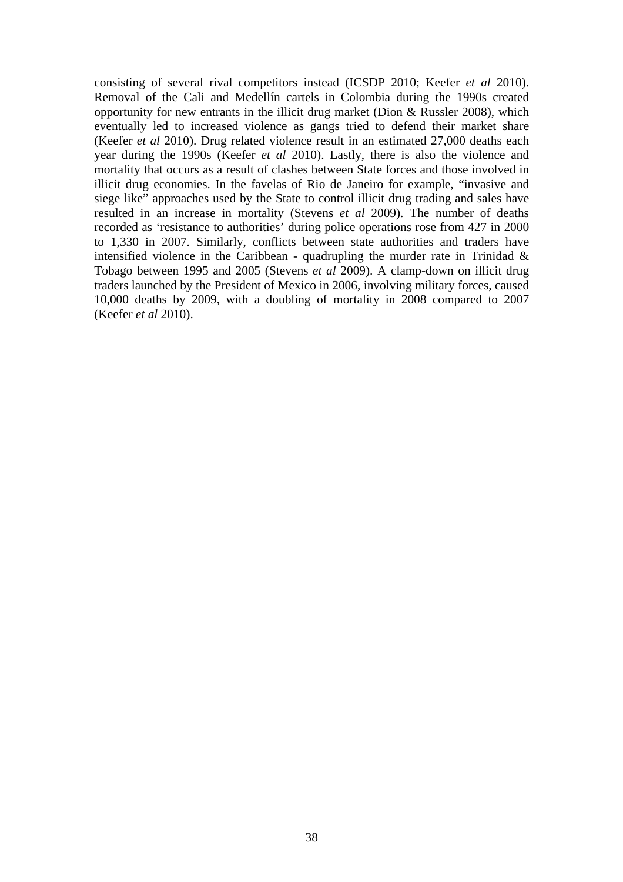consisting of several rival competitors instead (ICSDP 2010; Keefer *et al* 2010). Removal of the Cali and Medellín cartels in Colombia during the 1990s created opportunity for new entrants in the illicit drug market (Dion & Russler 2008), which eventually led to increased violence as gangs tried to defend their market share (Keefer *et al* 2010). Drug related violence result in an estimated 27,000 deaths each year during the 1990s (Keefer *et al* 2010). Lastly, there is also the violence and mortality that occurs as a result of clashes between State forces and those involved in illicit drug economies. In the favelas of Rio de Janeiro for example, "invasive and siege like" approaches used by the State to control illicit drug trading and sales have resulted in an increase in mortality (Stevens *et al* 2009). The number of deaths recorded as 'resistance to authorities' during police operations rose from 427 in 2000 to 1,330 in 2007. Similarly, conflicts between state authorities and traders have intensified violence in the Caribbean - quadrupling the murder rate in Trinidad & Tobago between 1995 and 2005 (Stevens *et al* 2009). A clamp-down on illicit drug traders launched by the President of Mexico in 2006, involving military forces, caused 10,000 deaths by 2009, with a doubling of mortality in 2008 compared to 2007 (Keefer *et al* 2010).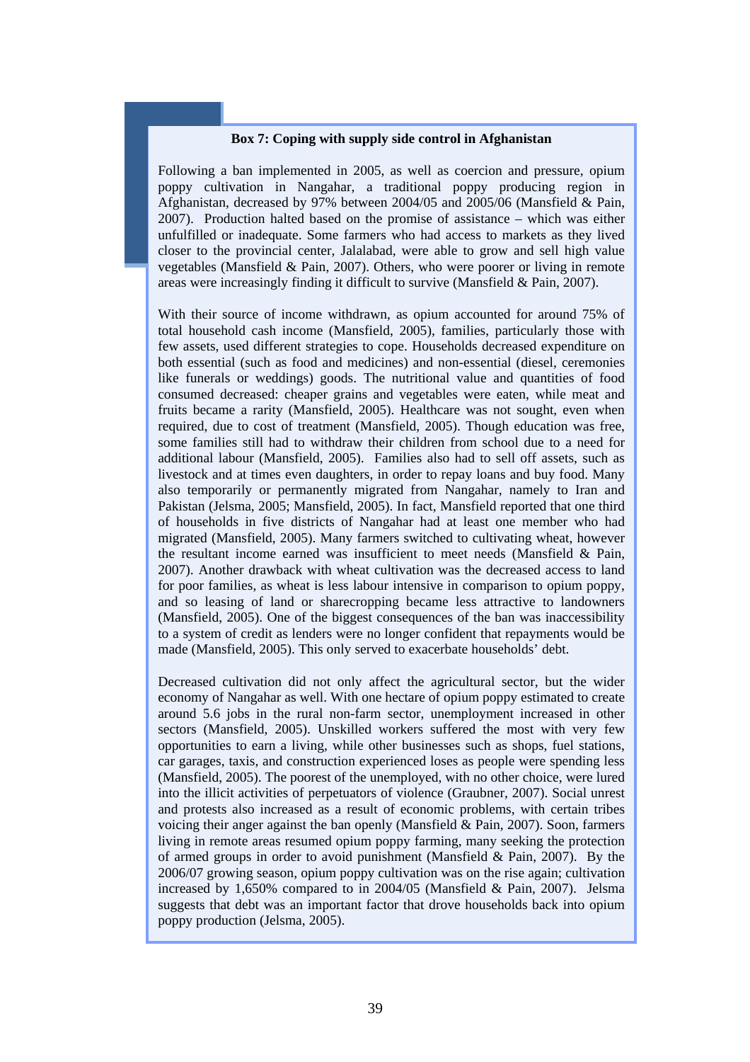**Box 7: Coping with supply side control in Afghanistan**

Following a ban implemented in 2005, as well as coercion and pressure, opium poppy cultivation in Nangahar, a traditional poppy producing region in Afghanistan, decreased by 97% between 2004/05 and 2005/06 (Mansfield & Pain, 2007). Production halted based on the promise of assistance – which was either unfulfilled or inadequate. Some farmers who had access to markets as they lived closer to the provincial center, Jalalabad, were able to grow and sell high value vegetables (Mansfield & Pain, 2007). Others, who were poorer or living in remote areas were increasingly finding it difficult to survive (Mansfield & Pain, 2007).

With their source of income withdrawn, as opium accounted for around 75% of total household cash income (Mansfield, 2005), families, particularly those with few assets, used different strategies to cope. Households decreased expenditure on both essential (such as food and medicines) and non-essential (diesel, ceremonies like funerals or weddings) goods. The nutritional value and quantities of food consumed decreased: cheaper grains and vegetables were eaten, while meat and fruits became a rarity (Mansfield, 2005). Healthcare was not sought, even when required, due to cost of treatment (Mansfield, 2005). Though education was free, some families still had to withdraw their children from school due to a need for additional labour (Mansfield, 2005). Families also had to sell off assets, such as livestock and at times even daughters, in order to repay loans and buy food. Many also temporarily or permanently migrated from Nangahar, namely to Iran and Pakistan (Jelsma, 2005; Mansfield, 2005). In fact, Mansfield reported that one third of households in five districts of Nangahar had at least one member who had migrated (Mansfield, 2005). Many farmers switched to cultivating wheat, however the resultant income earned was insufficient to meet needs (Mansfield & Pain, 2007). Another drawback with wheat cultivation was the decreased access to land for poor families, as wheat is less labour intensive in comparison to opium poppy, and so leasing of land or sharecropping became less attractive to landowners (Mansfield, 2005). One of the biggest consequences of the ban was inaccessibility to a system of credit as lenders were no longer confident that repayments would be made (Mansfield, 2005). This only served to exacerbate households' debt.

Decreased cultivation did not only affect the agricultural sector, but the wider economy of Nangahar as well. With one hectare of opium poppy estimated to create around 5.6 jobs in the rural non-farm sector, unemployment increased in other sectors (Mansfield, 2005). Unskilled workers suffered the most with very few opportunities to earn a living, while other businesses such as shops, fuel stations, car garages, taxis, and construction experienced loses as people were spending less (Mansfield, 2005). The poorest of the unemployed, with no other choice, were lured into the illicit activities of perpetuators of violence (Graubner, 2007). Social unrest and protests also increased as a result of economic problems, with certain tribes voicing their anger against the ban openly (Mansfield & Pain, 2007). Soon, farmers living in remote areas resumed opium poppy farming, many seeking the protection of armed groups in order to avoid punishment (Mansfield & Pain, 2007). By the 2006/07 growing season, opium poppy cultivation was on the rise again; cultivation increased by 1,650% compared to in 2004/05 (Mansfield & Pain, 2007). Jelsma suggests that debt was an important factor that drove households back into opium poppy production (Jelsma, 2005).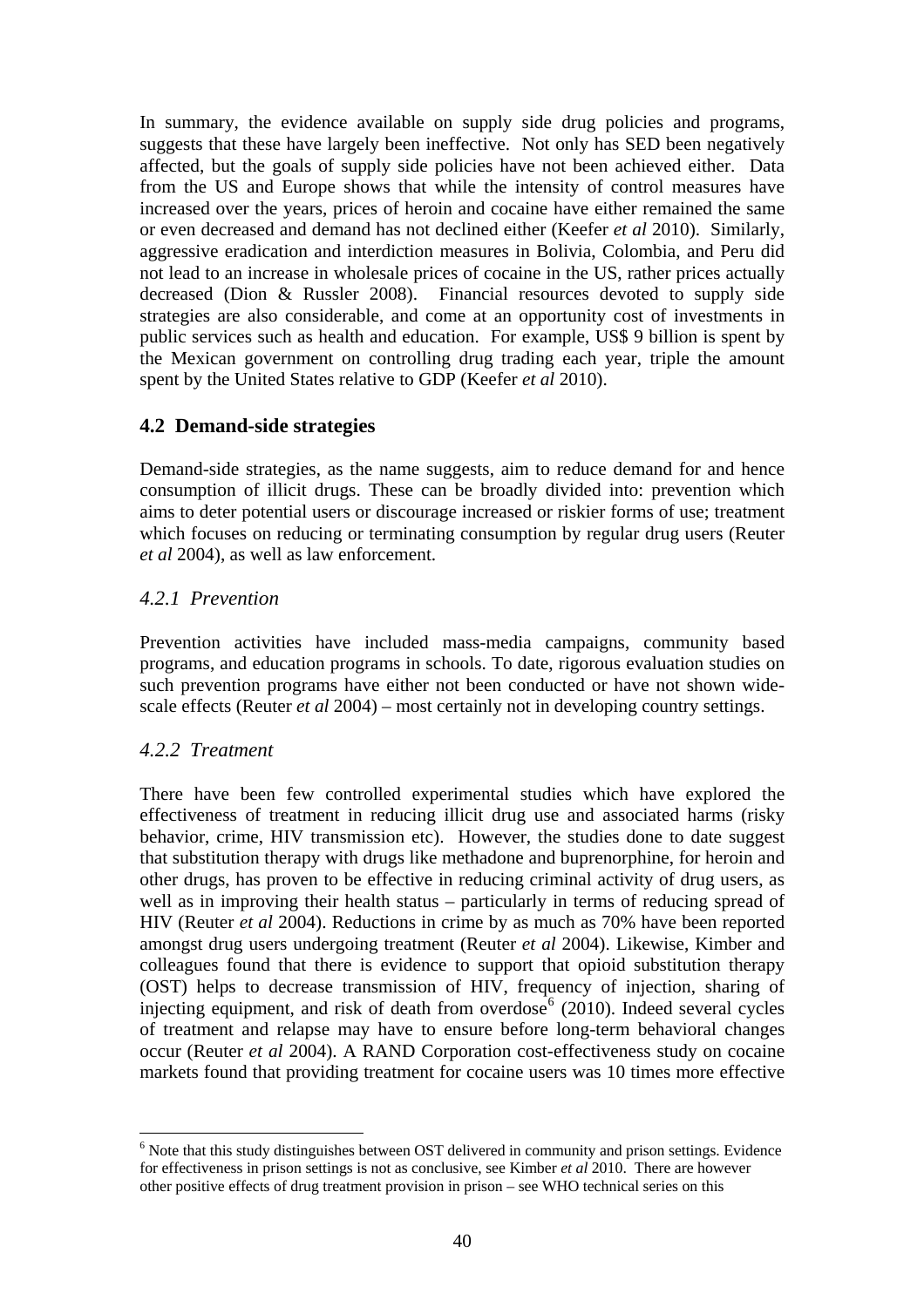In summary, the evidence available on supply side drug policies and programs, suggests that these have largely been ineffective. Not only has SED been negatively affected, but the goals of supply side policies have not been achieved either. Data from the US and Europe shows that while the intensity of control measures have increased over the years, prices of heroin and cocaine have either remained the same or even decreased and demand has not declined either (Keefer *et al* 2010). Similarly, aggressive eradication and interdiction measures in Bolivia, Colombia, and Peru did not lead to an increase in wholesale prices of cocaine in the US, rather prices actually decreased (Dion & Russler 2008). Financial resources devoted to supply side strategies are also considerable, and come at an opportunity cost of investments in public services such as health and education. For example, US$ 9 billion is spent by the Mexican government on controlling drug trading each year, triple the amount spent by the United States relative to GDP (Keefer *et al* 2010).

## 4.2 Demand-side strategies

Demand-side strategies, as the name suggests, aim to reduce demand for and hence consumption of illicit drugs. These can be broadly divided into: prevention which aims to deter potential users or discourage increased or riskier forms of use; treatment which focuses on reducing or terminating consumption by regular drug users (Reuter *et al* 2004), as well as law enforcement.

### *4.2.1 Prevention*

Prevention activities have included mass-media campaigns, community based programs, and education programs in schools. To date, rigorous evaluation studies on such prevention programs have either not been conducted or have not shown wide-scale effects (Reuter *et al* 2004) – most certainly not in developing country settings.

### *4.2.2 Treatment*

There have been few controlled experimental studies which have explored the effectiveness of treatment in reducing illicit drug use and associated harms (risky behavior, crime, HIV transmission etc). However, the studies done to date suggest that substitution therapy with drugs like methadone and buprenorphine, for heroin and other drugs, has proven to be effective in reducing criminal activity of drug users, as well as in improving their health status – particularly in terms of reducing spread of HIV (Reuter *et al* 2004). Reductions in crime by as much as 70% have been reported amongst drug users undergoing treatment (Reuter *et al* 2004). Likewise, Kimber and colleagues found that there is evidence to support that opioid substitution therapy (OST) helps to decrease transmission of HIV, frequency of injection, sharing of injecting equipment, and risk of death from overdose[6] (2010). Indeed several cycles of treatment and relapse may have to ensure before long-term behavioral changes occur (Reuter *et al* 2004). A RAND Corporation cost-effectiveness study on cocaine markets found that providing treatment for cocaine users was 10 times more effective

[6] Note that this study distinguishes between OST delivered in community and prison settings. Evidence for effectiveness in prison settings is not as conclusive, see Kimber *et al* 2010. There are however other positive effects of drug treatment provision in prison – see WHO technical series on this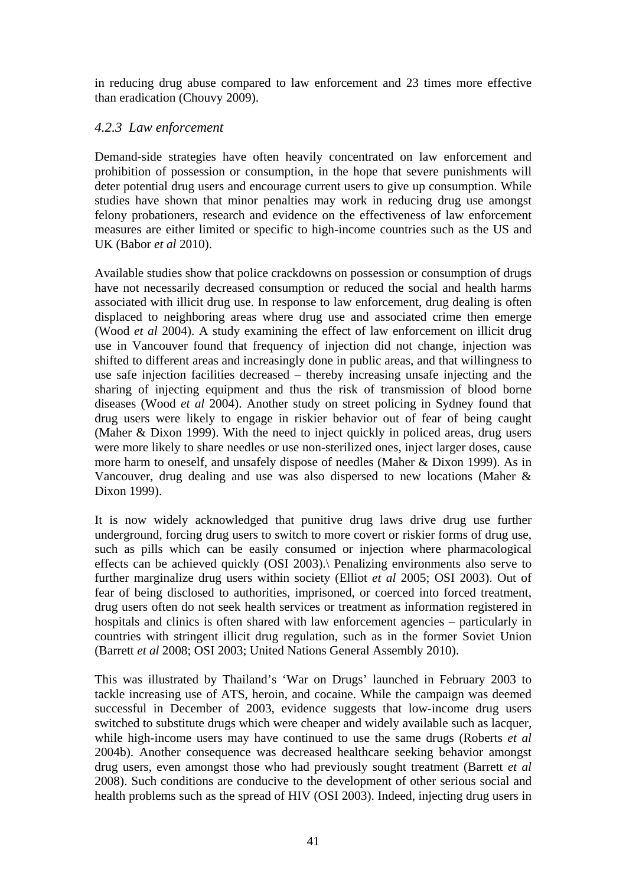in reducing drug abuse compared to law enforcement and 23 times more effective than eradication (Chouvy 2009).

### *4.2.3 Law enforcement*

Demand-side strategies have often heavily concentrated on law enforcement and prohibition of possession or consumption, in the hope that severe punishments will deter potential drug users and encourage current users to give up consumption. While studies have shown that minor penalties may work in reducing drug use amongst felony probationers, research and evidence on the effectiveness of law enforcement measures are either limited or specific to high-income countries such as the US and UK (Babor *et al* 2010).

Available studies show that police crackdowns on possession or consumption of drugs have not necessarily decreased consumption or reduced the social and health harms associated with illicit drug use. In response to law enforcement, drug dealing is often displaced to neighboring areas where drug use and associated crime then emerge (Wood *et al* 2004). A study examining the effect of law enforcement on illicit drug use in Vancouver found that frequency of injection did not change, injection was shifted to different areas and increasingly done in public areas, and that willingness to use safe injection facilities decreased – thereby increasing unsafe injecting and the sharing of injecting equipment and thus the risk of transmission of blood borne diseases (Wood *et al* 2004). Another study on street policing in Sydney found that drug users were likely to engage in riskier behavior out of fear of being caught (Maher & Dixon 1999). With the need to inject quickly in policed areas, drug users were more likely to share needles or use non-sterilized ones, inject larger doses, cause more harm to oneself, and unsafely dispose of needles (Maher & Dixon 1999). As in Vancouver, drug dealing and use was also dispersed to new locations (Maher & Dixon 1999).

It is now widely acknowledged that punitive drug laws drive drug use further underground, forcing drug users to switch to more covert or riskier forms of drug use, such as pills which can be easily consumed or injection where pharmacological effects can be achieved quickly (OSI 2003).\ Penalizing environments also serve to further marginalize drug users within society (Elliot *et al* 2005; OSI 2003). Out of fear of being disclosed to authorities, imprisoned, or coerced into forced treatment, drug users often do not seek health services or treatment as information registered in hospitals and clinics is often shared with law enforcement agencies – particularly in countries with stringent illicit drug regulation, such as in the former Soviet Union (Barrett *et al* 2008; OSI 2003; United Nations General Assembly 2010).

This was illustrated by Thailand's 'War on Drugs' launched in February 2003 to tackle increasing use of ATS, heroin, and cocaine. While the campaign was deemed successful in December of 2003, evidence suggests that low-income drug users switched to substitute drugs which were cheaper and widely available such as lacquer, while high-income users may have continued to use the same drugs (Roberts *et al* 2004b). Another consequence was decreased healthcare seeking behavior amongst drug users, even amongst those who had previously sought treatment (Barrett *et al* 2008). Such conditions are conducive to the development of other serious social and health problems such as the spread of HIV (OSI 2003). Indeed, injecting drug users in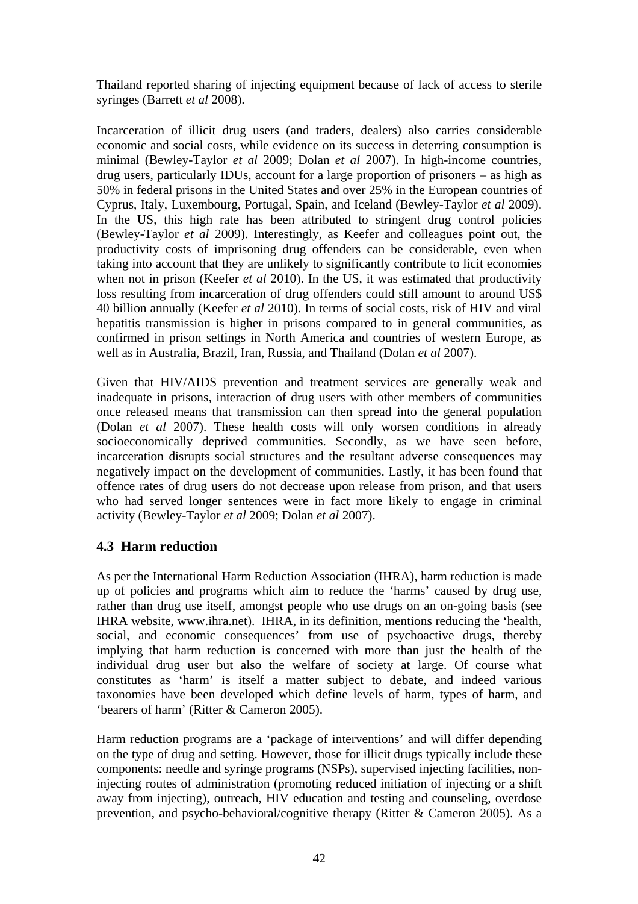Thailand reported sharing of injecting equipment because of lack of access to sterile syringes (Barrett *et al* 2008).

Incarceration of illicit drug users (and traders, dealers) also carries considerable economic and social costs, while evidence on its success in deterring consumption is minimal (Bewley-Taylor *et al* 2009; Dolan *et al* 2007). In high-income countries, drug users, particularly IDUs, account for a large proportion of prisoners – as high as 50% in federal prisons in the United States and over 25% in the European countries of Cyprus, Italy, Luxembourg, Portugal, Spain, and Iceland (Bewley-Taylor *et al* 2009). In the US, this high rate has been attributed to stringent drug control policies (Bewley-Taylor *et al* 2009). Interestingly, as Keefer and colleagues point out, the productivity costs of imprisoning drug offenders can be considerable, even when taking into account that they are unlikely to significantly contribute to licit economies when not in prison (Keefer *et al* 2010). In the US, it was estimated that productivity loss resulting from incarceration of drug offenders could still amount to around US$ 40 billion annually (Keefer *et al* 2010). In terms of social costs, risk of HIV and viral hepatitis transmission is higher in prisons compared to in general communities, as confirmed in prison settings in North America and countries of western Europe, as well as in Australia, Brazil, Iran, Russia, and Thailand (Dolan *et al* 2007).

Given that HIV/AIDS prevention and treatment services are generally weak and inadequate in prisons, interaction of drug users with other members of communities once released means that transmission can then spread into the general population (Dolan *et al* 2007). These health costs will only worsen conditions in already socioeconomically deprived communities. Secondly, as we have seen before, incarceration disrupts social structures and the resultant adverse consequences may negatively impact on the development of communities. Lastly, it has been found that offence rates of drug users do not decrease upon release from prison, and that users who had served longer sentences were in fact more likely to engage in criminal activity (Bewley-Taylor *et al* 2009; Dolan *et al* 2007).

## 4.3 Harm reduction

As per the International Harm Reduction Association (IHRA), harm reduction is made up of policies and programs which aim to reduce the 'harms' caused by drug use, rather than drug use itself, amongst people who use drugs on an on-going basis (see IHRA website, www.ihra.net). IHRA, in its definition, mentions reducing the 'health, social, and economic consequences' from use of psychoactive drugs, thereby implying that harm reduction is concerned with more than just the health of the individual drug user but also the welfare of society at large. Of course what constitutes as 'harm' is itself a matter subject to debate, and indeed various taxonomies have been developed which define levels of harm, types of harm, and 'bearers of harm' (Ritter & Cameron 2005).

Harm reduction programs are a 'package of interventions' and will differ depending on the type of drug and setting. However, those for illicit drugs typically include these components: needle and syringe programs (NSPs), supervised injecting facilities, non-injecting routes of administration (promoting reduced initiation of injecting or a shift away from injecting), outreach, HIV education and testing and counseling, overdose prevention, and psycho-behavioral/cognitive therapy (Ritter & Cameron 2005). As a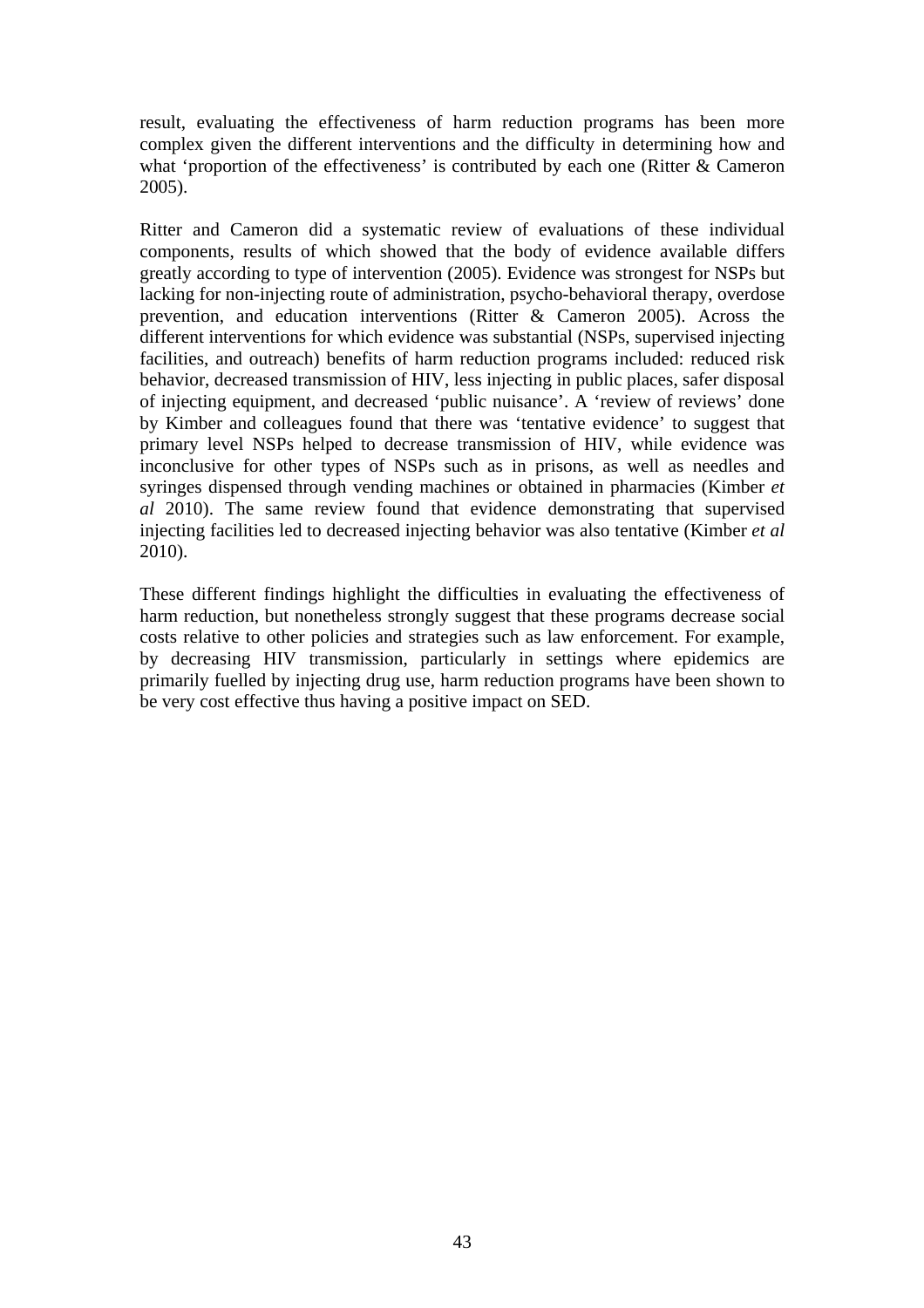result, evaluating the effectiveness of harm reduction programs has been more complex given the different interventions and the difficulty in determining how and what 'proportion of the effectiveness' is contributed by each one (Ritter & Cameron 2005).

Ritter and Cameron did a systematic review of evaluations of these individual components, results of which showed that the body of evidence available differs greatly according to type of intervention (2005). Evidence was strongest for NSPs but lacking for non-injecting route of administration, psycho-behavioral therapy, overdose prevention, and education interventions (Ritter & Cameron 2005). Across the different interventions for which evidence was substantial (NSPs, supervised injecting facilities, and outreach) benefits of harm reduction programs included: reduced risk behavior, decreased transmission of HIV, less injecting in public places, safer disposal of injecting equipment, and decreased 'public nuisance'. A 'review of reviews' done by Kimber and colleagues found that there was 'tentative evidence' to suggest that primary level NSPs helped to decrease transmission of HIV, while evidence was inconclusive for other types of NSPs such as in prisons, as well as needles and syringes dispensed through vending machines or obtained in pharmacies (Kimber *et al* 2010). The same review found that evidence demonstrating that supervised injecting facilities led to decreased injecting behavior was also tentative (Kimber *et al* 2010).

These different findings highlight the difficulties in evaluating the effectiveness of harm reduction, but nonetheless strongly suggest that these programs decrease social costs relative to other policies and strategies such as law enforcement. For example, by decreasing HIV transmission, particularly in settings where epidemics are primarily fuelled by injecting drug use, harm reduction programs have been shown to be very cost effective thus having a positive impact on SED.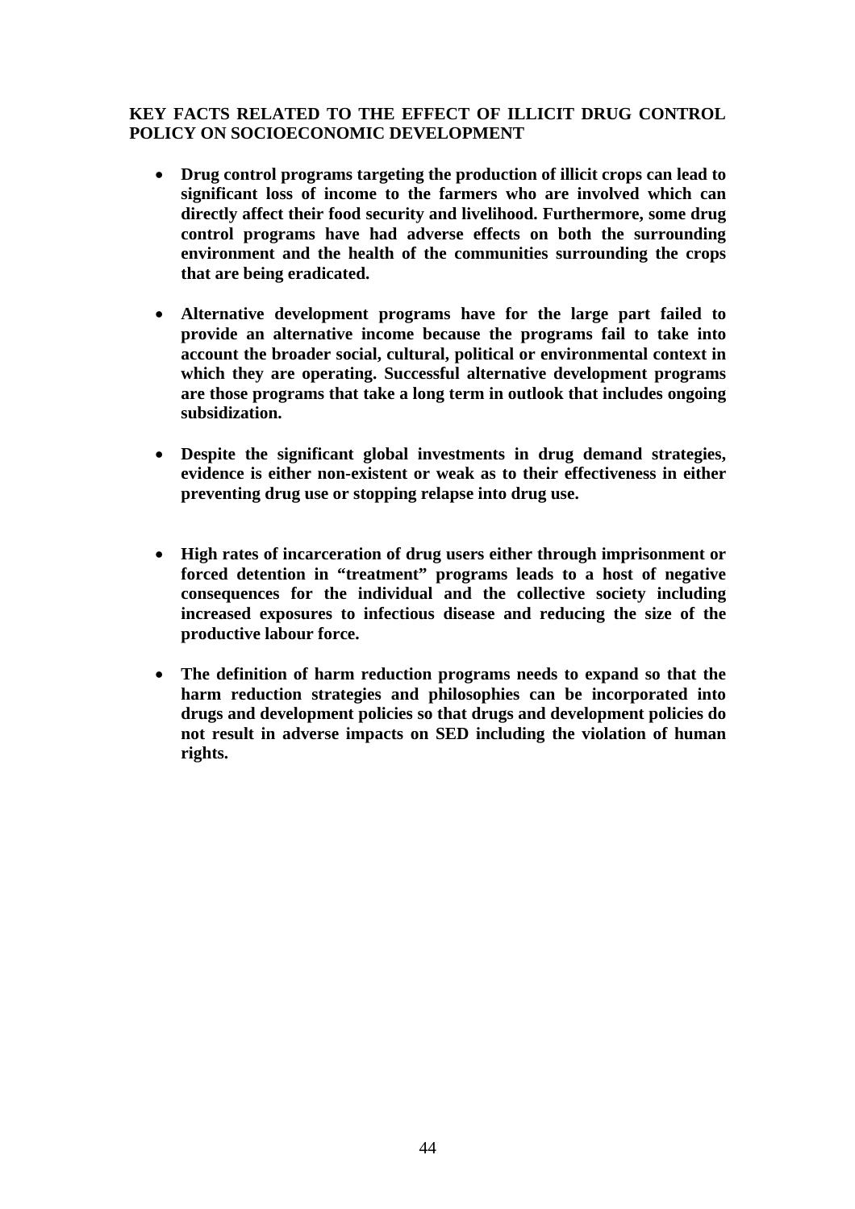**KEY FACTS RELATED TO THE EFFECT OF ILLICIT DRUG CONTROL POLICY ON SOCIOECONOMIC DEVELOPMENT**

- **Drug control programs targeting the production of illicit crops can lead to significant loss of income to the farmers who are involved which can directly affect their food security and livelihood. Furthermore, some drug control programs have had adverse effects on both the surrounding environment and the health of the communities surrounding the crops that are being eradicated.**

- **Alternative development programs have for the large part failed to provide an alternative income because the programs fail to take into account the broader social, cultural, political or environmental context in which they are operating. Successful alternative development programs are those programs that take a long term in outlook that includes ongoing subsidization.**

- **Despite the significant global investments in drug demand strategies, evidence is either non-existent or weak as to their effectiveness in either preventing drug use or stopping relapse into drug use.**

- **High rates of incarceration of drug users either through imprisonment or forced detention in "treatment" programs leads to a host of negative consequences for the individual and the collective society including increased exposures to infectious disease and reducing the size of the productive labour force.**

- **The definition of harm reduction programs needs to expand so that the harm reduction strategies and philosophies can be incorporated into drugs and development policies so that drugs and development policies do not result in adverse impacts on SED including the violation of human rights.**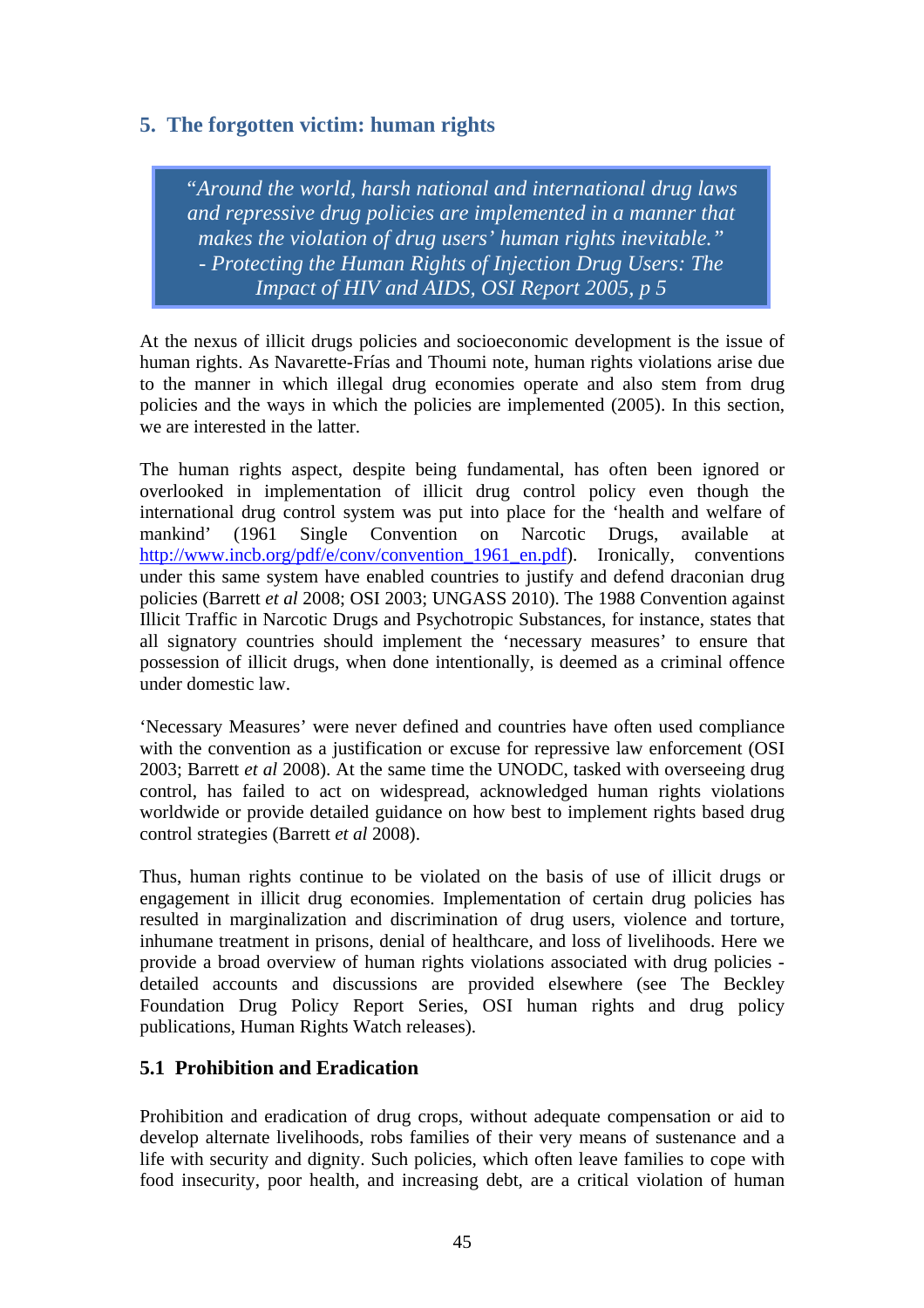## 5. The forgotten victim: human rights

> *"Around the world, harsh national and international drug laws and repressive drug policies are implemented in a manner that makes the violation of drug users' human rights inevitable."*
> *- Protecting the Human Rights of Injection Drug Users: The Impact of HIV and AIDS, OSI Report 2005, p 5*

At the nexus of illicit drugs policies and socioeconomic development is the issue of human rights. As Navarette-Frías and Thoumi note, human rights violations arise due to the manner in which illegal drug economies operate and also stem from drug policies and the ways in which the policies are implemented (2005). In this section, we are interested in the latter.

The human rights aspect, despite being fundamental, has often been ignored or overlooked in implementation of illicit drug control policy even though the international drug control system was put into place for the 'health and welfare of mankind' (1961 Single Convention on Narcotic Drugs, available at http://www.incb.org/pdf/e/conv/convention_1961_en.pdf). Ironically, conventions under this same system have enabled countries to justify and defend draconian drug policies (Barrett *et al* 2008; OSI 2003; UNGASS 2010). The 1988 Convention against Illicit Traffic in Narcotic Drugs and Psychotropic Substances, for instance, states that all signatory countries should implement the 'necessary measures' to ensure that possession of illicit drugs, when done intentionally, is deemed as a criminal offence under domestic law.

'Necessary Measures' were never defined and countries have often used compliance with the convention as a justification or excuse for repressive law enforcement (OSI 2003; Barrett *et al* 2008). At the same time the UNODC, tasked with overseeing drug control, has failed to act on widespread, acknowledged human rights violations worldwide or provide detailed guidance on how best to implement rights based drug control strategies (Barrett *et al* 2008).

Thus, human rights continue to be violated on the basis of use of illicit drugs or engagement in illicit drug economies. Implementation of certain drug policies has resulted in marginalization and discrimination of drug users, violence and torture, inhumane treatment in prisons, denial of healthcare, and loss of livelihoods. Here we provide a broad overview of human rights violations associated with drug policies - detailed accounts and discussions are provided elsewhere (see The Beckley Foundation Drug Policy Report Series, OSI human rights and drug policy publications, Human Rights Watch releases).

### 5.1 Prohibition and Eradication

Prohibition and eradication of drug crops, without adequate compensation or aid to develop alternate livelihoods, robs families of their very means of sustenance and a life with security and dignity. Such policies, which often leave families to cope with food insecurity, poor health, and increasing debt, are a critical violation of human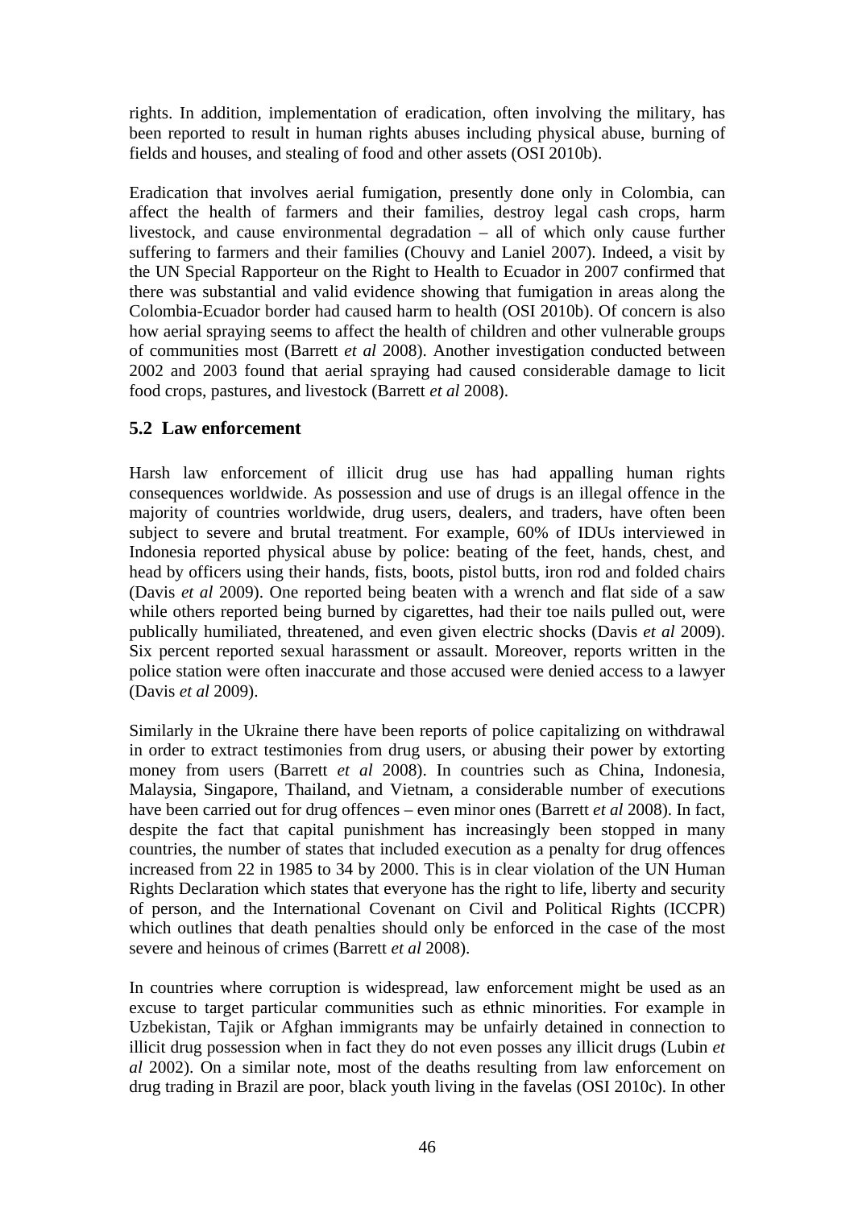rights. In addition, implementation of eradication, often involving the military, has been reported to result in human rights abuses including physical abuse, burning of fields and houses, and stealing of food and other assets (OSI 2010b).

Eradication that involves aerial fumigation, presently done only in Colombia, can affect the health of farmers and their families, destroy legal cash crops, harm livestock, and cause environmental degradation – all of which only cause further suffering to farmers and their families (Chouvy and Laniel 2007). Indeed, a visit by the UN Special Rapporteur on the Right to Health to Ecuador in 2007 confirmed that there was substantial and valid evidence showing that fumigation in areas along the Colombia-Ecuador border had caused harm to health (OSI 2010b). Of concern is also how aerial spraying seems to affect the health of children and other vulnerable groups of communities most (Barrett *et al* 2008). Another investigation conducted between 2002 and 2003 found that aerial spraying had caused considerable damage to licit food crops, pastures, and livestock (Barrett *et al* 2008).

## 5.2 Law enforcement

Harsh law enforcement of illicit drug use has had appalling human rights consequences worldwide. As possession and use of drugs is an illegal offence in the majority of countries worldwide, drug users, dealers, and traders, have often been subject to severe and brutal treatment. For example, 60% of IDUs interviewed in Indonesia reported physical abuse by police: beating of the feet, hands, chest, and head by officers using their hands, fists, boots, pistol butts, iron rod and folded chairs (Davis *et al* 2009). One reported being beaten with a wrench and flat side of a saw while others reported being burned by cigarettes, had their toe nails pulled out, were publically humiliated, threatened, and even given electric shocks (Davis *et al* 2009). Six percent reported sexual harassment or assault. Moreover, reports written in the police station were often inaccurate and those accused were denied access to a lawyer (Davis *et al* 2009).

Similarly in the Ukraine there have been reports of police capitalizing on withdrawal in order to extract testimonies from drug users, or abusing their power by extorting money from users (Barrett *et al* 2008). In countries such as China, Indonesia, Malaysia, Singapore, Thailand, and Vietnam, a considerable number of executions have been carried out for drug offences – even minor ones (Barrett *et al* 2008). In fact, despite the fact that capital punishment has increasingly been stopped in many countries, the number of states that included execution as a penalty for drug offences increased from 22 in 1985 to 34 by 2000. This is in clear violation of the UN Human Rights Declaration which states that everyone has the right to life, liberty and security of person, and the International Covenant on Civil and Political Rights (ICCPR) which outlines that death penalties should only be enforced in the case of the most severe and heinous of crimes (Barrett *et al* 2008).

In countries where corruption is widespread, law enforcement might be used as an excuse to target particular communities such as ethnic minorities. For example in Uzbekistan, Tajik or Afghan immigrants may be unfairly detained in connection to illicit drug possession when in fact they do not even posses any illicit drugs (Lubin *et al* 2002). On a similar note, most of the deaths resulting from law enforcement on drug trading in Brazil are poor, black youth living in the favelas (OSI 2010c). In other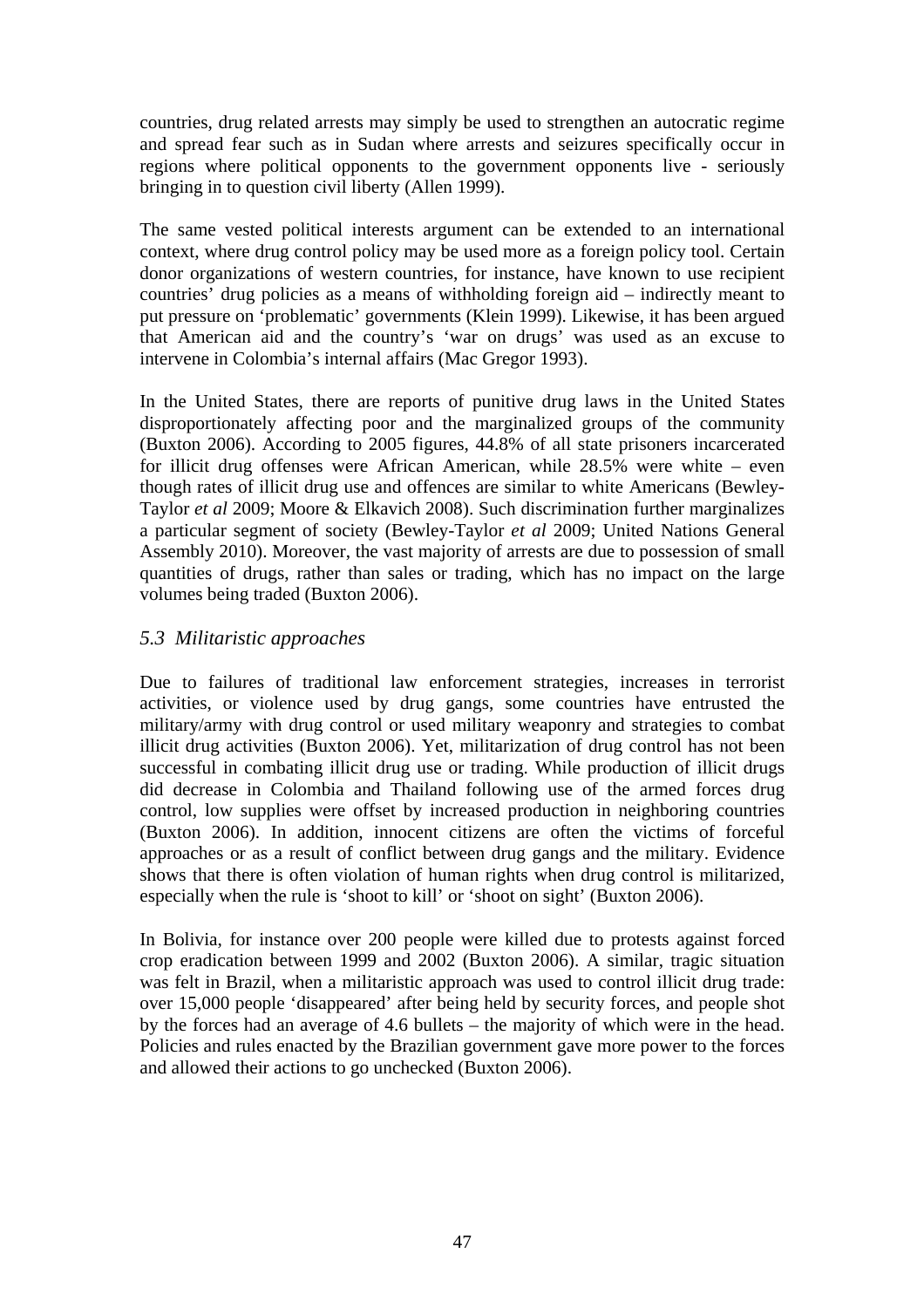countries, drug related arrests may simply be used to strengthen an autocratic regime and spread fear such as in Sudan where arrests and seizures specifically occur in regions where political opponents to the government opponents live - seriously bringing in to question civil liberty (Allen 1999).

The same vested political interests argument can be extended to an international context, where drug control policy may be used more as a foreign policy tool. Certain donor organizations of western countries, for instance, have known to use recipient countries' drug policies as a means of withholding foreign aid – indirectly meant to put pressure on 'problematic' governments (Klein 1999). Likewise, it has been argued that American aid and the country's 'war on drugs' was used as an excuse to intervene in Colombia's internal affairs (Mac Gregor 1993).

In the United States, there are reports of punitive drug laws in the United States disproportionately affecting poor and the marginalized groups of the community (Buxton 2006). According to 2005 figures, 44.8% of all state prisoners incarcerated for illicit drug offenses were African American, while 28.5% were white – even though rates of illicit drug use and offences are similar to white Americans (Bewley-Taylor *et al* 2009; Moore & Elkavich 2008). Such discrimination further marginalizes a particular segment of society (Bewley-Taylor *et al* 2009; United Nations General Assembly 2010). Moreover, the vast majority of arrests are due to possession of small quantities of drugs, rather than sales or trading, which has no impact on the large volumes being traded (Buxton 2006).

### *5.3 Militaristic approaches*

Due to failures of traditional law enforcement strategies, increases in terrorist activities, or violence used by drug gangs, some countries have entrusted the military/army with drug control or used military weaponry and strategies to combat illicit drug activities (Buxton 2006). Yet, militarization of drug control has not been successful in combating illicit drug use or trading. While production of illicit drugs did decrease in Colombia and Thailand following use of the armed forces drug control, low supplies were offset by increased production in neighboring countries (Buxton 2006). In addition, innocent citizens are often the victims of forceful approaches or as a result of conflict between drug gangs and the military. Evidence shows that there is often violation of human rights when drug control is militarized, especially when the rule is 'shoot to kill' or 'shoot on sight' (Buxton 2006).

In Bolivia, for instance over 200 people were killed due to protests against forced crop eradication between 1999 and 2002 (Buxton 2006). A similar, tragic situation was felt in Brazil, when a militaristic approach was used to control illicit drug trade: over 15,000 people 'disappeared' after being held by security forces, and people shot by the forces had an average of 4.6 bullets – the majority of which were in the head. Policies and rules enacted by the Brazilian government gave more power to the forces and allowed their actions to go unchecked (Buxton 2006).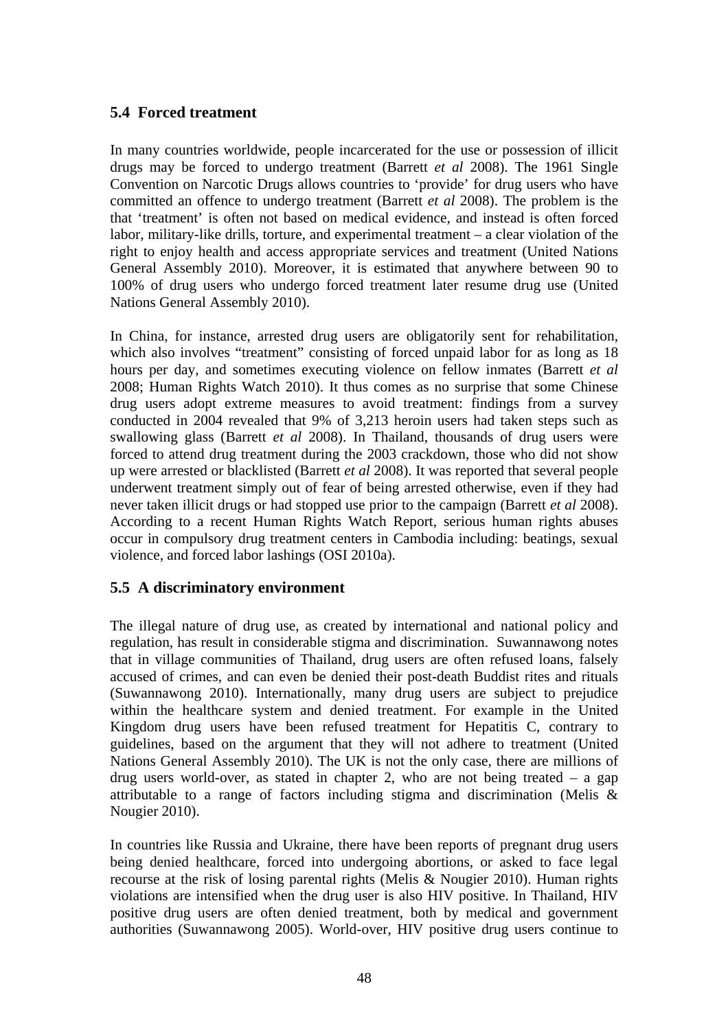## 5.4 Forced treatment

In many countries worldwide, people incarcerated for the use or possession of illicit drugs may be forced to undergo treatment (Barrett *et al* 2008). The 1961 Single Convention on Narcotic Drugs allows countries to 'provide' for drug users who have committed an offence to undergo treatment (Barrett *et al* 2008). The problem is the that 'treatment' is often not based on medical evidence, and instead is often forced labor, military-like drills, torture, and experimental treatment – a clear violation of the right to enjoy health and access appropriate services and treatment (United Nations General Assembly 2010). Moreover, it is estimated that anywhere between 90 to 100% of drug users who undergo forced treatment later resume drug use (United Nations General Assembly 2010).

In China, for instance, arrested drug users are obligatorily sent for rehabilitation, which also involves "treatment" consisting of forced unpaid labor for as long as 18 hours per day, and sometimes executing violence on fellow inmates (Barrett *et al* 2008; Human Rights Watch 2010). It thus comes as no surprise that some Chinese drug users adopt extreme measures to avoid treatment: findings from a survey conducted in 2004 revealed that 9% of 3,213 heroin users had taken steps such as swallowing glass (Barrett *et al* 2008). In Thailand, thousands of drug users were forced to attend drug treatment during the 2003 crackdown, those who did not show up were arrested or blacklisted (Barrett *et al* 2008). It was reported that several people underwent treatment simply out of fear of being arrested otherwise, even if they had never taken illicit drugs or had stopped use prior to the campaign (Barrett *et al* 2008). According to a recent Human Rights Watch Report, serious human rights abuses occur in compulsory drug treatment centers in Cambodia including: beatings, sexual violence, and forced labor lashings (OSI 2010a).

## 5.5 A discriminatory environment

The illegal nature of drug use, as created by international and national policy and regulation, has result in considerable stigma and discrimination. Suwannawong notes that in village communities of Thailand, drug users are often refused loans, falsely accused of crimes, and can even be denied their post-death Buddist rites and rituals (Suwannawong 2010). Internationally, many drug users are subject to prejudice within the healthcare system and denied treatment. For example in the United Kingdom drug users have been refused treatment for Hepatitis C, contrary to guidelines, based on the argument that they will not adhere to treatment (United Nations General Assembly 2010). The UK is not the only case, there are millions of drug users world-over, as stated in chapter 2, who are not being treated – a gap attributable to a range of factors including stigma and discrimination (Melis & Nougier 2010).

In countries like Russia and Ukraine, there have been reports of pregnant drug users being denied healthcare, forced into undergoing abortions, or asked to face legal recourse at the risk of losing parental rights (Melis & Nougier 2010). Human rights violations are intensified when the drug user is also HIV positive. In Thailand, HIV positive drug users are often denied treatment, both by medical and government authorities (Suwannawong 2005). World-over, HIV positive drug users continue to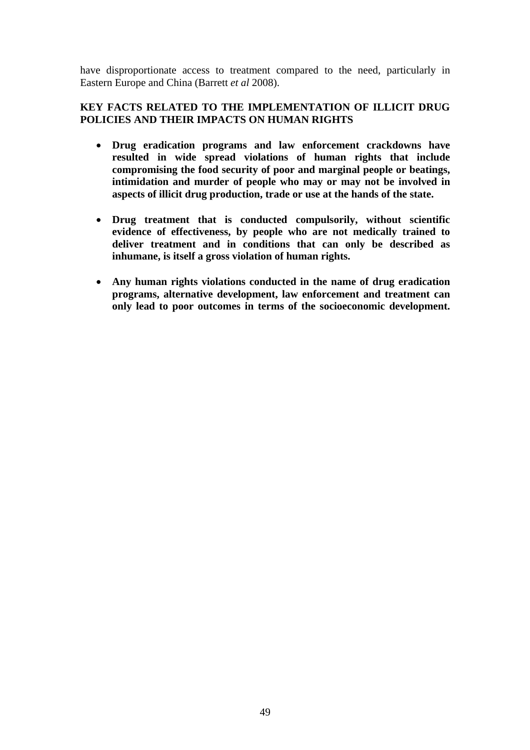have disproportionate access to treatment compared to the need, particularly in Eastern Europe and China (Barrett *et al* 2008).

**KEY FACTS RELATED TO THE IMPLEMENTATION OF ILLICIT DRUG POLICIES AND THEIR IMPACTS ON HUMAN RIGHTS**

- **Drug eradication programs and law enforcement crackdowns have resulted in wide spread violations of human rights that include compromising the food security of poor and marginal people or beatings, intimidation and murder of people who may or may not be involved in aspects of illicit drug production, trade or use at the hands of the state.**

- **Drug treatment that is conducted compulsorily, without scientific evidence of effectiveness, by people who are not medically trained to deliver treatment and in conditions that can only be described as inhumane, is itself a gross violation of human rights.**

- **Any human rights violations conducted in the name of drug eradication programs, alternative development, law enforcement and treatment can only lead to poor outcomes in terms of the socioeconomic development.**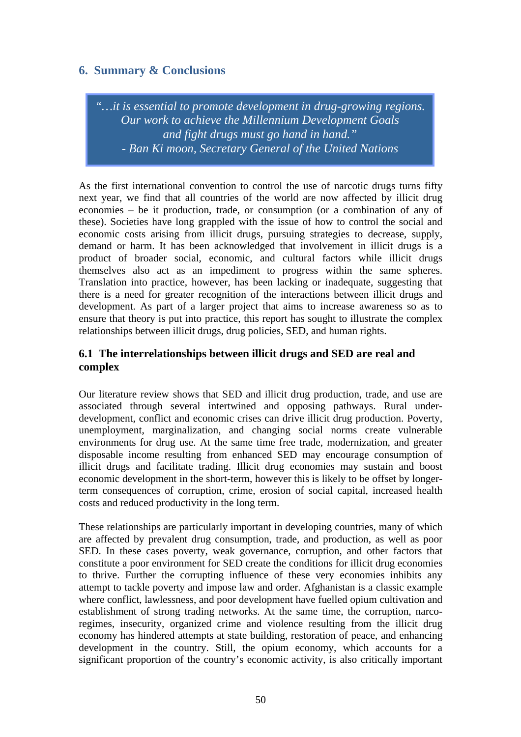## 6. Summary & Conclusions

> *"…it is essential to promote development in drug-growing regions. Our work to achieve the Millennium Development Goals and fight drugs must go hand in hand."*
> *- Ban Ki moon, Secretary General of the United Nations*

As the first international convention to control the use of narcotic drugs turns fifty next year, we find that all countries of the world are now affected by illicit drug economies – be it production, trade, or consumption (or a combination of any of these). Societies have long grappled with the issue of how to control the social and economic costs arising from illicit drugs, pursuing strategies to decrease, supply, demand or harm. It has been acknowledged that involvement in illicit drugs is a product of broader social, economic, and cultural factors while illicit drugs themselves also act as an impediment to progress within the same spheres. Translation into practice, however, has been lacking or inadequate, suggesting that there is a need for greater recognition of the interactions between illicit drugs and development. As part of a larger project that aims to increase awareness so as to ensure that theory is put into practice, this report has sought to illustrate the complex relationships between illicit drugs, drug policies, SED, and human rights.

### 6.1 The interrelationships between illicit drugs and SED are real and complex

Our literature review shows that SED and illicit drug production, trade, and use are associated through several intertwined and opposing pathways. Rural under-development, conflict and economic crises can drive illicit drug production. Poverty, unemployment, marginalization, and changing social norms create vulnerable environments for drug use. At the same time free trade, modernization, and greater disposable income resulting from enhanced SED may encourage consumption of illicit drugs and facilitate trading. Illicit drug economies may sustain and boost economic development in the short-term, however this is likely to be offset by longer-term consequences of corruption, crime, erosion of social capital, increased health costs and reduced productivity in the long term.

These relationships are particularly important in developing countries, many of which are affected by prevalent drug consumption, trade, and production, as well as poor SED. In these cases poverty, weak governance, corruption, and other factors that constitute a poor environment for SED create the conditions for illicit drug economies to thrive. Further the corrupting influence of these very economies inhibits any attempt to tackle poverty and impose law and order. Afghanistan is a classic example where conflict, lawlessness, and poor development have fuelled opium cultivation and establishment of strong trading networks. At the same time, the corruption, narco-regimes, insecurity, organized crime and violence resulting from the illicit drug economy has hindered attempts at state building, restoration of peace, and enhancing development in the country. Still, the opium economy, which accounts for a significant proportion of the country's economic activity, is also critically important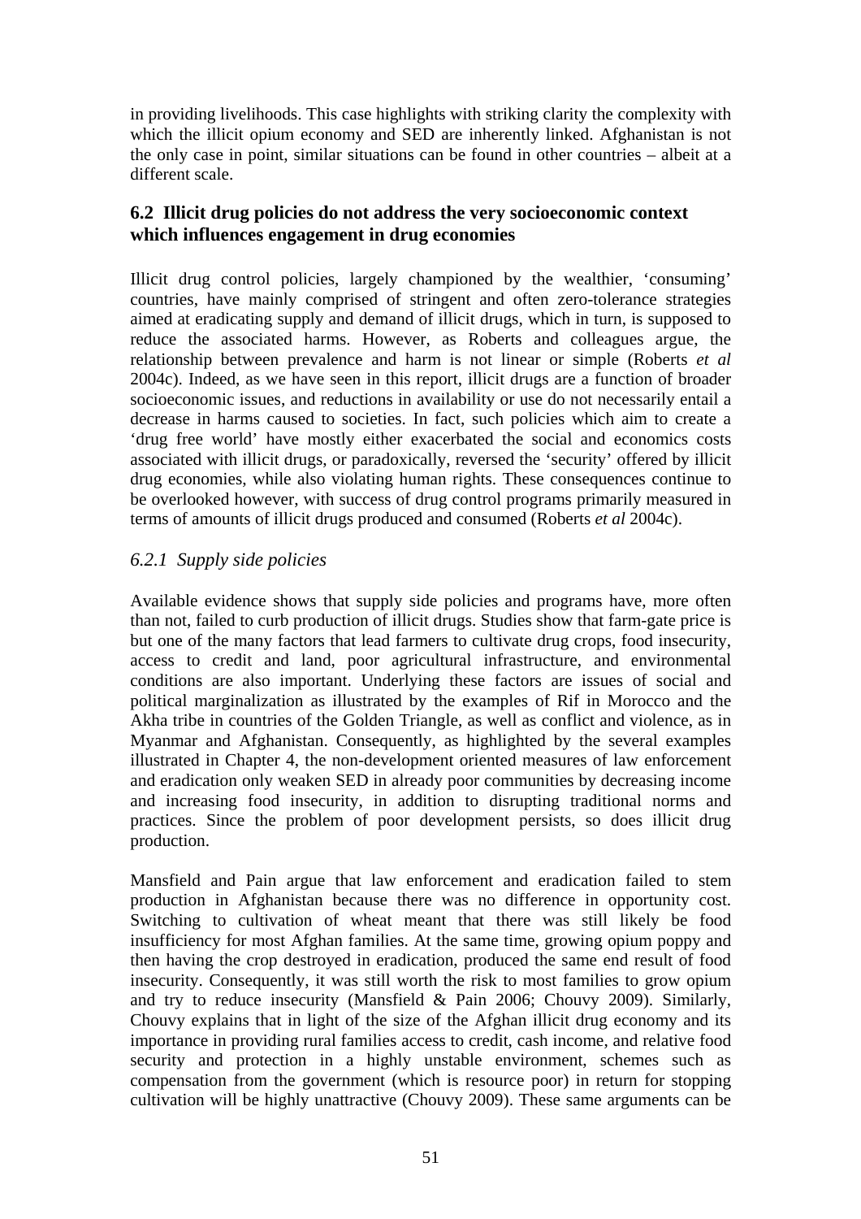in providing livelihoods. This case highlights with striking clarity the complexity with which the illicit opium economy and SED are inherently linked. Afghanistan is not the only case in point, similar situations can be found in other countries – albeit at a different scale.

## 6.2 Illicit drug policies do not address the very socioeconomic context which influences engagement in drug economies

Illicit drug control policies, largely championed by the wealthier, 'consuming' countries, have mainly comprised of stringent and often zero-tolerance strategies aimed at eradicating supply and demand of illicit drugs, which in turn, is supposed to reduce the associated harms. However, as Roberts and colleagues argue, the relationship between prevalence and harm is not linear or simple (Roberts *et al* 2004c). Indeed, as we have seen in this report, illicit drugs are a function of broader socioeconomic issues, and reductions in availability or use do not necessarily entail a decrease in harms caused to societies. In fact, such policies which aim to create a 'drug free world' have mostly either exacerbated the social and economics costs associated with illicit drugs, or paradoxically, reversed the 'security' offered by illicit drug economies, while also violating human rights. These consequences continue to be overlooked however, with success of drug control programs primarily measured in terms of amounts of illicit drugs produced and consumed (Roberts *et al* 2004c).

### *6.2.1 Supply side policies*

Available evidence shows that supply side policies and programs have, more often than not, failed to curb production of illicit drugs. Studies show that farm-gate price is but one of the many factors that lead farmers to cultivate drug crops, food insecurity, access to credit and land, poor agricultural infrastructure, and environmental conditions are also important. Underlying these factors are issues of social and political marginalization as illustrated by the examples of Rif in Morocco and the Akha tribe in countries of the Golden Triangle, as well as conflict and violence, as in Myanmar and Afghanistan. Consequently, as highlighted by the several examples illustrated in Chapter 4, the non-development oriented measures of law enforcement and eradication only weaken SED in already poor communities by decreasing income and increasing food insecurity, in addition to disrupting traditional norms and practices. Since the problem of poor development persists, so does illicit drug production.

Mansfield and Pain argue that law enforcement and eradication failed to stem production in Afghanistan because there was no difference in opportunity cost. Switching to cultivation of wheat meant that there was still likely be food insufficiency for most Afghan families. At the same time, growing opium poppy and then having the crop destroyed in eradication, produced the same end result of food insecurity. Consequently, it was still worth the risk to most families to grow opium and try to reduce insecurity (Mansfield & Pain 2006; Chouvy 2009). Similarly, Chouvy explains that in light of the size of the Afghan illicit drug economy and its importance in providing rural families access to credit, cash income, and relative food security and protection in a highly unstable environment, schemes such as compensation from the government (which is resource poor) in return for stopping cultivation will be highly unattractive (Chouvy 2009). These same arguments can be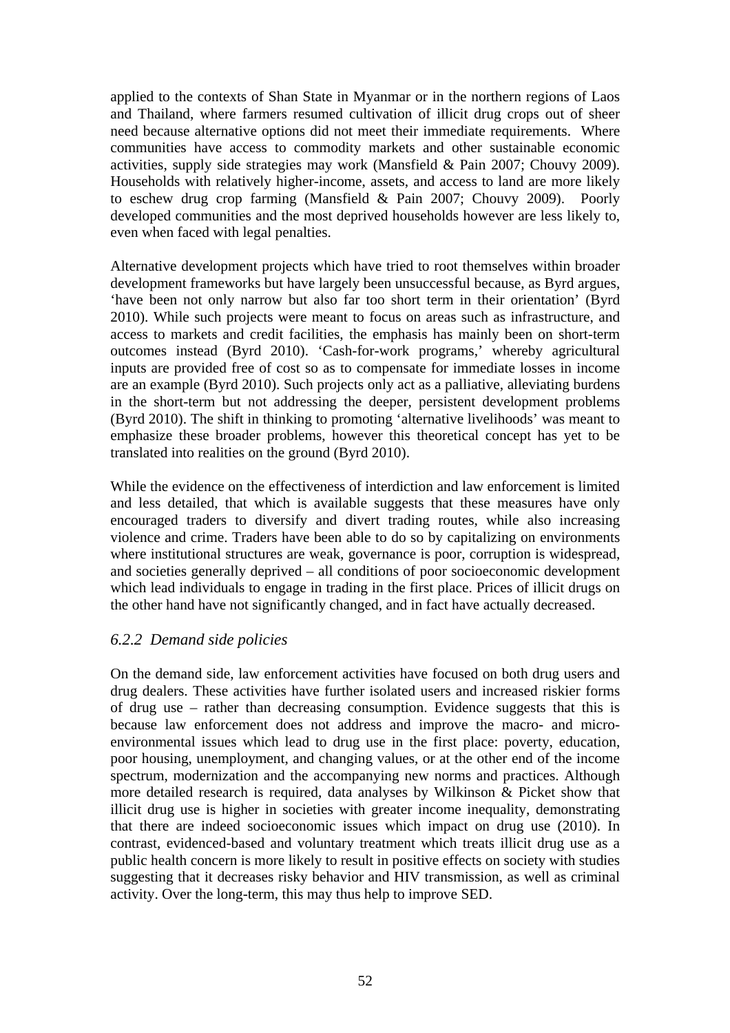applied to the contexts of Shan State in Myanmar or in the northern regions of Laos and Thailand, where farmers resumed cultivation of illicit drug crops out of sheer need because alternative options did not meet their immediate requirements. Where communities have access to commodity markets and other sustainable economic activities, supply side strategies may work (Mansfield & Pain 2007; Chouvy 2009). Households with relatively higher-income, assets, and access to land are more likely to eschew drug crop farming (Mansfield & Pain 2007; Chouvy 2009). Poorly developed communities and the most deprived households however are less likely to, even when faced with legal penalties.

Alternative development projects which have tried to root themselves within broader development frameworks but have largely been unsuccessful because, as Byrd argues, 'have been not only narrow but also far too short term in their orientation' (Byrd 2010). While such projects were meant to focus on areas such as infrastructure, and access to markets and credit facilities, the emphasis has mainly been on short-term outcomes instead (Byrd 2010). 'Cash-for-work programs,' whereby agricultural inputs are provided free of cost so as to compensate for immediate losses in income are an example (Byrd 2010). Such projects only act as a palliative, alleviating burdens in the short-term but not addressing the deeper, persistent development problems (Byrd 2010). The shift in thinking to promoting 'alternative livelihoods' was meant to emphasize these broader problems, however this theoretical concept has yet to be translated into realities on the ground (Byrd 2010).

While the evidence on the effectiveness of interdiction and law enforcement is limited and less detailed, that which is available suggests that these measures have only encouraged traders to diversify and divert trading routes, while also increasing violence and crime. Traders have been able to do so by capitalizing on environments where institutional structures are weak, governance is poor, corruption is widespread, and societies generally deprived – all conditions of poor socioeconomic development which lead individuals to engage in trading in the first place. Prices of illicit drugs on the other hand have not significantly changed, and in fact have actually decreased.

### *6.2.2 Demand side policies*

On the demand side, law enforcement activities have focused on both drug users and drug dealers. These activities have further isolated users and increased riskier forms of drug use – rather than decreasing consumption. Evidence suggests that this is because law enforcement does not address and improve the macro- and micro-environmental issues which lead to drug use in the first place: poverty, education, poor housing, unemployment, and changing values, or at the other end of the income spectrum, modernization and the accompanying new norms and practices. Although more detailed research is required, data analyses by Wilkinson & Picket show that illicit drug use is higher in societies with greater income inequality, demonstrating that there are indeed socioeconomic issues which impact on drug use (2010). In contrast, evidenced-based and voluntary treatment which treats illicit drug use as a public health concern is more likely to result in positive effects on society with studies suggesting that it decreases risky behavior and HIV transmission, as well as criminal activity. Over the long-term, this may thus help to improve SED.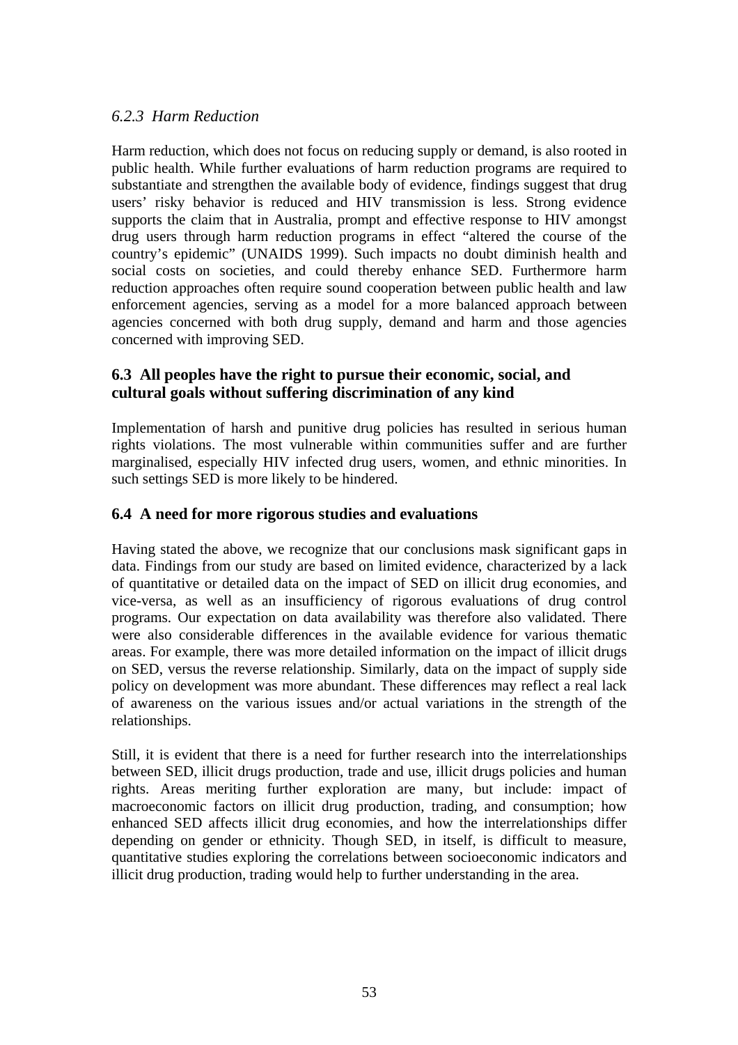#### *6.2.3 Harm Reduction*

Harm reduction, which does not focus on reducing supply or demand, is also rooted in public health. While further evaluations of harm reduction programs are required to substantiate and strengthen the available body of evidence, findings suggest that drug users' risky behavior is reduced and HIV transmission is less. Strong evidence supports the claim that in Australia, prompt and effective response to HIV amongst drug users through harm reduction programs in effect "altered the course of the country's epidemic" (UNAIDS 1999). Such impacts no doubt diminish health and social costs on societies, and could thereby enhance SED. Furthermore harm reduction approaches often require sound cooperation between public health and law enforcement agencies, serving as a model for a more balanced approach between agencies concerned with both drug supply, demand and harm and those agencies concerned with improving SED.

### 6.3 All peoples have the right to pursue their economic, social, and cultural goals without suffering discrimination of any kind

Implementation of harsh and punitive drug policies has resulted in serious human rights violations. The most vulnerable within communities suffer and are further marginalised, especially HIV infected drug users, women, and ethnic minorities. In such settings SED is more likely to be hindered.

### 6.4 A need for more rigorous studies and evaluations

Having stated the above, we recognize that our conclusions mask significant gaps in data. Findings from our study are based on limited evidence, characterized by a lack of quantitative or detailed data on the impact of SED on illicit drug economies, and vice-versa, as well as an insufficiency of rigorous evaluations of drug control programs. Our expectation on data availability was therefore also validated. There were also considerable differences in the available evidence for various thematic areas. For example, there was more detailed information on the impact of illicit drugs on SED, versus the reverse relationship. Similarly, data on the impact of supply side policy on development was more abundant. These differences may reflect a real lack of awareness on the various issues and/or actual variations in the strength of the relationships.

Still, it is evident that there is a need for further research into the interrelationships between SED, illicit drugs production, trade and use, illicit drugs policies and human rights. Areas meriting further exploration are many, but include: impact of macroeconomic factors on illicit drug production, trading, and consumption; how enhanced SED affects illicit drug economies, and how the interrelationships differ depending on gender or ethnicity. Though SED, in itself, is difficult to measure, quantitative studies exploring the correlations between socioeconomic indicators and illicit drug production, trading would help to further understanding in the area.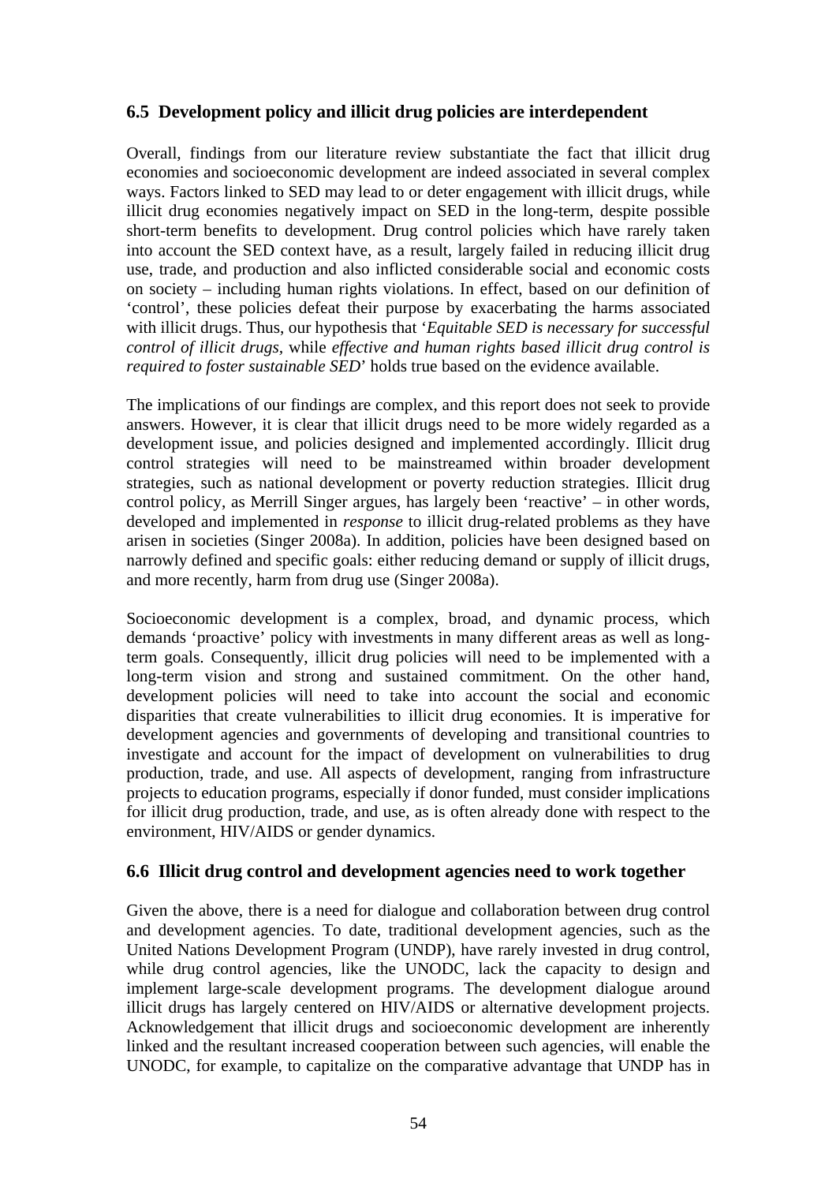## 6.5 Development policy and illicit drug policies are interdependent

Overall, findings from our literature review substantiate the fact that illicit drug economies and socioeconomic development are indeed associated in several complex ways. Factors linked to SED may lead to or deter engagement with illicit drugs, while illicit drug economies negatively impact on SED in the long-term, despite possible short-term benefits to development. Drug control policies which have rarely taken into account the SED context have, as a result, largely failed in reducing illicit drug use, trade, and production and also inflicted considerable social and economic costs on society – including human rights violations. In effect, based on our definition of 'control', these policies defeat their purpose by exacerbating the harms associated with illicit drugs. Thus, our hypothesis that '*Equitable SED is necessary for successful control of illicit drugs,* while *effective and human rights based illicit drug control is required to foster sustainable SED*' holds true based on the evidence available.

The implications of our findings are complex, and this report does not seek to provide answers. However, it is clear that illicit drugs need to be more widely regarded as a development issue, and policies designed and implemented accordingly. Illicit drug control strategies will need to be mainstreamed within broader development strategies, such as national development or poverty reduction strategies. Illicit drug control policy, as Merrill Singer argues, has largely been 'reactive' – in other words, developed and implemented in *response* to illicit drug-related problems as they have arisen in societies (Singer 2008a). In addition, policies have been designed based on narrowly defined and specific goals: either reducing demand or supply of illicit drugs, and more recently, harm from drug use (Singer 2008a).

Socioeconomic development is a complex, broad, and dynamic process, which demands 'proactive' policy with investments in many different areas as well as long-term goals. Consequently, illicit drug policies will need to be implemented with a long-term vision and strong and sustained commitment. On the other hand, development policies will need to take into account the social and economic disparities that create vulnerabilities to illicit drug economies. It is imperative for development agencies and governments of developing and transitional countries to investigate and account for the impact of development on vulnerabilities to drug production, trade, and use. All aspects of development, ranging from infrastructure projects to education programs, especially if donor funded, must consider implications for illicit drug production, trade, and use, as is often already done with respect to the environment, HIV/AIDS or gender dynamics.

## 6.6 Illicit drug control and development agencies need to work together

Given the above, there is a need for dialogue and collaboration between drug control and development agencies. To date, traditional development agencies, such as the United Nations Development Program (UNDP), have rarely invested in drug control, while drug control agencies, like the UNODC, lack the capacity to design and implement large-scale development programs. The development dialogue around illicit drugs has largely centered on HIV/AIDS or alternative development projects. Acknowledgement that illicit drugs and socioeconomic development are inherently linked and the resultant increased cooperation between such agencies, will enable the UNODC, for example, to capitalize on the comparative advantage that UNDP has in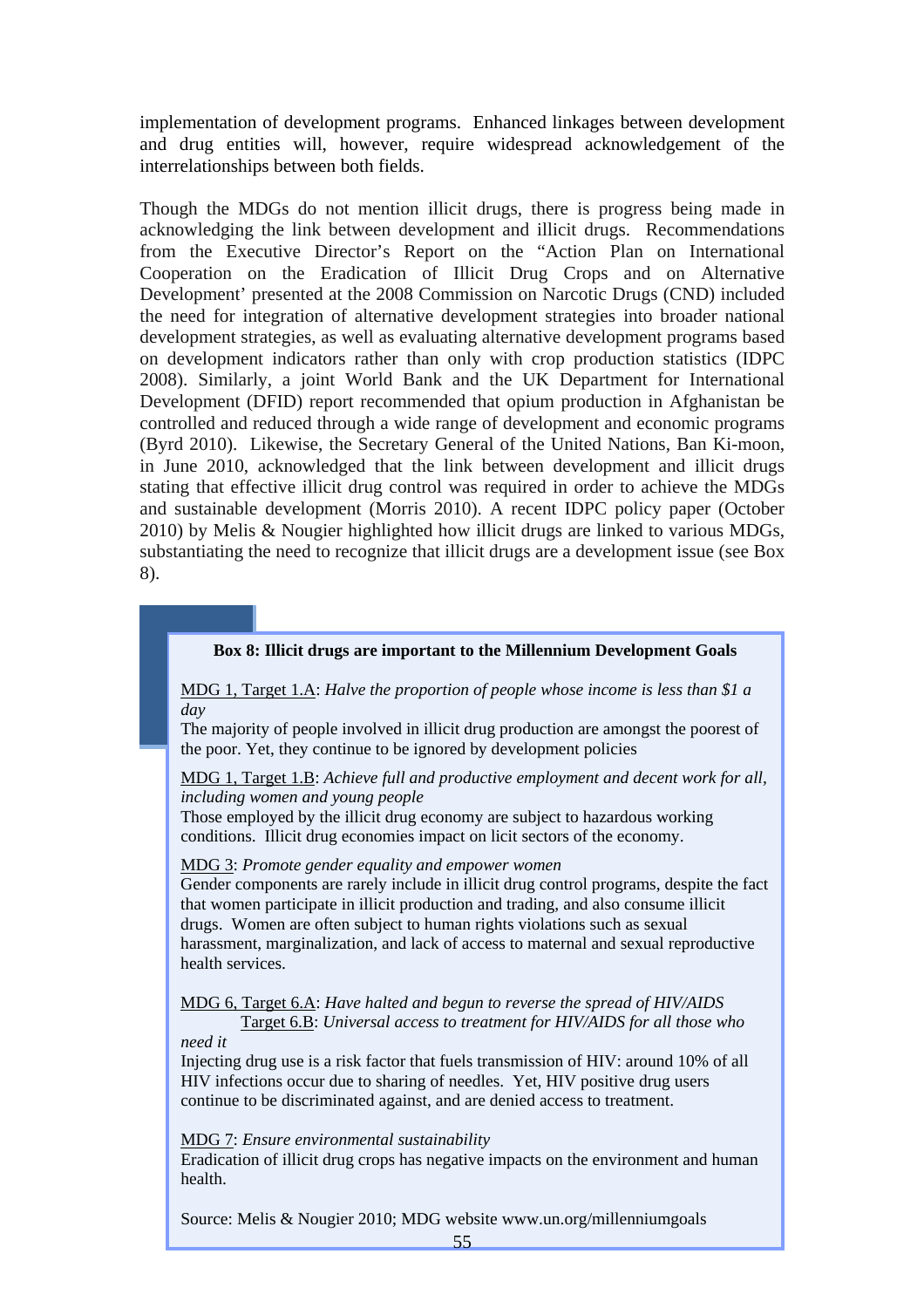implementation of development programs. Enhanced linkages between development and drug entities will, however, require widespread acknowledgement of the interrelationships between both fields.

Though the MDGs do not mention illicit drugs, there is progress being made in acknowledging the link between development and illicit drugs. Recommendations from the Executive Director's Report on the "Action Plan on International Cooperation on the Eradication of Illicit Drug Crops and on Alternative Development' presented at the 2008 Commission on Narcotic Drugs (CND) included the need for integration of alternative development strategies into broader national development strategies, as well as evaluating alternative development programs based on development indicators rather than only with crop production statistics (IDPC 2008). Similarly, a joint World Bank and the UK Department for International Development (DFID) report recommended that opium production in Afghanistan be controlled and reduced through a wide range of development and economic programs (Byrd 2010). Likewise, the Secretary General of the United Nations, Ban Ki-moon, in June 2010, acknowledged that the link between development and illicit drugs stating that effective illicit drug control was required in order to achieve the MDGs and sustainable development (Morris 2010). A recent IDPC policy paper (October 2010) by Melis & Nougier highlighted how illicit drugs are linked to various MDGs, substantiating the need to recognize that illicit drugs are a development issue (see Box 8).

**Box 8: Illicit drugs are important to the Millennium Development Goals**

MDG 1, Target 1.A: *Halve the proportion of people whose income is less than $1 a day*
The majority of people involved in illicit drug production are amongst the poorest of the poor. Yet, they continue to be ignored by development policies

MDG 1, Target 1.B: *Achieve full and productive employment and decent work for all, including women and young people*
Those employed by the illicit drug economy are subject to hazardous working conditions. Illicit drug economies impact on licit sectors of the economy.

MDG 3: *Promote gender equality and empower women*
Gender components are rarely include in illicit drug control programs, despite the fact that women participate in illicit production and trading, and also consume illicit drugs. Women are often subject to human rights violations such as sexual harassment, marginalization, and lack of access to maternal and sexual reproductive health services.

MDG 6, Target 6.A: *Have halted and begun to reverse the spread of HIV/AIDS*
Target 6.B: *Universal access to treatment for HIV/AIDS for all those who need it*
Injecting drug use is a risk factor that fuels transmission of HIV: around 10% of all HIV infections occur due to sharing of needles. Yet, HIV positive drug users continue to be discriminated against, and are denied access to treatment.

MDG 7: *Ensure environmental sustainability*
Eradication of illicit drug crops has negative impacts on the environment and human health.

Source: Melis & Nougier 2010; MDG website www.un.org/millenniumgoals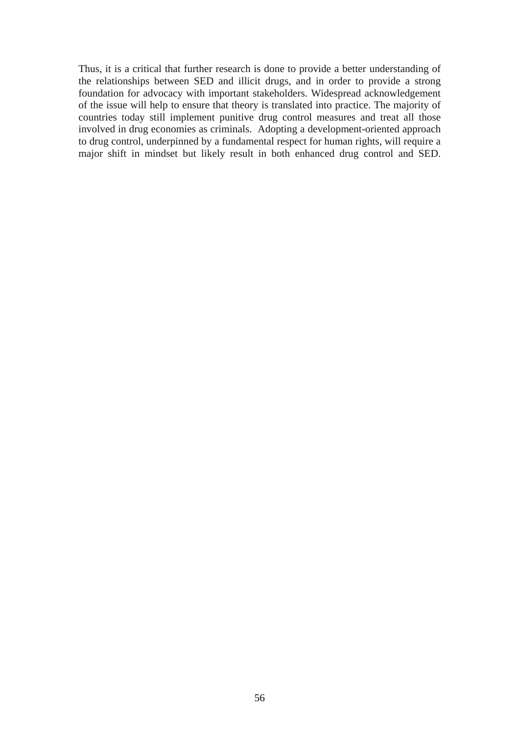Thus, it is a critical that further research is done to provide a better understanding of the relationships between SED and illicit drugs, and in order to provide a strong foundation for advocacy with important stakeholders. Widespread acknowledgement of the issue will help to ensure that theory is translated into practice. The majority of countries today still implement punitive drug control measures and treat all those involved in drug economies as criminals. Adopting a development-oriented approach to drug control, underpinned by a fundamental respect for human rights, will require a major shift in mindset but likely result in both enhanced drug control and SED.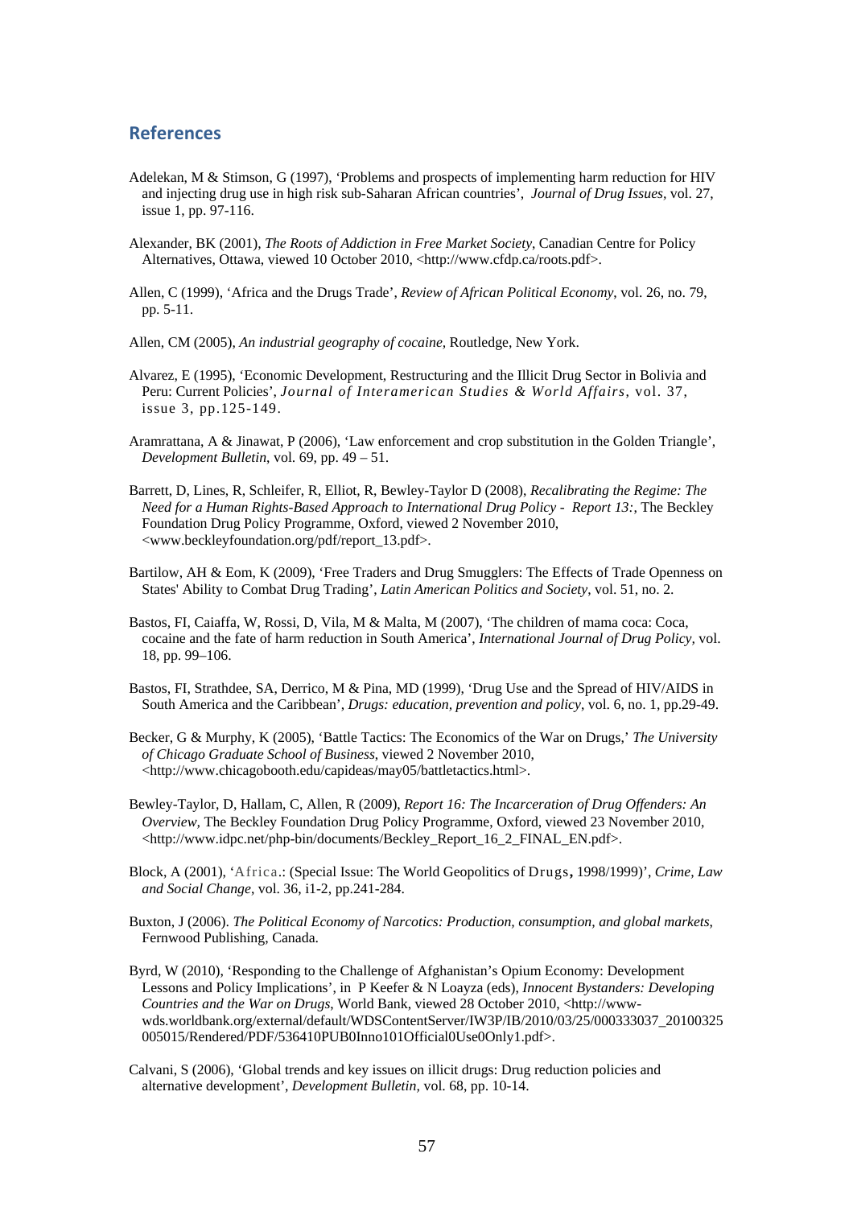## References

Adelekan, M & Stimson, G (1997), 'Problems and prospects of implementing harm reduction for HIV and injecting drug use in high risk sub-Saharan African countries', *Journal of Drug Issues*, vol. 27, issue 1, pp. 97-116.

Alexander, BK (2001), *The Roots of Addiction in Free Market Society*, Canadian Centre for Policy Alternatives, Ottawa, viewed 10 October 2010, <http://www.cfdp.ca/roots.pdf>.

Allen, C (1999), 'Africa and the Drugs Trade', *Review of African Political Economy*, vol. 26, no. 79, pp. 5-11.

Allen, CM (2005), *An industrial geography of cocaine*, Routledge, New York.

Alvarez, E (1995), 'Economic Development, Restructuring and the Illicit Drug Sector in Bolivia and Peru: Current Policies', *Journal of Interamerican Studies & World Affairs*, vol. 37, issue 3, pp.125-149.

Aramrattana, A & Jinawat, P (2006), 'Law enforcement and crop substitution in the Golden Triangle', *Development Bulletin*, vol. 69, pp. 49 – 51.

Barrett, D, Lines, R, Schleifer, R, Elliot, R, Bewley-Taylor D (2008), *Recalibrating the Regime: The Need for a Human Rights-Based Approach to International Drug Policy - Report 13:*, The Beckley Foundation Drug Policy Programme, Oxford, viewed 2 November 2010, <www.beckleyfoundation.org/pdf/report_13.pdf>.

Bartilow, AH & Eom, K (2009), 'Free Traders and Drug Smugglers: The Effects of Trade Openness on States' Ability to Combat Drug Trading', *Latin American Politics and Society*, vol. 51, no. 2.

Bastos, FI, Caiaffa, W, Rossi, D, Vila, M & Malta, M (2007), 'The children of mama coca: Coca, cocaine and the fate of harm reduction in South America', *International Journal of Drug Policy*, vol. 18, pp. 99–106.

Bastos, FI, Strathdee, SA, Derrico, M & Pina, MD (1999), 'Drug Use and the Spread of HIV/AIDS in South America and the Caribbean', *Drugs: education, prevention and policy*, vol. 6, no. 1, pp.29-49.

Becker, G & Murphy, K (2005), 'Battle Tactics: The Economics of the War on Drugs,' *The University of Chicago Graduate School of Business*, viewed 2 November 2010, <http://www.chicagobooth.edu/capideas/may05/battletactics.html>.

Bewley-Taylor, D, Hallam, C, Allen, R (2009), *Report 16: The Incarceration of Drug Offenders: An Overview*, The Beckley Foundation Drug Policy Programme, Oxford, viewed 23 November 2010, <http://www.idpc.net/php-bin/documents/Beckley_Report_16_2_FINAL_EN.pdf>.

Block, A (2001), 'Africa.: (Special Issue: The World Geopolitics of Drugs, 1998/1999)', *Crime, Law and Social Change*, vol. 36, i1-2, pp.241-284.

Buxton, J (2006). *The Political Economy of Narcotics: Production, consumption, and global markets*, Fernwood Publishing, Canada.

Byrd, W (2010), 'Responding to the Challenge of Afghanistan's Opium Economy: Development Lessons and Policy Implications', in P Keefer & N Loayza (eds), *Innocent Bystanders: Developing Countries and the War on Drugs*, World Bank, viewed 28 October 2010, <http://www-wds.worldbank.org/external/default/WDSContentServer/IW3P/IB/2010/03/25/000333037_20100325005015/Rendered/PDF/536410PUB0Inno101Official0Use0Only1.pdf>.

Calvani, S (2006), 'Global trends and key issues on illicit drugs: Drug reduction policies and alternative development', *Development Bulletin*, vol. 68, pp. 10-14.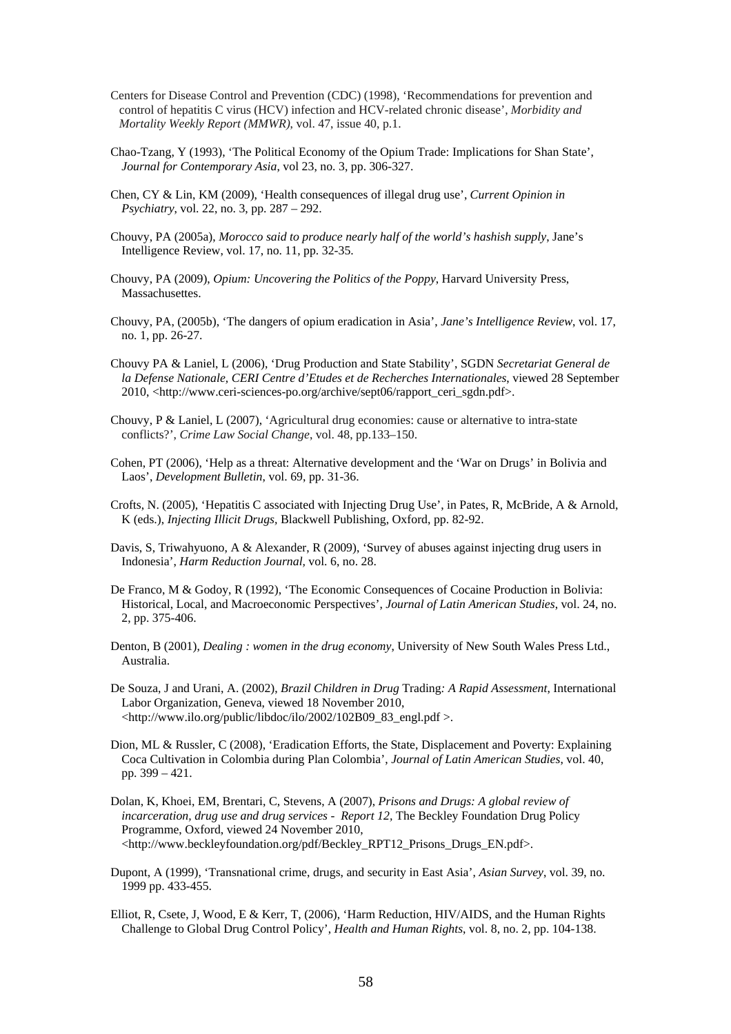Centers for Disease Control and Prevention (CDC) (1998), 'Recommendations for prevention and control of hepatitis C virus (HCV) infection and HCV-related chronic disease', *Morbidity and Mortality Weekly Report (MMWR)*, vol. 47, issue 40, p.1.

Chao-Tzang, Y (1993), 'The Political Economy of the Opium Trade: Implications for Shan State', *Journal for Contemporary Asia*, vol 23, no. 3, pp. 306-327.

Chen, CY & Lin, KM (2009), 'Health consequences of illegal drug use', *Current Opinion in Psychiatry*, vol. 22, no. 3, pp. 287 – 292.

Chouvy, PA (2005a), *Morocco said to produce nearly half of the world's hashish supply*, Jane's Intelligence Review, vol. 17, no. 11, pp. 32-35.

Chouvy, PA (2009), *Opium: Uncovering the Politics of the Poppy*, Harvard University Press, Massachusettes.

Chouvy, PA, (2005b), 'The dangers of opium eradication in Asia', *Jane's Intelligence Review*, vol. 17, no. 1, pp. 26-27.

Chouvy PA & Laniel, L (2006), 'Drug Production and State Stability', SGDN *Secretariat General de la Defense Nationale, CERI Centre d'Etudes et de Recherches Internationales*, viewed 28 September 2010, <http://www.ceri-sciences-po.org/archive/sept06/rapport_ceri_sgdn.pdf>.

Chouvy, P & Laniel, L (2007), 'Agricultural drug economies: cause or alternative to intra-state conflicts?', *Crime Law Social Change*, vol. 48, pp.133–150.

Cohen, PT (2006), 'Help as a threat: Alternative development and the 'War on Drugs' in Bolivia and Laos', *Development Bulletin*, vol. 69, pp. 31-36.

Crofts, N. (2005), 'Hepatitis C associated with Injecting Drug Use', in Pates, R, McBride, A & Arnold, K (eds.), *Injecting Illicit Drugs*, Blackwell Publishing, Oxford, pp. 82-92.

Davis, S, Triwahyuono, A & Alexander, R (2009), 'Survey of abuses against injecting drug users in Indonesia', *Harm Reduction Journal*, vol. 6, no. 28.

De Franco, M & Godoy, R (1992), 'The Economic Consequences of Cocaine Production in Bolivia: Historical, Local, and Macroeconomic Perspectives', *Journal of Latin American Studies*, vol. 24, no. 2, pp. 375-406.

Denton, B (2001), *Dealing : women in the drug economy*, University of New South Wales Press Ltd., Australia.

De Souza, J and Urani, A. (2002), *Brazil Children in Drug* Trading*: A Rapid Assessment*, International Labor Organization, Geneva, viewed 18 November 2010, <http://www.ilo.org/public/libdoc/ilo/2002/102B09_83_engl.pdf >.

Dion, ML & Russler, C (2008), 'Eradication Efforts, the State, Displacement and Poverty: Explaining Coca Cultivation in Colombia during Plan Colombia', *Journal of Latin American Studies*, vol. 40, pp. 399 – 421.

Dolan, K, Khoei, EM, Brentari, C, Stevens, A (2007), *Prisons and Drugs: A global review of incarceration, drug use and drug services - Report 12*, The Beckley Foundation Drug Policy Programme, Oxford, viewed 24 November 2010, <http://www.beckleyfoundation.org/pdf/Beckley_RPT12_Prisons_Drugs_EN.pdf>.

Dupont, A (1999), 'Transnational crime, drugs, and security in East Asia', *Asian Survey*, vol. 39, no. 1999 pp. 433-455.

Elliot, R, Csete, J, Wood, E & Kerr, T, (2006), 'Harm Reduction, HIV/AIDS, and the Human Rights Challenge to Global Drug Control Policy', *Health and Human Rights*, vol. 8, no. 2, pp. 104-138.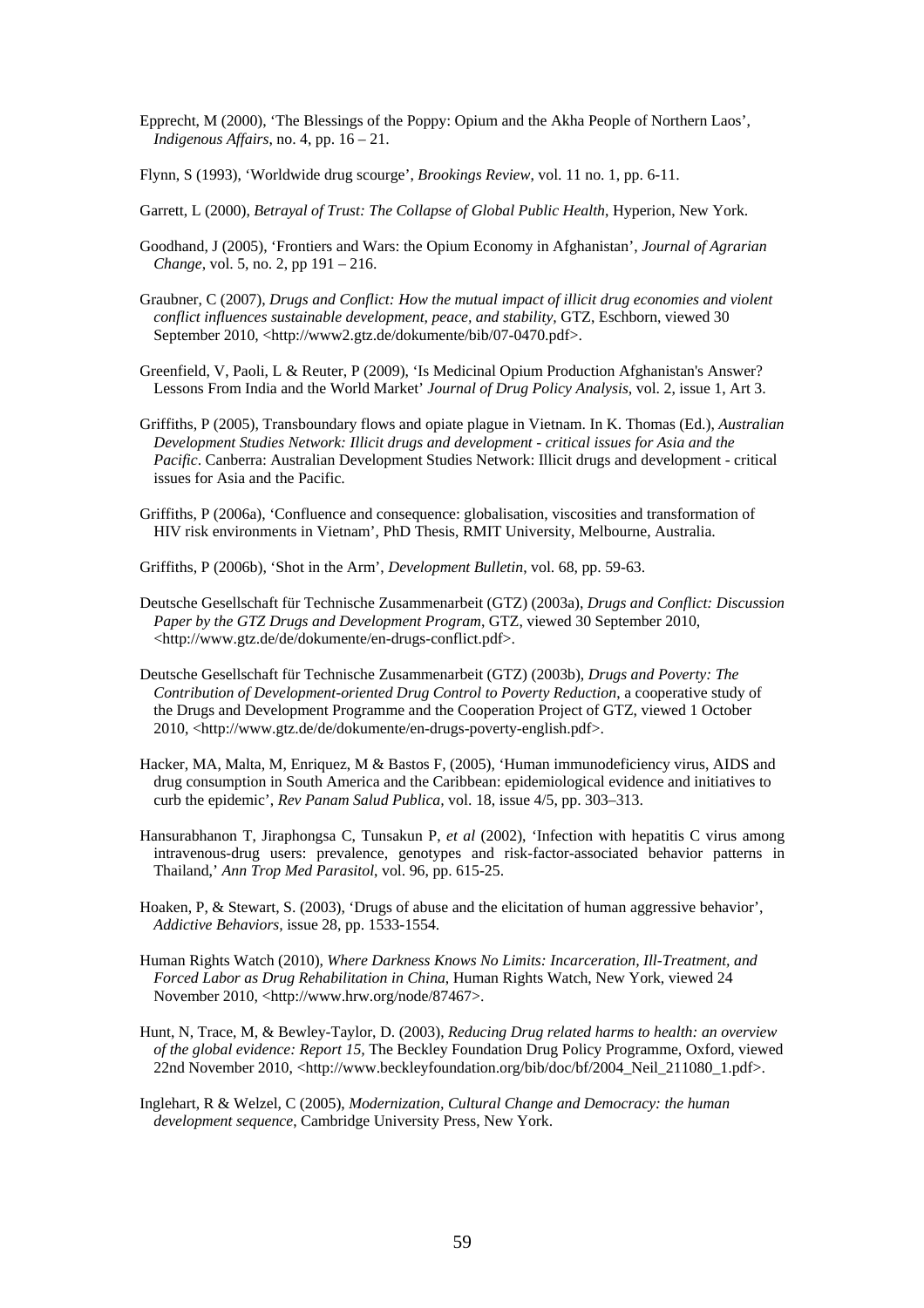Epprecht, M (2000), 'The Blessings of the Poppy: Opium and the Akha People of Northern Laos', *Indigenous Affairs*, no. 4, pp. 16 – 21.

Flynn, S (1993), 'Worldwide drug scourge', *Brookings Review*, vol. 11 no. 1, pp. 6-11.

Garrett, L (2000), *Betrayal of Trust: The Collapse of Global Public Health*, Hyperion, New York.

Goodhand, J (2005), 'Frontiers and Wars: the Opium Economy in Afghanistan', *Journal of Agrarian Change*, vol. 5, no. 2, pp 191 – 216.

Graubner, C (2007), *Drugs and Conflict: How the mutual impact of illicit drug economies and violent conflict influences sustainable development, peace, and stability,* GTZ, Eschborn, viewed 30 September 2010, <http://www2.gtz.de/dokumente/bib/07-0470.pdf>.

Greenfield, V, Paoli, L & Reuter, P (2009), 'Is Medicinal Opium Production Afghanistan's Answer? Lessons From India and the World Market' *Journal of Drug Policy Analysis*, vol. 2, issue 1, Art 3.

Griffiths, P (2005), Transboundary flows and opiate plague in Vietnam. In K. Thomas (Ed.), *Australian Development Studies Network: Illicit drugs and development - critical issues for Asia and the Pacific*. Canberra: Australian Development Studies Network: Illicit drugs and development - critical issues for Asia and the Pacific.

Griffiths, P (2006a), 'Confluence and consequence: globalisation, viscosities and transformation of HIV risk environments in Vietnam', PhD Thesis, RMIT University, Melbourne, Australia.

Griffiths, P (2006b), 'Shot in the Arm', *Development Bulletin*, vol. 68, pp. 59-63.

Deutsche Gesellschaft für Technische Zusammenarbeit (GTZ) (2003a), *Drugs and Conflict: Discussion Paper by the GTZ Drugs and Development Program*, GTZ, viewed 30 September 2010, <http://www.gtz.de/de/dokumente/en-drugs-conflict.pdf>.

Deutsche Gesellschaft für Technische Zusammenarbeit (GTZ) (2003b), *Drugs and Poverty: The Contribution of Development-oriented Drug Control to Poverty Reduction*, a cooperative study of the Drugs and Development Programme and the Cooperation Project of GTZ, viewed 1 October 2010, <http://www.gtz.de/de/dokumente/en-drugs-poverty-english.pdf>.

Hacker, MA, Malta, M, Enriquez, M & Bastos F, (2005), 'Human immunodeficiency virus, AIDS and drug consumption in South America and the Caribbean: epidemiological evidence and initiatives to curb the epidemic', *Rev Panam Salud Publica*, vol. 18, issue 4/5, pp. 303–313.

Hansurabhanon T, Jiraphongsa C, Tunsakun P, *et al* (2002), 'Infection with hepatitis C virus among intravenous-drug users: prevalence, genotypes and risk-factor-associated behavior patterns in Thailand,' *Ann Trop Med Parasitol*, vol. 96, pp. 615-25.

Hoaken, P, & Stewart, S. (2003), 'Drugs of abuse and the elicitation of human aggressive behavior', *Addictive Behaviors*, issue 28, pp. 1533-1554.

Human Rights Watch (2010), *Where Darkness Knows No Limits: Incarceration, Ill-Treatment, and Forced Labor as Drug Rehabilitation in China*, Human Rights Watch, New York, viewed 24 November 2010, <http://www.hrw.org/node/87467>.

Hunt, N, Trace, M, & Bewley-Taylor, D. (2003), *Reducing Drug related harms to health: an overview of the global evidence: Report 15,* The Beckley Foundation Drug Policy Programme, Oxford, viewed 22nd November 2010, <http://www.beckleyfoundation.org/bib/doc/bf/2004_Neil_211080_1.pdf>.

Inglehart, R & Welzel, C (2005), *Modernization, Cultural Change and Democracy: the human development sequence*, Cambridge University Press, New York.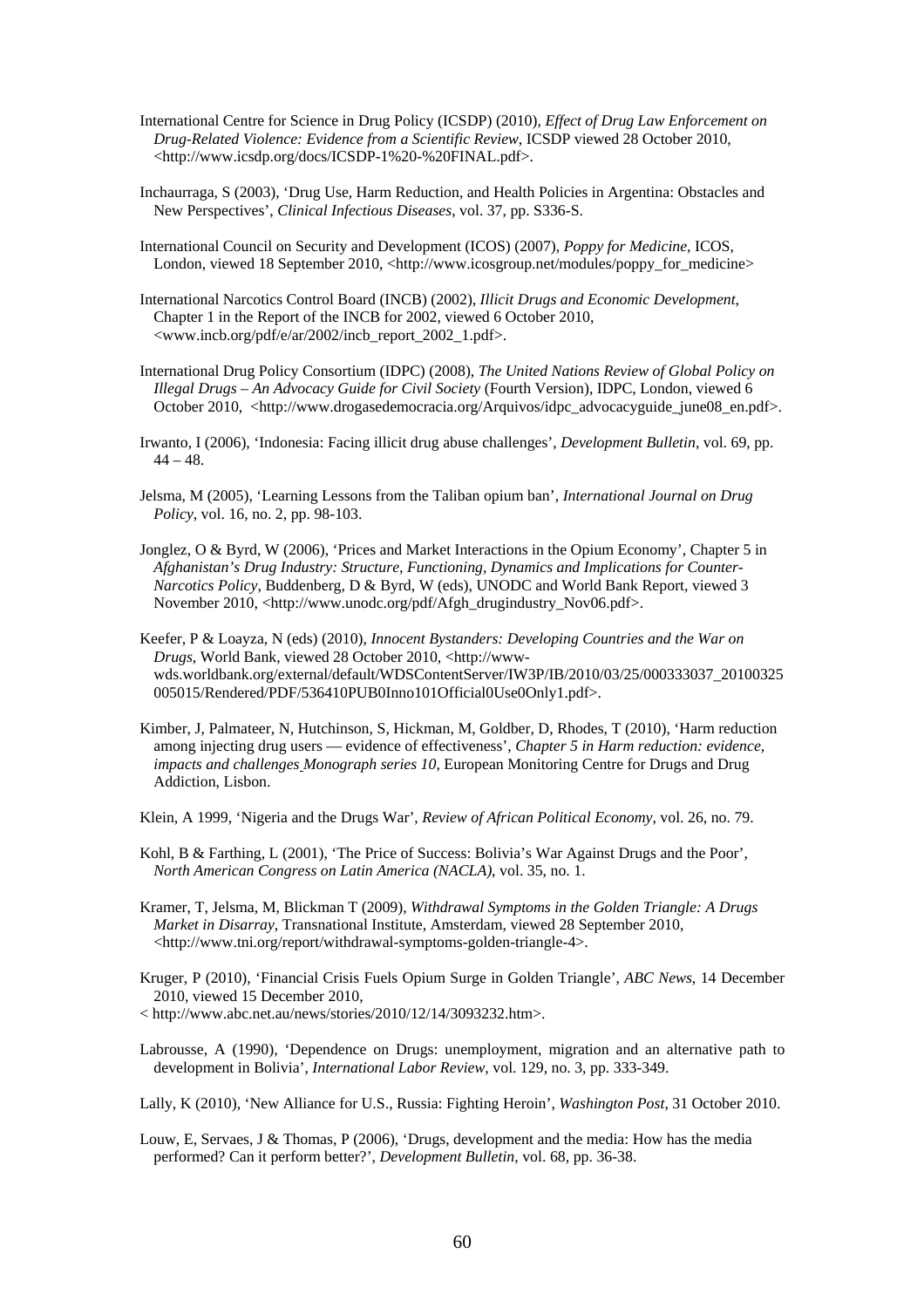International Centre for Science in Drug Policy (ICSDP) (2010), *Effect of Drug Law Enforcement on Drug-Related Violence: Evidence from a Scientific Review*, ICSDP viewed 28 October 2010, <http://www.icsdp.org/docs/ICSDP-1%20-%20FINAL.pdf>.

Inchaurraga, S (2003), 'Drug Use, Harm Reduction, and Health Policies in Argentina: Obstacles and New Perspectives', *Clinical Infectious Diseases*, vol. 37, pp. S336-S.

International Council on Security and Development (ICOS) (2007), *Poppy for Medicine*, ICOS, London, viewed 18 September 2010, <http://www.icosgroup.net/modules/poppy_for_medicine>

International Narcotics Control Board (INCB) (2002), *Illicit Drugs and Economic Development*, Chapter 1 in the Report of the INCB for 2002, viewed 6 October 2010, <www.incb.org/pdf/e/ar/2002/incb_report_2002_1.pdf>.

International Drug Policy Consortium (IDPC) (2008), *The United Nations Review of Global Policy on Illegal Drugs – An Advocacy Guide for Civil Society* (Fourth Version), IDPC, London, viewed 6 October 2010, <http://www.drogasedemocracia.org/Arquivos/idpc_advocacyguide_june08_en.pdf>.

Irwanto, I (2006), 'Indonesia: Facing illicit drug abuse challenges', *Development Bulletin*, vol. 69, pp. 44 – 48.

Jelsma, M (2005), 'Learning Lessons from the Taliban opium ban', *International Journal on Drug Policy*, vol. 16, no. 2, pp. 98-103.

Jonglez, O & Byrd, W (2006), 'Prices and Market Interactions in the Opium Economy', Chapter 5 in *Afghanistan's Drug Industry: Structure, Functioning, Dynamics and Implications for Counter-Narcotics Policy*, Buddenberg, D & Byrd, W (eds), UNODC and World Bank Report, viewed 3 November 2010, <http://www.unodc.org/pdf/Afgh_drugindustry_Nov06.pdf>.

Keefer, P & Loayza, N (eds) (2010), *Innocent Bystanders: Developing Countries and the War on Drugs*, World Bank, viewed 28 October 2010, <http://www-wds.worldbank.org/external/default/WDSContentServer/IW3P/IB/2010/03/25/000333037_20100325005015/Rendered/PDF/536410PUB0Inno101Official0Use0Only1.pdf>.

Kimber, J, Palmateer, N, Hutchinson, S, Hickman, M, Goldber, D, Rhodes, T (2010), 'Harm reduction among injecting drug users — evidence of effectiveness', *Chapter 5 in Harm reduction: evidence, impacts and challenges Monograph series 10*, European Monitoring Centre for Drugs and Drug Addiction, Lisbon.

Klein, A 1999, 'Nigeria and the Drugs War', *Review of African Political Economy*, vol. 26, no. 79.

Kohl, B & Farthing, L (2001), 'The Price of Success: Bolivia's War Against Drugs and the Poor', *North American Congress on Latin America (NACLA)*, vol. 35, no. 1.

Kramer, T, Jelsma, M, Blickman T (2009), *Withdrawal Symptoms in the Golden Triangle: A Drugs Market in Disarray*, Transnational Institute, Amsterdam, viewed 28 September 2010, <http://www.tni.org/report/withdrawal-symptoms-golden-triangle-4>.

Kruger, P (2010), 'Financial Crisis Fuels Opium Surge in Golden Triangle', *ABC News*, 14 December 2010, viewed 15 December 2010,
< http://www.abc.net.au/news/stories/2010/12/14/3093232.htm>.

Labrousse, A (1990), 'Dependence on Drugs: unemployment, migration and an alternative path to development in Bolivia', *International Labor Review*, vol. 129, no. 3, pp. 333-349.

Lally, K (2010), 'New Alliance for U.S., Russia: Fighting Heroin', *Washington Post*, 31 October 2010.

Louw, E, Servaes, J & Thomas, P (2006), 'Drugs, development and the media: How has the media performed? Can it perform better?', *Development Bulletin*, vol. 68, pp. 36-38.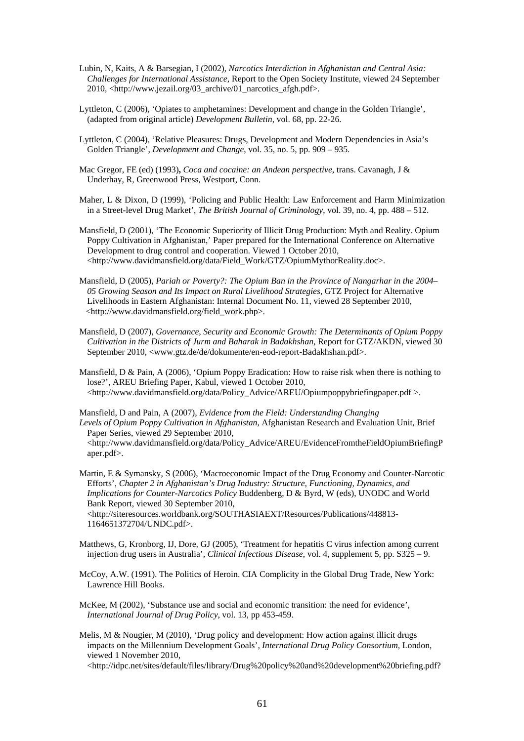Lubin, N, Kaits, A & Barsegian, I (2002), *Narcotics Interdiction in Afghanistan and Central Asia: Challenges for International Assistance*, Report to the Open Society Institute, viewed 24 September 2010, <http://www.jezail.org/03_archive/01_narcotics_afgh.pdf>.

Lyttleton, C (2006), 'Opiates to amphetamines: Development and change in the Golden Triangle', (adapted from original article) *Development Bulletin*, vol. 68, pp. 22-26.

Lyttleton, C (2004), 'Relative Pleasures: Drugs, Development and Modern Dependencies in Asia's Golden Triangle', *Development and Change*, vol. 35, no. 5, pp. 909 – 935.

Mac Gregor, FE (ed) (1993)**,** *Coca and cocaine: an Andean perspective*, trans. Cavanagh, J & Underhay, R, Greenwood Press, Westport, Conn.

Maher, L & Dixon, D (1999), 'Policing and Public Health: Law Enforcement and Harm Minimization in a Street-level Drug Market', *The British Journal of Criminology*, vol. 39, no. 4, pp. 488 – 512.

Mansfield, D (2001), 'The Economic Superiority of Illicit Drug Production: Myth and Reality. Opium Poppy Cultivation in Afghanistan,' Paper prepared for the International Conference on Alternative Development to drug control and cooperation. Viewed 1 October 2010, <http://www.davidmansfield.org/data/Field_Work/GTZ/OpiumMythorReality.doc>.

Mansfield, D (2005), *Pariah or Poverty?: The Opium Ban in the Province of Nangarhar in the 2004–05 Growing Season and Its Impact on Rural Livelihood Strategies*, GTZ Project for Alternative Livelihoods in Eastern Afghanistan: Internal Document No. 11, viewed 28 September 2010, <http://www.davidmansfield.org/field_work.php>.

Mansfield, D (2007), *Governance, Security and Economic Growth: The Determinants of Opium Poppy Cultivation in the Districts of Jurm and Baharak in Badakhshan*, Report for GTZ/AKDN, viewed 30 September 2010, <www.gtz.de/de/dokumente/en-eod-report-Badakhshan.pdf>.

Mansfield, D & Pain, A (2006), 'Opium Poppy Eradication: How to raise risk when there is nothing to lose?', AREU Briefing Paper, Kabul, viewed 1 October 2010, <http://www.davidmansfield.org/data/Policy_Advice/AREU/Opiumpoppybriefingpaper.pdf >.

Mansfield, D and Pain, A (2007), *Evidence from the Field: Understanding Changing Levels of Opium Poppy Cultivation in Afghanistan*, Afghanistan Research and Evaluation Unit, Brief Paper Series, viewed 29 September 2010, <http://www.davidmansfield.org/data/Policy_Advice/AREU/EvidenceFromtheFieldOpiumBriefingPaper.pdf>.

Martin, E & Symansky, S (2006), 'Macroeconomic Impact of the Drug Economy and Counter-Narcotic Efforts', *Chapter 2 in Afghanistan's Drug Industry: Structure, Functioning, Dynamics, and Implications for Counter-Narcotics Policy* Buddenberg, D & Byrd, W (eds), UNODC and World Bank Report, viewed 30 September 2010, <http://siteresources.worldbank.org/SOUTHASIAEXT/Resources/Publications/448813-1164651372704/UNDC.pdf>.

Matthews, G, Kronborg, IJ, Dore, GJ (2005), 'Treatment for hepatitis C virus infection among current injection drug users in Australia', *Clinical Infectious Disease*, vol. 4, supplement 5, pp. S325 – 9.

McCoy, A.W. (1991). The Politics of Heroin. CIA Complicity in the Global Drug Trade, New York: Lawrence Hill Books.

McKee, M (2002), 'Substance use and social and economic transition: the need for evidence', *International Journal of Drug Policy*, vol. 13, pp 453-459.

Melis, M & Nougier, M (2010), 'Drug policy and development: How action against illicit drugs impacts on the Millennium Development Goals', *International Drug Policy Consortium*, London, viewed 1 November 2010, <http://idpc.net/sites/default/files/library/Drug%20policy%20and%20development%20briefing.pdf?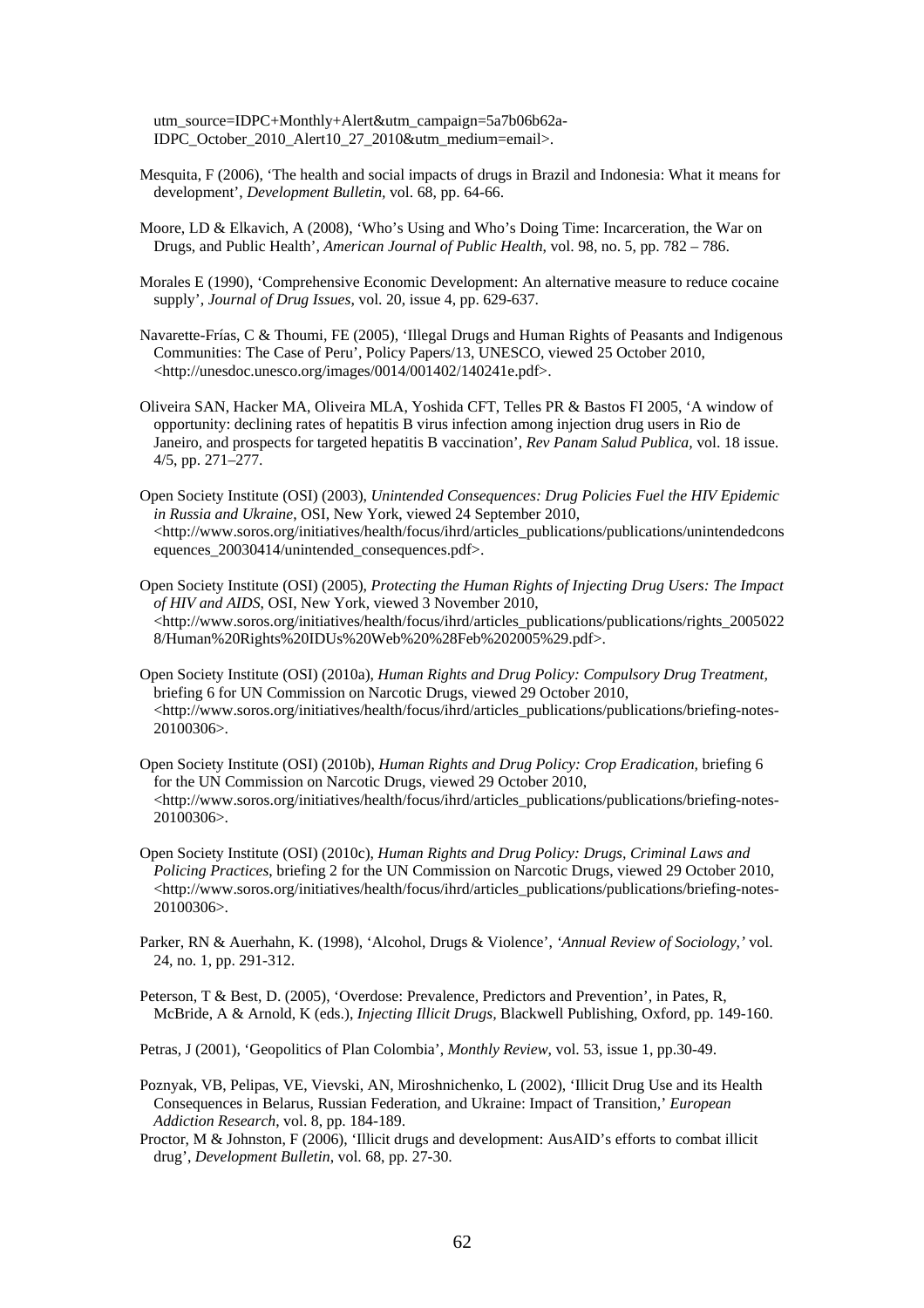utm_source=IDPC+Monthly+Alert&utm_campaign=5a7b06b62a-IDPC_October_2010_Alert10_27_2010&utm_medium=email>.

Mesquita, F (2006), 'The health and social impacts of drugs in Brazil and Indonesia: What it means for development', *Development Bulletin*, vol. 68, pp. 64-66.

Moore, LD & Elkavich, A (2008), 'Who's Using and Who's Doing Time: Incarceration, the War on Drugs, and Public Health', *American Journal of Public Health*, vol. 98, no. 5, pp. 782 – 786.

Morales E (1990), 'Comprehensive Economic Development: An alternative measure to reduce cocaine supply', *Journal of Drug Issues*, vol. 20, issue 4, pp. 629-637.

Navarette-Frías, C & Thoumi, FE (2005), 'Illegal Drugs and Human Rights of Peasants and Indigenous Communities: The Case of Peru', Policy Papers/13, UNESCO, viewed 25 October 2010, <http://unesdoc.unesco.org/images/0014/001402/140241e.pdf>.

Oliveira SAN, Hacker MA, Oliveira MLA, Yoshida CFT, Telles PR & Bastos FI 2005, 'A window of opportunity: declining rates of hepatitis B virus infection among injection drug users in Rio de Janeiro, and prospects for targeted hepatitis B vaccination', *Rev Panam Salud Publica*, vol. 18 issue. 4/5, pp. 271–277.

Open Society Institute (OSI) (2003), *Unintended Consequences: Drug Policies Fuel the HIV Epidemic in Russia and Ukraine*, OSI, New York, viewed 24 September 2010, <http://www.soros.org/initiatives/health/focus/ihrd/articles_publications/publications/unintendedconsequences_20030414/unintended_consequences.pdf>.

Open Society Institute (OSI) (2005), *Protecting the Human Rights of Injecting Drug Users: The Impact of HIV and AIDS*, OSI, New York, viewed 3 November 2010, <http://www.soros.org/initiatives/health/focus/ihrd/articles_publications/publications/rights_20050228/Human%20Rights%20IDUs%20Web%20%28Feb%202005%29.pdf>.

Open Society Institute (OSI) (2010a), *Human Rights and Drug Policy: Compulsory Drug Treatment*, briefing 6 for UN Commission on Narcotic Drugs, viewed 29 October 2010, <http://www.soros.org/initiatives/health/focus/ihrd/articles_publications/publications/briefing-notes-20100306>.

Open Society Institute (OSI) (2010b), *Human Rights and Drug Policy: Crop Eradication*, briefing 6 for the UN Commission on Narcotic Drugs, viewed 29 October 2010, <http://www.soros.org/initiatives/health/focus/ihrd/articles_publications/publications/briefing-notes-20100306>.

Open Society Institute (OSI) (2010c), *Human Rights and Drug Policy: Drugs, Criminal Laws and Policing Practices*, briefing 2 for the UN Commission on Narcotic Drugs, viewed 29 October 2010, <http://www.soros.org/initiatives/health/focus/ihrd/articles_publications/publications/briefing-notes-20100306>.

Parker, RN & Auerhahn, K. (1998), 'Alcohol, Drugs & Violence', *'Annual Review of Sociology,'* vol. 24, no. 1, pp. 291-312.

Peterson, T & Best, D. (2005), 'Overdose: Prevalence, Predictors and Prevention', in Pates, R, McBride, A & Arnold, K (eds.), *Injecting Illicit Drugs*, Blackwell Publishing, Oxford, pp. 149-160.

Petras, J (2001), 'Geopolitics of Plan Colombia', *Monthly Review*, vol. 53, issue 1, pp.30-49.

Poznyak, VB, Pelipas, VE, Vievski, AN, Miroshnichenko, L (2002), 'Illicit Drug Use and its Health Consequences in Belarus, Russian Federation, and Ukraine: Impact of Transition,' *European Addiction Research*, vol. 8, pp. 184-189.

Proctor, M & Johnston, F (2006), 'Illicit drugs and development: AusAID's efforts to combat illicit drug', *Development Bulletin*, vol. 68, pp. 27-30.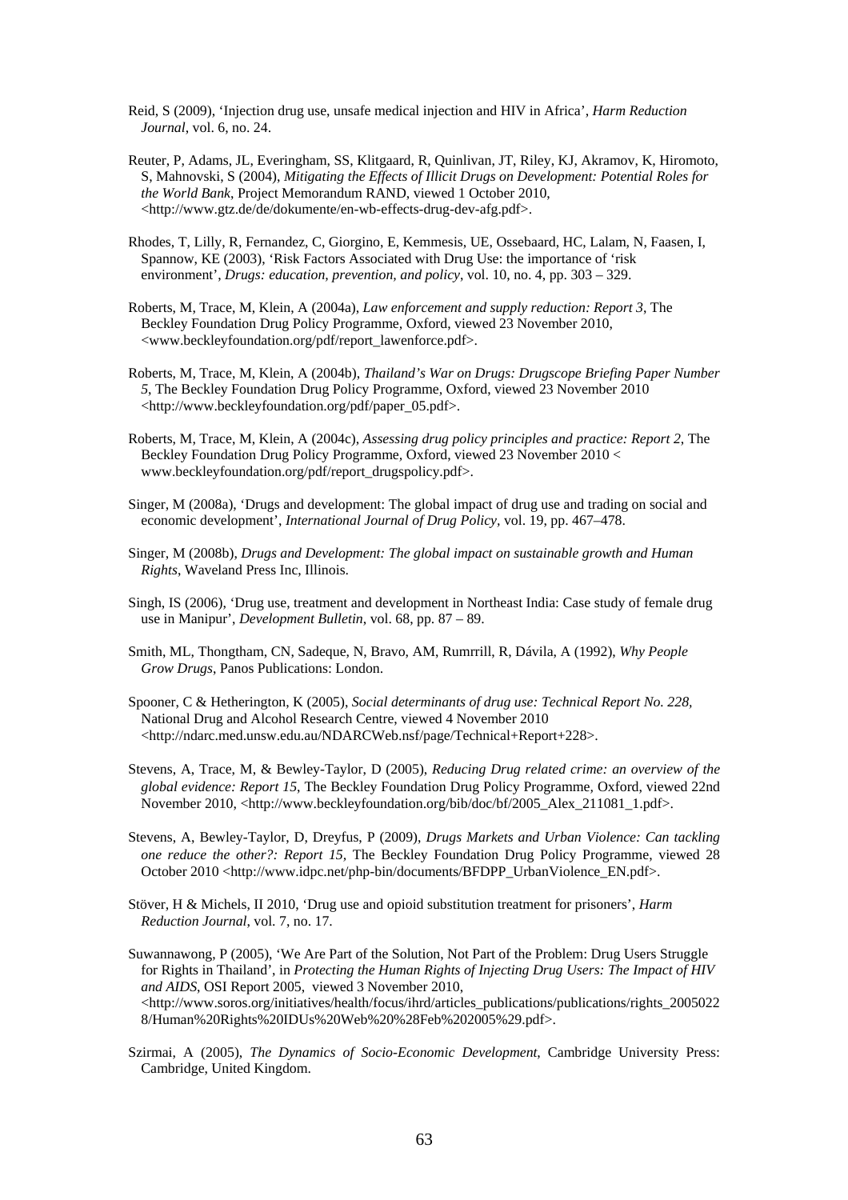Reid, S (2009), 'Injection drug use, unsafe medical injection and HIV in Africa', *Harm Reduction Journal*, vol. 6, no. 24.

Reuter, P, Adams, JL, Everingham, SS, Klitgaard, R, Quinlivan, JT, Riley, KJ, Akramov, K, Hiromoto, S, Mahnovski, S (2004), *Mitigating the Effects of Illicit Drugs on Development: Potential Roles for the World Bank*, Project Memorandum RAND, viewed 1 October 2010, <http://www.gtz.de/de/dokumente/en-wb-effects-drug-dev-afg.pdf>.

Rhodes, T, Lilly, R, Fernandez, C, Giorgino, E, Kemmesis, UE, Ossebaard, HC, Lalam, N, Faasen, I, Spannow, KE (2003), 'Risk Factors Associated with Drug Use: the importance of 'risk environment', *Drugs: education, prevention, and policy*, vol. 10, no. 4, pp. 303 – 329.

Roberts, M, Trace, M, Klein, A (2004a), *Law enforcement and supply reduction: Report 3*, The Beckley Foundation Drug Policy Programme, Oxford, viewed 23 November 2010, <www.beckleyfoundation.org/pdf/report_lawenforce.pdf>.

Roberts, M, Trace, M, Klein, A (2004b), *Thailand's War on Drugs: Drugscope Briefing Paper Number 5*, The Beckley Foundation Drug Policy Programme, Oxford, viewed 23 November 2010 <http://www.beckleyfoundation.org/pdf/paper_05.pdf>.

Roberts, M, Trace, M, Klein, A (2004c), *Assessing drug policy principles and practice: Report 2*, The Beckley Foundation Drug Policy Programme, Oxford, viewed 23 November 2010 < www.beckleyfoundation.org/pdf/report_drugspolicy.pdf>.

Singer, M (2008a), 'Drugs and development: The global impact of drug use and trading on social and economic development', *International Journal of Drug Policy*, vol. 19, pp. 467–478.

Singer, M (2008b), *Drugs and Development: The global impact on sustainable growth and Human Rights*, Waveland Press Inc, Illinois.

Singh, IS (2006), 'Drug use, treatment and development in Northeast India: Case study of female drug use in Manipur', *Development Bulletin*, vol. 68, pp. 87 – 89.

Smith, ML, Thongtham, CN, Sadeque, N, Bravo, AM, Rumrrill, R, Dávila, A (1992), *Why People Grow Drugs*, Panos Publications: London.

Spooner, C & Hetherington, K (2005), *Social determinants of drug use: Technical Report No. 228*, National Drug and Alcohol Research Centre, viewed 4 November 2010 <http://ndarc.med.unsw.edu.au/NDARCWeb.nsf/page/Technical+Report+228>.

Stevens, A, Trace, M, & Bewley-Taylor, D (2005), *Reducing Drug related crime: an overview of the global evidence: Report 15*, The Beckley Foundation Drug Policy Programme, Oxford, viewed 22nd November 2010, <http://www.beckleyfoundation.org/bib/doc/bf/2005_Alex_211081_1.pdf>.

Stevens, A, Bewley-Taylor, D, Dreyfus, P (2009), *Drugs Markets and Urban Violence: Can tackling one reduce the other?: Report 15*, The Beckley Foundation Drug Policy Programme, viewed 28 October 2010 <http://www.idpc.net/php-bin/documents/BFDPP_UrbanViolence_EN.pdf>.

Stöver, H & Michels, II 2010, 'Drug use and opioid substitution treatment for prisoners', *Harm Reduction Journal*, vol. 7, no. 17.

Suwannawong, P (2005), 'We Are Part of the Solution, Not Part of the Problem: Drug Users Struggle for Rights in Thailand', in *Protecting the Human Rights of Injecting Drug Users: The Impact of HIV and AIDS*, OSI Report 2005, viewed 3 November 2010, <http://www.soros.org/initiatives/health/focus/ihrd/articles_publications/publications/rights_20050228/Human%20Rights%20IDUs%20Web%20%28Feb%202005%29.pdf>.

Szirmai, A (2005), *The Dynamics of Socio-Economic Development*, Cambridge University Press: Cambridge, United Kingdom.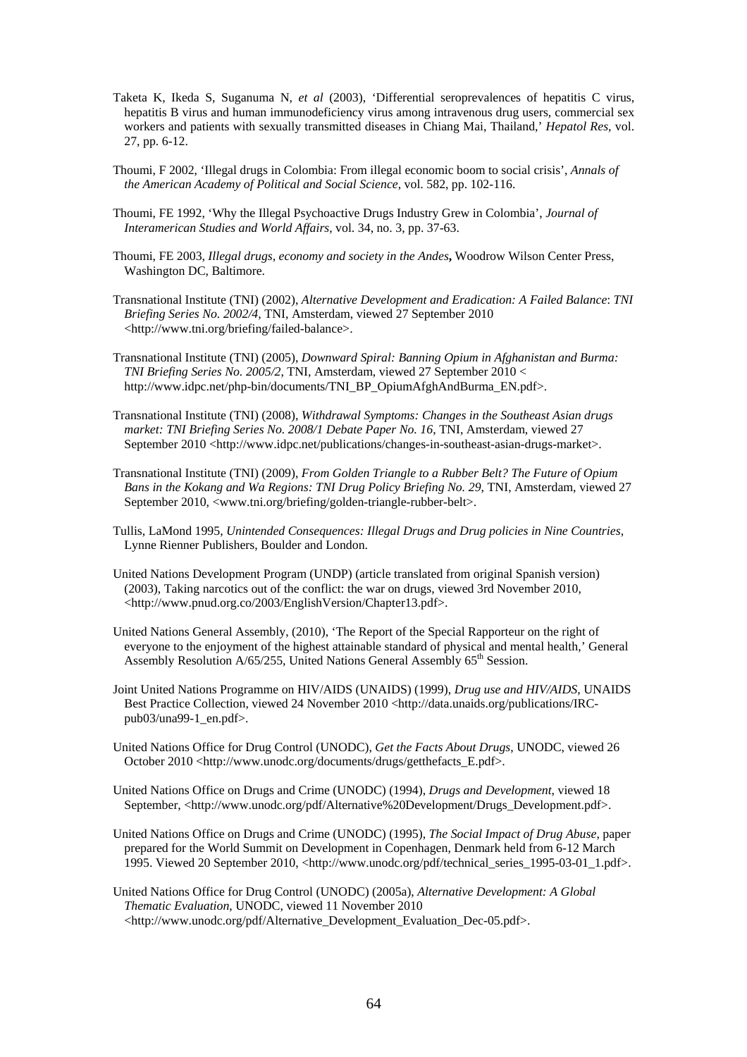Taketa K, Ikeda S, Suganuma N, *et al* (2003), 'Differential seroprevalences of hepatitis C virus, hepatitis B virus and human immunodeficiency virus among intravenous drug users, commercial sex workers and patients with sexually transmitted diseases in Chiang Mai, Thailand,' *Hepatol Res*, vol. 27, pp. 6-12.

Thoumi, F 2002, 'Illegal drugs in Colombia: From illegal economic boom to social crisis', *Annals of the American Academy of Political and Social Science*, vol. 582, pp. 102-116.

Thoumi, FE 1992, 'Why the Illegal Psychoactive Drugs Industry Grew in Colombia', *Journal of Interamerican Studies and World Affairs*, vol. 34, no. 3, pp. 37-63.

Thoumi, FE 2003, *Illegal drugs, economy and society in the Andes***,** Woodrow Wilson Center Press, Washington DC, Baltimore.

Transnational Institute (TNI) (2002), *Alternative Development and Eradication: A Failed Balance*: *TNI Briefing Series No. 2002/4*, TNI, Amsterdam, viewed 27 September 2010 <http://www.tni.org/briefing/failed-balance>.

Transnational Institute (TNI) (2005), *Downward Spiral: Banning Opium in Afghanistan and Burma: TNI Briefing Series No. 2005/2*, TNI, Amsterdam, viewed 27 September 2010 < http://www.idpc.net/php-bin/documents/TNI_BP_OpiumAfghAndBurma_EN.pdf>.

Transnational Institute (TNI) (2008), *Withdrawal Symptoms: Changes in the Southeast Asian drugs market: TNI Briefing Series No. 2008/1 Debate Paper No. 16*, TNI, Amsterdam, viewed 27 September 2010 <http://www.idpc.net/publications/changes-in-southeast-asian-drugs-market>.

Transnational Institute (TNI) (2009), *From Golden Triangle to a Rubber Belt? The Future of Opium Bans in the Kokang and Wa Regions: TNI Drug Policy Briefing No. 29*, TNI, Amsterdam, viewed 27 September 2010, <www.tni.org/briefing/golden-triangle-rubber-belt>.

Tullis, LaMond 1995, *Unintended Consequences: Illegal Drugs and Drug policies in Nine Countries,* Lynne Rienner Publishers, Boulder and London.

United Nations Development Program (UNDP) (article translated from original Spanish version) (2003), Taking narcotics out of the conflict: the war on drugs, viewed 3rd November 2010, <http://www.pnud.org.co/2003/EnglishVersion/Chapter13.pdf>.

United Nations General Assembly, (2010), 'The Report of the Special Rapporteur on the right of everyone to the enjoyment of the highest attainable standard of physical and mental health,' General Assembly Resolution A/65/255, United Nations General Assembly 65th Session.

Joint United Nations Programme on HIV/AIDS (UNAIDS) (1999), *Drug use and HIV/AIDS*, UNAIDS Best Practice Collection, viewed 24 November 2010 <http://data.unaids.org/publications/IRC-pub03/una99-1_en.pdf>.

United Nations Office for Drug Control (UNODC), *Get the Facts About Drugs*, UNODC, viewed 26 October 2010 <http://www.unodc.org/documents/drugs/getthefacts_E.pdf>.

United Nations Office on Drugs and Crime (UNODC) (1994), *Drugs and Development*, viewed 18 September, <http://www.unodc.org/pdf/Alternative%20Development/Drugs_Development.pdf>.

United Nations Office on Drugs and Crime (UNODC) (1995), *The Social Impact of Drug Abuse*, paper prepared for the World Summit on Development in Copenhagen, Denmark held from 6-12 March 1995. Viewed 20 September 2010, <http://www.unodc.org/pdf/technical_series_1995-03-01_1.pdf>.

United Nations Office for Drug Control (UNODC) (2005a), *Alternative Development: A Global Thematic Evaluation*, UNODC, viewed 11 November 2010 <http://www.unodc.org/pdf/Alternative_Development_Evaluation_Dec-05.pdf>.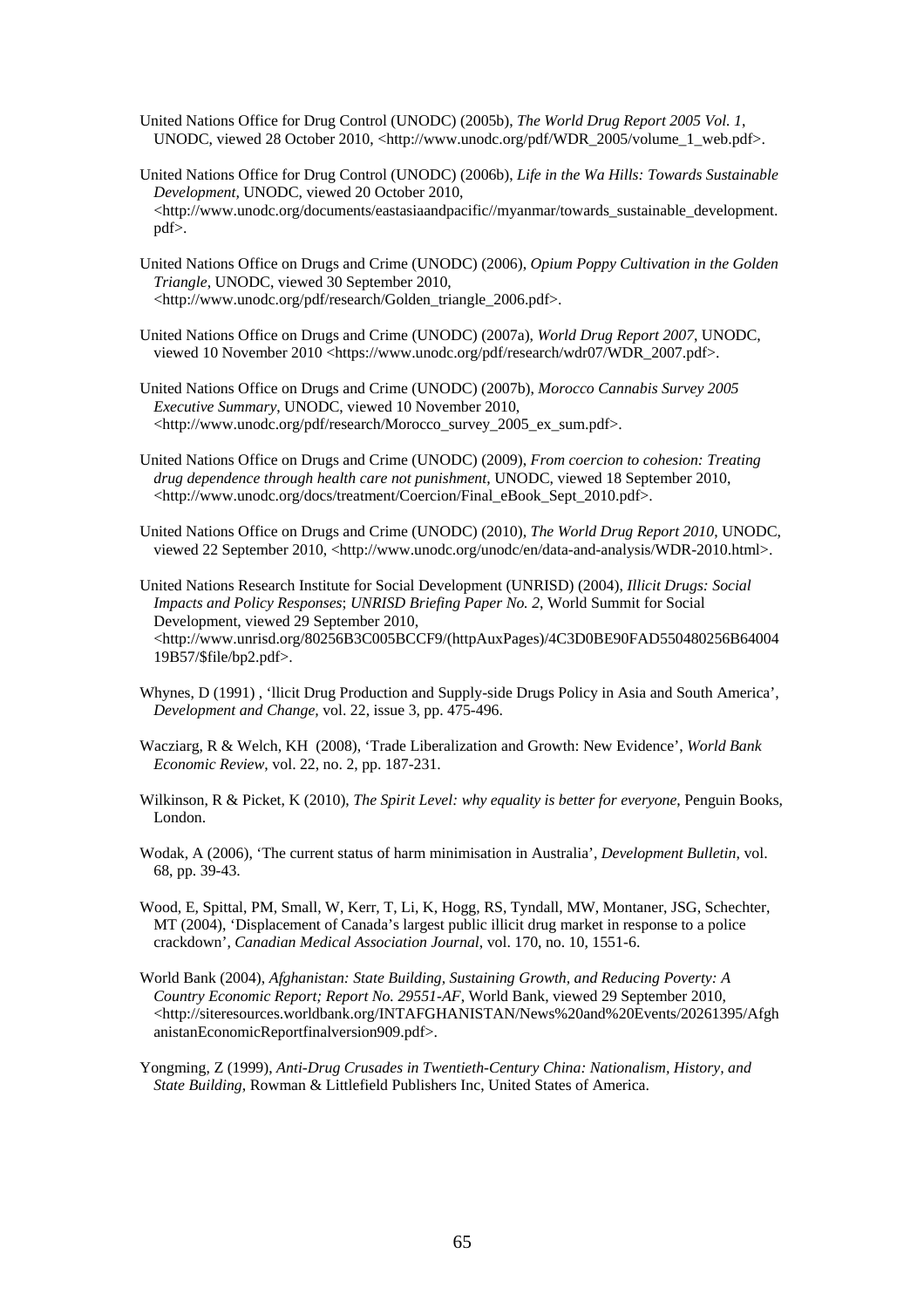United Nations Office for Drug Control (UNODC) (2005b), *The World Drug Report 2005 Vol. 1*, UNODC, viewed 28 October 2010, <http://www.unodc.org/pdf/WDR_2005/volume_1_web.pdf>.

United Nations Office for Drug Control (UNODC) (2006b), *Life in the Wa Hills: Towards Sustainable Development*, UNODC, viewed 20 October 2010, <http://www.unodc.org/documents/eastasiaandpacific//myanmar/towards_sustainable_development.pdf>.

United Nations Office on Drugs and Crime (UNODC) (2006), *Opium Poppy Cultivation in the Golden Triangle*, UNODC, viewed 30 September 2010, <http://www.unodc.org/pdf/research/Golden_triangle_2006.pdf>.

United Nations Office on Drugs and Crime (UNODC) (2007a), *World Drug Report 2007*, UNODC, viewed 10 November 2010 <https://www.unodc.org/pdf/research/wdr07/WDR_2007.pdf>.

United Nations Office on Drugs and Crime (UNODC) (2007b), *Morocco Cannabis Survey 2005 Executive Summary*, UNODC, viewed 10 November 2010, <http://www.unodc.org/pdf/research/Morocco_survey_2005_ex_sum.pdf>.

United Nations Office on Drugs and Crime (UNODC) (2009), *From coercion to cohesion: Treating drug dependence through health care not punishment*, UNODC, viewed 18 September 2010, <http://www.unodc.org/docs/treatment/Coercion/Final_eBook_Sept_2010.pdf>.

United Nations Office on Drugs and Crime (UNODC) (2010), *The World Drug Report 2010*, UNODC, viewed 22 September 2010, <http://www.unodc.org/unodc/en/data-and-analysis/WDR-2010.html>.

United Nations Research Institute for Social Development (UNRISD) (2004), *Illicit Drugs: Social Impacts and Policy Responses*; *UNRISD Briefing Paper No. 2*, World Summit for Social Development, viewed 29 September 2010, <http://www.unrisd.org/80256B3C005BCCF9/(httpAuxPages)/4C3D0BE90FAD550480256B6400419B57/$file/bp2.pdf>.

Whynes, D (1991) , 'llicit Drug Production and Supply-side Drugs Policy in Asia and South America', *Development and Change*, vol. 22, issue 3, pp. 475-496.

Wacziarg, R & Welch, KH (2008), 'Trade Liberalization and Growth: New Evidence', *World Bank Economic Review*, vol. 22, no. 2, pp. 187-231.

Wilkinson, R & Picket, K (2010), *The Spirit Level: why equality is better for everyone*, Penguin Books, London.

Wodak, A (2006), 'The current status of harm minimisation in Australia', *Development Bulletin*, vol. 68, pp. 39-43.

Wood, E, Spittal, PM, Small, W, Kerr, T, Li, K, Hogg, RS, Tyndall, MW, Montaner, JSG, Schechter, MT (2004), 'Displacement of Canada's largest public illicit drug market in response to a police crackdown', *Canadian Medical Association Journal*, vol. 170, no. 10, 1551-6.

World Bank (2004), *Afghanistan: State Building, Sustaining Growth, and Reducing Poverty: A Country Economic Report; Report No. 29551-AF*, World Bank, viewed 29 September 2010, <http://siteresources.worldbank.org/INTAFGHANISTAN/News%20and%20Events/20261395/AfghanistanEconomicReportfinalversion909.pdf>.

Yongming, Z (1999), *Anti-Drug Crusades in Twentieth-Century China: Nationalism, History, and State Building*, Rowman & Littlefield Publishers Inc, United States of America.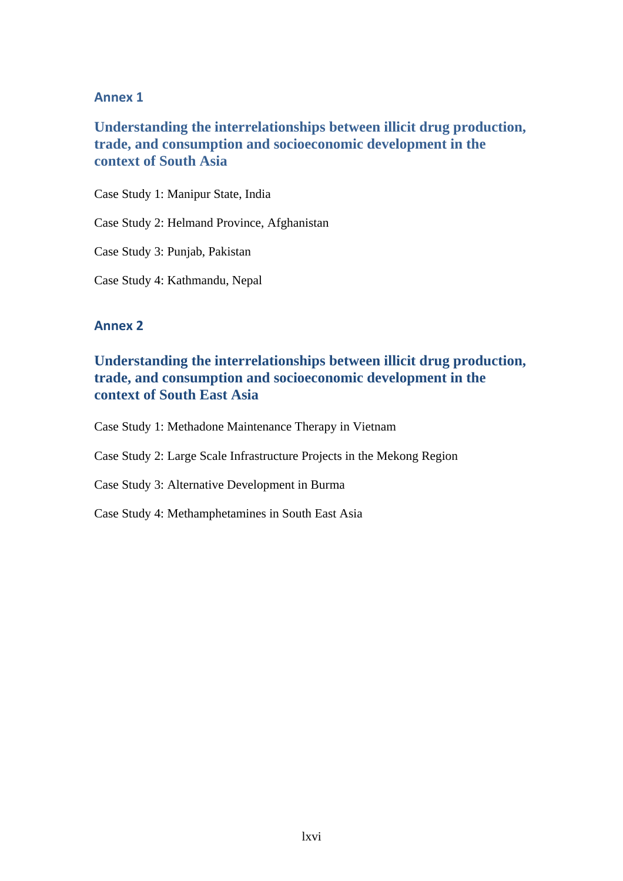## Annex 1

### Understanding the interrelationships between illicit drug production, trade, and consumption and socioeconomic development in the context of South Asia

Case Study 1: Manipur State, India

Case Study 2: Helmand Province, Afghanistan

Case Study 3: Punjab, Pakistan

Case Study 4: Kathmandu, Nepal

## Annex 2

### Understanding the interrelationships between illicit drug production, trade, and consumption and socioeconomic development in the context of South East Asia

Case Study 1: Methadone Maintenance Therapy in Vietnam

Case Study 2: Large Scale Infrastructure Projects in the Mekong Region

Case Study 3: Alternative Development in Burma

Case Study 4: Methamphetamines in South East Asia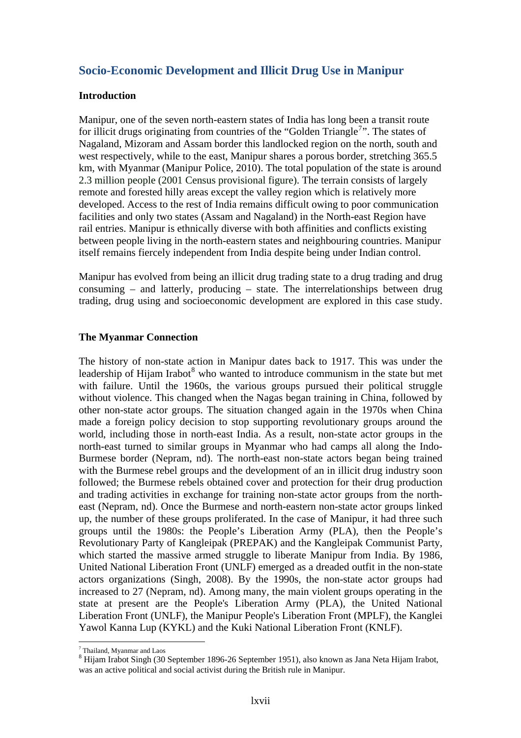## Socio-Economic Development and Illicit Drug Use in Manipur

### Introduction

Manipur, one of the seven north-eastern states of India has long been a transit route for illicit drugs originating from countries of the "Golden Triangle[7]". The states of Nagaland, Mizoram and Assam border this landlocked region on the north, south and west respectively, while to the east, Manipur shares a porous border, stretching 365.5 km, with Myanmar (Manipur Police, 2010). The total population of the state is around 2.3 million people (2001 Census provisional figure). The terrain consists of largely remote and forested hilly areas except the valley region which is relatively more developed. Access to the rest of India remains difficult owing to poor communication facilities and only two states (Assam and Nagaland) in the North-east Region have rail entries. Manipur is ethnically diverse with both affinities and conflicts existing between people living in the north-eastern states and neighbouring countries. Manipur itself remains fiercely independent from India despite being under Indian control.

Manipur has evolved from being an illicit drug trading state to a drug trading and drug consuming – and latterly, producing – state. The interrelationships between drug trading, drug using and socioeconomic development are explored in this case study.

### The Myanmar Connection

The history of non-state action in Manipur dates back to 1917. This was under the leadership of Hijam Irabot[8] who wanted to introduce communism in the state but met with failure. Until the 1960s, the various groups pursued their political struggle without violence. This changed when the Nagas began training in China, followed by other non-state actor groups. The situation changed again in the 1970s when China made a foreign policy decision to stop supporting revolutionary groups around the world, including those in north-east India. As a result, non-state actor groups in the north-east turned to similar groups in Myanmar who had camps all along the Indo-Burmese border (Nepram, nd). The north-east non-state actors began being trained with the Burmese rebel groups and the development of an in illicit drug industry soon followed; the Burmese rebels obtained cover and protection for their drug production and trading activities in exchange for training non-state actor groups from the north-east (Nepram, nd). Once the Burmese and north-eastern non-state actor groups linked up, the number of these groups proliferated. In the case of Manipur, it had three such groups until the 1980s: the People's Liberation Army (PLA), then the People's Revolutionary Party of Kangleipak (PREPAK) and the Kangleipak Communist Party, which started the massive armed struggle to liberate Manipur from India. By 1986, United National Liberation Front (UNLF) emerged as a dreaded outfit in the non-state actors organizations (Singh, 2008). By the 1990s, the non-state actor groups had increased to 27 (Nepram, nd). Among many, the main violent groups operating in the state at present are the People's Liberation Army (PLA), the United National Liberation Front (UNLF), the Manipur People's Liberation Front (MPLF), the Kanglei Yawol Kanna Lup (KYKL) and the Kuki National Liberation Front (KNLF).

---

[7] Thailand, Myanmar and Laos

[8] Hijam Irabot Singh (30 September 1896-26 September 1951), also known as Jana Neta Hijam Irabot, was an active political and social activist during the British rule in Manipur.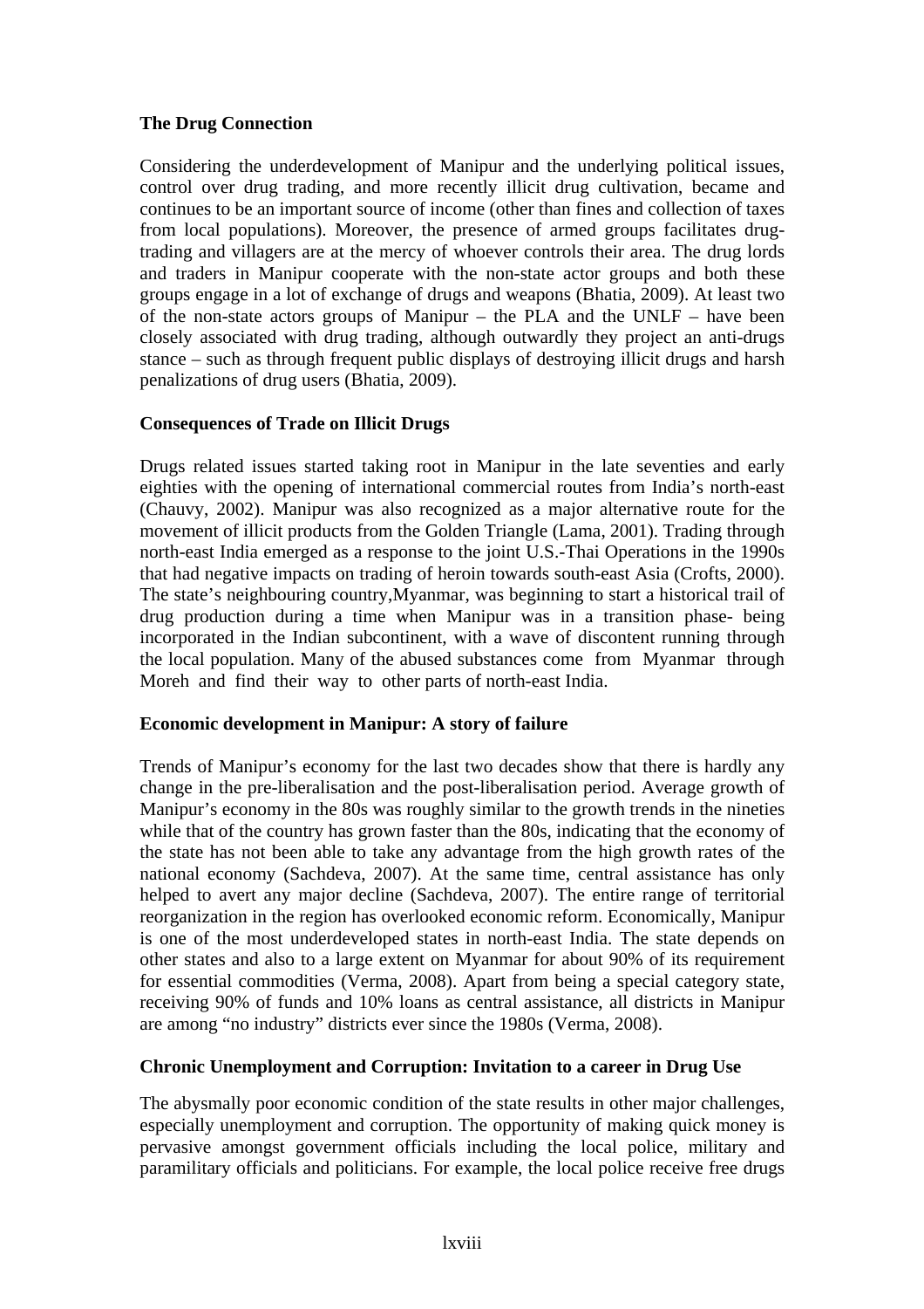**The Drug Connection**

Considering the underdevelopment of Manipur and the underlying political issues, control over drug trading, and more recently illicit drug cultivation, became and continues to be an important source of income (other than fines and collection of taxes from local populations). Moreover, the presence of armed groups facilitates drug-trading and villagers are at the mercy of whoever controls their area. The drug lords and traders in Manipur cooperate with the non-state actor groups and both these groups engage in a lot of exchange of drugs and weapons (Bhatia, 2009). At least two of the non-state actors groups of Manipur – the PLA and the UNLF – have been closely associated with drug trading, although outwardly they project an anti-drugs stance – such as through frequent public displays of destroying illicit drugs and harsh penalizations of drug users (Bhatia, 2009).

**Consequences of Trade on Illicit Drugs**

Drugs related issues started taking root in Manipur in the late seventies and early eighties with the opening of international commercial routes from India's north-east (Chauvy, 2002). Manipur was also recognized as a major alternative route for the movement of illicit products from the Golden Triangle (Lama, 2001). Trading through north-east India emerged as a response to the joint U.S.-Thai Operations in the 1990s that had negative impacts on trading of heroin towards south-east Asia (Crofts, 2000). The state's neighbouring country,Myanmar, was beginning to start a historical trail of drug production during a time when Manipur was in a transition phase- being incorporated in the Indian subcontinent, with a wave of discontent running through the local population. Many of the abused substances come from Myanmar through Moreh and find their way to other parts of north-east India.

**Economic development in Manipur: A story of failure**

Trends of Manipur's economy for the last two decades show that there is hardly any change in the pre-liberalisation and the post-liberalisation period. Average growth of Manipur's economy in the 80s was roughly similar to the growth trends in the nineties while that of the country has grown faster than the 80s, indicating that the economy of the state has not been able to take any advantage from the high growth rates of the national economy (Sachdeva, 2007). At the same time, central assistance has only helped to avert any major decline (Sachdeva, 2007). The entire range of territorial reorganization in the region has overlooked economic reform. Economically, Manipur is one of the most underdeveloped states in north-east India. The state depends on other states and also to a large extent on Myanmar for about 90% of its requirement for essential commodities (Verma, 2008). Apart from being a special category state, receiving 90% of funds and 10% loans as central assistance, all districts in Manipur are among "no industry" districts ever since the 1980s (Verma, 2008).

**Chronic Unemployment and Corruption: Invitation to a career in Drug Use**

The abysmally poor economic condition of the state results in other major challenges, especially unemployment and corruption. The opportunity of making quick money is pervasive amongst government officials including the local police, military and paramilitary officials and politicians. For example, the local police receive free drugs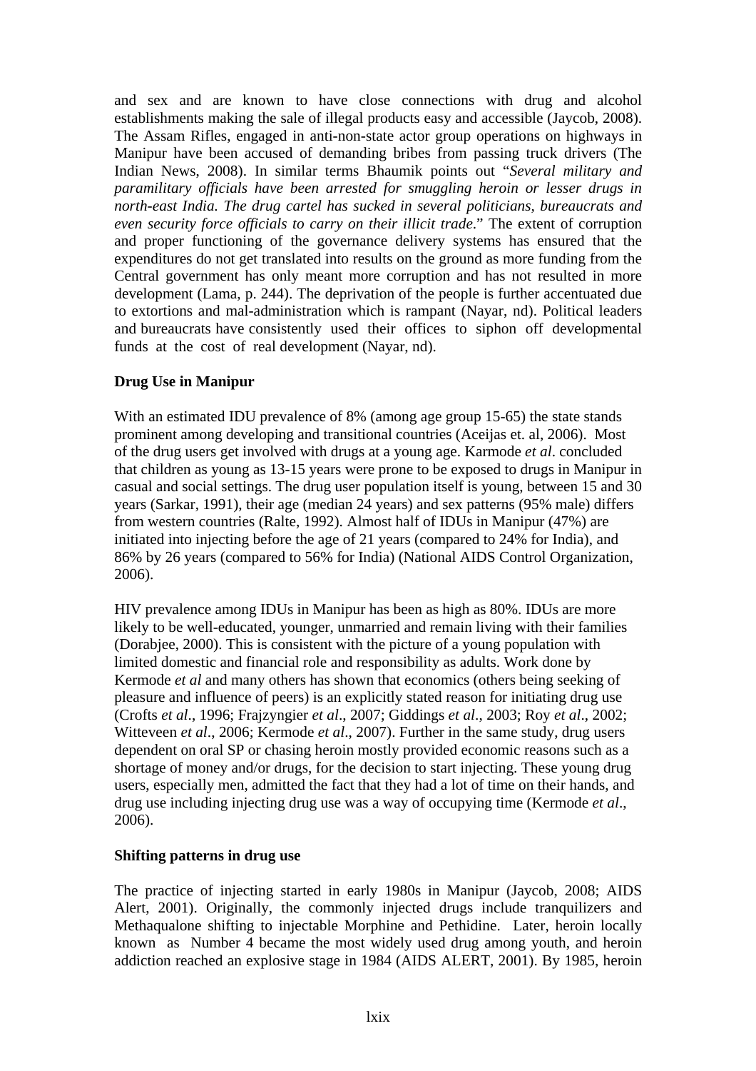and sex and are known to have close connections with drug and alcohol establishments making the sale of illegal products easy and accessible (Jaycob, 2008). The Assam Rifles, engaged in anti-non-state actor group operations on highways in Manipur have been accused of demanding bribes from passing truck drivers (The Indian News, 2008). In similar terms Bhaumik points out "*Several military and paramilitary officials have been arrested for smuggling heroin or lesser drugs in north-east India. The drug cartel has sucked in several politicians, bureaucrats and even security force officials to carry on their illicit trade*." The extent of corruption and proper functioning of the governance delivery systems has ensured that the expenditures do not get translated into results on the ground as more funding from the Central government has only meant more corruption and has not resulted in more development (Lama, p. 244). The deprivation of the people is further accentuated due to extortions and mal-administration which is rampant (Nayar, nd). Political leaders and bureaucrats have consistently used their offices to siphon off developmental funds at the cost of real development (Nayar, nd).

**Drug Use in Manipur**

With an estimated IDU prevalence of 8% (among age group 15-65) the state stands prominent among developing and transitional countries (Aceijas et. al, 2006). Most of the drug users get involved with drugs at a young age. Karmode *et al*. concluded that children as young as 13-15 years were prone to be exposed to drugs in Manipur in casual and social settings. The drug user population itself is young, between 15 and 30 years (Sarkar, 1991), their age (median 24 years) and sex patterns (95% male) differs from western countries (Ralte, 1992). Almost half of IDUs in Manipur (47%) are initiated into injecting before the age of 21 years (compared to 24% for India), and 86% by 26 years (compared to 56% for India) (National AIDS Control Organization, 2006).

HIV prevalence among IDUs in Manipur has been as high as 80%. IDUs are more likely to be well-educated, younger, unmarried and remain living with their families (Dorabjee, 2000). This is consistent with the picture of a young population with limited domestic and financial role and responsibility as adults. Work done by Kermode *et al* and many others has shown that economics (others being seeking of pleasure and influence of peers) is an explicitly stated reason for initiating drug use (Crofts *et al*., 1996; Frajzyngier *et al*., 2007; Giddings *et al*., 2003; Roy *et al*., 2002; Witteveen *et al*., 2006; Kermode *et al*., 2007). Further in the same study, drug users dependent on oral SP or chasing heroin mostly provided economic reasons such as a shortage of money and/or drugs, for the decision to start injecting. These young drug users, especially men, admitted the fact that they had a lot of time on their hands, and drug use including injecting drug use was a way of occupying time (Kermode *et al*., 2006).

**Shifting patterns in drug use**

The practice of injecting started in early 1980s in Manipur (Jaycob, 2008; AIDS Alert, 2001). Originally, the commonly injected drugs include tranquilizers and Methaqualone shifting to injectable Morphine and Pethidine. Later, heroin locally known as Number 4 became the most widely used drug among youth, and heroin addiction reached an explosive stage in 1984 (AIDS ALERT, 2001). By 1985, heroin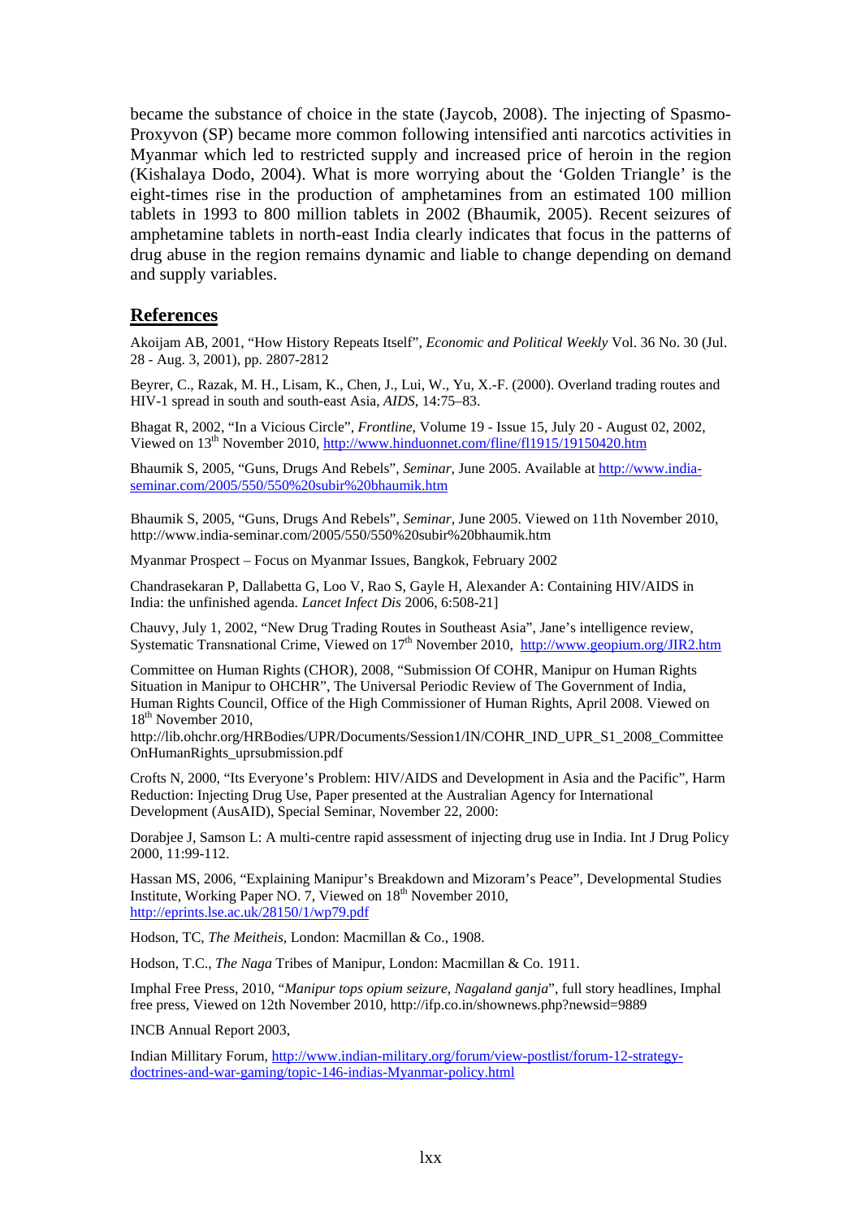became the substance of choice in the state (Jaycob, 2008). The injecting of Spasmo-Proxyvon (SP) became more common following intensified anti narcotics activities in Myanmar which led to restricted supply and increased price of heroin in the region (Kishalaya Dodo, 2004). What is more worrying about the 'Golden Triangle' is the eight-times rise in the production of amphetamines from an estimated 100 million tablets in 1993 to 800 million tablets in 2002 (Bhaumik, 2005). Recent seizures of amphetamine tablets in north-east India clearly indicates that focus in the patterns of drug abuse in the region remains dynamic and liable to change depending on demand and supply variables.

## References

Akoijam AB, 2001, "How History Repeats Itself", *Economic and Political Weekly* Vol. 36 No. 30 (Jul. 28 - Aug. 3, 2001), pp. 2807-2812

Beyrer, C., Razak, M. H., Lisam, K., Chen, J., Lui, W., Yu, X.-F. (2000). Overland trading routes and HIV-1 spread in south and south-east Asia, *AIDS*, 14:75–83.

Bhagat R, 2002, "In a Vicious Circle", *Frontline*, Volume 19 - Issue 15, July 20 - August 02, 2002, Viewed on 13th November 2010, http://www.hinduonnet.com/fline/fl1915/19150420.htm

Bhaumik S, 2005, "Guns, Drugs And Rebels", *Seminar*, June 2005. Available at http://www.india-seminar.com/2005/550/550%20subir%20bhaumik.htm

Bhaumik S, 2005, "Guns, Drugs And Rebels", *Seminar*, June 2005. Viewed on 11th November 2010, http://www.india-seminar.com/2005/550/550%20subir%20bhaumik.htm

Myanmar Prospect – Focus on Myanmar Issues, Bangkok, February 2002

Chandrasekaran P, Dallabetta G, Loo V, Rao S, Gayle H, Alexander A: Containing HIV/AIDS in India: the unfinished agenda. *Lancet Infect Dis* 2006, 6:508-21]

Chauvy, July 1, 2002, "New Drug Trading Routes in Southeast Asia", Jane's intelligence review, Systematic Transnational Crime, Viewed on 17th November 2010, http://www.geopium.org/JIR2.htm

Committee on Human Rights (CHOR), 2008, "Submission Of COHR, Manipur on Human Rights Situation in Manipur to OHCHR", The Universal Periodic Review of The Government of India, Human Rights Council, Office of the High Commissioner of Human Rights, April 2008. Viewed on 18th November 2010, http://lib.ohchr.org/HRBodies/UPR/Documents/Session1/IN/COHR_IND_UPR_S1_2008_CommitteeOnHumanRights_uprsubmission.pdf

Crofts N, 2000, "Its Everyone's Problem: HIV/AIDS and Development in Asia and the Pacific", Harm Reduction: Injecting Drug Use, Paper presented at the Australian Agency for International Development (AusAID), Special Seminar, November 22, 2000:

Dorabjee J, Samson L: A multi-centre rapid assessment of injecting drug use in India. Int J Drug Policy 2000, 11:99-112.

Hassan MS, 2006, "Explaining Manipur's Breakdown and Mizoram's Peace", Developmental Studies Institute, Working Paper NO. 7, Viewed on 18th November 2010, http://eprints.lse.ac.uk/28150/1/wp79.pdf

Hodson, TC, *The Meitheis*, London: Macmillan & Co., 1908.

Hodson, T.C., *The Naga* Tribes of Manipur, London: Macmillan & Co. 1911.

Imphal Free Press, 2010, "*Manipur tops opium seizure, Nagaland ganja*", full story headlines, Imphal free press, Viewed on 12th November 2010, http://ifp.co.in/shownews.php?newsid=9889

INCB Annual Report 2003,

Indian Millitary Forum, http://www.indian-military.org/forum/view-postlist/forum-12-strategy-doctrines-and-war-gaming/topic-146-indias-Myanmar-policy.html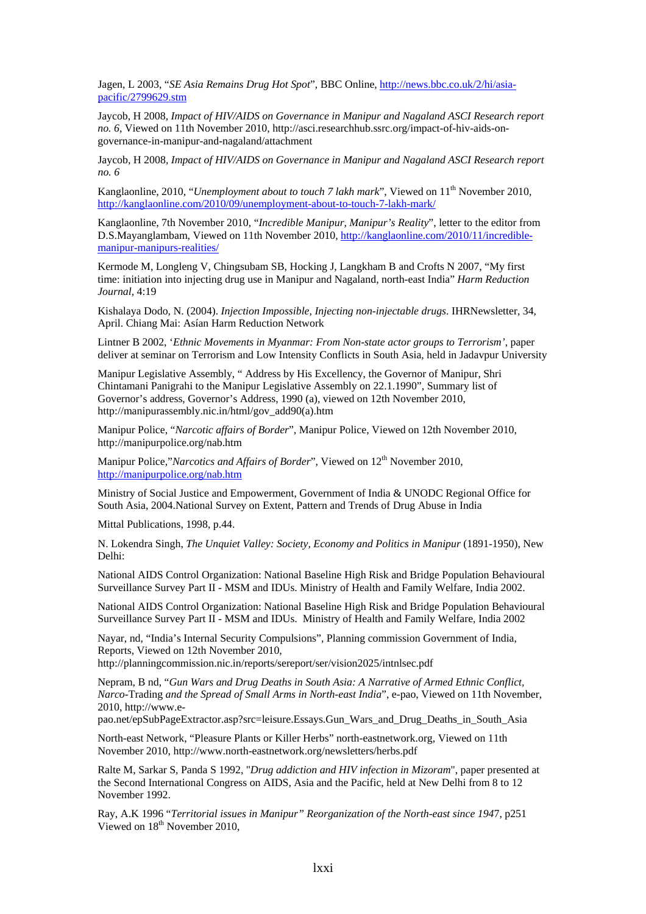Jagen, L 2003, "*SE Asia Remains Drug Hot Spot*", BBC Online, http://news.bbc.co.uk/2/hi/asia-pacific/2799629.stm

Jaycob, H 2008, *Impact of HIV/AIDS on Governance in Manipur and Nagaland ASCI Research report no. 6*, Viewed on 11th November 2010, http://asci.researchhub.ssrc.org/impact-of-hiv-aids-on-governance-in-manipur-and-nagaland/attachment

Jaycob, H 2008, *Impact of HIV/AIDS on Governance in Manipur and Nagaland ASCI Research report no. 6*

Kanglaonline, 2010, "*Unemployment about to touch 7 lakh mark*", Viewed on 11th November 2010, http://kanglaonline.com/2010/09/unemployment-about-to-touch-7-lakh-mark/

Kanglaonline, 7th November 2010, "*Incredible Manipur, Manipur's Reality*", letter to the editor from D.S.Mayanglambam, Viewed on 11th November 2010, http://kanglaonline.com/2010/11/incredible-manipur-manipurs-realities/

Kermode M, Longleng V, Chingsubam SB, Hocking J, Langkham B and Crofts N 2007, "My first time: initiation into injecting drug use in Manipur and Nagaland, north-east India" *Harm Reduction Journal*, 4:19

Kishalaya Dodo, N. (2004). *Injection Impossible, Injecting non-injectable drugs*. IHRNewsletter, 34, April. Chiang Mai: Asían Harm Reduction Network

Lintner B 2002, '*Ethnic Movements in Myanmar: From Non-state actor groups to Terrorism*', paper deliver at seminar on Terrorism and Low Intensity Conflicts in South Asia, held in Jadavpur University

Manipur Legislative Assembly, " Address by His Excellency, the Governor of Manipur, Shri Chintamani Panigrahi to the Manipur Legislative Assembly on 22.1.1990", Summary list of Governor's address, Governor's Address, 1990 (a), viewed on 12th November 2010, http://manipurassembly.nic.in/html/gov_add90(a).htm

Manipur Police, "*Narcotic affairs of Border*", Manipur Police, Viewed on 12th November 2010, http://manipurpolice.org/nab.htm

Manipur Police,"*Narcotics and Affairs of Border*", Viewed on 12th November 2010, http://manipurpolice.org/nab.htm

Ministry of Social Justice and Empowerment, Government of India & UNODC Regional Office for South Asia, 2004.National Survey on Extent, Pattern and Trends of Drug Abuse in India

Mittal Publications, 1998, p.44.

N. Lokendra Singh, *The Unquiet Valley: Society, Economy and Politics in Manipur* (1891-1950), New Delhi:

National AIDS Control Organization: National Baseline High Risk and Bridge Population Behavioural Surveillance Survey Part II - MSM and IDUs. Ministry of Health and Family Welfare, India 2002.

National AIDS Control Organization: National Baseline High Risk and Bridge Population Behavioural Surveillance Survey Part II - MSM and IDUs. Ministry of Health and Family Welfare, India 2002

Nayar, nd, "India's Internal Security Compulsions", Planning commission Government of India, Reports, Viewed on 12th November 2010, http://planningcommission.nic.in/reports/sereport/ser/vision2025/intnlsec.pdf

Nepram, B nd, "*Gun Wars and Drug Deaths in South Asia: A Narrative of Armed Ethnic Conflict, Narco-*Trading *and the Spread of Small Arms in North-east India*", e-pao, Viewed on 11th November, 2010, http://www.e-pao.net/epSubPageExtractor.asp?src=leisure.Essays.Gun_Wars_and_Drug_Deaths_in_South_Asia

North-east Network, "Pleasure Plants or Killer Herbs" north-eastnetwork.org, Viewed on 11th November 2010, http://www.north-eastnetwork.org/newsletters/herbs.pdf

Ralte M, Sarkar S, Panda S 1992, "*Drug addiction and HIV infection in Mizoram*", paper presented at the Second International Congress on AIDS, Asia and the Pacific, held at New Delhi from 8 to 12 November 1992.

Ray, A.K 1996 "*Territorial issues in Manipur" Reorganization of the North-east since 1947*, p251 Viewed on 18th November 2010,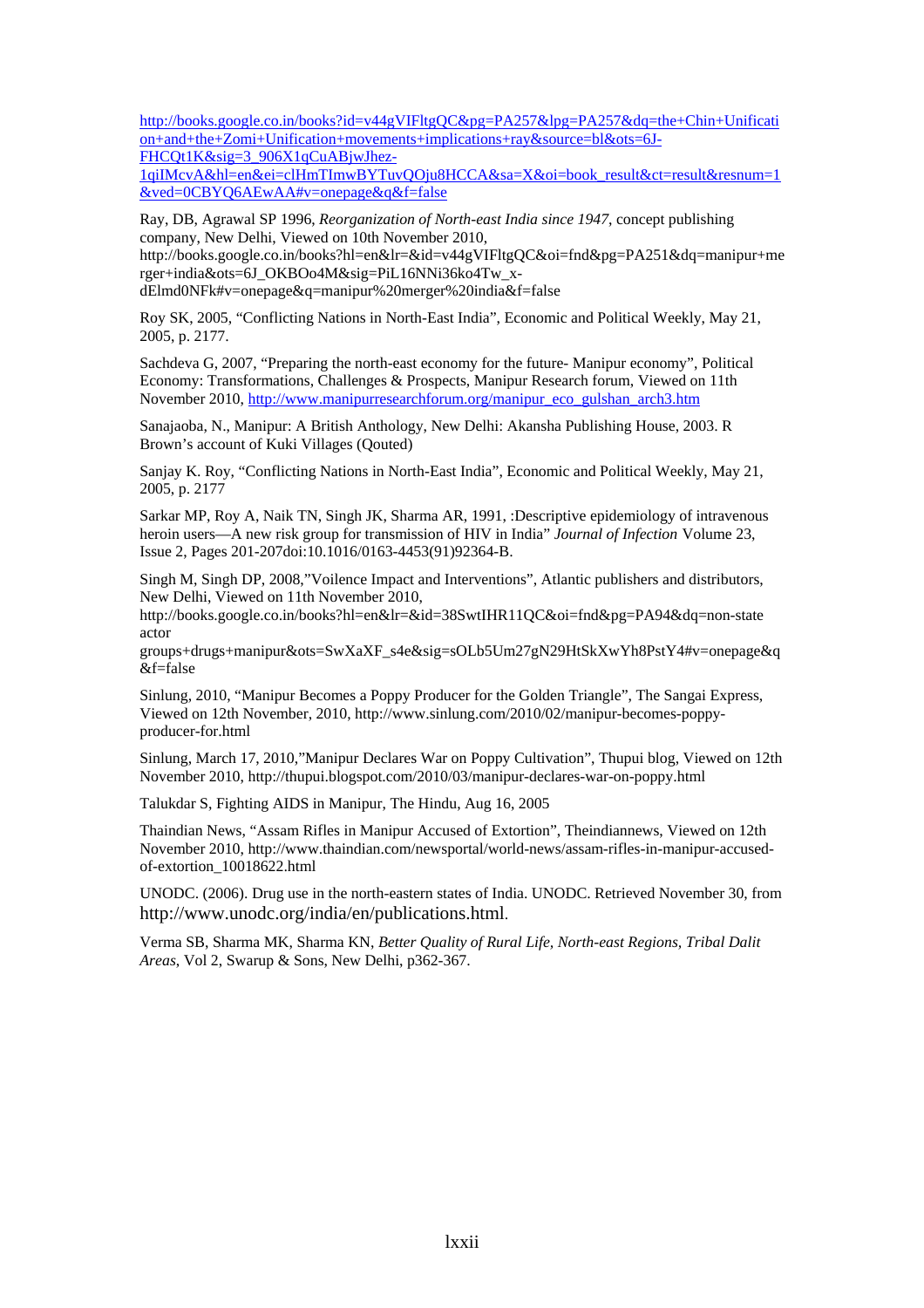http://books.google.co.in/books?id=v44gVIFltgQC&pg=PA257&lpg=PA257&dq=the+Chin+Unification+and+the+Zomi+Unification+movements+implications+ray&source=bl&ots=6J-FHCQt1K&sig=3_906X1qCuABjwJhez-1qiIMcvA&hl=en&ei=clHmTImwBYTuvQOju8HCCA&sa=X&oi=book_result&ct=result&resnum=1&ved=0CBYQ6AEwAA#v=onepage&q&f=false

Ray, DB, Agrawal SP 1996, *Reorganization of North-east India since 1947*, concept publishing company, New Delhi, Viewed on 10th November 2010, http://books.google.co.in/books?hl=en&lr=&id=v44gVIFltgQC&oi=fnd&pg=PA251&dq=manipur+merger+india&ots=6J_OKBOo4M&sig=PiL16NNi36ko4Tw_x-dElmd0NFk#v=onepage&q=manipur%20merger%20india&f=false

Roy SK, 2005, "Conflicting Nations in North-East India", Economic and Political Weekly, May 21, 2005, p. 2177.

Sachdeva G, 2007, "Preparing the north-east economy for the future- Manipur economy", Political Economy: Transformations, Challenges & Prospects, Manipur Research forum, Viewed on 11th November 2010, http://www.manipurresearchforum.org/manipur_eco_gulshan_arch3.htm

Sanajaoba, N., Manipur: A British Anthology, New Delhi: Akansha Publishing House, 2003. R Brown's account of Kuki Villages (Qouted)

Sanjay K. Roy, "Conflicting Nations in North-East India", Economic and Political Weekly, May 21, 2005, p. 2177

Sarkar MP, Roy A, Naik TN, Singh JK, Sharma AR, 1991, :Descriptive epidemiology of intravenous heroin users—A new risk group for transmission of HIV in India" *Journal of Infection* Volume 23, Issue 2, Pages 201-207doi:10.1016/0163-4453(91)92364-B.

Singh M, Singh DP, 2008,"Voilence Impact and Interventions", Atlantic publishers and distributors, New Delhi, Viewed on 11th November 2010, http://books.google.co.in/books?hl=en&lr=&id=38SwtIHR11QC&oi=fnd&pg=PA94&dq=non-state actor groups+drugs+manipur&ots=SwXaXF_s4e&sig=sOLb5Um27gN29HtSkXwYh8PstY4#v=onepage&q&f=false

Sinlung, 2010, "Manipur Becomes a Poppy Producer for the Golden Triangle", The Sangai Express, Viewed on 12th November, 2010, http://www.sinlung.com/2010/02/manipur-becomes-poppy-producer-for.html

Sinlung, March 17, 2010,"Manipur Declares War on Poppy Cultivation", Thupui blog, Viewed on 12th November 2010, http://thupui.blogspot.com/2010/03/manipur-declares-war-on-poppy.html

Talukdar S, Fighting AIDS in Manipur, The Hindu, Aug 16, 2005

Thaindian News, "Assam Rifles in Manipur Accused of Extortion", Theindiannews, Viewed on 12th November 2010, http://www.thaindian.com/newsportal/world-news/assam-rifles-in-manipur-accused-of-extortion_10018622.html

UNODC. (2006). Drug use in the north-eastern states of India. UNODC. Retrieved November 30, from http://www.unodc.org/india/en/publications.html.

Verma SB, Sharma MK, Sharma KN, *Better Quality of Rural Life, North-east Regions, Tribal Dalit Areas*, Vol 2, Swarup & Sons, New Delhi, p362-367.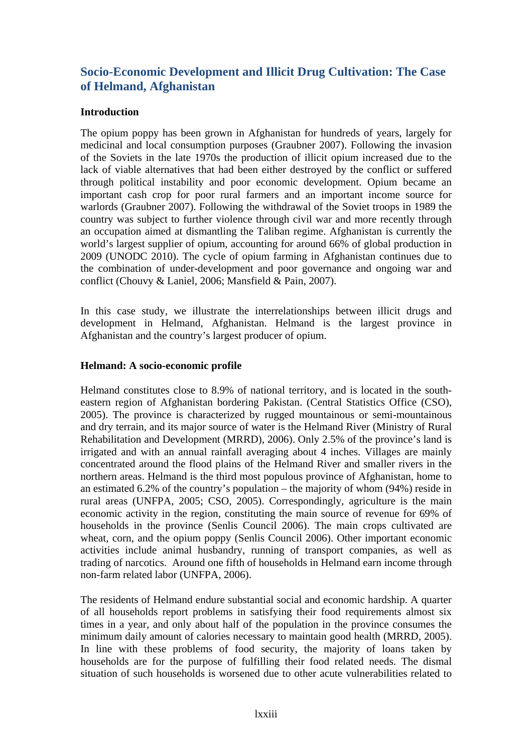## Socio-Economic Development and Illicit Drug Cultivation: The Case of Helmand, Afghanistan

**Introduction**

The opium poppy has been grown in Afghanistan for hundreds of years, largely for medicinal and local consumption purposes (Graubner 2007). Following the invasion of the Soviets in the late 1970s the production of illicit opium increased due to the lack of viable alternatives that had been either destroyed by the conflict or suffered through political instability and poor economic development. Opium became an important cash crop for poor rural farmers and an important income source for warlords (Graubner 2007). Following the withdrawal of the Soviet troops in 1989 the country was subject to further violence through civil war and more recently through an occupation aimed at dismantling the Taliban regime. Afghanistan is currently the world's largest supplier of opium, accounting for around 66% of global production in 2009 (UNODC 2010). The cycle of opium farming in Afghanistan continues due to the combination of under-development and poor governance and ongoing war and conflict (Chouvy & Laniel, 2006; Mansfield & Pain, 2007).

In this case study, we illustrate the interrelationships between illicit drugs and development in Helmand, Afghanistan. Helmand is the largest province in Afghanistan and the country's largest producer of opium.

**Helmand: A socio-economic profile**

Helmand constitutes close to 8.9% of national territory, and is located in the south-eastern region of Afghanistan bordering Pakistan. (Central Statistics Office (CSO), 2005). The province is characterized by rugged mountainous or semi-mountainous and dry terrain, and its major source of water is the Helmand River (Ministry of Rural Rehabilitation and Development (MRRD), 2006). Only 2.5% of the province's land is irrigated and with an annual rainfall averaging about 4 inches. Villages are mainly concentrated around the flood plains of the Helmand River and smaller rivers in the northern areas. Helmand is the third most populous province of Afghanistan, home to an estimated 6.2% of the country's population – the majority of whom (94%) reside in rural areas (UNFPA, 2005; CSO, 2005). Correspondingly, agriculture is the main economic activity in the region, constituting the main source of revenue for 69% of households in the province (Senlis Council 2006). The main crops cultivated are wheat, corn, and the opium poppy (Senlis Council 2006). Other important economic activities include animal husbandry, running of transport companies, as well as trading of narcotics. Around one fifth of households in Helmand earn income through non-farm related labor (UNFPA, 2006).

The residents of Helmand endure substantial social and economic hardship. A quarter of all households report problems in satisfying their food requirements almost six times in a year, and only about half of the population in the province consumes the minimum daily amount of calories necessary to maintain good health (MRRD, 2005). In line with these problems of food security, the majority of loans taken by households are for the purpose of fulfilling their food related needs. The dismal situation of such households is worsened due to other acute vulnerabilities related to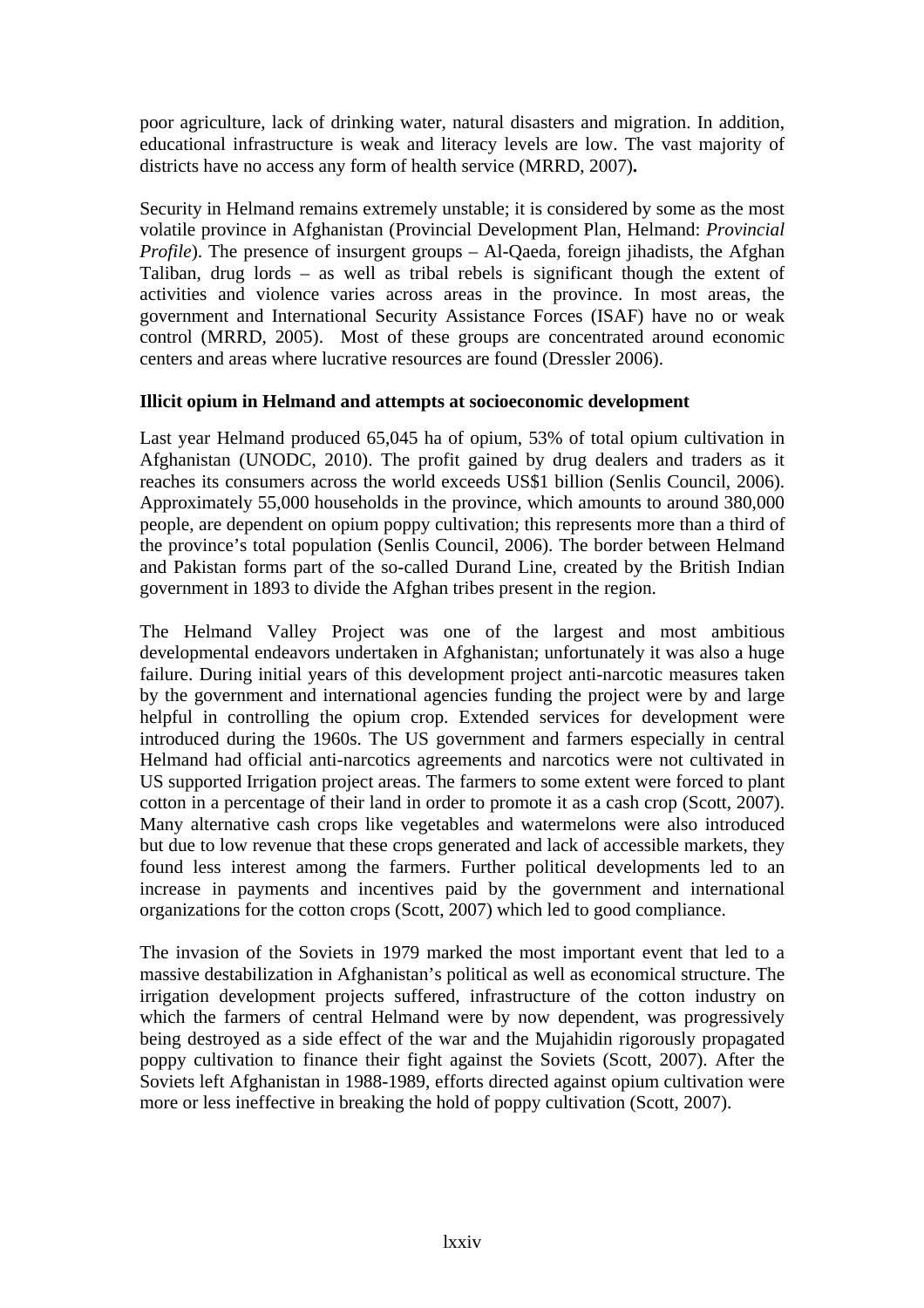poor agriculture, lack of drinking water, natural disasters and migration. In addition, educational infrastructure is weak and literacy levels are low. The vast majority of districts have no access any form of health service (MRRD, 2007)**.**

Security in Helmand remains extremely unstable; it is considered by some as the most volatile province in Afghanistan (Provincial Development Plan, Helmand: *Provincial Profile*). The presence of insurgent groups – Al-Qaeda, foreign jihadists, the Afghan Taliban, drug lords – as well as tribal rebels is significant though the extent of activities and violence varies across areas in the province. In most areas, the government and International Security Assistance Forces (ISAF) have no or weak control (MRRD, 2005). Most of these groups are concentrated around economic centers and areas where lucrative resources are found (Dressler 2006).

**Illicit opium in Helmand and attempts at socioeconomic development**

Last year Helmand produced 65,045 ha of opium, 53% of total opium cultivation in Afghanistan (UNODC, 2010). The profit gained by drug dealers and traders as it reaches its consumers across the world exceeds US$1 billion (Senlis Council, 2006). Approximately 55,000 households in the province, which amounts to around 380,000 people, are dependent on opium poppy cultivation; this represents more than a third of the province's total population (Senlis Council, 2006). The border between Helmand and Pakistan forms part of the so-called Durand Line, created by the British Indian government in 1893 to divide the Afghan tribes present in the region.

The Helmand Valley Project was one of the largest and most ambitious developmental endeavors undertaken in Afghanistan; unfortunately it was also a huge failure. During initial years of this development project anti-narcotic measures taken by the government and international agencies funding the project were by and large helpful in controlling the opium crop. Extended services for development were introduced during the 1960s. The US government and farmers especially in central Helmand had official anti-narcotics agreements and narcotics were not cultivated in US supported Irrigation project areas. The farmers to some extent were forced to plant cotton in a percentage of their land in order to promote it as a cash crop (Scott, 2007). Many alternative cash crops like vegetables and watermelons were also introduced but due to low revenue that these crops generated and lack of accessible markets, they found less interest among the farmers. Further political developments led to an increase in payments and incentives paid by the government and international organizations for the cotton crops (Scott, 2007) which led to good compliance.

The invasion of the Soviets in 1979 marked the most important event that led to a massive destabilization in Afghanistan's political as well as economical structure. The irrigation development projects suffered, infrastructure of the cotton industry on which the farmers of central Helmand were by now dependent, was progressively being destroyed as a side effect of the war and the Mujahidin rigorously propagated poppy cultivation to finance their fight against the Soviets (Scott, 2007). After the Soviets left Afghanistan in 1988-1989, efforts directed against opium cultivation were more or less ineffective in breaking the hold of poppy cultivation (Scott, 2007).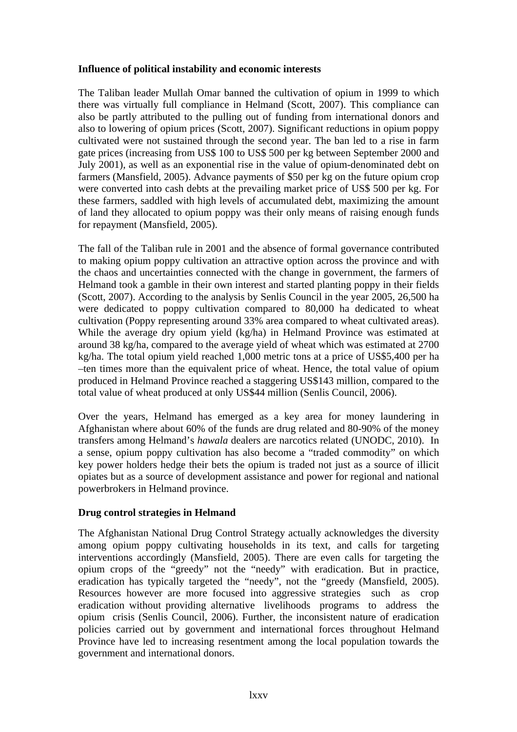**Influence of political instability and economic interests**

The Taliban leader Mullah Omar banned the cultivation of opium in 1999 to which there was virtually full compliance in Helmand (Scott, 2007). This compliance can also be partly attributed to the pulling out of funding from international donors and also to lowering of opium prices (Scott, 2007). Significant reductions in opium poppy cultivated were not sustained through the second year. The ban led to a rise in farm gate prices (increasing from US$ 100 to US$ 500 per kg between September 2000 and July 2001), as well as an exponential rise in the value of opium-denominated debt on farmers (Mansfield, 2005). Advance payments of $50 per kg on the future opium crop were converted into cash debts at the prevailing market price of US$ 500 per kg. For these farmers, saddled with high levels of accumulated debt, maximizing the amount of land they allocated to opium poppy was their only means of raising enough funds for repayment (Mansfield, 2005).

The fall of the Taliban rule in 2001 and the absence of formal governance contributed to making opium poppy cultivation an attractive option across the province and with the chaos and uncertainties connected with the change in government, the farmers of Helmand took a gamble in their own interest and started planting poppy in their fields (Scott, 2007). According to the analysis by Senlis Council in the year 2005, 26,500 ha were dedicated to poppy cultivation compared to 80,000 ha dedicated to wheat cultivation (Poppy representing around 33% area compared to wheat cultivated areas). While the average dry opium yield (kg/ha) in Helmand Province was estimated at around 38 kg/ha, compared to the average yield of wheat which was estimated at 2700 kg/ha. The total opium yield reached 1,000 metric tons at a price of US$5,400 per ha –ten times more than the equivalent price of wheat. Hence, the total value of opium produced in Helmand Province reached a staggering US$143 million, compared to the total value of wheat produced at only US$44 million (Senlis Council, 2006).

Over the years, Helmand has emerged as a key area for money laundering in Afghanistan where about 60% of the funds are drug related and 80-90% of the money transfers among Helmand's *hawala* dealers are narcotics related (UNODC, 2010). In a sense, opium poppy cultivation has also become a "traded commodity" on which key power holders hedge their bets the opium is traded not just as a source of illicit opiates but as a source of development assistance and power for regional and national powerbrokers in Helmand province.

**Drug control strategies in Helmand**

The Afghanistan National Drug Control Strategy actually acknowledges the diversity among opium poppy cultivating households in its text, and calls for targeting interventions accordingly (Mansfield, 2005). There are even calls for targeting the opium crops of the "greedy" not the "needy" with eradication. But in practice, eradication has typically targeted the "needy", not the "greedy (Mansfield, 2005). Resources however are more focused into aggressive strategies such as crop eradication without providing alternative livelihoods programs to address the opium crisis (Senlis Council, 2006). Further, the inconsistent nature of eradication policies carried out by government and international forces throughout Helmand Province have led to increasing resentment among the local population towards the government and international donors.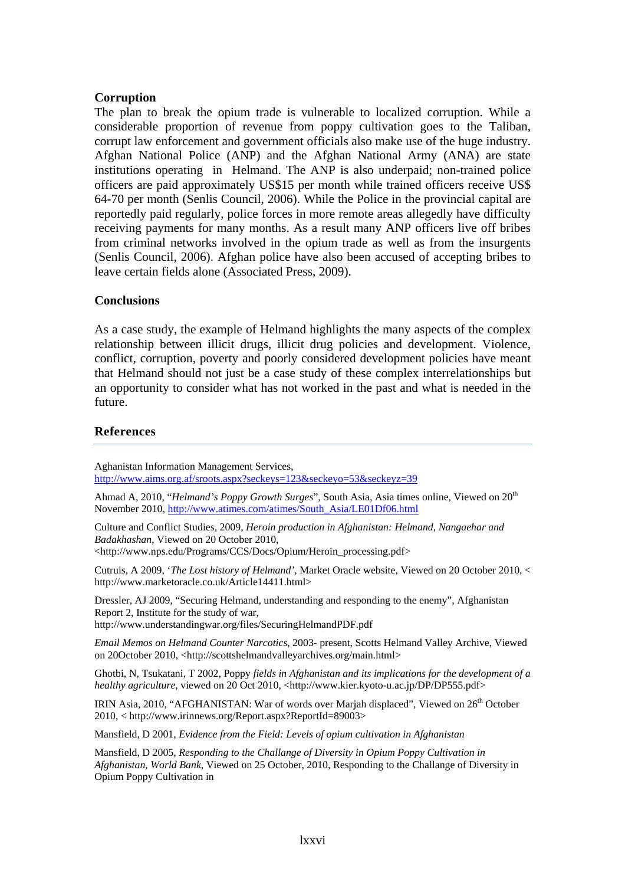**Corruption**

The plan to break the opium trade is vulnerable to localized corruption. While a considerable proportion of revenue from poppy cultivation goes to the Taliban, corrupt law enforcement and government officials also make use of the huge industry. Afghan National Police (ANP) and the Afghan National Army (ANA) are state institutions operating in Helmand. The ANP is also underpaid; non-trained police officers are paid approximately US$15 per month while trained officers receive US$ 64-70 per month (Senlis Council, 2006). While the Police in the provincial capital are reportedly paid regularly, police forces in more remote areas allegedly have difficulty receiving payments for many months. As a result many ANP officers live off bribes from criminal networks involved in the opium trade as well as from the insurgents (Senlis Council, 2006). Afghan police have also been accused of accepting bribes to leave certain fields alone (Associated Press, 2009).

**Conclusions**

As a case study, the example of Helmand highlights the many aspects of the complex relationship between illicit drugs, illicit drug policies and development. Violence, conflict, corruption, poverty and poorly considered development policies have meant that Helmand should not just be a case study of these complex interrelationships but an opportunity to consider what has not worked in the past and what is needed in the future.

## References

Aghanistan Information Management Services, http://www.aims.org.af/sroots.aspx?seckeys=123&seckeyo=53&seckeyz=39

Ahmad A, 2010, "*Helmand's Poppy Growth Surges*", South Asia, Asia times online, Viewed on 20th November 2010, http://www.atimes.com/atimes/South_Asia/LE01Df06.html

Culture and Conflict Studies, 2009, *Heroin production in Afghanistan: Helmand, Nangaehar and Badakhashan*, Viewed on 20 October 2010, <http://www.nps.edu/Programs/CCS/Docs/Opium/Heroin_processing.pdf>

Cutruis, A 2009, '*The Lost history of Helmand'*, Market Oracle website, Viewed on 20 October 2010, < http://www.marketoracle.co.uk/Article14411.html>

Dressler, AJ 2009, "Securing Helmand, understanding and responding to the enemy", Afghanistan Report 2, Institute for the study of war, http://www.understandingwar.org/files/SecuringHelmandPDF.pdf

*Email Memos on Helmand Counter Narcotics*, 2003- present, Scotts Helmand Valley Archive, Viewed on 20October 2010, <http://scottshelmandvalleyarchives.org/main.html>

Ghotbi, N, Tsukatani, T 2002, Poppy *fields in Afghanistan and its implications for the development of a healthy agriculture*, viewed on 20 Oct 2010, <http://www.kier.kyoto-u.ac.jp/DP/DP555.pdf>

IRIN Asia, 2010, "AFGHANISTAN: War of words over Marjah displaced", Viewed on 26th October 2010, < http://www.irinnews.org/Report.aspx?ReportId=89003>

Mansfield, D 2001, *Evidence from the Field: Levels of opium cultivation in Afghanistan*

Mansfield, D 2005, *Responding to the Challange of Diversity in Opium Poppy Cultivation in Afghanistan, World Bank*, Viewed on 25 October, 2010, Responding to the Challange of Diversity in Opium Poppy Cultivation in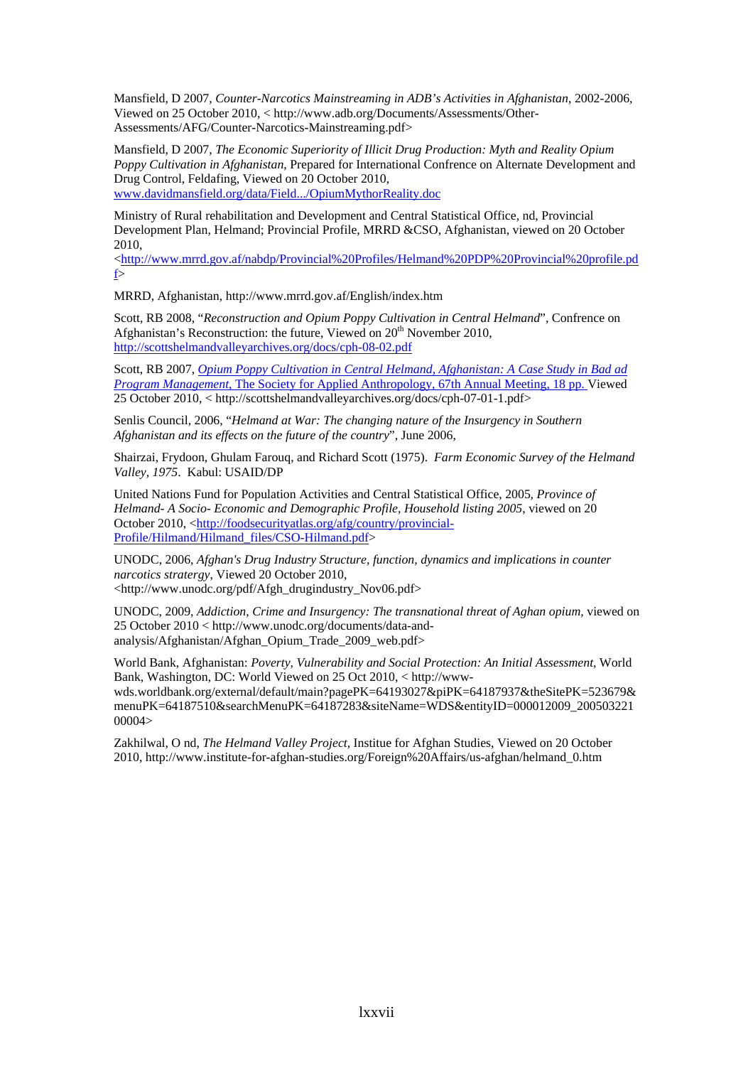Mansfield, D 2007, *Counter-Narcotics Mainstreaming in ADB's Activities in Afghanistan*, 2002-2006, Viewed on 25 October 2010, < http://www.adb.org/Documents/Assessments/Other-Assessments/AFG/Counter-Narcotics-Mainstreaming.pdf>

Mansfield, D 2007, *The Economic Superiority of Illicit Drug Production: Myth and Reality Opium Poppy Cultivation in Afghanistan*, Prepared for International Confrence on Alternate Development and Drug Control, Feldafing, Viewed on 20 October 2010, www.davidmansfield.org/data/Field.../OpiumMythorReality.doc

Ministry of Rural rehabilitation and Development and Central Statistical Office, nd, Provincial Development Plan, Helmand; Provincial Profile, MRRD &CSO, Afghanistan, viewed on 20 October 2010, <http://www.mrrd.gov.af/nabdp/Provincial%20Profiles/Helmand%20PDP%20Provincial%20profile.pdf>

MRRD, Afghanistan, http://www.mrrd.gov.af/English/index.htm

Scott, RB 2008, "*Reconstruction and Opium Poppy Cultivation in Central Helmand*", Confrence on Afghanistan's Reconstruction: the future, Viewed on 20th November 2010, http://scottshelmandvalleyarchives.org/docs/cph-08-02.pdf

Scott, RB 2007, *Opium Poppy Cultivation in Central Helmand, Afghanistan: A Case Study in Bad ad Program Management*, The Society for Applied Anthropology, 67th Annual Meeting, 18 pp. Viewed 25 October 2010, < http://scottshelmandvalleyarchives.org/docs/cph-07-01-1.pdf>

Senlis Council, 2006, "*Helmand at War: The changing nature of the Insurgency in Southern Afghanistan and its effects on the future of the country*", June 2006,

Shairzai, Frydoon, Ghulam Farouq, and Richard Scott (1975). *Farm Economic Survey of the Helmand Valley, 1975*. Kabul: USAID/DP

United Nations Fund for Population Activities and Central Statistical Office, 2005, *Province of Helmand- A Socio- Economic and Demographic Profile, Household listing 2005*, viewed on 20 October 2010, <http://foodsecurityatlas.org/afg/country/provincial-Profile/Hilmand/Hilmand_files/CSO-Hilmand.pdf>

UNODC, 2006, *Afghan's Drug Industry Structure, function, dynamics and implications in counter narcotics stratergy*, Viewed 20 October 2010, <http://www.unodc.org/pdf/Afgh_drugindustry_Nov06.pdf>

UNODC, 2009, *Addiction, Crime and Insurgency: The transnational threat of Aghan opium*, viewed on 25 October 2010 < http://www.unodc.org/documents/data-and-analysis/Afghanistan/Afghan_Opium_Trade_2009_web.pdf>

World Bank, Afghanistan: *Poverty, Vulnerability and Social Protection: An Initial Assessment*, World Bank, Washington, DC: World Viewed on 25 Oct 2010, < http://www-wds.worldbank.org/external/default/main?pagePK=64193027&piPK=64187937&theSitePK=523679&menuPK=64187510&searchMenuPK=64187283&siteName=WDS&entityID=000012009_20050322100004>

Zakhilwal, O nd, *The Helmand Valley Project*, Institue for Afghan Studies, Viewed on 20 October 2010, http://www.institute-for-afghan-studies.org/Foreign%20Affairs/us-afghan/helmand_0.htm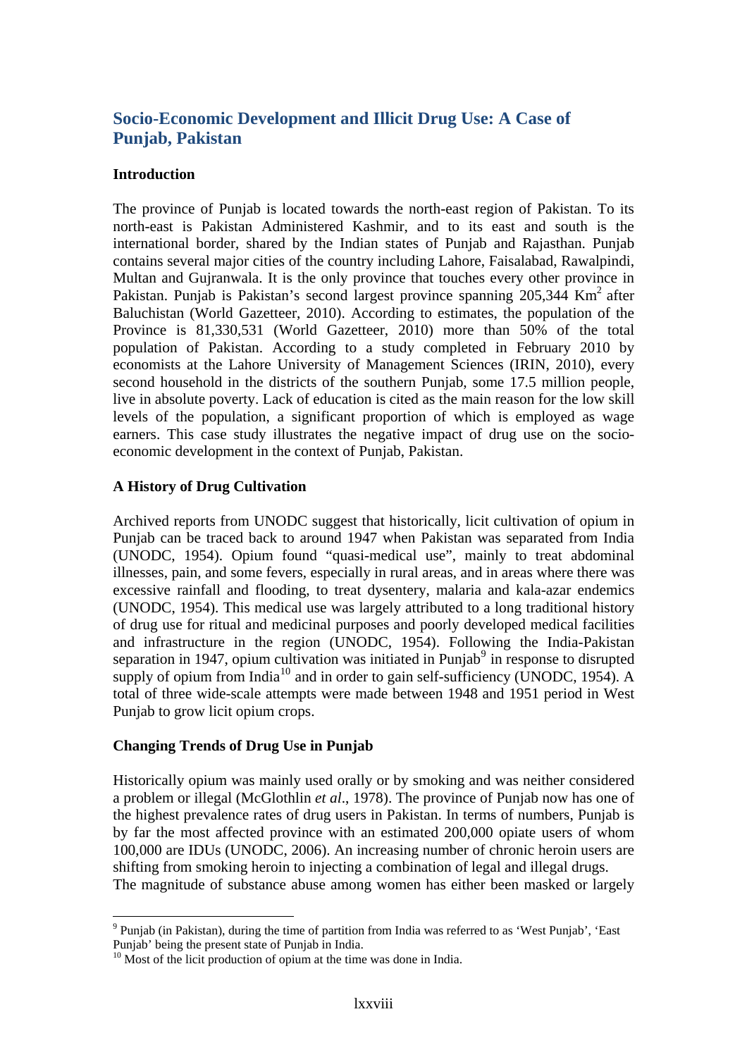## Socio-Economic Development and Illicit Drug Use: A Case of Punjab, Pakistan

### Introduction

The province of Punjab is located towards the north-east region of Pakistan. To its north-east is Pakistan Administered Kashmir, and to its east and south is the international border, shared by the Indian states of Punjab and Rajasthan. Punjab contains several major cities of the country including Lahore, Faisalabad, Rawalpindi, Multan and Gujranwala. It is the only province that touches every other province in Pakistan. Punjab is Pakistan's second largest province spanning 205,344 $Km^2$ after Baluchistan (World Gazetteer, 2010). According to estimates, the population of the Province is 81,330,531 (World Gazetteer, 2010) more than 50% of the total population of Pakistan. According to a study completed in February 2010 by economists at the Lahore University of Management Sciences (IRIN, 2010), every second household in the districts of the southern Punjab, some 17.5 million people, live in absolute poverty. Lack of education is cited as the main reason for the low skill levels of the population, a significant proportion of which is employed as wage earners. This case study illustrates the negative impact of drug use on the socio-economic development in the context of Punjab, Pakistan.

### A History of Drug Cultivation

Archived reports from UNODC suggest that historically, licit cultivation of opium in Punjab can be traced back to around 1947 when Pakistan was separated from India (UNODC, 1954). Opium found "quasi-medical use", mainly to treat abdominal illnesses, pain, and some fevers, especially in rural areas, and in areas where there was excessive rainfall and flooding, to treat dysentery, malaria and kala-azar endemics (UNODC, 1954). This medical use was largely attributed to a long traditional history of drug use for ritual and medicinal purposes and poorly developed medical facilities and infrastructure in the region (UNODC, 1954). Following the India-Pakistan separation in 1947, opium cultivation was initiated in Punjab[9] in response to disrupted supply of opium from India[10] and in order to gain self-sufficiency (UNODC, 1954). A total of three wide-scale attempts were made between 1948 and 1951 period in West Punjab to grow licit opium crops.

### Changing Trends of Drug Use in Punjab

Historically opium was mainly used orally or by smoking and was neither considered a problem or illegal (McGlothlin *et al*., 1978). The province of Punjab now has one of the highest prevalence rates of drug users in Pakistan. In terms of numbers, Punjab is by far the most affected province with an estimated 200,000 opiate users of whom 100,000 are IDUs (UNODC, 2006). An increasing number of chronic heroin users are shifting from smoking heroin to injecting a combination of legal and illegal drugs.
The magnitude of substance abuse among women has either been masked or largely

[9] Punjab (in Pakistan), during the time of partition from India was referred to as 'West Punjab', 'East Punjab' being the present state of Punjab in India.

[10] Most of the licit production of opium at the time was done in India.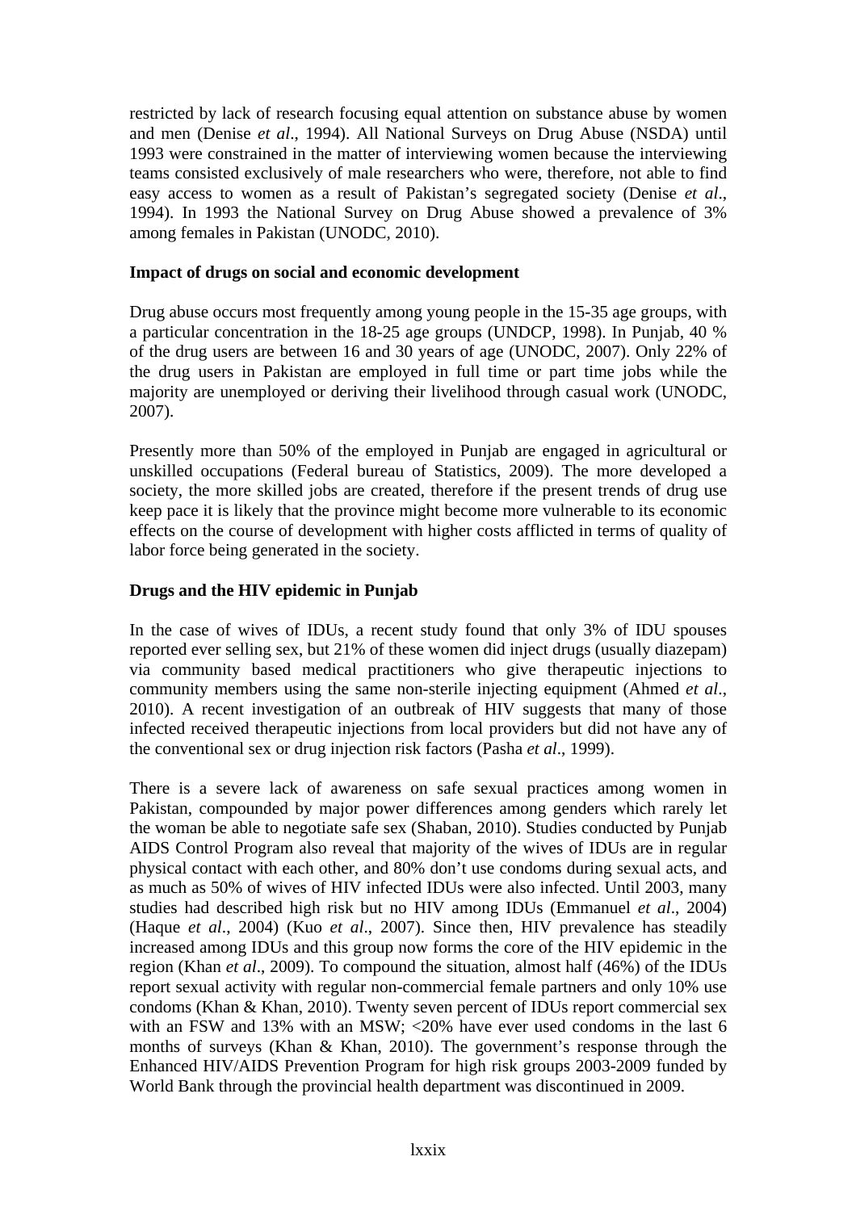restricted by lack of research focusing equal attention on substance abuse by women and men (Denise *et al*., 1994). All National Surveys on Drug Abuse (NSDA) until 1993 were constrained in the matter of interviewing women because the interviewing teams consisted exclusively of male researchers who were, therefore, not able to find easy access to women as a result of Pakistan's segregated society (Denise *et al*., 1994). In 1993 the National Survey on Drug Abuse showed a prevalence of 3% among females in Pakistan (UNODC, 2010).

**Impact of drugs on social and economic development**

Drug abuse occurs most frequently among young people in the 15-35 age groups, with a particular concentration in the 18-25 age groups (UNDCP, 1998). In Punjab, 40 % of the drug users are between 16 and 30 years of age (UNODC, 2007). Only 22% of the drug users in Pakistan are employed in full time or part time jobs while the majority are unemployed or deriving their livelihood through casual work (UNODC, 2007).

Presently more than 50% of the employed in Punjab are engaged in agricultural or unskilled occupations (Federal bureau of Statistics, 2009). The more developed a society, the more skilled jobs are created, therefore if the present trends of drug use keep pace it is likely that the province might become more vulnerable to its economic effects on the course of development with higher costs afflicted in terms of quality of labor force being generated in the society.

**Drugs and the HIV epidemic in Punjab**

In the case of wives of IDUs, a recent study found that only 3% of IDU spouses reported ever selling sex, but 21% of these women did inject drugs (usually diazepam) via community based medical practitioners who give therapeutic injections to community members using the same non-sterile injecting equipment (Ahmed *et al*., 2010). A recent investigation of an outbreak of HIV suggests that many of those infected received therapeutic injections from local providers but did not have any of the conventional sex or drug injection risk factors (Pasha *et al*., 1999).

There is a severe lack of awareness on safe sexual practices among women in Pakistan, compounded by major power differences among genders which rarely let the woman be able to negotiate safe sex (Shaban, 2010). Studies conducted by Punjab AIDS Control Program also reveal that majority of the wives of IDUs are in regular physical contact with each other, and 80% don't use condoms during sexual acts, and as much as 50% of wives of HIV infected IDUs were also infected. Until 2003, many studies had described high risk but no HIV among IDUs (Emmanuel *et al*., 2004) (Haque *et al*., 2004) (Kuo *et al*., 2007). Since then, HIV prevalence has steadily increased among IDUs and this group now forms the core of the HIV epidemic in the region (Khan *et al*., 2009). To compound the situation, almost half (46%) of the IDUs report sexual activity with regular non-commercial female partners and only 10% use condoms (Khan & Khan, 2010). Twenty seven percent of IDUs report commercial sex with an FSW and 13% with an MSW; <20% have ever used condoms in the last 6 months of surveys (Khan & Khan, 2010). The government's response through the Enhanced HIV/AIDS Prevention Program for high risk groups 2003-2009 funded by World Bank through the provincial health department was discontinued in 2009.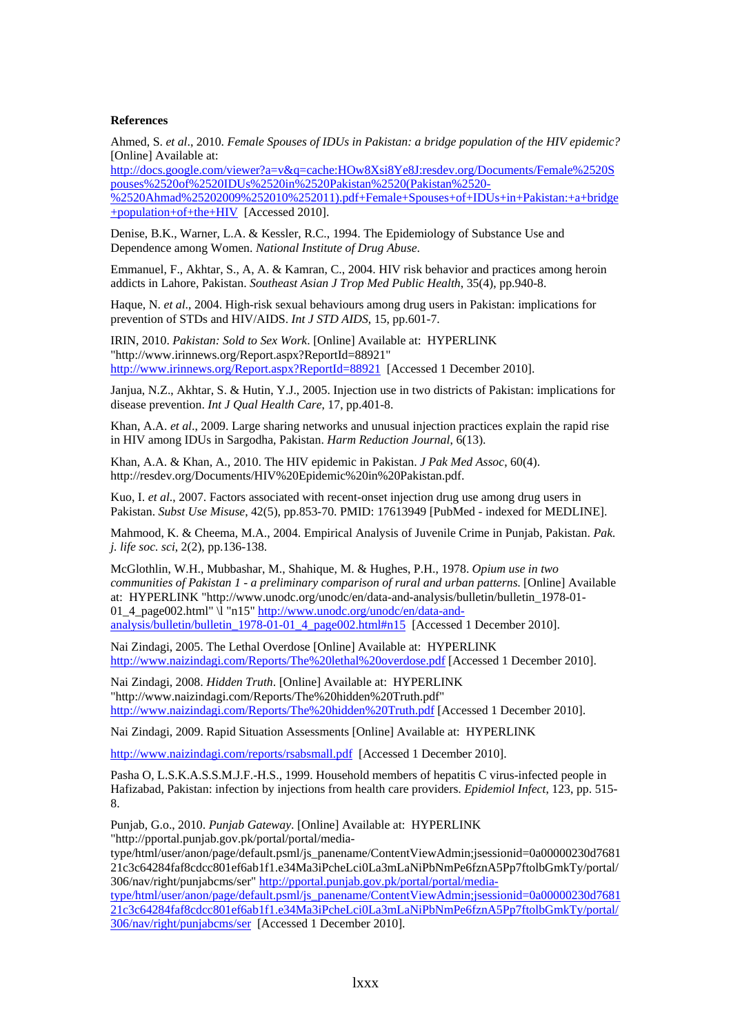**References**

Ahmed, S. *et al*., 2010. *Female Spouses of IDUs in Pakistan: a bridge population of the HIV epidemic?* [Online] Available at: http://docs.google.com/viewer?a=v&q=cache:HOw8Xsi8Ye8J:resdev.org/Documents/Female%2520Spouses%2520of%2520IDUs%2520in%2520Pakistan%2520(Pakistan%2520-%2520Ahmad%25202009%252010%252011).pdf+Female+Spouses+of+IDUs+in+Pakistan:+a+bridge+population+of+the+HIV [Accessed 2010].

Denise, B.K., Warner, L.A. & Kessler, R.C., 1994. The Epidemiology of Substance Use and Dependence among Women. *National Institute of Drug Abuse*.

Emmanuel, F., Akhtar, S., A, A. & Kamran, C., 2004. HIV risk behavior and practices among heroin addicts in Lahore, Pakistan. *Southeast Asian J Trop Med Public Health*, 35(4), pp.940-8.

Haque, N. *et al*., 2004. High-risk sexual behaviours among drug users in Pakistan: implications for prevention of STDs and HIV/AIDS. *Int J STD AIDS*, 15, pp.601-7.

IRIN, 2010. *Pakistan: Sold to Sex Work*. [Online] Available at: HYPERLINK "http://www.irinnews.org/Report.aspx?ReportId=88921" http://www.irinnews.org/Report.aspx?ReportId=88921 [Accessed 1 December 2010].

Janjua, N.Z., Akhtar, S. & Hutin, Y.J., 2005. Injection use in two districts of Pakistan: implications for disease prevention. *Int J Qual Health Care*, 17, pp.401-8.

Khan, A.A. *et al*., 2009. Large sharing networks and unusual injection practices explain the rapid rise in HIV among IDUs in Sargodha, Pakistan. *Harm Reduction Journal*, 6(13).

Khan, A.A. & Khan, A., 2010. The HIV epidemic in Pakistan. *J Pak Med Assoc*, 60(4). http://resdev.org/Documents/HIV%20Epidemic%20in%20Pakistan.pdf.

Kuo, I. *et al*., 2007. Factors associated with recent-onset injection drug use among drug users in Pakistan. *Subst Use Misuse*, 42(5), pp.853-70. PMID: 17613949 [PubMed - indexed for MEDLINE].

Mahmood, K. & Cheema, M.A., 2004. Empirical Analysis of Juvenile Crime in Punjab, Pakistan. *Pak. j. life soc. sci*, 2(2), pp.136-138.

McGlothlin, W.H., Mubbashar, M., Shahique, M. & Hughes, P.H., 1978. *Opium use in two communities of Pakistan 1 - a preliminary comparison of rural and urban patterns.* [Online] Available at: HYPERLINK "http://www.unodc.org/unodc/en/data-and-analysis/bulletin/bulletin_1978-01-01_4_page002.html" \l "n15" http://www.unodc.org/unodc/en/data-and-analysis/bulletin/bulletin_1978-01-01_4_page002.html#n15 [Accessed 1 December 2010].

Nai Zindagi, 2005. The Lethal Overdose [Online] Available at: HYPERLINK http://www.naizindagi.com/Reports/The%20lethal%20overdose.pdf [Accessed 1 December 2010].

Nai Zindagi, 2008. *Hidden Truth*. [Online] Available at: HYPERLINK "http://www.naizindagi.com/Reports/The%20hidden%20Truth.pdf" http://www.naizindagi.com/Reports/The%20hidden%20Truth.pdf [Accessed 1 December 2010].

Nai Zindagi, 2009. Rapid Situation Assessments [Online] Available at: HYPERLINK

http://www.naizindagi.com/reports/rsabsmall.pdf [Accessed 1 December 2010].

Pasha O, L.S.K.A.S.S.M.J.F.-H.S., 1999. Household members of hepatitis C virus-infected people in Hafizabad, Pakistan: infection by injections from health care providers. *Epidemiol Infect*, 123, pp. 515-8.

Punjab, G.o., 2010. *Punjab Gateway*. [Online] Available at: HYPERLINK "http://pportal.punjab.gov.pk/portal/portal/media-type/html/user/anon/page/default.psml/js_panename/ContentViewAdmin;jsessionid=0a00000230d768121c3c64284faf8cdcc801ef6ab1f1.e34Ma3iPcheLci0La3mLaNiPbNmPe6fznA5Pp7ftolbGmkTy/portal/306/nav/right/punjabcms/ser" http://pportal.punjab.gov.pk/portal/portal/media-type/html/user/anon/page/default.psml/js_panename/ContentViewAdmin;jsessionid=0a00000230d768121c3c64284faf8cdcc801ef6ab1f1.e34Ma3iPcheLci0La3mLaNiPbNmPe6fznA5Pp7ftolbGmkTy/portal/306/nav/right/punjabcms/ser [Accessed 1 December 2010].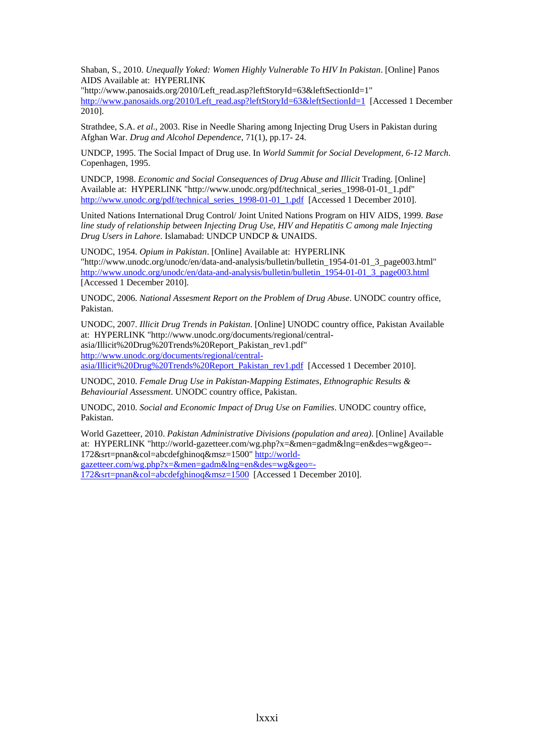Shaban, S., 2010. *Unequally Yoked: Women Highly Vulnerable To HIV In Pakistan*. [Online] Panos AIDS Available at: HYPERLINK "http://www.panosaids.org/2010/Left_read.asp?leftStoryId=63&leftSectionId=1" http://www.panosaids.org/2010/Left_read.asp?leftStoryId=63&leftSectionId=1 [Accessed 1 December 2010].

Strathdee, S.A. *et al*., 2003. Rise in Needle Sharing among Injecting Drug Users in Pakistan during Afghan War. *Drug and Alcohol Dependence*, 71(1), pp.17- 24.

UNDCP, 1995. The Social Impact of Drug use. In *World Summit for Social Development, 6-12 March*. Copenhagen, 1995.

UNDCP, 1998. *Economic and Social Consequences of Drug Abuse and Illicit* Trading. [Online] Available at: HYPERLINK "http://www.unodc.org/pdf/technical_series_1998-01-01_1.pdf" http://www.unodc.org/pdf/technical_series_1998-01-01_1.pdf [Accessed 1 December 2010].

United Nations International Drug Control/ Joint United Nations Program on HIV AIDS, 1999. *Base line study of relationship between Injecting Drug Use, HIV and Hepatitis C among male Injecting Drug Users in Lahore*. Islamabad: UNDCP UNDCP & UNAIDS.

UNODC, 1954. *Opium in Pakistan*. [Online] Available at: HYPERLINK "http://www.unodc.org/unodc/en/data-and-analysis/bulletin/bulletin_1954-01-01_3_page003.html" http://www.unodc.org/unodc/en/data-and-analysis/bulletin/bulletin_1954-01-01_3_page003.html [Accessed 1 December 2010].

UNODC, 2006. *National Assesment Report on the Problem of Drug Abuse*. UNODC country office, Pakistan.

UNODC, 2007. *Illicit Drug Trends in Pakistan*. [Online] UNODC country office, Pakistan Available at: HYPERLINK "http://www.unodc.org/documents/regional/central-asia/Illicit%20Drug%20Trends%20Report_Pakistan_rev1.pdf" http://www.unodc.org/documents/regional/central-asia/Illicit%20Drug%20Trends%20Report_Pakistan_rev1.pdf [Accessed 1 December 2010].

UNODC, 2010. *Female Drug Use in Pakistan-Mapping Estimates, Ethnographic Results & Behaviourial Assessment*. UNODC country office, Pakistan.

UNODC, 2010. *Social and Economic Impact of Drug Use on Families*. UNODC country office, Pakistan.

World Gazetteer, 2010. *Pakistan Administrative Divisions (population and area)*. [Online] Available at: HYPERLINK "http://world-gazetteer.com/wg.php?x=&men=gadm&lng=en&des=wg&geo=-172&srt=pnan&col=abcdefghinoq&msz=1500" http://world-gazetteer.com/wg.php?x=&men=gadm&lng=en&des=wg&geo=-172&srt=pnan&col=abcdefghinoq&msz=1500 [Accessed 1 December 2010].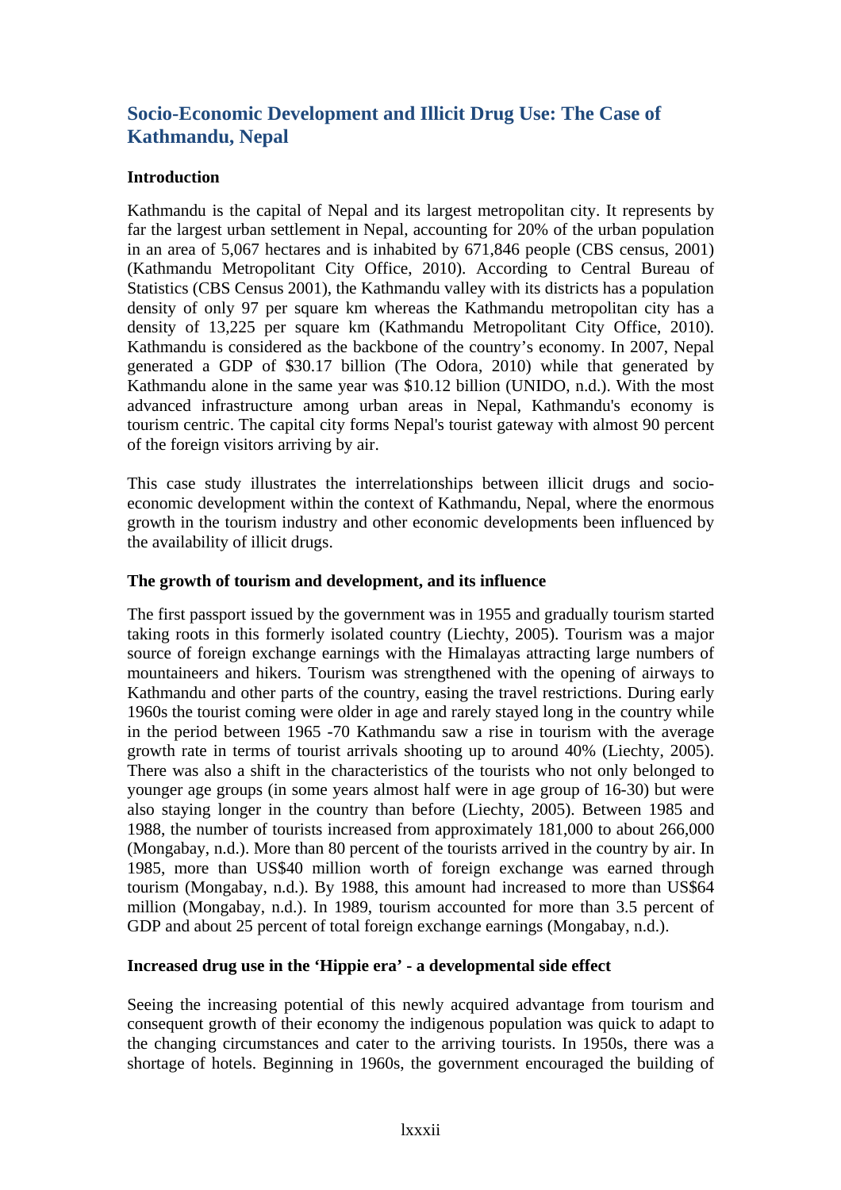# Socio-Economic Development and Illicit Drug Use: The Case of Kathmandu, Nepal

**Introduction**

Kathmandu is the capital of Nepal and its largest metropolitan city. It represents by far the largest urban settlement in Nepal, accounting for 20% of the urban population in an area of 5,067 hectares and is inhabited by 671,846 people (CBS census, 2001) (Kathmandu Metropolitant City Office, 2010). According to Central Bureau of Statistics (CBS Census 2001), the Kathmandu valley with its districts has a population density of only 97 per square km whereas the Kathmandu metropolitan city has a density of 13,225 per square km (Kathmandu Metropolitant City Office, 2010). Kathmandu is considered as the backbone of the country's economy. In 2007, Nepal generated a GDP of $30.17 billion (The Odora, 2010) while that generated by Kathmandu alone in the same year was $10.12 billion (UNIDO, n.d.). With the most advanced infrastructure among urban areas in Nepal, Kathmandu's economy is tourism centric. The capital city forms Nepal's tourist gateway with almost 90 percent of the foreign visitors arriving by air.

This case study illustrates the interrelationships between illicit drugs and socio-economic development within the context of Kathmandu, Nepal, where the enormous growth in the tourism industry and other economic developments been influenced by the availability of illicit drugs.

**The growth of tourism and development, and its influence**

The first passport issued by the government was in 1955 and gradually tourism started taking roots in this formerly isolated country (Liechty, 2005). Tourism was a major source of foreign exchange earnings with the Himalayas attracting large numbers of mountaineers and hikers. Tourism was strengthened with the opening of airways to Kathmandu and other parts of the country, easing the travel restrictions. During early 1960s the tourist coming were older in age and rarely stayed long in the country while in the period between 1965 -70 Kathmandu saw a rise in tourism with the average growth rate in terms of tourist arrivals shooting up to around 40% (Liechty, 2005). There was also a shift in the characteristics of the tourists who not only belonged to younger age groups (in some years almost half were in age group of 16-30) but were also staying longer in the country than before (Liechty, 2005). Between 1985 and 1988, the number of tourists increased from approximately 181,000 to about 266,000 (Mongabay, n.d.). More than 80 percent of the tourists arrived in the country by air. In 1985, more than US$40 million worth of foreign exchange was earned through tourism (Mongabay, n.d.). By 1988, this amount had increased to more than US$64 million (Mongabay, n.d.). In 1989, tourism accounted for more than 3.5 percent of GDP and about 25 percent of total foreign exchange earnings (Mongabay, n.d.).

**Increased drug use in the 'Hippie era' - a developmental side effect**

Seeing the increasing potential of this newly acquired advantage from tourism and consequent growth of their economy the indigenous population was quick to adapt to the changing circumstances and cater to the arriving tourists. In 1950s, there was a shortage of hotels. Beginning in 1960s, the government encouraged the building of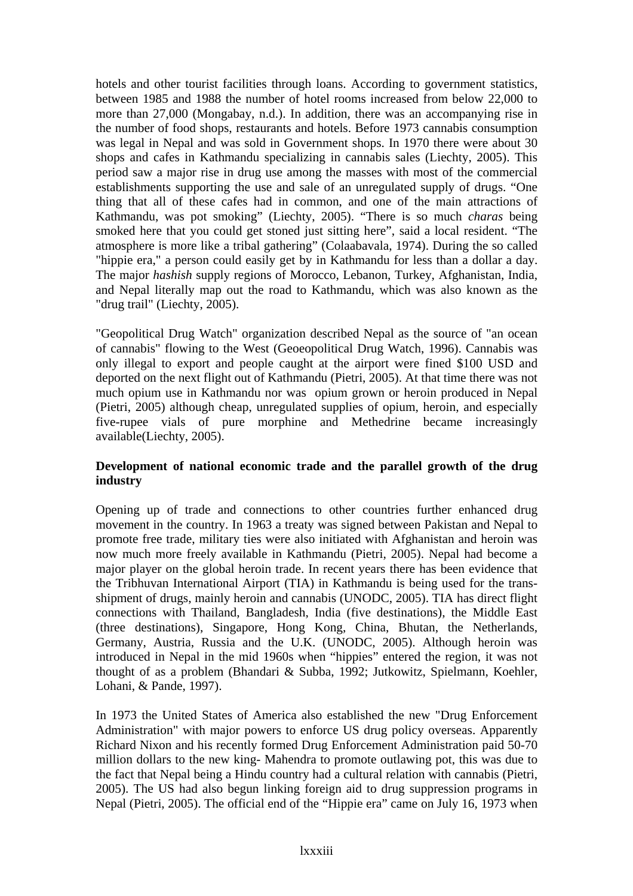hotels and other tourist facilities through loans. According to government statistics, between 1985 and 1988 the number of hotel rooms increased from below 22,000 to more than 27,000 (Mongabay, n.d.). In addition, there was an accompanying rise in the number of food shops, restaurants and hotels. Before 1973 cannabis consumption was legal in Nepal and was sold in Government shops. In 1970 there were about 30 shops and cafes in Kathmandu specializing in cannabis sales (Liechty, 2005). This period saw a major rise in drug use among the masses with most of the commercial establishments supporting the use and sale of an unregulated supply of drugs. "One thing that all of these cafes had in common, and one of the main attractions of Kathmandu, was pot smoking" (Liechty, 2005). "There is so much *charas* being smoked here that you could get stoned just sitting here", said a local resident. "The atmosphere is more like a tribal gathering" (Colaabavala, 1974). During the so called "hippie era," a person could easily get by in Kathmandu for less than a dollar a day. The major *hashish* supply regions of Morocco, Lebanon, Turkey, Afghanistan, India, and Nepal literally map out the road to Kathmandu, which was also known as the "drug trail" (Liechty, 2005).

"Geopolitical Drug Watch" organization described Nepal as the source of "an ocean of cannabis" flowing to the West (Geoeopolitical Drug Watch, 1996). Cannabis was only illegal to export and people caught at the airport were fined $100 USD and deported on the next flight out of Kathmandu (Pietri, 2005). At that time there was not much opium use in Kathmandu nor was opium grown or heroin produced in Nepal (Pietri, 2005) although cheap, unregulated supplies of opium, heroin, and especially five-rupee vials of pure morphine and Methedrine became increasingly available(Liechty, 2005).

**Development of national economic trade and the parallel growth of the drug industry**

Opening up of trade and connections to other countries further enhanced drug movement in the country. In 1963 a treaty was signed between Pakistan and Nepal to promote free trade, military ties were also initiated with Afghanistan and heroin was now much more freely available in Kathmandu (Pietri, 2005). Nepal had become a major player on the global heroin trade. In recent years there has been evidence that the Tribhuvan International Airport (TIA) in Kathmandu is being used for the trans-shipment of drugs, mainly heroin and cannabis (UNODC, 2005). TIA has direct flight connections with Thailand, Bangladesh, India (five destinations), the Middle East (three destinations), Singapore, Hong Kong, China, Bhutan, the Netherlands, Germany, Austria, Russia and the U.K. (UNODC, 2005). Although heroin was introduced in Nepal in the mid 1960s when "hippies" entered the region, it was not thought of as a problem (Bhandari & Subba, 1992; Jutkowitz, Spielmann, Koehler, Lohani, & Pande, 1997).

In 1973 the United States of America also established the new "Drug Enforcement Administration" with major powers to enforce US drug policy overseas. Apparently Richard Nixon and his recently formed Drug Enforcement Administration paid 50-70 million dollars to the new king- Mahendra to promote outlawing pot, this was due to the fact that Nepal being a Hindu country had a cultural relation with cannabis (Pietri, 2005). The US had also begun linking foreign aid to drug suppression programs in Nepal (Pietri, 2005). The official end of the "Hippie era" came on July 16, 1973 when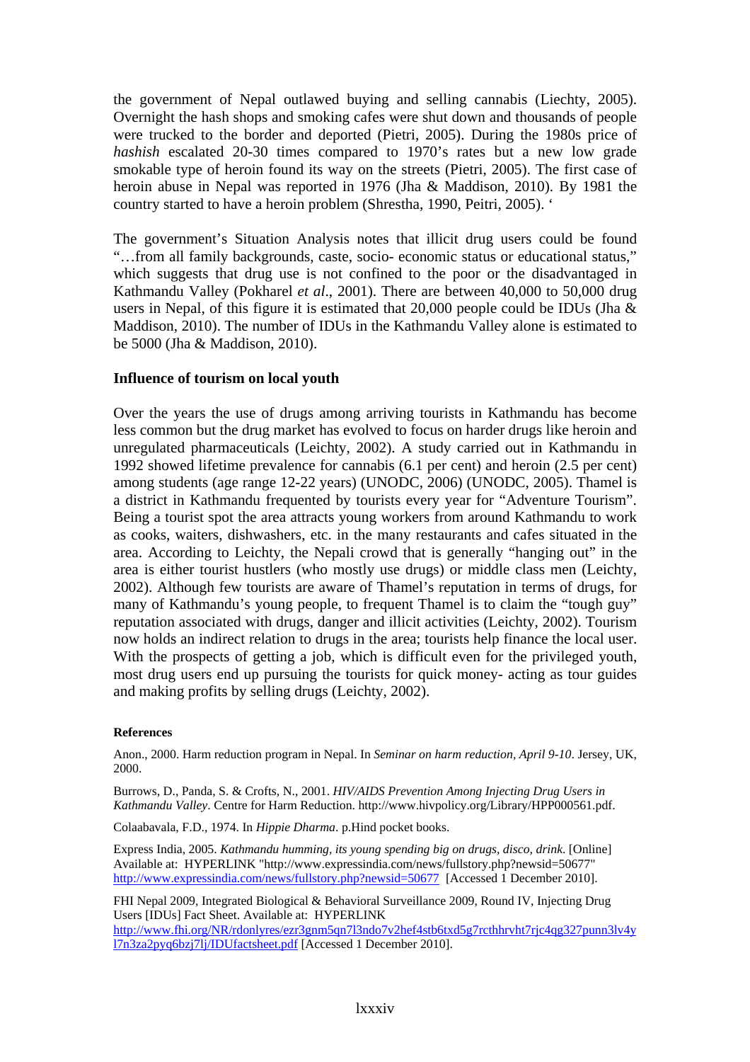the government of Nepal outlawed buying and selling cannabis (Liechty, 2005). Overnight the hash shops and smoking cafes were shut down and thousands of people were trucked to the border and deported (Pietri, 2005). During the 1980s price of *hashish* escalated 20-30 times compared to 1970's rates but a new low grade smokable type of heroin found its way on the streets (Pietri, 2005). The first case of heroin abuse in Nepal was reported in 1976 (Jha & Maddison, 2010). By 1981 the country started to have a heroin problem (Shrestha, 1990, Peitri, 2005). '

The government's Situation Analysis notes that illicit drug users could be found "…from all family backgrounds, caste, socio- economic status or educational status," which suggests that drug use is not confined to the poor or the disadvantaged in Kathmandu Valley (Pokharel *et al*., 2001). There are between 40,000 to 50,000 drug users in Nepal, of this figure it is estimated that 20,000 people could be IDUs (Jha & Maddison, 2010). The number of IDUs in the Kathmandu Valley alone is estimated to be 5000 (Jha & Maddison, 2010).

**Influence of tourism on local youth**

Over the years the use of drugs among arriving tourists in Kathmandu has become less common but the drug market has evolved to focus on harder drugs like heroin and unregulated pharmaceuticals (Leichty, 2002). A study carried out in Kathmandu in 1992 showed lifetime prevalence for cannabis (6.1 per cent) and heroin (2.5 per cent) among students (age range 12-22 years) (UNODC, 2006) (UNODC, 2005). Thamel is a district in Kathmandu frequented by tourists every year for "Adventure Tourism". Being a tourist spot the area attracts young workers from around Kathmandu to work as cooks, waiters, dishwashers, etc. in the many restaurants and cafes situated in the area. According to Leichty, the Nepali crowd that is generally "hanging out" in the area is either tourist hustlers (who mostly use drugs) or middle class men (Leichty, 2002). Although few tourists are aware of Thamel's reputation in terms of drugs, for many of Kathmandu's young people, to frequent Thamel is to claim the "tough guy" reputation associated with drugs, danger and illicit activities (Leichty, 2002). Tourism now holds an indirect relation to drugs in the area; tourists help finance the local user. With the prospects of getting a job, which is difficult even for the privileged youth, most drug users end up pursuing the tourists for quick money- acting as tour guides and making profits by selling drugs (Leichty, 2002).

**References**

Anon., 2000. Harm reduction program in Nepal. In *Seminar on harm reduction, April 9-10*. Jersey, UK, 2000.

Burrows, D., Panda, S. & Crofts, N., 2001. *HIV/AIDS Prevention Among Injecting Drug Users in Kathmandu Valley*. Centre for Harm Reduction. http://www.hivpolicy.org/Library/HPP000561.pdf.

Colaabavala, F.D., 1974. In *Hippie Dharma*. p.Hind pocket books.

Express India, 2005. *Kathmandu humming, its young spending big on drugs, disco, drink*. [Online] Available at: HYPERLINK "http://www.expressindia.com/news/fullstory.php?newsid=50677" http://www.expressindia.com/news/fullstory.php?newsid=50677 [Accessed 1 December 2010].

FHI Nepal 2009, Integrated Biological & Behavioral Surveillance 2009, Round IV, Injecting Drug Users [IDUs] Fact Sheet. Available at: HYPERLINK http://www.fhi.org/NR/rdonlyres/ezr3gnm5qn7l3ndo7v2hef4stb6txd5g7rcthhrvht7rjc4qg327punn3lv4yl7n3za2pyq6bzj7lj/IDUfactsheet.pdf [Accessed 1 December 2010].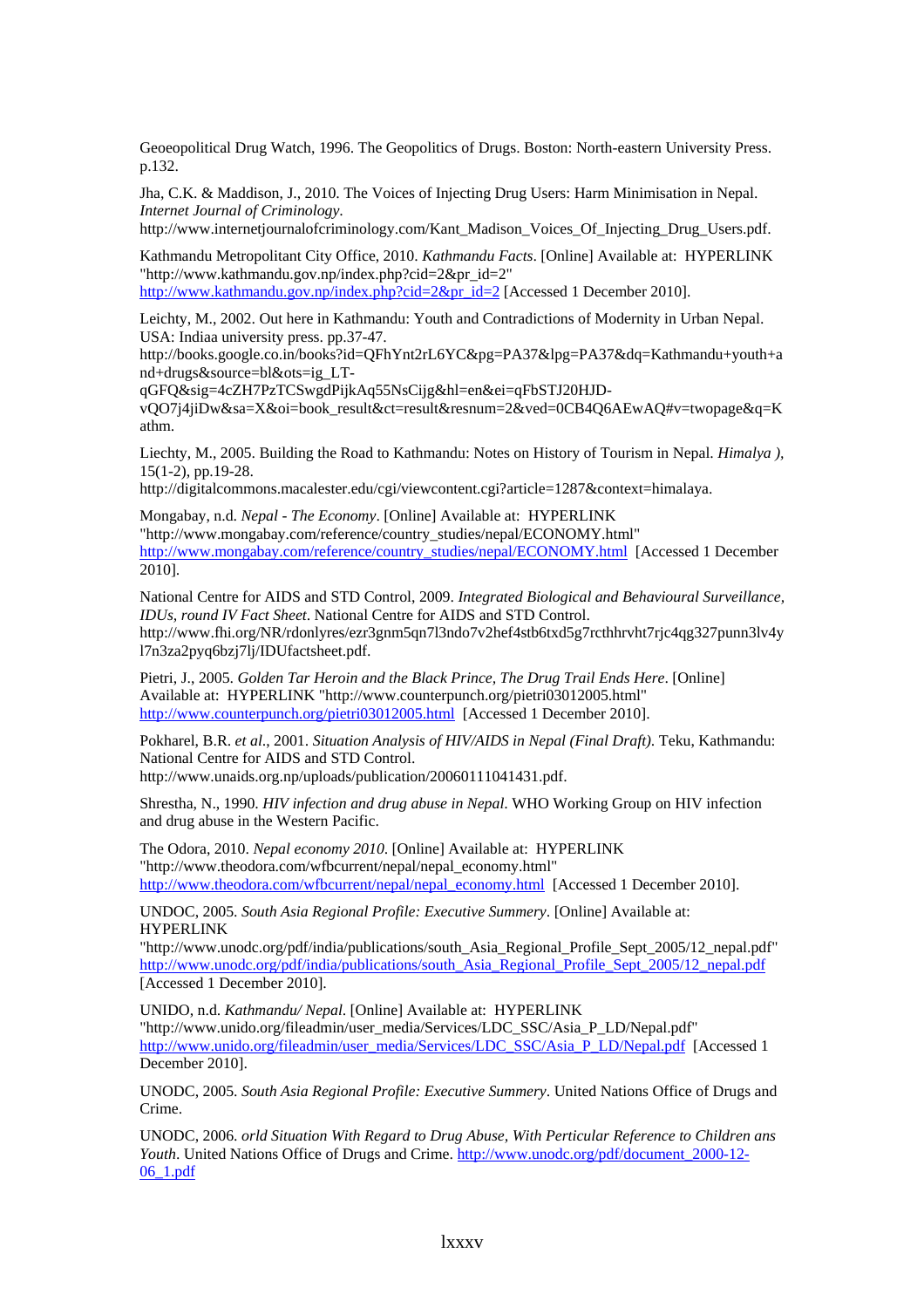Geoeopolitical Drug Watch, 1996. The Geopolitics of Drugs. Boston: North-eastern University Press. p.132.

Jha, C.K. & Maddison, J., 2010. The Voices of Injecting Drug Users: Harm Minimisation in Nepal. *Internet Journal of Criminology*. http://www.internetjournalofcriminology.com/Kant_Madison_Voices_Of_Injecting_Drug_Users.pdf.

Kathmandu Metropolitant City Office, 2010. *Kathmandu Facts*. [Online] Available at: HYPERLINK "http://www.kathmandu.gov.np/index.php?cid=2&pr_id=2" http://www.kathmandu.gov.np/index.php?cid=2&pr_id=2 [Accessed 1 December 2010].

Leichty, M., 2002. Out here in Kathmandu: Youth and Contradictions of Modernity in Urban Nepal. USA: Indiaa university press. pp.37-47. http://books.google.co.in/books?id=QFhYnt2rL6YC&pg=PA37&lpg=PA37&dq=Kathmandu+youth+and+drugs&source=bl&ots=ig_LT-qGFQ&sig=4cZH7PzTCSwgdPijkAq55NsCijg&hl=en&ei=qFbSTJ20HJD-vQO7j4jiDw&sa=X&oi=book_result&ct=result&resnum=2&ved=0CB4Q6AEwAQ#v=twopage&q=Kathm.

Liechty, M., 2005. Building the Road to Kathmandu: Notes on History of Tourism in Nepal. *Himalya ),* 15(1-2), pp.19-28. http://digitalcommons.macalester.edu/cgi/viewcontent.cgi?article=1287&context=himalaya.

Mongabay, n.d. *Nepal - The Economy*. [Online] Available at: HYPERLINK "http://www.mongabay.com/reference/country_studies/nepal/ECONOMY.html" http://www.mongabay.com/reference/country_studies/nepal/ECONOMY.html [Accessed 1 December 2010].

National Centre for AIDS and STD Control, 2009. *Integrated Biological and Behavioural Surveillance, IDUs, round IV Fact Sheet*. National Centre for AIDS and STD Control. http://www.fhi.org/NR/rdonlyres/ezr3gnm5qn7l3ndo7v2hef4stb6txd5g7rcthhrvht7rjc4qg327punn3lv4yl7n3za2pyq6bzj7lj/IDUfactsheet.pdf.

Pietri, J., 2005. *Golden Tar Heroin and the Black Prince, The Drug Trail Ends Here*. [Online] Available at: HYPERLINK "http://www.counterpunch.org/pietri03012005.html" http://www.counterpunch.org/pietri03012005.html [Accessed 1 December 2010].

Pokharel, B.R. *et al*., 2001. *Situation Analysis of HIV/AIDS in Nepal (Final Draft)*. Teku, Kathmandu: National Centre for AIDS and STD Control. http://www.unaids.org.np/uploads/publication/20060111041431.pdf.

Shrestha, N., 1990. *HIV infection and drug abuse in Nepal*. WHO Working Group on HIV infection and drug abuse in the Western Pacific.

The Odora, 2010. *Nepal economy 2010*. [Online] Available at: HYPERLINK "http://www.theodora.com/wfbcurrent/nepal/nepal_economy.html" http://www.theodora.com/wfbcurrent/nepal/nepal_economy.html [Accessed 1 December 2010].

UNDOC, 2005. *South Asia Regional Profile: Executive Summery*. [Online] Available at: HYPERLINK "http://www.unodc.org/pdf/india/publications/south_Asia_Regional_Profile_Sept_2005/12_nepal.pdf" http://www.unodc.org/pdf/india/publications/south_Asia_Regional_Profile_Sept_2005/12_nepal.pdf [Accessed 1 December 2010].

UNIDO, n.d. *Kathmandu/ Nepal*. [Online] Available at: HYPERLINK "http://www.unido.org/fileadmin/user_media/Services/LDC_SSC/Asia_P_LD/Nepal.pdf" http://www.unido.org/fileadmin/user_media/Services/LDC_SSC/Asia_P_LD/Nepal.pdf [Accessed 1 December 2010].

UNODC, 2005. *South Asia Regional Profile: Executive Summery*. United Nations Office of Drugs and Crime.

UNODC, 2006. *orld Situation With Regard to Drug Abuse, With Perticular Reference to Children ans Youth*. United Nations Office of Drugs and Crime. http://www.unodc.org/pdf/document_2000-12-06_1.pdf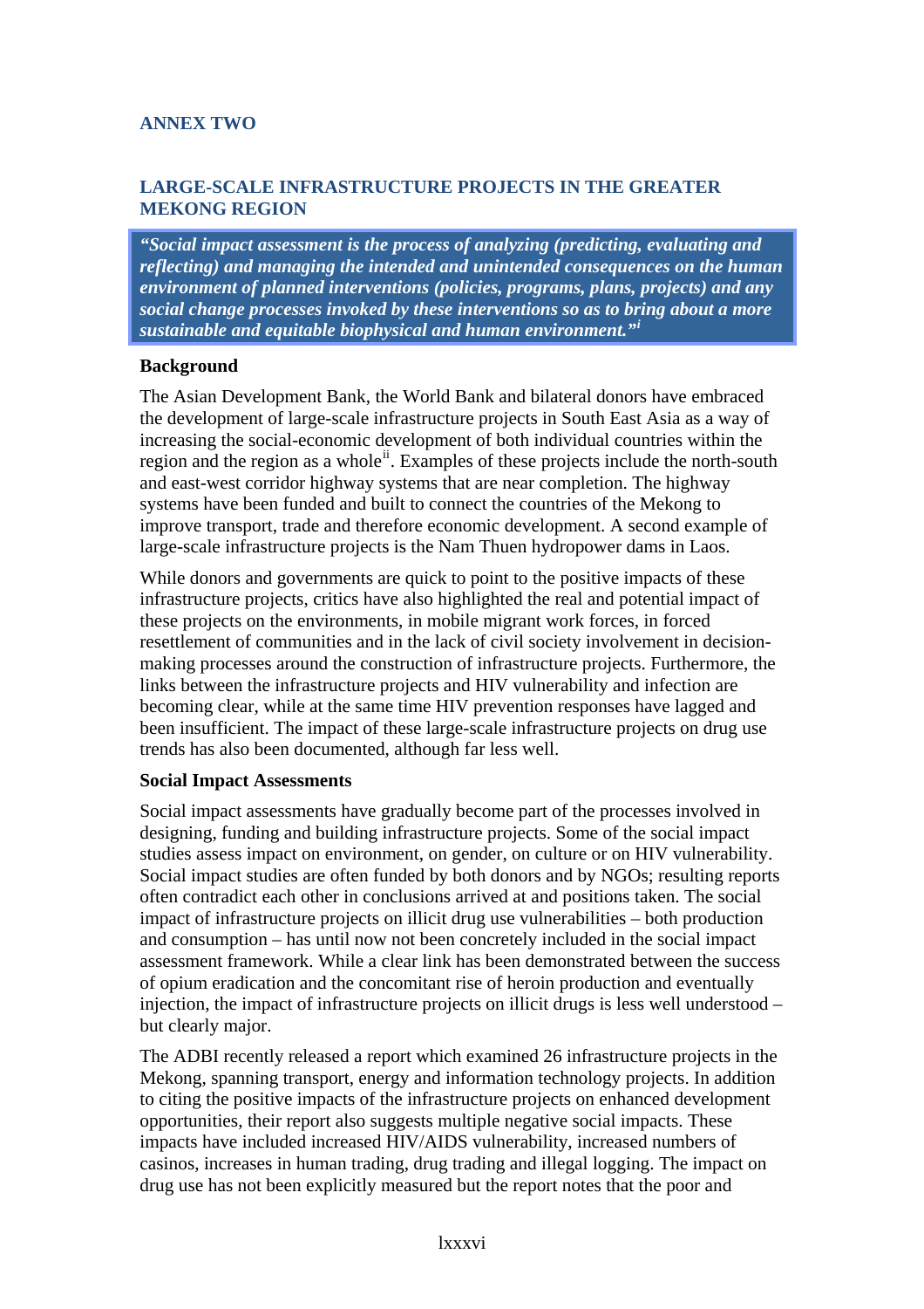## ANNEX TWO

## LARGE-SCALE INFRASTRUCTURE PROJECTS IN THE GREATER MEKONG REGION

> ***"Social impact assessment is the process of analyzing (predicting, evaluating and reflecting) and managing the intended and unintended consequences on the human environment of planned interventions (policies, programs, plans, projects) and any social change processes invoked by these interventions so as to bring about a more sustainable and equitable biophysical and human environment."*** [i]

### Background

The Asian Development Bank, the World Bank and bilateral donors have embraced the development of large-scale infrastructure projects in South East Asia as a way of increasing the social-economic development of both individual countries within the region and the region as a whole[ii]. Examples of these projects include the north-south and east-west corridor highway systems that are near completion. The highway systems have been funded and built to connect the countries of the Mekong to improve transport, trade and therefore economic development. A second example of large-scale infrastructure projects is the Nam Thuen hydropower dams in Laos.

While donors and governments are quick to point to the positive impacts of these infrastructure projects, critics have also highlighted the real and potential impact of these projects on the environments, in mobile migrant work forces, in forced resettlement of communities and in the lack of civil society involvement in decision-making processes around the construction of infrastructure projects. Furthermore, the links between the infrastructure projects and HIV vulnerability and infection are becoming clear, while at the same time HIV prevention responses have lagged and been insufficient. The impact of these large-scale infrastructure projects on drug use trends has also been documented, although far less well.

### Social Impact Assessments

Social impact assessments have gradually become part of the processes involved in designing, funding and building infrastructure projects. Some of the social impact studies assess impact on environment, on gender, on culture or on HIV vulnerability. Social impact studies are often funded by both donors and by NGOs; resulting reports often contradict each other in conclusions arrived at and positions taken. The social impact of infrastructure projects on illicit drug use vulnerabilities – both production and consumption – has until now not been concretely included in the social impact assessment framework. While a clear link has been demonstrated between the success of opium eradication and the concomitant rise of heroin production and eventually injection, the impact of infrastructure projects on illicit drugs is less well understood – but clearly major.

The ADBI recently released a report which examined 26 infrastructure projects in the Mekong, spanning transport, energy and information technology projects. In addition to citing the positive impacts of the infrastructure projects on enhanced development opportunities, their report also suggests multiple negative social impacts. These impacts have included increased HIV/AIDS vulnerability, increased numbers of casinos, increases in human trading, drug trading and illegal logging. The impact on drug use has not been explicitly measured but the report notes that the poor and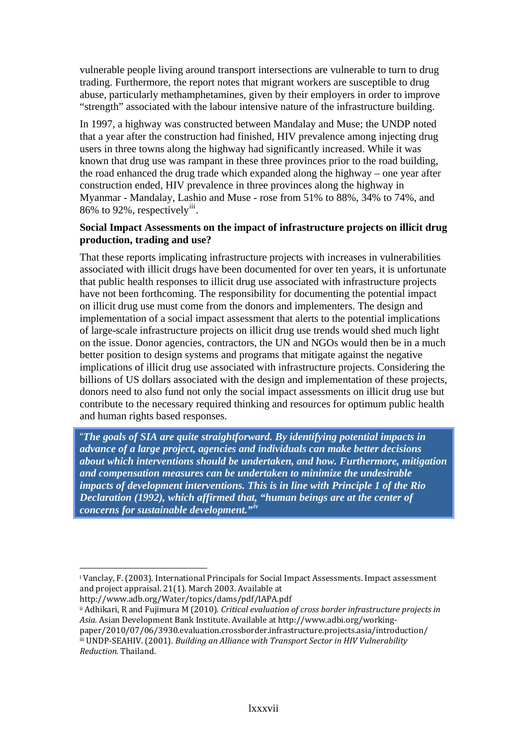vulnerable people living around transport intersections are vulnerable to turn to drug trading. Furthermore, the report notes that migrant workers are susceptible to drug abuse, particularly methamphetamines, given by their employers in order to improve "strength" associated with the labour intensive nature of the infrastructure building.

In 1997, a highway was constructed between Mandalay and Muse; the UNDP noted that a year after the construction had finished, HIV prevalence among injecting drug users in three towns along the highway had significantly increased. While it was known that drug use was rampant in these three provinces prior to the road building, the road enhanced the drug trade which expanded along the highway – one year after construction ended, HIV prevalence in three provinces along the highway in Myanmar - Mandalay, Lashio and Muse - rose from 51% to 88%, 34% to 74%, and 86% to 92%, respectively[iii].

**Social Impact Assessments on the impact of infrastructure projects on illicit drug production, trading and use?**

That these reports implicating infrastructure projects with increases in vulnerabilities associated with illicit drugs have been documented for over ten years, it is unfortunate that public health responses to illicit drug use associated with infrastructure projects have not been forthcoming. The responsibility for documenting the potential impact on illicit drug use must come from the donors and implementers. The design and implementation of a social impact assessment that alerts to the potential implications of large-scale infrastructure projects on illicit drug use trends would shed much light on the issue. Donor agencies, contractors, the UN and NGOs would then be in a much better position to design systems and programs that mitigate against the negative implications of illicit drug use associated with infrastructure projects. Considering the billions of US dollars associated with the design and implementation of these projects, donors need to also fund not only the social impact assessments on illicit drug use but contribute to the necessary required thinking and resources for optimum public health and human rights based responses.

> "***The goals of SIA are quite straightforward. By identifying potential impacts in advance of a large project, agencies and individuals can make better decisions about which interventions should be undertaken, and how. Furthermore, mitigation and compensation measures can be undertaken to minimize the undesirable impacts of development interventions. This is in line with Principle 1 of the Rio Declaration (1992), which affirmed that, "human beings are at the center of concerns for sustainable development."***[iv]

---

[i] Vanclay, F. (2003). International Principals for Social Impact Assessments. Impact assessment and project appraisal. 21(1). March 2003. Available at http://www.adb.org/Water/topics/dams/pdf/IAPA.pdf

[ii] Adhikari, R and Fujimura M (2010). *Critical evaluation of cross border infrastructure projects in Asia.* Asian Development Bank Institute. Available at http://www.adbi.org/working-paper/2010/07/06/3930.evaluation.crossborder.infrastructure.projects.asia/introduction/

[iii] UNDP-SEAHIV. (2001). *Building an Alliance with Transport Sector in HIV Vulnerability Reduction.* Thailand.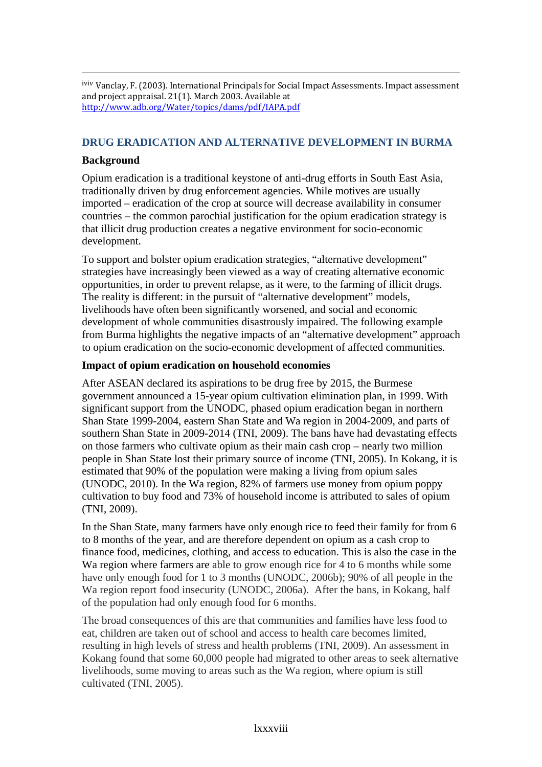[iv] Vanclay, F. (2003). International Principals for Social Impact Assessments. Impact assessment and project appraisal. 21(1). March 2003. Available at http://www.adb.org/Water/topics/dams/pdf/IAPA.pdf

## DRUG ERADICATION AND ALTERNATIVE DEVELOPMENT IN BURMA

### Background

Opium eradication is a traditional keystone of anti-drug efforts in South East Asia, traditionally driven by drug enforcement agencies. While motives are usually imported – eradication of the crop at source will decrease availability in consumer countries – the common parochial justification for the opium eradication strategy is that illicit drug production creates a negative environment for socio-economic development.

To support and bolster opium eradication strategies, "alternative development" strategies have increasingly been viewed as a way of creating alternative economic opportunities, in order to prevent relapse, as it were, to the farming of illicit drugs. The reality is different: in the pursuit of "alternative development" models, livelihoods have often been significantly worsened, and social and economic development of whole communities disastrously impaired. The following example from Burma highlights the negative impacts of an "alternative development" approach to opium eradication on the socio-economic development of affected communities.

### Impact of opium eradication on household economies

After ASEAN declared its aspirations to be drug free by 2015, the Burmese government announced a 15-year opium cultivation elimination plan, in 1999. With significant support from the UNODC, phased opium eradication began in northern Shan State 1999-2004, eastern Shan State and Wa region in 2004-2009, and parts of southern Shan State in 2009-2014 (TNI, 2009). The bans have had devastating effects on those farmers who cultivate opium as their main cash crop – nearly two million people in Shan State lost their primary source of income (TNI, 2005). In Kokang, it is estimated that 90% of the population were making a living from opium sales (UNODC, 2010). In the Wa region, 82% of farmers use money from opium poppy cultivation to buy food and 73% of household income is attributed to sales of opium (TNI, 2009).

In the Shan State, many farmers have only enough rice to feed their family for from 6 to 8 months of the year, and are therefore dependent on opium as a cash crop to finance food, medicines, clothing, and access to education. This is also the case in the Wa region where farmers are able to grow enough rice for 4 to 6 months while some have only enough food for 1 to 3 months (UNODC, 2006b); 90% of all people in the Wa region report food insecurity (UNODC, 2006a). After the bans, in Kokang, half of the population had only enough food for 6 months.

The broad consequences of this are that communities and families have less food to eat, children are taken out of school and access to health care becomes limited, resulting in high levels of stress and health problems (TNI, 2009). An assessment in Kokang found that some 60,000 people had migrated to other areas to seek alternative livelihoods, some moving to areas such as the Wa region, where opium is still cultivated (TNI, 2005).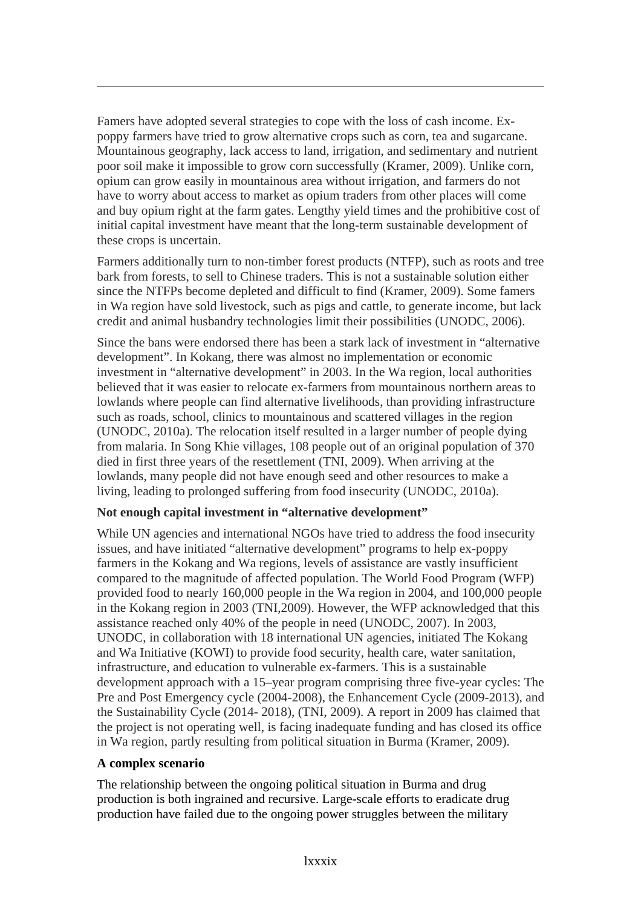Famers have adopted several strategies to cope with the loss of cash income. Ex-poppy farmers have tried to grow alternative crops such as corn, tea and sugarcane. Mountainous geography, lack access to land, irrigation, and sedimentary and nutrient poor soil make it impossible to grow corn successfully (Kramer, 2009). Unlike corn, opium can grow easily in mountainous area without irrigation, and farmers do not have to worry about access to market as opium traders from other places will come and buy opium right at the farm gates. Lengthy yield times and the prohibitive cost of initial capital investment have meant that the long-term sustainable development of these crops is uncertain.

Farmers additionally turn to non-timber forest products (NTFP), such as roots and tree bark from forests, to sell to Chinese traders. This is not a sustainable solution either since the NTFPs become depleted and difficult to find (Kramer, 2009). Some famers in Wa region have sold livestock, such as pigs and cattle, to generate income, but lack credit and animal husbandry technologies limit their possibilities (UNODC, 2006).

Since the bans were endorsed there has been a stark lack of investment in “alternative development”. In Kokang, there was almost no implementation or economic investment in “alternative development” in 2003. In the Wa region, local authorities believed that it was easier to relocate ex-farmers from mountainous northern areas to lowlands where people can find alternative livelihoods, than providing infrastructure such as roads, school, clinics to mountainous and scattered villages in the region (UNODC, 2010a). The relocation itself resulted in a larger number of people dying from malaria. In Song Khie villages, 108 people out of an original population of 370 died in first three years of the resettlement (TNI, 2009). When arriving at the lowlands, many people did not have enough seed and other resources to make a living, leading to prolonged suffering from food insecurity (UNODC, 2010a).

**Not enough capital investment in “alternative development”**

While UN agencies and international NGOs have tried to address the food insecurity issues, and have initiated “alternative development” programs to help ex-poppy farmers in the Kokang and Wa regions, levels of assistance are vastly insufficient compared to the magnitude of affected population. The World Food Program (WFP) provided food to nearly 160,000 people in the Wa region in 2004, and 100,000 people in the Kokang region in 2003 (TNI,2009). However, the WFP acknowledged that this assistance reached only 40% of the people in need (UNODC, 2007). In 2003, UNODC, in collaboration with 18 international UN agencies, initiated The Kokang and Wa Initiative (KOWI) to provide food security, health care, water sanitation, infrastructure, and education to vulnerable ex-farmers. This is a sustainable development approach with a 15–year program comprising three five-year cycles: The Pre and Post Emergency cycle (2004-2008), the Enhancement Cycle (2009-2013), and the Sustainability Cycle (2014- 2018), (TNI, 2009). A report in 2009 has claimed that the project is not operating well, is facing inadequate funding and has closed its office in Wa region, partly resulting from political situation in Burma (Kramer, 2009).

**A complex scenario**

The relationship between the ongoing political situation in Burma and drug production is both ingrained and recursive. Large-scale efforts to eradicate drug production have failed due to the ongoing power struggles between the military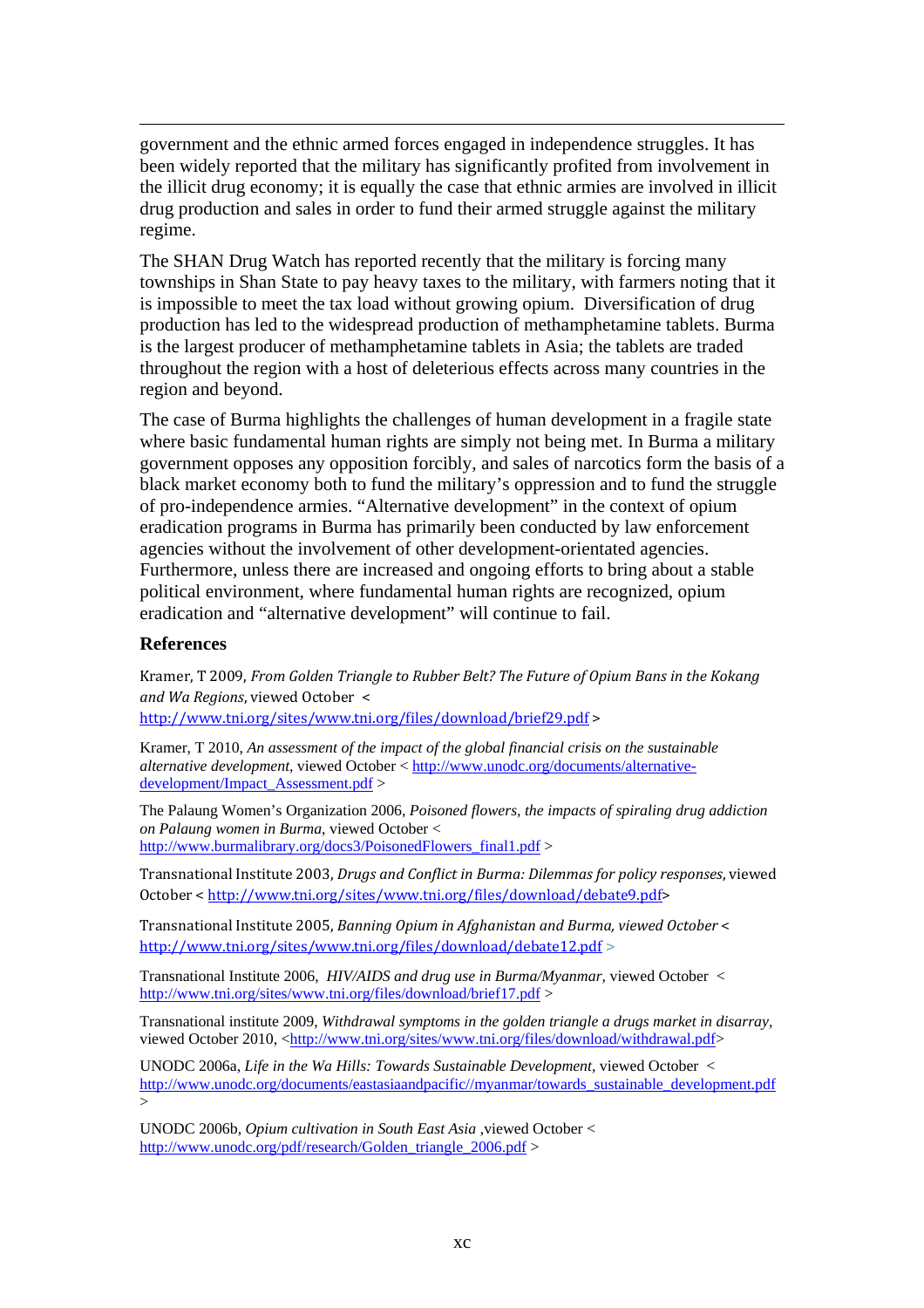government and the ethnic armed forces engaged in independence struggles. It has been widely reported that the military has significantly profited from involvement in the illicit drug economy; it is equally the case that ethnic armies are involved in illicit drug production and sales in order to fund their armed struggle against the military regime.

The SHAN Drug Watch has reported recently that the military is forcing many townships in Shan State to pay heavy taxes to the military, with farmers noting that it is impossible to meet the tax load without growing opium. Diversification of drug production has led to the widespread production of methamphetamine tablets. Burma is the largest producer of methamphetamine tablets in Asia; the tablets are traded throughout the region with a host of deleterious effects across many countries in the region and beyond.

The case of Burma highlights the challenges of human development in a fragile state where basic fundamental human rights are simply not being met. In Burma a military government opposes any opposition forcibly, and sales of narcotics form the basis of a black market economy both to fund the military's oppression and to fund the struggle of pro-independence armies. "Alternative development" in the context of opium eradication programs in Burma has primarily been conducted by law enforcement agencies without the involvement of other development-orientated agencies. Furthermore, unless there are increased and ongoing efforts to bring about a stable political environment, where fundamental human rights are recognized, opium eradication and "alternative development" will continue to fail.

## References

Kramer, T 2009, *From Golden Triangle to Rubber Belt? The Future of Opium Bans in the Kokang and Wa Regions,* viewed October < http://www.tni.org/sites/www.tni.org/files/download/brief29.pdf >

Kramer, T 2010, *An assessment of the impact of the global financial crisis on the sustainable alternative development*, viewed October < http://www.unodc.org/documents/alternative-development/Impact_Assessment.pdf >

The Palaung Women's Organization 2006, *Poisoned flowers, the impacts of spiraling drug addiction on Palaung women in Burma*, viewed October < http://www.burmalibrary.org/docs3/PoisonedFlowers_final1.pdf >

Transnational Institute 2003, *Drugs and Conflict in Burma: Dilemmas for policy responses,* viewed October < http://www.tni.org/sites/www.tni.org/files/download/debate9.pdf>

Transnational Institute 2005, *Banning Opium in Afghanistan and Burma, viewed October* < http://www.tni.org/sites/www.tni.org/files/download/debate12.pdf >

Transnational Institute 2006, *HIV/AIDS and drug use in Burma/Myanmar*, viewed October < http://www.tni.org/sites/www.tni.org/files/download/brief17.pdf >

Transnational institute 2009, *Withdrawal symptoms in the golden triangle a drugs market in disarray*, viewed October 2010, <http://www.tni.org/sites/www.tni.org/files/download/withdrawal.pdf>

UNODC 2006a, *Life in the Wa Hills: Towards Sustainable Development*, viewed October < http://www.unodc.org/documents/eastasiaandpacific//myanmar/towards_sustainable_development.pdf >

UNODC 2006b, *Opium cultivation in South East Asia* ,viewed October < http://www.unodc.org/pdf/research/Golden_triangle_2006.pdf >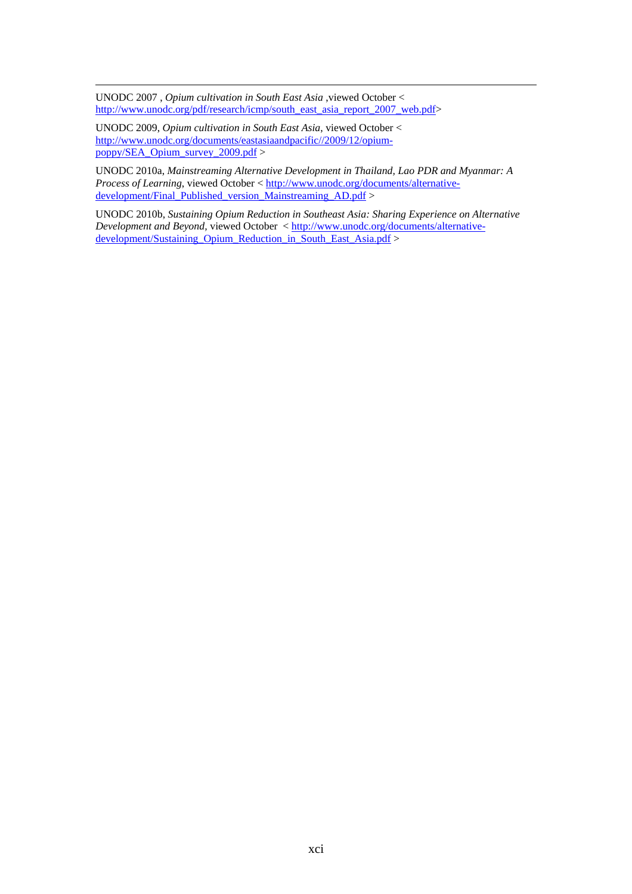UNODC 2007 , *Opium cultivation in South East Asia* ,viewed October < http://www.unodc.org/pdf/research/icmp/south_east_asia_report_2007_web.pdf>

UNODC 2009, *Opium cultivation in South East Asia*, viewed October < http://www.unodc.org/documents/eastasiaandpacific//2009/12/opium-poppy/SEA_Opium_survey_2009.pdf >

UNODC 2010a, *Mainstreaming Alternative Development in Thailand, Lao PDR and Myanmar: A Process of Learning*, viewed October < http://www.unodc.org/documents/alternative-development/Final_Published_version_Mainstreaming_AD.pdf >

UNODC 2010b, *Sustaining Opium Reduction in Southeast Asia: Sharing Experience on Alternative Development and Beyond*, viewed October < http://www.unodc.org/documents/alternative-development/Sustaining_Opium_Reduction_in_South_East_Asia.pdf >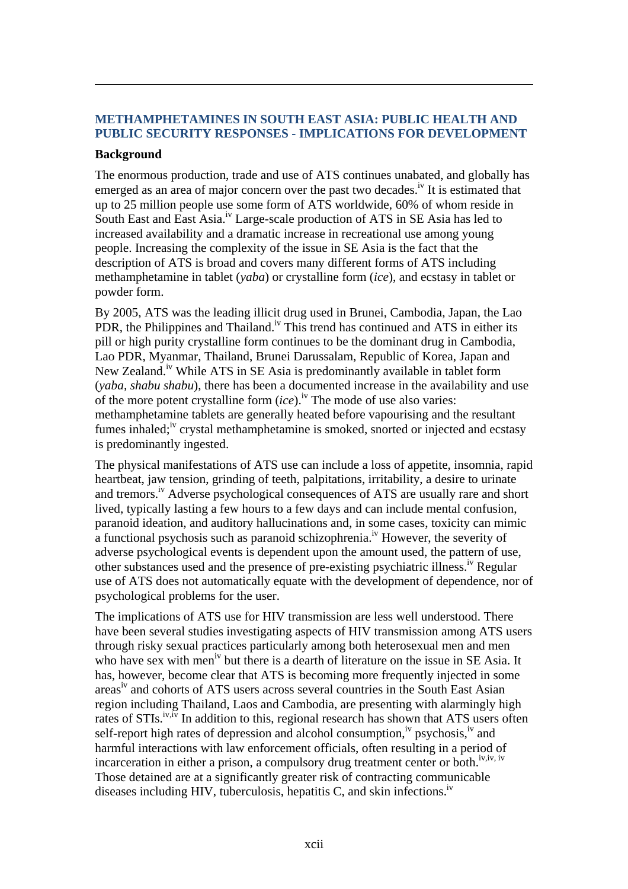## METHAMPHETAMINES IN SOUTH EAST ASIA: PUBLIC HEALTH AND PUBLIC SECURITY RESPONSES - IMPLICATIONS FOR DEVELOPMENT

**Background**

The enormous production, trade and use of ATS continues unabated, and globally has emerged as an area of major concern over the past two decades.[iv] It is estimated that up to 25 million people use some form of ATS worldwide, 60% of whom reside in South East and East Asia.[iv] Large-scale production of ATS in SE Asia has led to increased availability and a dramatic increase in recreational use among young people. Increasing the complexity of the issue in SE Asia is the fact that the description of ATS is broad and covers many different forms of ATS including methamphetamine in tablet (*yaba*) or crystalline form (*ice*), and ecstasy in tablet or powder form.

By 2005, ATS was the leading illicit drug used in Brunei, Cambodia, Japan, the Lao PDR, the Philippines and Thailand.[iv] This trend has continued and ATS in either its pill or high purity crystalline form continues to be the dominant drug in Cambodia, Lao PDR, Myanmar, Thailand, Brunei Darussalam, Republic of Korea, Japan and New Zealand.[iv] While ATS in SE Asia is predominantly available in tablet form (*yaba, shabu shabu*), there has been a documented increase in the availability and use of the more potent crystalline form (*ice*).[iv] The mode of use also varies: methamphetamine tablets are generally heated before vapourising and the resultant fumes inhaled;[iv] crystal methamphetamine is smoked, snorted or injected and ecstasy is predominantly ingested.

The physical manifestations of ATS use can include a loss of appetite, insomnia, rapid heartbeat, jaw tension, grinding of teeth, palpitations, irritability, a desire to urinate and tremors.[iv] Adverse psychological consequences of ATS are usually rare and short lived, typically lasting a few hours to a few days and can include mental confusion, paranoid ideation, and auditory hallucinations and, in some cases, toxicity can mimic a functional psychosis such as paranoid schizophrenia.[iv] However, the severity of adverse psychological events is dependent upon the amount used, the pattern of use, other substances used and the presence of pre-existing psychiatric illness.[iv] Regular use of ATS does not automatically equate with the development of dependence, nor of psychological problems for the user.

The implications of ATS use for HIV transmission are less well understood. There have been several studies investigating aspects of HIV transmission among ATS users through risky sexual practices particularly among both heterosexual men and men who have sex with men[iv] but there is a dearth of literature on the issue in SE Asia. It has, however, become clear that ATS is becoming more frequently injected in some areas[iv] and cohorts of ATS users across several countries in the South East Asian region including Thailand, Laos and Cambodia, are presenting with alarmingly high rates of STIs.[iv,iv] In addition to this, regional research has shown that ATS users often self-report high rates of depression and alcohol consumption,[iv] psychosis,[iv] and harmful interactions with law enforcement officials, often resulting in a period of incarceration in either a prison, a compulsory drug treatment center or both.[iv,iv, iv] Those detained are at a significantly greater risk of contracting communicable diseases including HIV, tuberculosis, hepatitis C, and skin infections.[iv]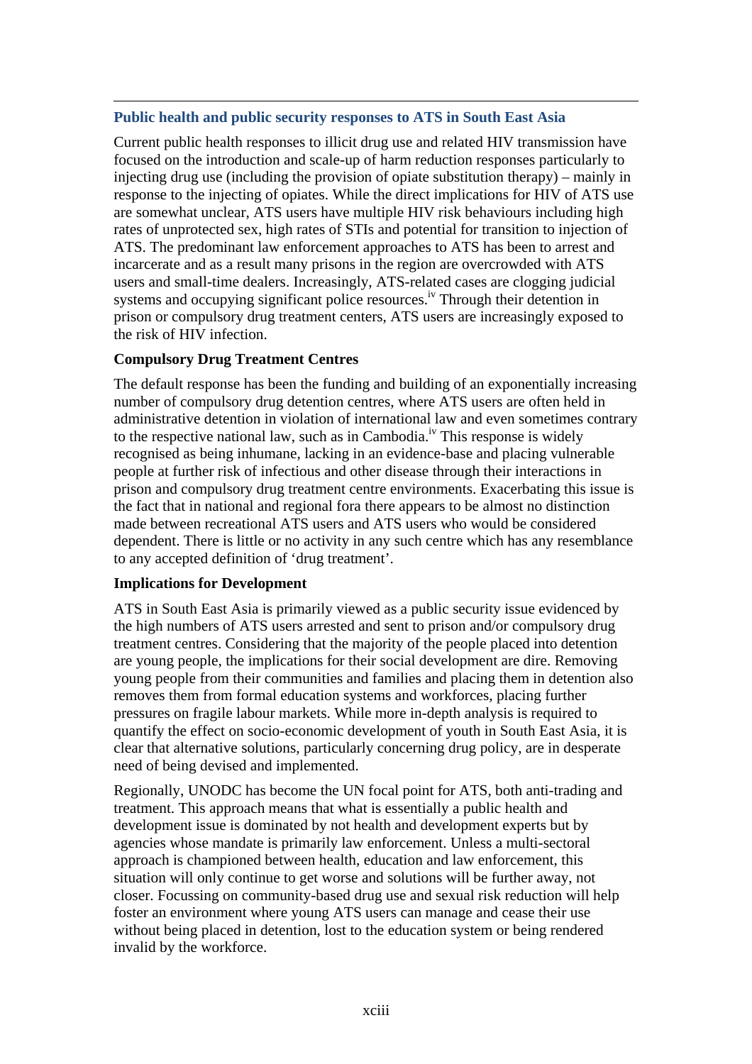### Public health and public security responses to ATS in South East Asia

Current public health responses to illicit drug use and related HIV transmission have focused on the introduction and scale-up of harm reduction responses particularly to injecting drug use (including the provision of opiate substitution therapy) – mainly in response to the injecting of opiates. While the direct implications for HIV of ATS use are somewhat unclear, ATS users have multiple HIV risk behaviours including high rates of unprotected sex, high rates of STIs and potential for transition to injection of ATS. The predominant law enforcement approaches to ATS has been to arrest and incarcerate and as a result many prisons in the region are overcrowded with ATS users and small-time dealers. Increasingly, ATS-related cases are clogging judicial systems and occupying significant police resources.[iv] Through their detention in prison or compulsory drug treatment centers, ATS users are increasingly exposed to the risk of HIV infection.

**Compulsory Drug Treatment Centres**

The default response has been the funding and building of an exponentially increasing number of compulsory drug detention centres, where ATS users are often held in administrative detention in violation of international law and even sometimes contrary to the respective national law, such as in Cambodia.[iv] This response is widely recognised as being inhumane, lacking in an evidence-base and placing vulnerable people at further risk of infectious and other disease through their interactions in prison and compulsory drug treatment centre environments. Exacerbating this issue is the fact that in national and regional fora there appears to be almost no distinction made between recreational ATS users and ATS users who would be considered dependent. There is little or no activity in any such centre which has any resemblance to any accepted definition of 'drug treatment'.

**Implications for Development**

ATS in South East Asia is primarily viewed as a public security issue evidenced by the high numbers of ATS users arrested and sent to prison and/or compulsory drug treatment centres. Considering that the majority of the people placed into detention are young people, the implications for their social development are dire. Removing young people from their communities and families and placing them in detention also removes them from formal education systems and workforces, placing further pressures on fragile labour markets. While more in-depth analysis is required to quantify the effect on socio-economic development of youth in South East Asia, it is clear that alternative solutions, particularly concerning drug policy, are in desperate need of being devised and implemented.

Regionally, UNODC has become the UN focal point for ATS, both anti-trading and treatment. This approach means that what is essentially a public health and development issue is dominated by not health and development experts but by agencies whose mandate is primarily law enforcement. Unless a multi-sectoral approach is championed between health, education and law enforcement, this situation will only continue to get worse and solutions will be further away, not closer. Focussing on community-based drug use and sexual risk reduction will help foster an environment where young ATS users can manage and cease their use without being placed in detention, lost to the education system or being rendered invalid by the workforce.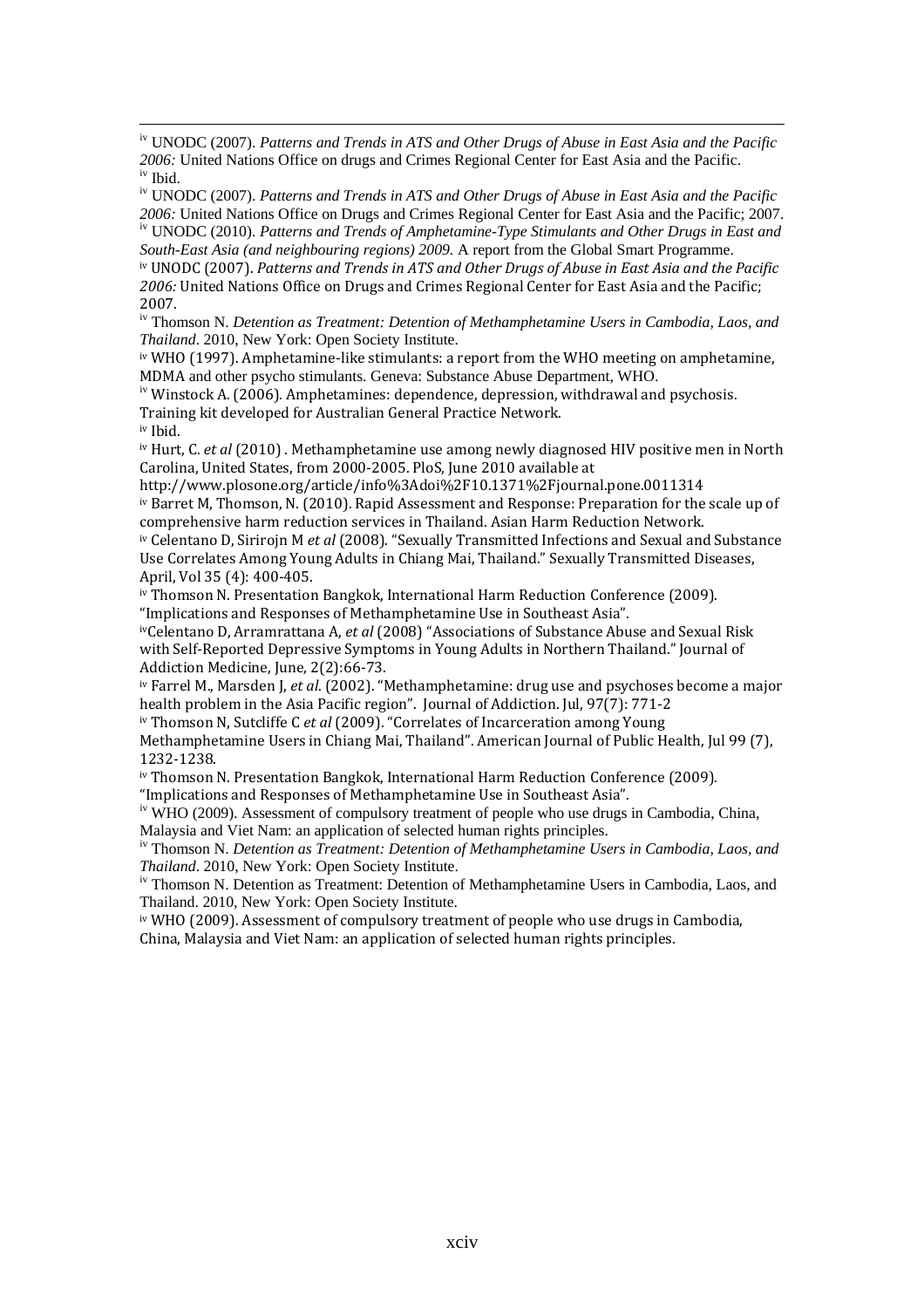[iv] UNODC (2007). *Patterns and Trends in ATS and Other Drugs of Abuse in East Asia and the Pacific 2006:* United Nations Office on drugs and Crimes Regional Center for East Asia and the Pacific.

[iv] Ibid.

[iv] UNODC (2007). *Patterns and Trends in ATS and Other Drugs of Abuse in East Asia and the Pacific 2006:* United Nations Office on Drugs and Crimes Regional Center for East Asia and the Pacific; 2007.

[iv] UNODC (2010). *Patterns and Trends of Amphetamine-Type Stimulants and Other Drugs in East and South-East Asia (and neighbouring regions) 2009.* A report from the Global Smart Programme.

[iv] UNODC (2007). *Patterns and Trends in ATS and Other Drugs of Abuse in East Asia and the Pacific 2006:* United Nations Office on Drugs and Crimes Regional Center for East Asia and the Pacific; 2007.

[iv] Thomson N. *Detention as Treatment: Detention of Methamphetamine Users in Cambodia, Laos, and Thailand*. 2010, New York: Open Society Institute.

[iv] WHO (1997). Amphetamine-like stimulants: a report from the WHO meeting on amphetamine, MDMA and other psycho stimulants. Geneva: Substance Abuse Department, WHO.

[iv] Winstock A. (2006). Amphetamines: dependence, depression, withdrawal and psychosis. Training kit developed for Australian General Practice Network.

[iv] Ibid.

[iv] Hurt, C. *et al* (2010) . Methamphetamine use among newly diagnosed HIV positive men in North Carolina, United States, from 2000-2005. PloS, June 2010 available at http://www.plosone.org/article/info%3Adoi%2F10.1371%2Fjournal.pone.0011314

[iv] Barret M, Thomson, N. (2010). Rapid Assessment and Response: Preparation for the scale up of comprehensive harm reduction services in Thailand. Asian Harm Reduction Network.

[iv] Celentano D, Sirirojn M *et al* (2008). "Sexually Transmitted Infections and Sexual and Substance Use Correlates Among Young Adults in Chiang Mai, Thailand." Sexually Transmitted Diseases, April, Vol 35 (4): 400-405.

[iv] Thomson N. Presentation Bangkok, International Harm Reduction Conference (2009). "Implications and Responses of Methamphetamine Use in Southeast Asia".

[iv] Celentano D, Arramrattana A, *et al* (2008) "Associations of Substance Abuse and Sexual Risk with Self-Reported Depressive Symptoms in Young Adults in Northern Thailand." Journal of Addiction Medicine, June, 2(2):66-73.

[iv] Farrel M., Marsden J, *et al*. (2002). "Methamphetamine: drug use and psychoses become a major health problem in the Asia Pacific region". Journal of Addiction. Jul, 97(7): 771-2

[iv] Thomson N, Sutcliffe C *et al* (2009). "Correlates of Incarceration among Young Methamphetamine Users in Chiang Mai, Thailand". American Journal of Public Health, Jul 99 (7), 1232-1238.

[iv] Thomson N. Presentation Bangkok, International Harm Reduction Conference (2009). "Implications and Responses of Methamphetamine Use in Southeast Asia".

[iv] WHO (2009). Assessment of compulsory treatment of people who use drugs in Cambodia, China, Malaysia and Viet Nam: an application of selected human rights principles.

[iv] Thomson N. *Detention as Treatment: Detention of Methamphetamine Users in Cambodia, Laos, and Thailand*. 2010, New York: Open Society Institute.

[iv] Thomson N. Detention as Treatment: Detention of Methamphetamine Users in Cambodia, Laos, and Thailand. 2010, New York: Open Society Institute.

[iv] WHO (2009). Assessment of compulsory treatment of people who use drugs in Cambodia, China, Malaysia and Viet Nam: an application of selected human rights principles.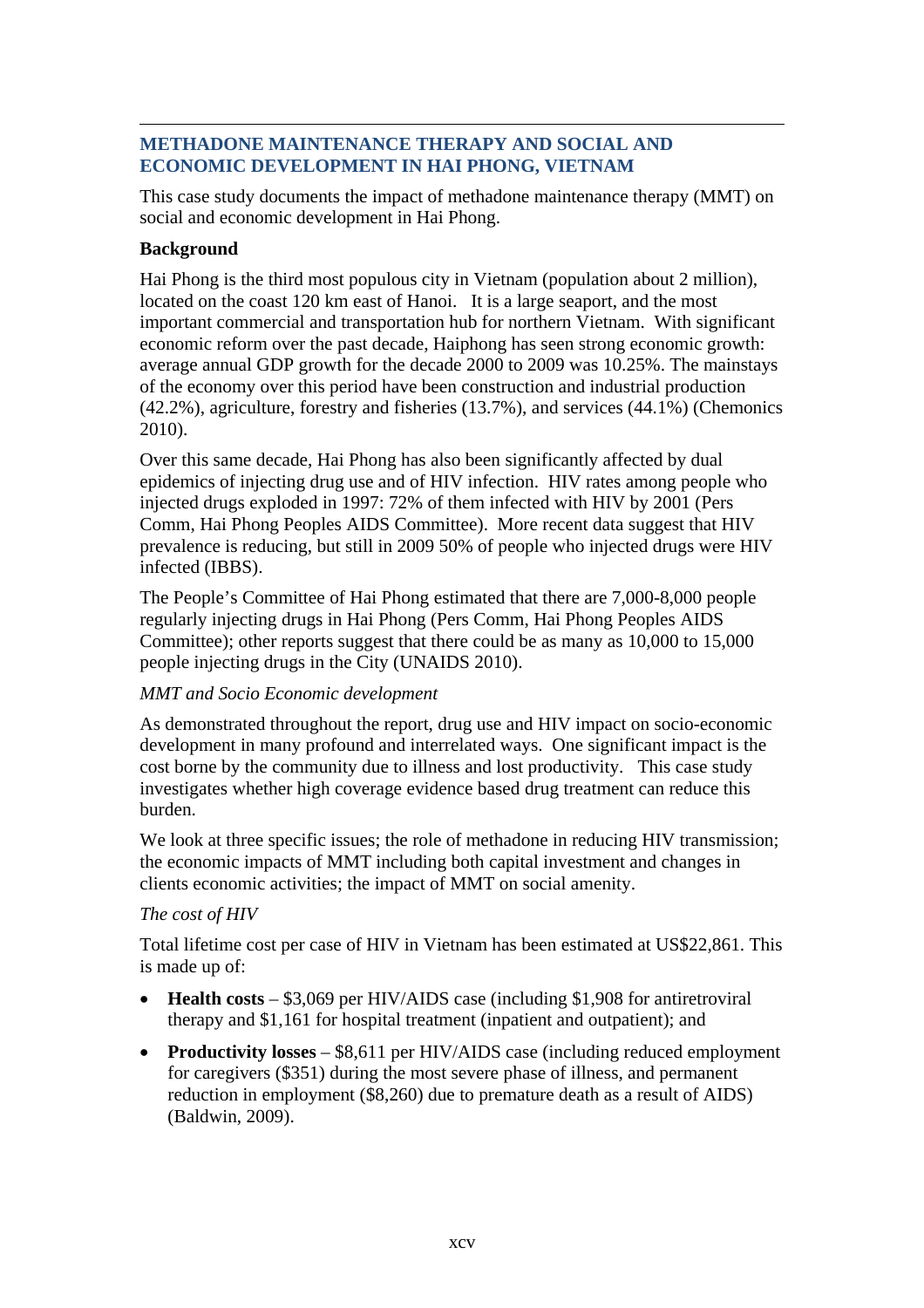## METHADONE MAINTENANCE THERAPY AND SOCIAL AND ECONOMIC DEVELOPMENT IN HAI PHONG, VIETNAM

This case study documents the impact of methadone maintenance therapy (MMT) on social and economic development in Hai Phong.

**Background**

Hai Phong is the third most populous city in Vietnam (population about 2 million), located on the coast 120 km east of Hanoi. It is a large seaport, and the most important commercial and transportation hub for northern Vietnam. With significant economic reform over the past decade, Haiphong has seen strong economic growth: average annual GDP growth for the decade 2000 to 2009 was 10.25%. The mainstays of the economy over this period have been construction and industrial production (42.2%), agriculture, forestry and fisheries (13.7%), and services (44.1%) (Chemonics 2010).

Over this same decade, Hai Phong has also been significantly affected by dual epidemics of injecting drug use and of HIV infection. HIV rates among people who injected drugs exploded in 1997: 72% of them infected with HIV by 2001 (Pers Comm, Hai Phong Peoples AIDS Committee). More recent data suggest that HIV prevalence is reducing, but still in 2009 50% of people who injected drugs were HIV infected (IBBS).

The People's Committee of Hai Phong estimated that there are 7,000-8,000 people regularly injecting drugs in Hai Phong (Pers Comm, Hai Phong Peoples AIDS Committee); other reports suggest that there could be as many as 10,000 to 15,000 people injecting drugs in the City (UNAIDS 2010).

*MMT and Socio Economic development*

As demonstrated throughout the report, drug use and HIV impact on socio-economic development in many profound and interrelated ways. One significant impact is the cost borne by the community due to illness and lost productivity. This case study investigates whether high coverage evidence based drug treatment can reduce this burden.

We look at three specific issues; the role of methadone in reducing HIV transmission; the economic impacts of MMT including both capital investment and changes in clients economic activities; the impact of MMT on social amenity.

*The cost of HIV*

Total lifetime cost per case of HIV in Vietnam has been estimated at US$22,861. This is made up of:

- **Health costs** – $3,069 per HIV/AIDS case (including $1,908 for antiretroviral therapy and $1,161 for hospital treatment (inpatient and outpatient); and
- **Productivity losses** – $8,611 per HIV/AIDS case (including reduced employment for caregivers ($351) during the most severe phase of illness, and permanent reduction in employment ($8,260) due to premature death as a result of AIDS) (Baldwin, 2009).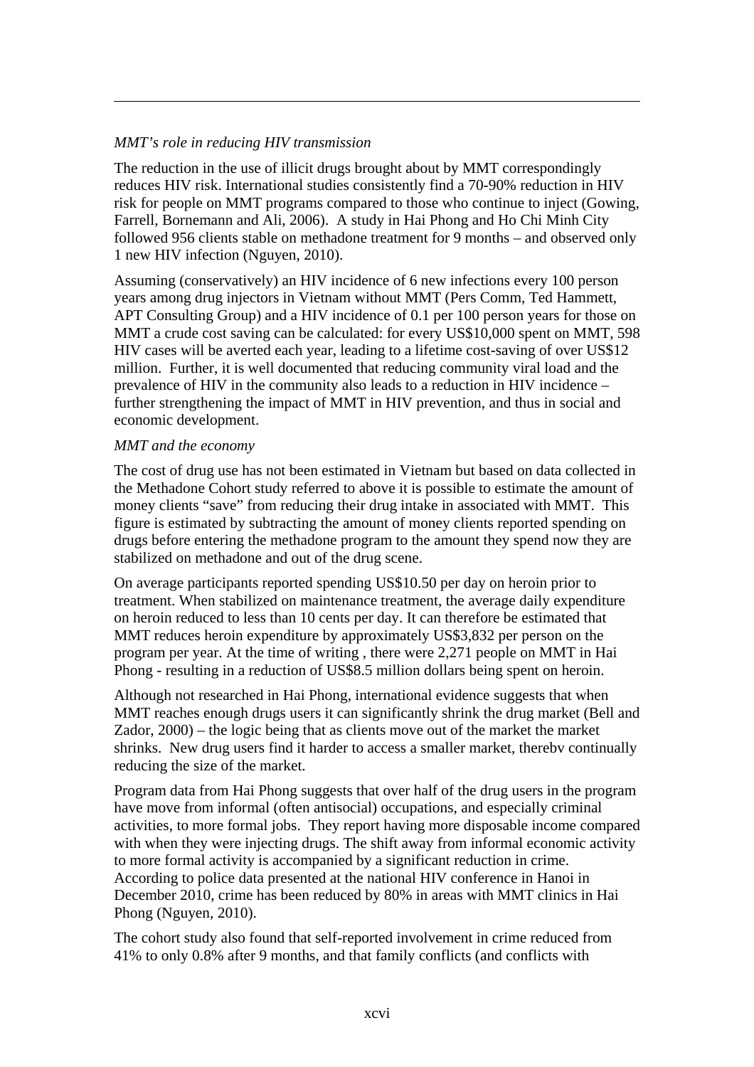*MMT's role in reducing HIV transmission*

The reduction in the use of illicit drugs brought about by MMT correspondingly reduces HIV risk. International studies consistently find a 70-90% reduction in HIV risk for people on MMT programs compared to those who continue to inject (Gowing, Farrell, Bornemann and Ali, 2006). A study in Hai Phong and Ho Chi Minh City followed 956 clients stable on methadone treatment for 9 months – and observed only 1 new HIV infection (Nguyen, 2010).

Assuming (conservatively) an HIV incidence of 6 new infections every 100 person years among drug injectors in Vietnam without MMT (Pers Comm, Ted Hammett, APT Consulting Group) and a HIV incidence of 0.1 per 100 person years for those on MMT a crude cost saving can be calculated: for every US$10,000 spent on MMT, 598 HIV cases will be averted each year, leading to a lifetime cost-saving of over US$12 million. Further, it is well documented that reducing community viral load and the prevalence of HIV in the community also leads to a reduction in HIV incidence – further strengthening the impact of MMT in HIV prevention, and thus in social and economic development.

*MMT and the economy*

The cost of drug use has not been estimated in Vietnam but based on data collected in the Methadone Cohort study referred to above it is possible to estimate the amount of money clients "save" from reducing their drug intake in associated with MMT. This figure is estimated by subtracting the amount of money clients reported spending on drugs before entering the methadone program to the amount they spend now they are stabilized on methadone and out of the drug scene.

On average participants reported spending US$10.50 per day on heroin prior to treatment. When stabilized on maintenance treatment, the average daily expenditure on heroin reduced to less than 10 cents per day. It can therefore be estimated that MMT reduces heroin expenditure by approximately US$3,832 per person on the program per year. At the time of writing , there were 2,271 people on MMT in Hai Phong - resulting in a reduction of US$8.5 million dollars being spent on heroin.

Although not researched in Hai Phong, international evidence suggests that when MMT reaches enough drugs users it can significantly shrink the drug market (Bell and Zador, 2000) – the logic being that as clients move out of the market the market shrinks. New drug users find it harder to access a smaller market, therebv continually reducing the size of the market.

Program data from Hai Phong suggests that over half of the drug users in the program have move from informal (often antisocial) occupations, and especially criminal activities, to more formal jobs. They report having more disposable income compared with when they were injecting drugs. The shift away from informal economic activity to more formal activity is accompanied by a significant reduction in crime. According to police data presented at the national HIV conference in Hanoi in December 2010, crime has been reduced by 80% in areas with MMT clinics in Hai Phong (Nguyen, 2010).

The cohort study also found that self-reported involvement in crime reduced from 41% to only 0.8% after 9 months, and that family conflicts (and conflicts with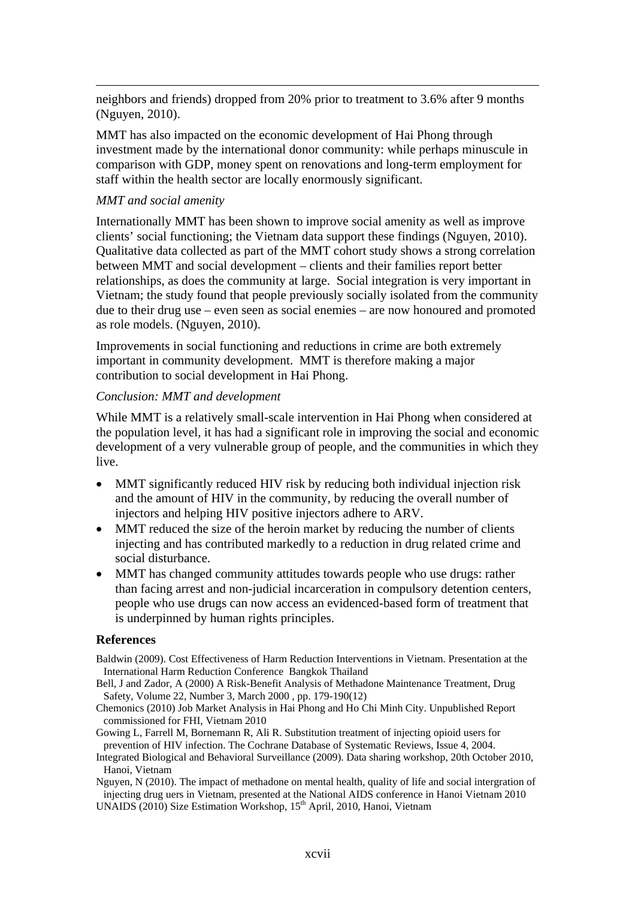neighbors and friends) dropped from 20% prior to treatment to 3.6% after 9 months (Nguyen, 2010).

MMT has also impacted on the economic development of Hai Phong through investment made by the international donor community: while perhaps minuscule in comparison with GDP, money spent on renovations and long-term employment for staff within the health sector are locally enormously significant.

*MMT and social amenity*

Internationally MMT has been shown to improve social amenity as well as improve clients' social functioning; the Vietnam data support these findings (Nguyen, 2010). Qualitative data collected as part of the MMT cohort study shows a strong correlation between MMT and social development – clients and their families report better relationships, as does the community at large. Social integration is very important in Vietnam; the study found that people previously socially isolated from the community due to their drug use – even seen as social enemies – are now honoured and promoted as role models. (Nguyen, 2010).

Improvements in social functioning and reductions in crime are both extremely important in community development. MMT is therefore making a major contribution to social development in Hai Phong.

*Conclusion: MMT and development*

While MMT is a relatively small-scale intervention in Hai Phong when considered at the population level, it has had a significant role in improving the social and economic development of a very vulnerable group of people, and the communities in which they live.

- MMT significantly reduced HIV risk by reducing both individual injection risk and the amount of HIV in the community, by reducing the overall number of injectors and helping HIV positive injectors adhere to ARV.
- MMT reduced the size of the heroin market by reducing the number of clients injecting and has contributed markedly to a reduction in drug related crime and social disturbance.
- MMT has changed community attitudes towards people who use drugs: rather than facing arrest and non-judicial incarceration in compulsory detention centers, people who use drugs can now access an evidenced-based form of treatment that is underpinned by human rights principles.

### References

Baldwin (2009). Cost Effectiveness of Harm Reduction Interventions in Vietnam. Presentation at the International Harm Reduction Conference Bangkok Thailand

Bell, J and Zador, A (2000) A Risk-Benefit Analysis of Methadone Maintenance Treatment, Drug Safety, Volume 22, Number 3, March 2000 , pp. 179-190(12)

Chemonics (2010) Job Market Analysis in Hai Phong and Ho Chi Minh City. Unpublished Report commissioned for FHI, Vietnam 2010

Gowing L, Farrell M, Bornemann R, Ali R. Substitution treatment of injecting opioid users for prevention of HIV infection. The Cochrane Database of Systematic Reviews, Issue 4, 2004.

Integrated Biological and Behavioral Surveillance (2009). Data sharing workshop, 20th October 2010, Hanoi, Vietnam

Nguyen, N (2010). The impact of methadone on mental health, quality of life and social intergration of injecting drug uers in Vietnam, presented at the National AIDS conference in Hanoi Vietnam 2010

UNAIDS (2010) Size Estimation Workshop, 15th April, 2010, Hanoi, Vietnam